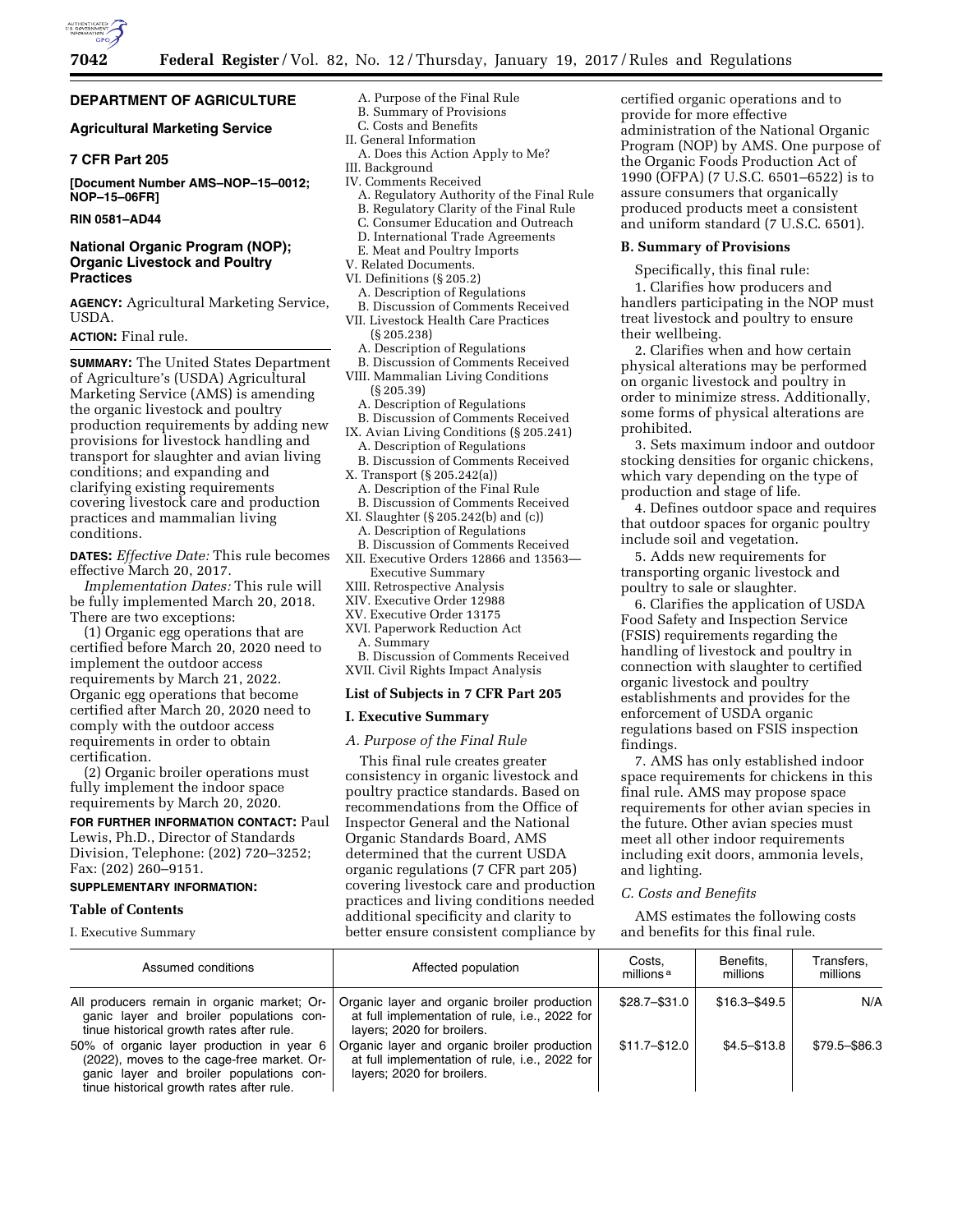# DEPARTMENT OF AGRICULTURE

## Agricultural Marketing Service

## 7 CFR Part 205

**[Document Number AMS–NOP–15–0012; NOP–15–06FR]**

**RIN 0581–AD44**

## National Organic Program (NOP); Organic Livestock and Poultry Practices

**AGENCY:** Agricultural Marketing Service, USDA.

**ACTION:** Final rule.

**SUMMARY:** The United States Department of Agriculture's (USDA) Agricultural Marketing Service (AMS) is amending the organic livestock and poultry production requirements by adding new provisions for livestock handling and transport for slaughter and avian living conditions; and expanding and clarifying existing requirements covering livestock care and production practices and mammalian living conditions.

**DATES:** *Effective Date:* This rule becomes effective March 20, 2017.

*Implementation Dates:* This rule will be fully implemented March 20, 2018. There are two exceptions:

(1) Organic egg operations that are certified before March 20, 2020 need to implement the outdoor access requirements by March 21, 2022. Organic egg operations that become certified after March 20, 2020 need to comply with the outdoor access requirements in order to obtain certification.

(2) Organic broiler operations must fully implement the indoor space requirements by March 20, 2020.

**FOR FURTHER INFORMATION CONTACT:** Paul Lewis, Ph.D., Director of Standards Division, Telephone: (202) 720–3252; Fax: (202) 260–9151.

**SUPPLEMENTARY INFORMATION:**

**Table of Contents**

I. Executive Summary
  A. Purpose of the Final Rule
  B. Summary of Provisions
  C. Costs and Benefits
II. General Information
  A. Does this Action Apply to Me?
III. Background
IV. Comments Received
  A. Regulatory Authority of the Final Rule
  B. Regulatory Clarity of the Final Rule
  C. Consumer Education and Outreach
  D. International Trade Agreements
  E. Meat and Poultry Imports
V. Related Documents.
VI. Definitions (§ 205.2)
  A. Description of Regulations
  B. Discussion of Comments Received
VII. Livestock Health Care Practices (§ 205.238)
  A. Description of Regulations
  B. Discussion of Comments Received
VIII. Mammalian Living Conditions (§ 205.39)
  A. Description of Regulations
  B. Discussion of Comments Received
IX. Avian Living Conditions (§ 205.241)
  A. Description of Regulations
  B. Discussion of Comments Received
X. Transport (§ 205.242(a))
  A. Description of the Final Rule
  B. Discussion of Comments Received
XI. Slaughter (§ 205.242(b) and (c))
  A. Description of Regulations
  B. Discussion of Comments Received
XII. Executive Orders 12866 and 13563—Executive Summary
XIII. Retrospective Analysis
XIV. Executive Order 12988
XV. Executive Order 13175
XVI. Paperwork Reduction Act
  A. Summary
  B. Discussion of Comments Received
XVII. Civil Rights Impact Analysis

**List of Subjects in 7 CFR Part 205**

## I. Executive Summary

### *A. Purpose of the Final Rule*

This final rule creates greater consistency in organic livestock and poultry practice standards. Based on recommendations from the Office of Inspector General and the National Organic Standards Board, AMS determined that the current USDA organic regulations (7 CFR part 205) covering livestock care and production practices and living conditions needed additional specificity and clarity to better ensure consistent compliance by certified organic operations and to provide for more effective administration of the National Organic Program (NOP) by AMS. One purpose of the Organic Foods Production Act of 1990 (OFPA) (7 U.S.C. 6501–6522) is to assure consumers that organically produced products meet a consistent and uniform standard (7 U.S.C. 6501).

### B. Summary of Provisions

Specifically, this final rule:

1. Clarifies how producers and handlers participating in the NOP must treat livestock and poultry to ensure their wellbeing.
2. Clarifies when and how certain physical alterations may be performed on organic livestock and poultry in order to minimize stress. Additionally, some forms of physical alterations are prohibited.
3. Sets maximum indoor and outdoor stocking densities for organic chickens, which vary depending on the type of production and stage of life.
4. Defines outdoor space and requires that outdoor spaces for organic poultry include soil and vegetation.
5. Adds new requirements for transporting organic livestock and poultry to sale or slaughter.
6. Clarifies the application of USDA Food Safety and Inspection Service (FSIS) requirements regarding the handling of livestock and poultry in connection with slaughter to certified organic livestock and poultry establishments and provides for the enforcement of USDA organic regulations based on FSIS inspection findings.
7. AMS has only established indoor space requirements for chickens in this final rule. AMS may propose space requirements for other avian species in the future. Other avian species must meet all other indoor requirements including exit doors, ammonia levels, and lighting.

### *C. Costs and Benefits*

AMS estimates the following costs and benefits for this final rule.

| Assumed conditions | Affected population | Costs, millions [a] | Benefits, millions | Transfers, millions |
|---|---|---|---|---|
| All producers remain in organic market; Organic layer and broiler populations continue historical growth rates after rule. | Organic layer and organic broiler production at full implementation of rule, i.e., 2022 for layers; 2020 for broilers. | $28.7–$31.0 | $16.3–$49.5 | N/A |
| 50% of organic layer production in year 6 (2022), moves to the cage-free market. Organic layer and broiler populations continue historical growth rates after rule. | Organic layer and organic broiler production at full implementation of rule, i.e., 2022 for layers; 2020 for broilers. | $11.7–$12.0 | $4.5–$13.8 | $79.5–$86.3 |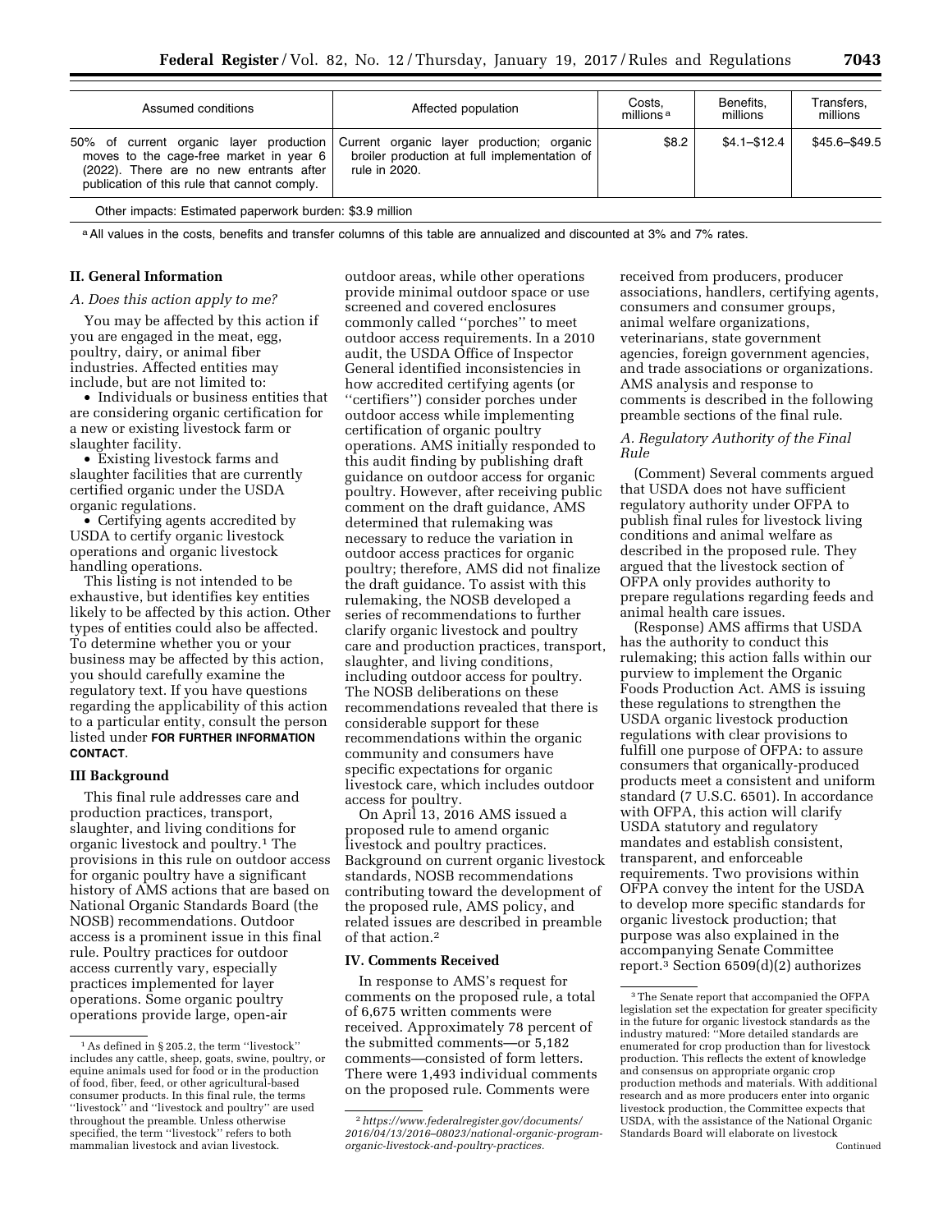| Assumed conditions | Affected population | Costs, millions[a] | Benefits, millions | Transfers, millions |
|---|---|---|---|---|
| 50% of current organic layer production moves to the cage-free market in year 6 (2022). There are no new entrants after publication of this rule that cannot comply. | Current organic layer production; organic broiler production at full implementation of rule in 2020. | $8.2 | $4.1–$12.4 | $45.6–$49.5 |
| Other impacts: Estimated paperwork burden: $3.9 million | | | | |

[a] All values in the costs, benefits and transfer columns of this table are annualized and discounted at 3% and 7% rates.

## II. General Information

### A. Does this action apply to me?

You may be affected by this action if you are engaged in the meat, egg, poultry, dairy, or animal fiber industries. Affected entities may include, but are not limited to:

- Individuals or business entities that are considering organic certification for a new or existing livestock farm or slaughter facility.
- Existing livestock farms and slaughter facilities that are currently certified organic under the USDA organic regulations.
- Certifying agents accredited by USDA to certify organic livestock operations and organic livestock handling operations.

This listing is not intended to be exhaustive, but identifies key entities likely to be affected by this action. Other types of entities could also be affected. To determine whether you or your business may be affected by this action, you should carefully examine the regulatory text. If you have questions regarding the applicability of this action to a particular entity, consult the person listed under **FOR FURTHER INFORMATION CONTACT**.

## III Background

This final rule addresses care and production practices, transport, slaughter, and living conditions for organic livestock and poultry.[1] The provisions in this rule on outdoor access for organic poultry have a significant history of AMS actions that are based on National Organic Standards Board (the NOSB) recommendations. Outdoor access is a prominent issue in this final rule. Poultry practices for outdoor access currently vary, especially practices implemented for layer operations. Some organic poultry operations provide large, open-air outdoor areas, while other operations provide minimal outdoor space or use screened and covered enclosures commonly called "porches" to meet outdoor access requirements. In a 2010 audit, the USDA Office of Inspector General identified inconsistencies in how accredited certifying agents (or "certifiers") consider porches under outdoor access while implementing certification of organic poultry operations. AMS initially responded to this audit finding by publishing draft guidance on outdoor access for organic poultry. However, after receiving public comment on the draft guidance, AMS determined that rulemaking was necessary to reduce the variation in outdoor access practices for organic poultry; therefore, AMS did not finalize the draft guidance. To assist with this rulemaking, the NOSB developed a series of recommendations to further clarify organic livestock and poultry care and production practices, transport, slaughter, and living conditions, including outdoor access for poultry. The NOSB deliberations on these recommendations revealed that there is considerable support for these recommendations within the organic community and consumers have specific expectations for organic livestock care, which includes outdoor access for poultry.

On April 13, 2016 AMS issued a proposed rule to amend organic livestock and poultry practices. Background on current organic livestock standards, NOSB recommendations contributing toward the development of the proposed rule, AMS policy, and related issues are described in preamble of that action.[2]

## IV. Comments Received

In response to AMS's request for comments on the proposed rule, a total of 6,675 written comments were received. Approximately 78 percent of the submitted comments—or 5,182 comments—consisted of form letters. There were 1,493 individual comments on the proposed rule. Comments were received from producers, producer associations, handlers, certifying agents, consumers and consumer groups, animal welfare organizations, veterinarians, state government agencies, foreign government agencies, and trade associations or organizations. AMS analysis and response to comments is described in the following preamble sections of the final rule.

### A. Regulatory Authority of the Final Rule

(Comment) Several comments argued that USDA does not have sufficient regulatory authority under OFPA to publish final rules for livestock living conditions and animal welfare as described in the proposed rule. They argued that the livestock section of OFPA only provides authority to prepare regulations regarding feeds and animal health care issues.

(Response) AMS affirms that USDA has the authority to conduct this rulemaking; this action falls within our purview to implement the Organic Foods Production Act. AMS is issuing these regulations to strengthen the USDA organic livestock production regulations with clear provisions to fulfill one purpose of OFPA: to assure consumers that organically-produced products meet a consistent and uniform standard (7 U.S.C. 6501). In accordance with OFPA, this action will clarify USDA statutory and regulatory mandates and establish consistent, transparent, and enforceable requirements. Two provisions within OFPA convey the intent for the USDA to develop more specific standards for organic livestock production; that purpose was also explained in the accompanying Senate Committee report.[3] Section 6509(d)(2) authorizes

---

[1] As defined in § 205.2, the term "livestock" includes any cattle, sheep, goats, swine, poultry, or equine animals used for food or in the production of food, fiber, feed, or other agricultural-based consumer products. In this final rule, the terms "livestock" and "livestock and poultry" are used throughout the preamble. Unless otherwise specified, the term "livestock" refers to both mammalian livestock and avian livestock.

[2] *https://www.federalregister.gov/documents/2016/04/13/2016–08023/national-organic-program-organic-livestock-and-poultry-practices.*

[3] The Senate report that accompanied the OFPA legislation set the expectation for greater specificity in the future for organic livestock standards as the industry matured: "More detailed standards are enumerated for crop production than for livestock production. This reflects the extent of knowledge and consensus on appropriate organic crop production methods and materials. With additional research and as more producers enter into organic livestock production, the Committee expects that USDA, with the assistance of the National Organic Standards Board will elaborate on livestock

Continued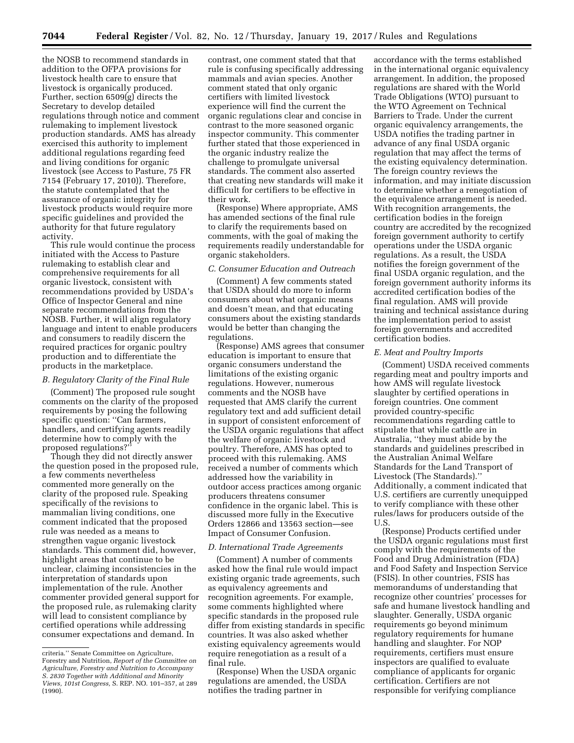the NOSB to recommend standards in addition to the OFPA provisions for livestock health care to ensure that livestock is organically produced. Further, section 6509(g) directs the Secretary to develop detailed regulations through notice and comment rulemaking to implement livestock production standards. AMS has already exercised this authority to implement additional regulations regarding feed and living conditions for organic livestock (see Access to Pasture, 75 FR 7154 (February 17, 2010)). Therefore, the statute contemplated that the assurance of organic integrity for livestock products would require more specific guidelines and provided the authority for that future regulatory activity.

This rule would continue the process initiated with the Access to Pasture rulemaking to establish clear and comprehensive requirements for all organic livestock, consistent with recommendations provided by USDA's Office of Inspector General and nine separate recommendations from the NOSB. Further, it will align regulatory language and intent to enable producers and consumers to readily discern the required practices for organic poultry production and to differentiate the products in the marketplace.

### B. Regulatory Clarity of the Final Rule

(Comment) The proposed rule sought comments on the clarity of the proposed requirements by posing the following specific question: ''Can farmers, handlers, and certifying agents readily determine how to comply with the proposed regulations?''

Though they did not directly answer the question posed in the proposed rule, a few comments nevertheless commented more generally on the clarity of the proposed rule. Speaking specifically of the revisions to mammalian living conditions, one comment indicated that the proposed rule was needed as a means to strengthen vague organic livestock standards. This comment did, however, highlight areas that continue to be unclear, claiming inconsistencies in the interpretation of standards upon implementation of the rule. Another commenter provided general support for the proposed rule, as rulemaking clarity will lead to consistent compliance by certified operations while addressing consumer expectations and demand. In contrast, one comment stated that that rule is confusing specifically addressing mammals and avian species. Another comment stated that only organic certifiers with limited livestock experience will find the current the organic regulations clear and concise in contrast to the more seasoned organic inspector community. This commenter further stated that those experienced in the organic industry realize the challenge to promulgate universal standards. The comment also asserted that creating new standards will make it difficult for certifiers to be effective in their work.

(Response) Where appropriate, AMS has amended sections of the final rule to clarify the requirements based on comments, with the goal of making the requirements readily understandable for organic stakeholders.

### C. Consumer Education and Outreach

(Comment) A few comments stated that USDA should do more to inform consumers about what organic means and doesn't mean, and that educating consumers about the existing standards would be better than changing the regulations.

(Response) AMS agrees that consumer education is important to ensure that organic consumers understand the limitations of the existing organic regulations. However, numerous comments and the NOSB have requested that AMS clarify the current regulatory text and add sufficient detail in support of consistent enforcement of the USDA organic regulations that affect the welfare of organic livestock and poultry. Therefore, AMS has opted to proceed with this rulemaking. AMS received a number of comments which addressed how the variability in outdoor access practices among organic producers threatens consumer confidence in the organic label. This is discussed more fully in the Executive Orders 12866 and 13563 section—see Impact of Consumer Confusion.

### D. International Trade Agreements

(Comment) A number of comments asked how the final rule would impact existing organic trade agreements, such as equivalency agreements and recognition agreements. For example, some comments highlighted where specific standards in the proposed rule differ from existing standards in specific countries. It was also asked whether existing equivalency agreements would require renegotiation as a result of a final rule.

(Response) When the USDA organic regulations are amended, the USDA notifies the trading partner in accordance with the terms established in the international organic equivalency arrangement. In addition, the proposed regulations are shared with the World Trade Obligations (WTO) pursuant to the WTO Agreement on Technical Barriers to Trade. Under the current organic equivalency arrangements, the USDA notifies the trading partner in advance of any final USDA organic regulation that may affect the terms of the existing equivalency determination. The foreign country reviews the information, and may initiate discussion to determine whether a renegotiation of the equivalence arrangement is needed. With recognition arrangements, the certification bodies in the foreign country are accredited by the recognized foreign government authority to certify operations under the USDA organic regulations. As a result, the USDA notifies the foreign government of the final USDA organic regulation, and the foreign government authority informs its accredited certification bodies of the final regulation. AMS will provide training and technical assistance during the implementation period to assist foreign governments and accredited certification bodies.

### E. Meat and Poultry Imports

(Comment) USDA received comments regarding meat and poultry imports and how AMS will regulate livestock slaughter by certified operations in foreign countries. One comment provided country-specific recommendations regarding cattle to stipulate that while cattle are in Australia, ''they must abide by the standards and guidelines prescribed in the Australian Animal Welfare Standards for the Land Transport of Livestock (The Standards).'' Additionally, a comment indicated that U.S. certifiers are currently unequipped to verify compliance with these other rules/laws for producers outside of the U.S.

(Response) Products certified under the USDA organic regulations must first comply with the requirements of the Food and Drug Administration (FDA) and Food Safety and Inspection Service (FSIS). In other countries, FSIS has memorandums of understanding that recognize other countries' processes for safe and humane livestock handling and slaughter. Generally, USDA organic requirements go beyond minimum regulatory requirements for humane handling and slaughter. For NOP requirements, certifiers must ensure inspectors are qualified to evaluate compliance of applicants for organic certification. Certifiers are not responsible for verifying compliance

---

criteria.'' Senate Committee on Agriculture, Forestry and Nutrition, *Report of the Committee on Agriculture, Forestry and Nutrition to Accompany S. 2830 Together with Additional and Minority Views, 101st Congress,* S. REP. NO. 101–357, at 289 (1990).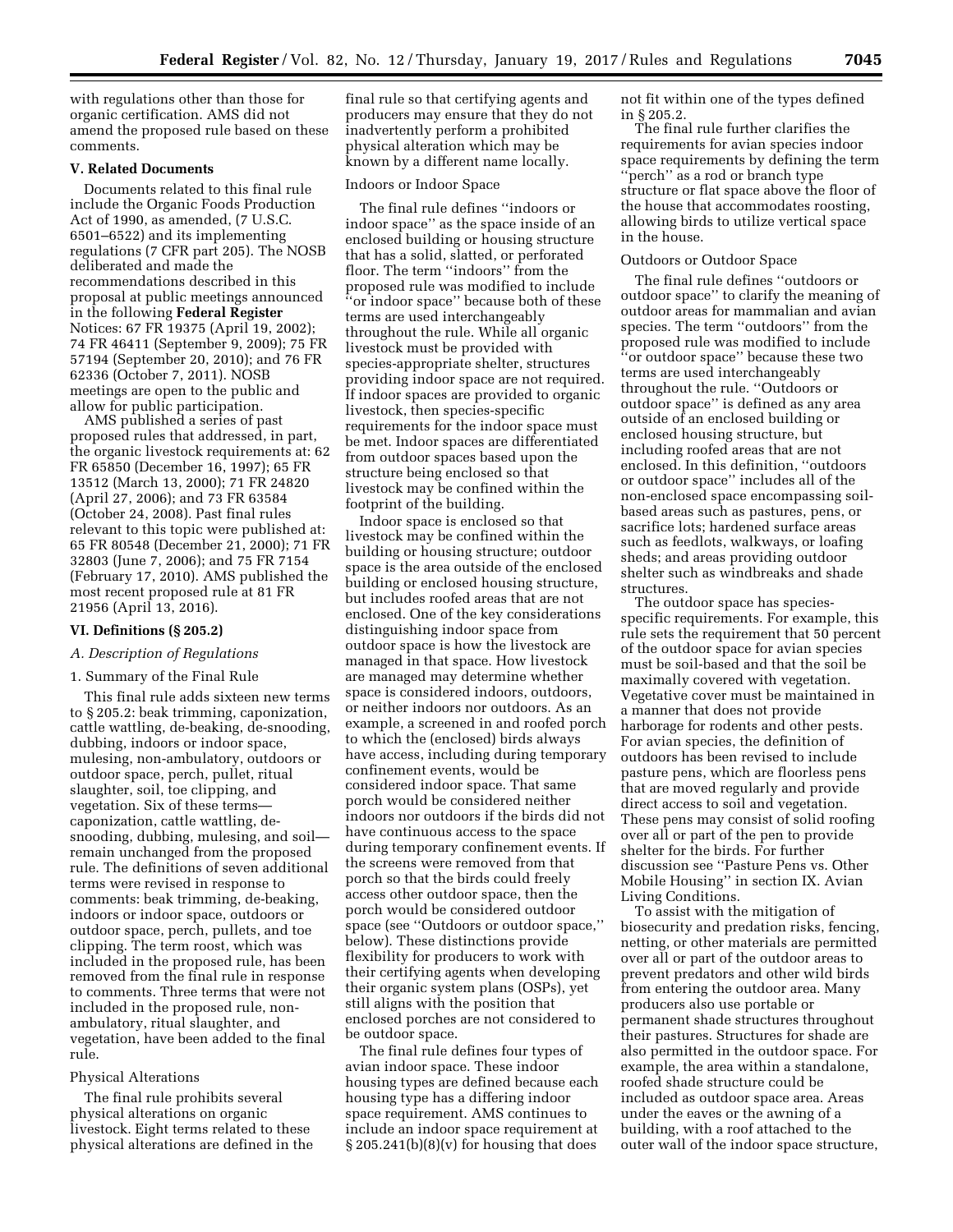with regulations other than those for organic certification. AMS did not amend the proposed rule based on these comments.

## V. Related Documents

Documents related to this final rule include the Organic Foods Production Act of 1990, as amended, (7 U.S.C. 6501–6522) and its implementing regulations (7 CFR part 205). The NOSB deliberated and made the recommendations described in this proposal at public meetings announced in the following **Federal Register** Notices: 67 FR 19375 (April 19, 2002); 74 FR 46411 (September 9, 2009); 75 FR 57194 (September 20, 2010); and 76 FR 62336 (October 7, 2011). NOSB meetings are open to the public and allow for public participation.

AMS published a series of past proposed rules that addressed, in part, the organic livestock requirements at: 62 FR 65850 (December 16, 1997); 65 FR 13512 (March 13, 2000); 71 FR 24820 (April 27, 2006); and 73 FR 63584 (October 24, 2008). Past final rules relevant to this topic were published at: 65 FR 80548 (December 21, 2000); 71 FR 32803 (June 7, 2006); and 75 FR 7154 (February 17, 2010). AMS published the most recent proposed rule at 81 FR 21956 (April 13, 2016).

## VI. Definitions (§ 205.2)

### *A. Description of Regulations*

#### 1. Summary of the Final Rule

This final rule adds sixteen new terms to § 205.2: beak trimming, caponization, cattle wattling, de-beaking, de-snooding, dubbing, indoors or indoor space, mulesing, non-ambulatory, outdoors or outdoor space, perch, pullet, ritual slaughter, soil, toe clipping, and vegetation. Six of these terms—caponization, cattle wattling, de-snooding, dubbing, mulesing, and soil—remain unchanged from the proposed rule. The definitions of seven additional terms were revised in response to comments: beak trimming, de-beaking, indoors or indoor space, outdoors or outdoor space, perch, pullets, and toe clipping. The term roost, which was included in the proposed rule, has been removed from the final rule in response to comments. Three terms that were not included in the proposed rule, non-ambulatory, ritual slaughter, and vegetation, have been added to the final rule.

#### Physical Alterations

The final rule prohibits several physical alterations on organic livestock. Eight terms related to these physical alterations are defined in the final rule so that certifying agents and producers may ensure that they do not inadvertently perform a prohibited physical alteration which may be known by a different name locally.

#### Indoors or Indoor Space

The final rule defines ''indoors or indoor space'' as the space inside of an enclosed building or housing structure that has a solid, slatted, or perforated floor. The term ''indoors'' from the proposed rule was modified to include ''or indoor space'' because both of these terms are used interchangeably throughout the rule. While all organic livestock must be provided with species-appropriate shelter, structures providing indoor space are not required. If indoor spaces are provided to organic livestock, then species-specific requirements for the indoor space must be met. Indoor spaces are differentiated from outdoor spaces based upon the structure being enclosed so that livestock may be confined within the footprint of the building.

Indoor space is enclosed so that livestock may be confined within the building or housing structure; outdoor space is the area outside of the enclosed building or enclosed housing structure, but includes roofed areas that are not enclosed. One of the key considerations distinguishing indoor space from outdoor space is how the livestock are managed in that space. How livestock are managed may determine whether space is considered indoors, outdoors, or neither indoors nor outdoors. As an example, a screened in and roofed porch to which the (enclosed) birds always have access, including during temporary confinement events, would be considered indoor space. That same porch would be considered neither indoors nor outdoors if the birds did not have continuous access to the space during temporary confinement events. If the screens were removed from that porch so that the birds could freely access other outdoor space, then the porch would be considered outdoor space (see ''Outdoors or outdoor space,'' below). These distinctions provide flexibility for producers to work with their certifying agents when developing their organic system plans (OSPs), yet still aligns with the position that enclosed porches are not considered to be outdoor space.

The final rule defines four types of avian indoor space. These indoor housing types are defined because each housing type has a differing indoor space requirement. AMS continues to include an indoor space requirement at § 205.241(b)(8)(v) for housing that does not fit within one of the types defined in § 205.2.

The final rule further clarifies the requirements for avian species indoor space requirements by defining the term ''perch'' as a rod or branch type structure or flat space above the floor of the house that accommodates roosting, allowing birds to utilize vertical space in the house.

#### Outdoors or Outdoor Space

The final rule defines ''outdoors or outdoor space'' to clarify the meaning of outdoor areas for mammalian and avian species. The term ''outdoors'' from the proposed rule was modified to include ''or outdoor space'' because these two terms are used interchangeably throughout the rule. ''Outdoors or outdoor space'' is defined as any area outside of an enclosed building or enclosed housing structure, but including roofed areas that are not enclosed. In this definition, ''outdoors or outdoor space'' includes all of the non-enclosed space encompassing soil-based areas such as pastures, pens, or sacrifice lots; hardened surface areas such as feedlots, walkways, or loafing sheds; and areas providing outdoor shelter such as windbreaks and shade structures.

The outdoor space has species-specific requirements. For example, this rule sets the requirement that 50 percent of the outdoor space for avian species must be soil-based and that the soil be maximally covered with vegetation. Vegetative cover must be maintained in a manner that does not provide harborage for rodents and other pests. For avian species, the definition of outdoors has been revised to include pasture pens, which are floorless pens that are moved regularly and provide direct access to soil and vegetation. These pens may consist of solid roofing over all or part of the pen to provide shelter for the birds. For further discussion see ''Pasture Pens vs. Other Mobile Housing'' in section IX. Avian Living Conditions.

To assist with the mitigation of biosecurity and predation risks, fencing, netting, or other materials are permitted over all or part of the outdoor areas to prevent predators and other wild birds from entering the outdoor area. Many producers also use portable or permanent shade structures throughout their pastures. Structures for shade are also permitted in the outdoor space. For example, the area within a standalone, roofed shade structure could be included as outdoor space area. Areas under the eaves or the awning of a building, with a roof attached to the outer wall of the indoor space structure,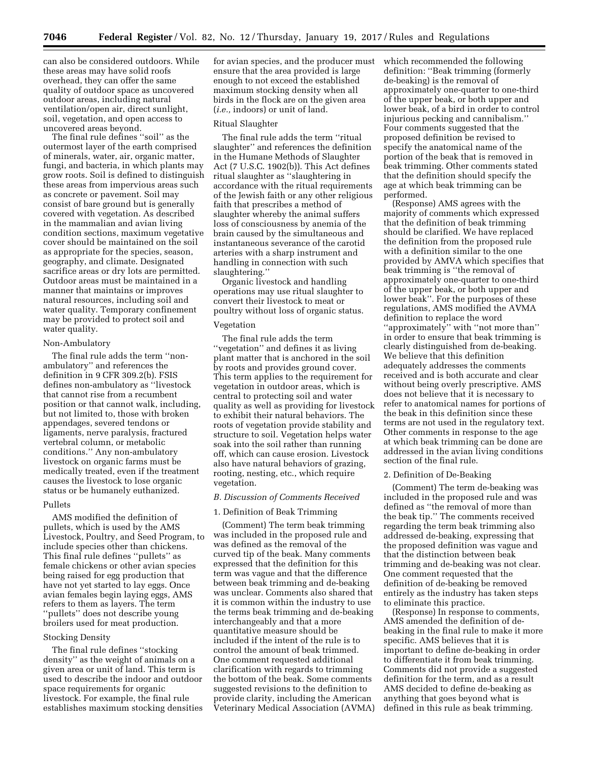can also be considered outdoors. While these areas may have solid roofs overhead, they can offer the same quality of outdoor space as uncovered outdoor areas, including natural ventilation/open air, direct sunlight, soil, vegetation, and open access to uncovered areas beyond.

The final rule defines ''soil'' as the outermost layer of the earth comprised of minerals, water, air, organic matter, fungi, and bacteria, in which plants may grow roots. Soil is defined to distinguish these areas from impervious areas such as concrete or pavement. Soil may consist of bare ground but is generally covered with vegetation. As described in the mammalian and avian living condition sections, maximum vegetative cover should be maintained on the soil as appropriate for the species, season, geography, and climate. Designated sacrifice areas or dry lots are permitted. Outdoor areas must be maintained in a manner that maintains or improves natural resources, including soil and water quality. Temporary confinement may be provided to protect soil and water quality.

Non-Ambulatory

The final rule adds the term ''non-ambulatory'' and references the definition in 9 CFR 309.2(b). FSIS defines non-ambulatory as ''livestock that cannot rise from a recumbent position or that cannot walk, including, but not limited to, those with broken appendages, severed tendons or ligaments, nerve paralysis, fractured vertebral column, or metabolic conditions.'' Any non-ambulatory livestock on organic farms must be medically treated, even if the treatment causes the livestock to lose organic status or be humanely euthanized.

Pullets

AMS modified the definition of pullets, which is used by the AMS Livestock, Poultry, and Seed Program, to include species other than chickens. This final rule defines ''pullets'' as female chickens or other avian species being raised for egg production that have not yet started to lay eggs. Once avian females begin laying eggs, AMS refers to them as layers. The term ''pullets'' does not describe young broilers used for meat production.

Stocking Density

The final rule defines ''stocking density'' as the weight of animals on a given area or unit of land. This term is used to describe the indoor and outdoor space requirements for organic livestock. For example, the final rule establishes maximum stocking densities for avian species, and the producer must ensure that the area provided is large enough to not exceed the established maximum stocking density when all birds in the flock are on the given area (*i.e.,* indoors) or unit of land.

Ritual Slaughter

The final rule adds the term ''ritual slaughter'' and references the definition in the Humane Methods of Slaughter Act (7 U.S.C. 1902(b)). This Act defines ritual slaughter as ''slaughtering in accordance with the ritual requirements of the Jewish faith or any other religious faith that prescribes a method of slaughter whereby the animal suffers loss of consciousness by anemia of the brain caused by the simultaneous and instantaneous severance of the carotid arteries with a sharp instrument and handling in connection with such slaughtering.''

Organic livestock and handling operations may use ritual slaughter to convert their livestock to meat or poultry without loss of organic status.

Vegetation

The final rule adds the term ''vegetation'' and defines it as living plant matter that is anchored in the soil by roots and provides ground cover. This term applies to the requirement for vegetation in outdoor areas, which is central to protecting soil and water quality as well as providing for livestock to exhibit their natural behaviors. The roots of vegetation provide stability and structure to soil. Vegetation helps water soak into the soil rather than running off, which can cause erosion. Livestock also have natural behaviors of grazing, rooting, nesting, etc., which require vegetation.

### *B. Discussion of Comments Received*

1. Definition of Beak Trimming

(Comment) The term beak trimming was included in the proposed rule and was defined as the removal of the curved tip of the beak. Many comments expressed that the definition for this term was vague and that the difference between beak trimming and de-beaking was unclear. Comments also shared that it is common within the industry to use the terms beak trimming and de-beaking interchangeably and that a more quantitative measure should be included if the intent of the rule is to control the amount of beak trimmed. One comment requested additional clarification with regards to trimming the bottom of the beak. Some comments suggested revisions to the definition to provide clarity, including the American Veterinary Medical Association (AVMA) which recommended the following definition: ''Beak trimming (formerly de-beaking) is the removal of approximately one-quarter to one-third of the upper beak, or both upper and lower beak, of a bird in order to control injurious pecking and cannibalism.'' Four comments suggested that the proposed definition be revised to specify the anatomical name of the portion of the beak that is removed in beak trimming. Other comments stated that the definition should specify the age at which beak trimming can be performed.

(Response) AMS agrees with the majority of comments which expressed that the definition of beak trimming should be clarified. We have replaced the definition from the proposed rule with a definition similar to the one provided by AMVA which specifies that beak trimming is ''the removal of approximately one-quarter to one-third of the upper beak, or both upper and lower beak''. For the purposes of these regulations, AMS modified the AVMA definition to replace the word ''approximately'' with ''not more than'' in order to ensure that beak trimming is clearly distinguished from de-beaking. We believe that this definition adequately addresses the comments received and is both accurate and clear without being overly prescriptive. AMS does not believe that it is necessary to refer to anatomical names for portions of the beak in this definition since these terms are not used in the regulatory text. Other comments in response to the age at which beak trimming can be done are addressed in the avian living conditions section of the final rule.

2. Definition of De-Beaking

(Comment) The term de-beaking was included in the proposed rule and was defined as ''the removal of more than the beak tip.'' The comments received regarding the term beak trimming also addressed de-beaking, expressing that the proposed definition was vague and that the distinction between beak trimming and de-beaking was not clear. One comment requested that the definition of de-beaking be removed entirely as the industry has taken steps to eliminate this practice.

(Response) In response to comments, AMS amended the definition of de-beaking in the final rule to make it more specific. AMS believes that it is important to define de-beaking in order to differentiate it from beak trimming. Comments did not provide a suggested definition for the term, and as a result AMS decided to define de-beaking as anything that goes beyond what is defined in this rule as beak trimming.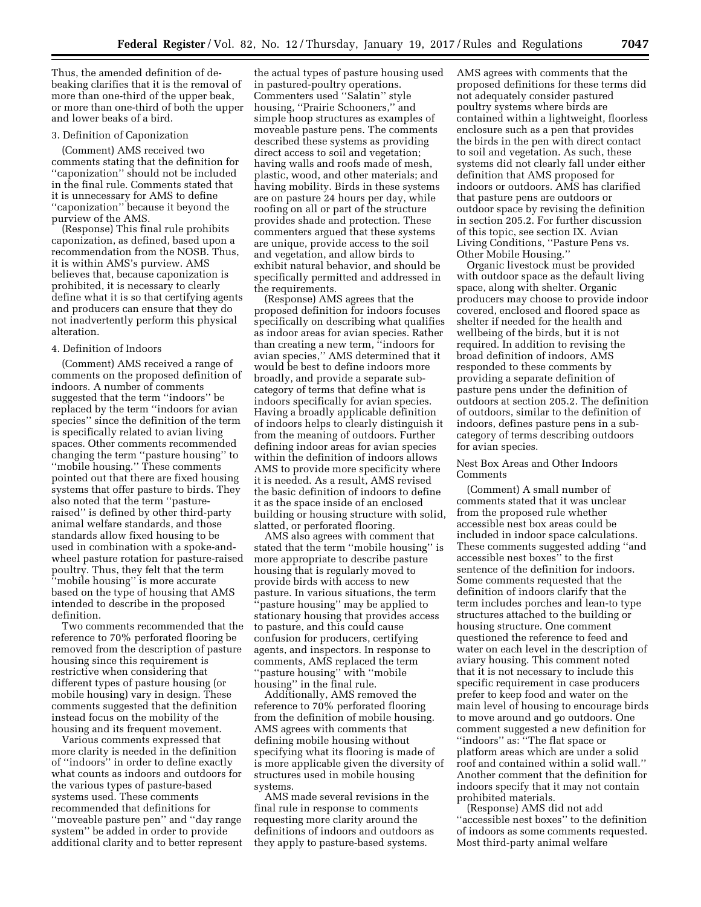Thus, the amended definition of de-beaking clarifies that it is the removal of more than one-third of the upper beak, or more than one-third of both the upper and lower beaks of a bird.

3. Definition of Caponization

(Comment) AMS received two comments stating that the definition for ''caponization'' should not be included in the final rule. Comments stated that it is unnecessary for AMS to define ''caponization'' because it beyond the purview of the AMS.

(Response) This final rule prohibits caponization, as defined, based upon a recommendation from the NOSB. Thus, it is within AMS's purview. AMS believes that, because caponization is prohibited, it is necessary to clearly define what it is so that certifying agents and producers can ensure that they do not inadvertently perform this physical alteration.

4. Definition of Indoors

(Comment) AMS received a range of comments on the proposed definition of indoors. A number of comments suggested that the term ''indoors'' be replaced by the term ''indoors for avian species'' since the definition of the term is specifically related to avian living spaces. Other comments recommended changing the term ''pasture housing'' to ''mobile housing.'' These comments pointed out that there are fixed housing systems that offer pasture to birds. They also noted that the term ''pasture-raised'' is defined by other third-party animal welfare standards, and those standards allow fixed housing to be used in combination with a spoke-and-wheel pasture rotation for pasture-raised poultry. Thus, they felt that the term ''mobile housing'' is more accurate based on the type of housing that AMS intended to describe in the proposed definition.

Two comments recommended that the reference to 70% perforated flooring be removed from the description of pasture housing since this requirement is restrictive when considering that different types of pasture housing (or mobile housing) vary in design. These comments suggested that the definition instead focus on the mobility of the housing and its frequent movement.

Various comments expressed that more clarity is needed in the definition of ''indoors'' in order to define exactly what counts as indoors and outdoors for the various types of pasture-based systems used. These comments recommended that definitions for ''moveable pasture pen'' and ''day range system'' be added in order to provide additional clarity and to better represent the actual types of pasture housing used in pastured-poultry operations. Commenters used ''Salatin'' style housing, ''Prairie Schooners,'' and simple hoop structures as examples of moveable pasture pens. The comments described these systems as providing direct access to soil and vegetation; having walls and roofs made of mesh, plastic, wood, and other materials; and having mobility. Birds in these systems are on pasture 24 hours per day, while roofing on all or part of the structure provides shade and protection. These commenters argued that these systems are unique, provide access to the soil and vegetation, and allow birds to exhibit natural behavior, and should be specifically permitted and addressed in the requirements.

(Response) AMS agrees that the proposed definition for indoors focuses specifically on describing what qualifies as indoor areas for avian species. Rather than creating a new term, ''indoors for avian species,'' AMS determined that it would be best to define indoors more broadly, and provide a separate sub-category of terms that define what is indoors specifically for avian species. Having a broadly applicable definition of indoors helps to clearly distinguish it from the meaning of outdoors. Further defining indoor areas for avian species within the definition of indoors allows AMS to provide more specificity where it is needed. As a result, AMS revised the basic definition of indoors to define it as the space inside of an enclosed building or housing structure with solid, slatted, or perforated flooring.

AMS also agrees with comment that stated that the term ''mobile housing'' is more appropriate to describe pasture housing that is regularly moved to provide birds with access to new pasture. In various situations, the term ''pasture housing'' may be applied to stationary housing that provides access to pasture, and this could cause confusion for producers, certifying agents, and inspectors. In response to comments, AMS replaced the term ''pasture housing'' with ''mobile housing'' in the final rule.

Additionally, AMS removed the reference to 70% perforated flooring from the definition of mobile housing. AMS agrees with comments that defining mobile housing without specifying what its flooring is made of is more applicable given the diversity of structures used in mobile housing systems.

AMS made several revisions in the final rule in response to comments requesting more clarity around the definitions of indoors and outdoors as they apply to pasture-based systems. AMS agrees with comments that the proposed definitions for these terms did not adequately consider pastured poultry systems where birds are contained within a lightweight, floorless enclosure such as a pen that provides the birds in the pen with direct contact to soil and vegetation. As such, these systems did not clearly fall under either definition that AMS proposed for indoors or outdoors. AMS has clarified that pasture pens are outdoors or outdoor space by revising the definition in section 205.2. For further discussion of this topic, see section IX. Avian Living Conditions, ''Pasture Pens vs. Other Mobile Housing.''

Organic livestock must be provided with outdoor space as the default living space, along with shelter. Organic producers may choose to provide indoor covered, enclosed and floored space as shelter if needed for the health and wellbeing of the birds, but it is not required. In addition to revising the broad definition of indoors, AMS responded to these comments by providing a separate definition of pasture pens under the definition of outdoors at section 205.2. The definition of outdoors, similar to the definition of indoors, defines pasture pens in a sub-category of terms describing outdoors for avian species.

Nest Box Areas and Other Indoors Comments

(Comment) A small number of comments stated that it was unclear from the proposed rule whether accessible nest box areas could be included in indoor space calculations. These comments suggested adding ''and accessible nest boxes'' to the first sentence of the definition for indoors. Some comments requested that the definition of indoors clarify that the term includes porches and lean-to type structures attached to the building or housing structure. One comment questioned the reference to feed and water on each level in the description of aviary housing. This comment noted that it is not necessary to include this specific requirement in case producers prefer to keep food and water on the main level of housing to encourage birds to move around and go outdoors. One comment suggested a new definition for ''indoors'' as: ''The flat space or platform areas which are under a solid roof and contained within a solid wall.'' Another comment that the definition for indoors specify that it may not contain prohibited materials.

(Response) AMS did not add ''accessible nest boxes'' to the definition of indoors as some comments requested. Most third-party animal welfare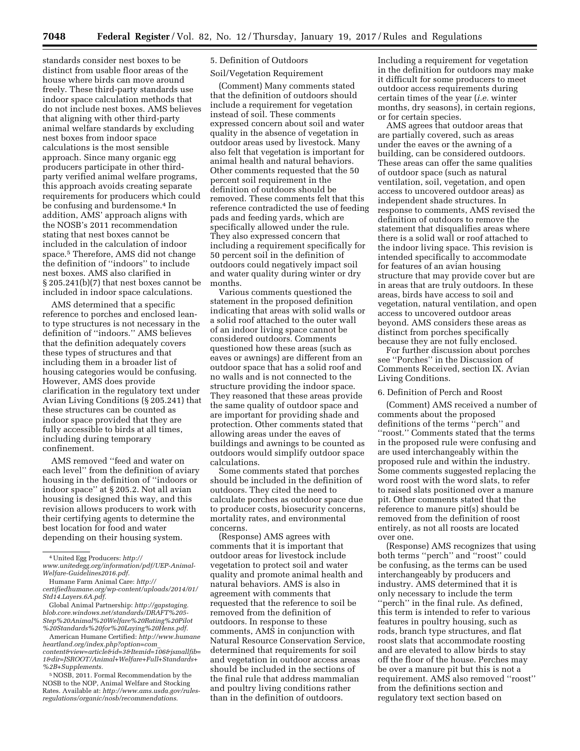standards consider nest boxes to be distinct from usable floor areas of the house where birds can move around freely. These third-party standards use indoor space calculation methods that do not include nest boxes. AMS believes that aligning with other third-party animal welfare standards by excluding nest boxes from indoor space calculations is the most sensible approach. Since many organic egg producers participate in other third-party verified animal welfare programs, this approach avoids creating separate requirements for producers which could be confusing and burdensome.[4] In addition, AMS' approach aligns with the NOSB's 2011 recommendation stating that nest boxes cannot be included in the calculation of indoor space.[5] Therefore, AMS did not change the definition of "indoors" to include nest boxes. AMS also clarified in § 205.241(b)(7) that nest boxes cannot be included in indoor space calculations.

AMS determined that a specific reference to porches and enclosed lean-to type structures is not necessary in the definition of "indoors." AMS believes that the definition adequately covers these types of structures and that including them in a broader list of housing categories would be confusing. However, AMS does provide clarification in the regulatory text under Avian Living Conditions (§ 205.241) that these structures can be counted as indoor space provided that they are fully accessible to birds at all times, including during temporary confinement.

AMS removed "feed and water on each level" from the definition of aviary housing in the definition of "indoors or indoor space" at § 205.2. Not all avian housing is designed this way, and this revision allows producers to work with their certifying agents to determine the best location for food and water depending on their housing system.

[4] United Egg Producers: *http://www.unitedegg.org/information/pdf/UEP-Animal-Welfare-Guidelines2016.pdf*.

Humane Farm Animal Care: *http://certifiedhumane.org/wp-content/uploads/2014/01/Std14.Layers.6A.pdf*.

Global Animal Partnership: *http://gapstaging.blob.core.windows.net/standards/DRAFT%205-Step%20Animal%20Welfare%20Rating%20Pilot%20Standards%20for%20Laying%20Hens.pdf*.

American Humane Certified: *http://www.humaneheartland.org/index.php?option=com_content&view=article&id=3&Itemid=106&jsmallfib=1&dir=JSROOT/Animal+Welfare+Full+Standards+%2B+Supplements*.

[5] NOSB, 2011. Formal Recommendation by the NOSB to the NOP, Animal Welfare and Stocking Rates. Available at: *http://www.ams.usda.gov/rules-regulations/organic/nosb/recommendations*.

### 5. Definition of Outdoors

#### Soil/Vegetation Requirement

(Comment) Many comments stated that the definition of outdoors should include a requirement for vegetation instead of soil. These comments expressed concern about soil and water quality in the absence of vegetation in outdoor areas used by livestock. Many also felt that vegetation is important for animal health and natural behaviors. Other comments requested that the 50 percent soil requirement in the definition of outdoors should be removed. These comments felt that this reference contradicted the use of feeding pads and feeding yards, which are specifically allowed under the rule. They also expressed concern that including a requirement specifically for 50 percent soil in the definition of outdoors could negatively impact soil and water quality during winter or dry months.

Various comments questioned the statement in the proposed definition indicating that areas with solid walls or a solid roof attached to the outer wall of an indoor living space cannot be considered outdoors. Comments questioned how these areas (such as eaves or awnings) are different from an outdoor space that has a solid roof and no walls and is not connected to the structure providing the indoor space. They reasoned that these areas provide the same quality of outdoor space and are important for providing shade and protection. Other comments stated that allowing areas under the eaves of buildings and awnings to be counted as outdoors would simplify outdoor space calculations.

Some comments stated that porches should be included in the definition of outdoors. They cited the need to calculate porches as outdoor space due to producer costs, biosecurity concerns, mortality rates, and environmental concerns.

(Response) AMS agrees with comments that it is important that outdoor areas for livestock include vegetation to protect soil and water quality and promote animal health and natural behaviors. AMS is also in agreement with comments that requested that the reference to soil be removed from the definition of outdoors. In response to these comments, AMS in conjunction with Natural Resource Conservation Service, determined that requirements for soil and vegetation in outdoor access areas should be included in the sections of the final rule that address mammalian and poultry living conditions rather than in the definition of outdoors. Including a requirement for vegetation in the definition for outdoors may make it difficult for some producers to meet outdoor access requirements during certain times of the year (*i.e.* winter months, dry seasons), in certain regions, or for certain species.

AMS agrees that outdoor areas that are partially covered, such as areas under the eaves or the awning of a building, can be considered outdoors. These areas can offer the same qualities of outdoor space (such as natural ventilation, soil, vegetation, and open access to uncovered outdoor areas) as independent shade structures. In response to comments, AMS revised the definition of outdoors to remove the statement that disqualifies areas where there is a solid wall or roof attached to the indoor living space. This revision is intended specifically to accommodate for features of an avian housing structure that may provide cover but are in areas that are truly outdoors. In these areas, birds have access to soil and vegetation, natural ventilation, and open access to uncovered outdoor areas beyond. AMS considers these areas as distinct from porches specifically because they are not fully enclosed.

For further discussion about porches see "Porches" in the Discussion of Comments Received, section IX. Avian Living Conditions.

### 6. Definition of Perch and Roost

(Comment) AMS received a number of comments about the proposed definitions of the terms "perch" and "roost." Comments stated that the terms in the proposed rule were confusing and are used interchangeably within the proposed rule and within the industry. Some comments suggested replacing the word roost with the word slats, to refer to raised slats positioned over a manure pit. Other comments stated that the reference to manure pit(s) should be removed from the definition of roost entirely, as not all roosts are located over one.

(Response) AMS recognizes that using both terms "perch" and "roost" could be confusing, as the terms can be used interchangeably by producers and industry. AMS determined that it is only necessary to include the term "perch" in the final rule. As defined, this term is intended to refer to various features in poultry housing, such as rods, branch type structures, and flat roost slats that accommodate roosting and are elevated to allow birds to stay off the floor of the house. Perches may be over a manure pit but this is not a requirement. AMS also removed "roost" from the definitions section and regulatory text section based on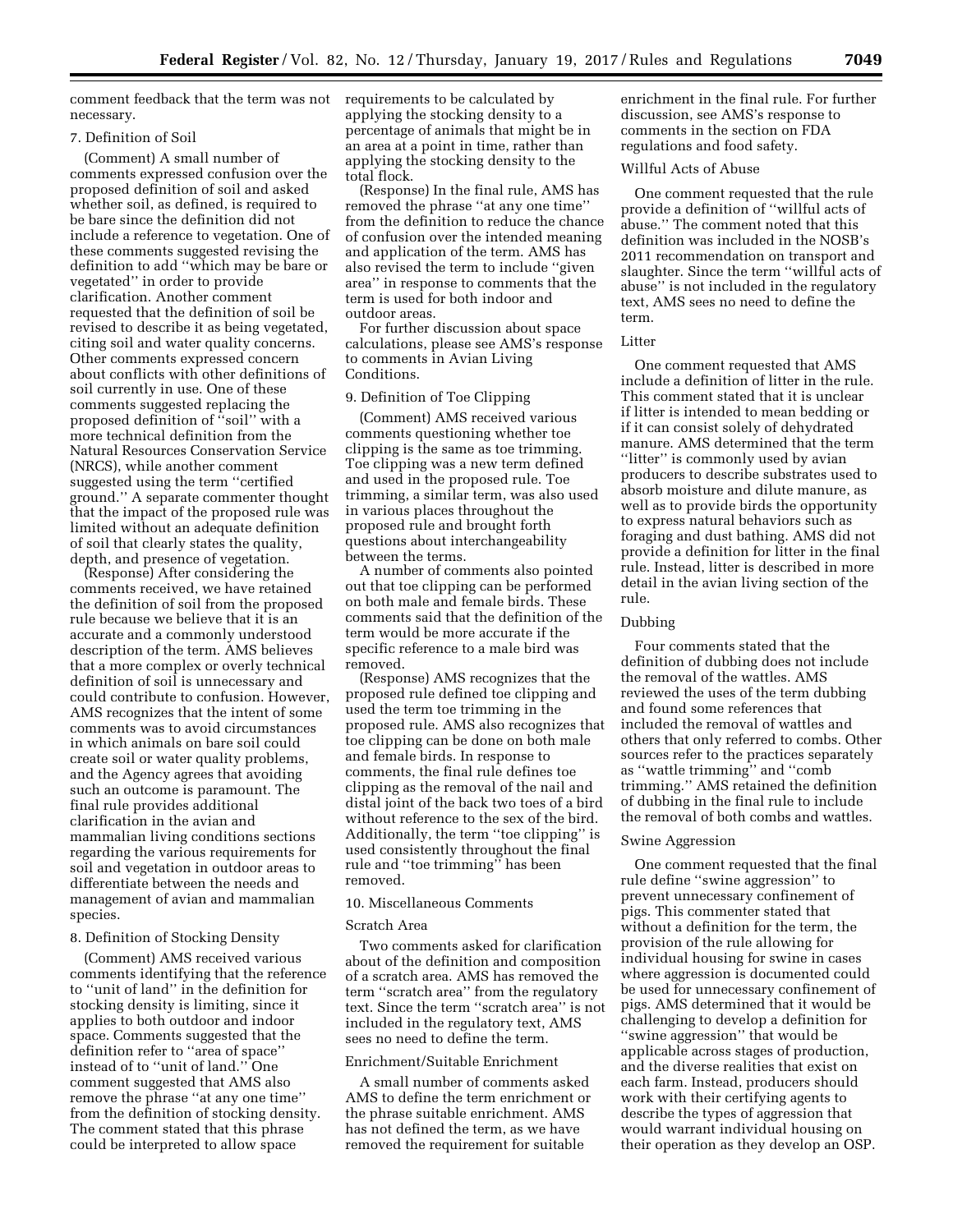comment feedback that the term was not necessary.

### 7. Definition of Soil

(Comment) A small number of comments expressed confusion over the proposed definition of soil and asked whether soil, as defined, is required to be bare since the definition did not include a reference to vegetation. One of these comments suggested revising the definition to add ''which may be bare or vegetated'' in order to provide clarification. Another comment requested that the definition of soil be revised to describe it as being vegetated, citing soil and water quality concerns. Other comments expressed concern about conflicts with other definitions of soil currently in use. One of these comments suggested replacing the proposed definition of ''soil'' with a more technical definition from the Natural Resources Conservation Service (NRCS), while another comment suggested using the term ''certified ground.'' A separate commenter thought that the impact of the proposed rule was limited without an adequate definition of soil that clearly states the quality, depth, and presence of vegetation.

(Response) After considering the comments received, we have retained the definition of soil from the proposed rule because we believe that it is an accurate and a commonly understood description of the term. AMS believes that a more complex or overly technical definition of soil is unnecessary and could contribute to confusion. However, AMS recognizes that the intent of some comments was to avoid circumstances in which animals on bare soil could create soil or water quality problems, and the Agency agrees that avoiding such an outcome is paramount. The final rule provides additional clarification in the avian and mammalian living conditions sections regarding the various requirements for soil and vegetation in outdoor areas to differentiate between the needs and management of avian and mammalian species.

### 8. Definition of Stocking Density

(Comment) AMS received various comments identifying that the reference to ''unit of land'' in the definition for stocking density is limiting, since it applies to both outdoor and indoor space. Comments suggested that the definition refer to ''area of space'' instead of to ''unit of land.'' One comment suggested that AMS also remove the phrase ''at any one time'' from the definition of stocking density. The comment stated that this phrase could be interpreted to allow space requirements to be calculated by applying the stocking density to a percentage of animals that might be in an area at a point in time, rather than applying the stocking density to the total flock.

(Response) In the final rule, AMS has removed the phrase ''at any one time'' from the definition to reduce the chance of confusion over the intended meaning and application of the term. AMS has also revised the term to include ''given area'' in response to comments that the term is used for both indoor and outdoor areas.

For further discussion about space calculations, please see AMS's response to comments in Avian Living Conditions.

### 9. Definition of Toe Clipping

(Comment) AMS received various comments questioning whether toe clipping is the same as toe trimming. Toe clipping was a new term defined and used in the proposed rule. Toe trimming, a similar term, was also used in various places throughout the proposed rule and brought forth questions about interchangeability between the terms.

A number of comments also pointed out that toe clipping can be performed on both male and female birds. These comments said that the definition of the term would be more accurate if the specific reference to a male bird was removed.

(Response) AMS recognizes that the proposed rule defined toe clipping and used the term toe trimming in the proposed rule. AMS also recognizes that toe clipping can be done on both male and female birds. In response to comments, the final rule defines toe clipping as the removal of the nail and distal joint of the back two toes of a bird without reference to the sex of the bird. Additionally, the term ''toe clipping'' is used consistently throughout the final rule and ''toe trimming'' has been removed.

### 10. Miscellaneous Comments

#### Scratch Area

Two comments asked for clarification about of the definition and composition of a scratch area. AMS has removed the term ''scratch area'' from the regulatory text. Since the term ''scratch area'' is not included in the regulatory text, AMS sees no need to define the term.

#### Enrichment/Suitable Enrichment

A small number of comments asked AMS to define the term enrichment or the phrase suitable enrichment. AMS has not defined the term, as we have removed the requirement for suitable enrichment in the final rule. For further discussion, see AMS's response to comments in the section on FDA regulations and food safety.

#### Willful Acts of Abuse

One comment requested that the rule provide a definition of ''willful acts of abuse.'' The comment noted that this definition was included in the NOSB's 2011 recommendation on transport and slaughter. Since the term ''willful acts of abuse'' is not included in the regulatory text, AMS sees no need to define the term.

#### Litter

One comment requested that AMS include a definition of litter in the rule. This comment stated that it is unclear if litter is intended to mean bedding or if it can consist solely of dehydrated manure. AMS determined that the term ''litter'' is commonly used by avian producers to describe substrates used to absorb moisture and dilute manure, as well as to provide birds the opportunity to express natural behaviors such as foraging and dust bathing. AMS did not provide a definition for litter in the final rule. Instead, litter is described in more detail in the avian living section of the rule.

#### Dubbing

Four comments stated that the definition of dubbing does not include the removal of the wattles. AMS reviewed the uses of the term dubbing and found some references that included the removal of wattles and others that only referred to combs. Other sources refer to the practices separately as ''wattle trimming'' and ''comb trimming.'' AMS retained the definition of dubbing in the final rule to include the removal of both combs and wattles.

#### Swine Aggression

One comment requested that the final rule define ''swine aggression'' to prevent unnecessary confinement of pigs. This commenter stated that without a definition for the term, the provision of the rule allowing for individual housing for swine in cases where aggression is documented could be used for unnecessary confinement of pigs. AMS determined that it would be challenging to develop a definition for ''swine aggression'' that would be applicable across stages of production, and the diverse realities that exist on each farm. Instead, producers should work with their certifying agents to describe the types of aggression that would warrant individual housing on their operation as they develop an OSP.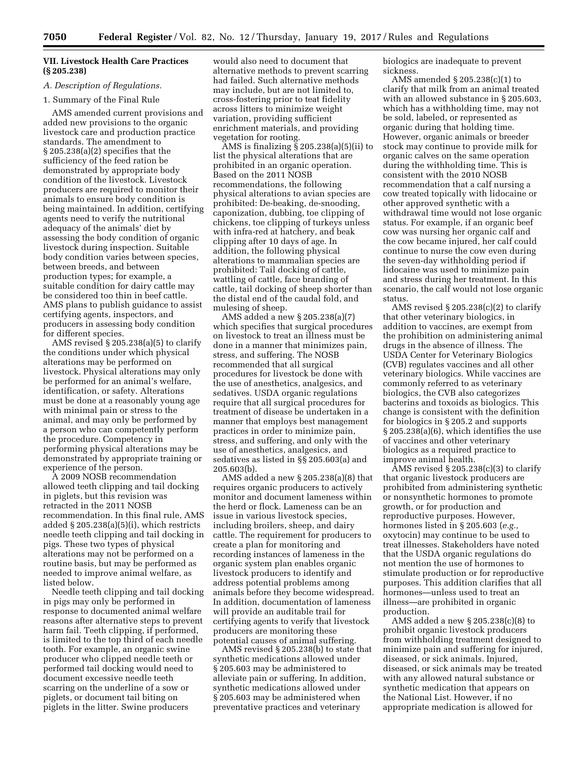## VII. Livestock Health Care Practices (§ 205.238)

### A. Description of Regulations.

#### 1. Summary of the Final Rule

AMS amended current provisions and added new provisions to the organic livestock care and production practice standards. The amendment to § 205.238(a)(2) specifies that the sufficiency of the feed ration be demonstrated by appropriate body condition of the livestock. Livestock producers are required to monitor their animals to ensure body condition is being maintained. In addition, certifying agents need to verify the nutritional adequacy of the animals' diet by assessing the body condition of organic livestock during inspection. Suitable body condition varies between species, between breeds, and between production types; for example, a suitable condition for dairy cattle may be considered too thin in beef cattle. AMS plans to publish guidance to assist certifying agents, inspectors, and producers in assessing body condition for different species.

AMS revised § 205.238(a)(5) to clarify the conditions under which physical alterations may be performed on livestock. Physical alterations may only be performed for an animal's welfare, identification, or safety. Alterations must be done at a reasonably young age with minimal pain or stress to the animal, and may only be performed by a person who can competently perform the procedure. Competency in performing physical alterations may be demonstrated by appropriate training or experience of the person.

A 2009 NOSB recommendation allowed teeth clipping and tail docking in piglets, but this revision was retracted in the 2011 NOSB recommendation. In this final rule, AMS added § 205.238(a)(5)(i), which restricts needle teeth clipping and tail docking in pigs. These two types of physical alterations may not be performed on a routine basis, but may be performed as needed to improve animal welfare, as listed below.

Needle teeth clipping and tail docking in pigs may only be performed in response to documented animal welfare reasons after alternative steps to prevent harm fail. Teeth clipping, if performed, is limited to the top third of each needle tooth. For example, an organic swine producer who clipped needle teeth or performed tail docking would need to document excessive needle teeth scarring on the underline of a sow or piglets, or document tail biting on piglets in the litter. Swine producers would also need to document that alternative methods to prevent scarring had failed. Such alternative methods may include, but are not limited to, cross-fostering prior to teat fidelity across litters to minimize weight variation, providing sufficient enrichment materials, and providing vegetation for rooting.

AMS is finalizing § 205.238(a)(5)(ii) to list the physical alterations that are prohibited in an organic operation. Based on the 2011 NOSB recommendations, the following physical alterations to avian species are prohibited: De-beaking, de-snooding, caponization, dubbing, toe clipping of chickens, toe clipping of turkeys unless with infra-red at hatchery, and beak clipping after 10 days of age. In addition, the following physical alterations to mammalian species are prohibited: Tail docking of cattle, wattling of cattle, face branding of cattle, tail docking of sheep shorter than the distal end of the caudal fold, and mulesing of sheep.

AMS added a new § 205.238(a)(7) which specifies that surgical procedures on livestock to treat an illness must be done in a manner that minimizes pain, stress, and suffering. The NOSB recommended that all surgical procedures for livestock be done with the use of anesthetics, analgesics, and sedatives. USDA organic regulations require that all surgical procedures for treatment of disease be undertaken in a manner that employs best management practices in order to minimize pain, stress, and suffering, and only with the use of anesthetics, analgesics, and sedatives as listed in §§ 205.603(a) and 205.603(b).

AMS added a new § 205.238(a)(8) that requires organic producers to actively monitor and document lameness within the herd or flock. Lameness can be an issue in various livestock species, including broilers, sheep, and dairy cattle. The requirement for producers to create a plan for monitoring and recording instances of lameness in the organic system plan enables organic livestock producers to identify and address potential problems among animals before they become widespread. In addition, documentation of lameness will provide an auditable trail for certifying agents to verify that livestock producers are monitoring these potential causes of animal suffering.

AMS revised § 205.238(b) to state that synthetic medications allowed under § 205.603 may be administered to alleviate pain or suffering. In addition, synthetic medications allowed under § 205.603 may be administered when preventative practices and veterinary biologics are inadequate to prevent sickness.

AMS amended § 205.238(c)(1) to clarify that milk from an animal treated with an allowed substance in § 205.603, which has a withholding time, may not be sold, labeled, or represented as organic during that holding time. However, organic animals or breeder stock may continue to provide milk for organic calves on the same operation during the withholding time. This is consistent with the 2010 NOSB recommendation that a calf nursing a cow treated topically with lidocaine or other approved synthetic with a withdrawal time would not lose organic status. For example, if an organic beef cow was nursing her organic calf and the cow became injured, her calf could continue to nurse the cow even during the seven-day withholding period if lidocaine was used to minimize pain and stress during her treatment. In this scenario, the calf would not lose organic status.

AMS revised § 205.238(c)(2) to clarify that other veterinary biologics, in addition to vaccines, are exempt from the prohibition on administering animal drugs in the absence of illness. The USDA Center for Veterinary Biologics (CVB) regulates vaccines and all other veterinary biologics. While vaccines are commonly referred to as veterinary biologics, the CVB also categorizes bacterins and toxoids as biologics. This change is consistent with the definition for biologics in § 205.2 and supports § 205.238(a)(6), which identifies the use of vaccines and other veterinary biologics as a required practice to improve animal health.

AMS revised § 205.238(c)(3) to clarify that organic livestock producers are prohibited from administering synthetic or nonsynthetic hormones to promote growth, or for production and reproductive purposes. However, hormones listed in § 205.603 (*e.g.,* oxytocin) may continue to be used to treat illnesses. Stakeholders have noted that the USDA organic regulations do not mention the use of hormones to stimulate production or for reproductive purposes. This addition clarifies that all hormones—unless used to treat an illness—are prohibited in organic production.

AMS added a new § 205.238(c)(8) to prohibit organic livestock producers from withholding treatment designed to minimize pain and suffering for injured, diseased, or sick animals. Injured, diseased, or sick animals may be treated with any allowed natural substance or synthetic medication that appears on the National List. However, if no appropriate medication is allowed for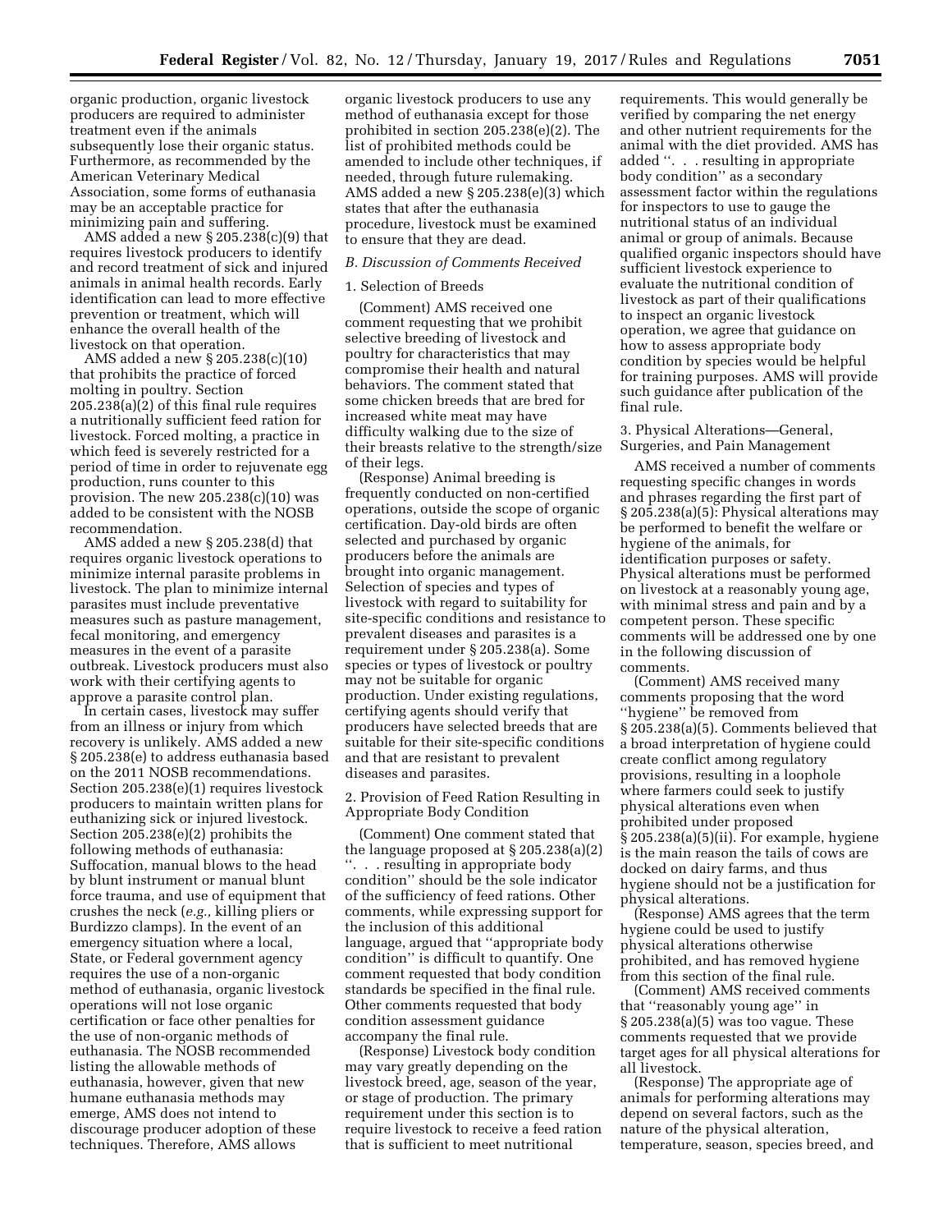organic production, organic livestock producers are required to administer treatment even if the animals subsequently lose their organic status. Furthermore, as recommended by the American Veterinary Medical Association, some forms of euthanasia may be an acceptable practice for minimizing pain and suffering.

AMS added a new § 205.238(c)(9) that requires livestock producers to identify and record treatment of sick and injured animals in animal health records. Early identification can lead to more effective prevention or treatment, which will enhance the overall health of the livestock on that operation.

AMS added a new § 205.238(c)(10) that prohibits the practice of forced molting in poultry. Section 205.238(a)(2) of this final rule requires a nutritionally sufficient feed ration for livestock. Forced molting, a practice in which feed is severely restricted for a period of time in order to rejuvenate egg production, runs counter to this provision. The new 205.238(c)(10) was added to be consistent with the NOSB recommendation.

AMS added a new § 205.238(d) that requires organic livestock operations to minimize internal parasite problems in livestock. The plan to minimize internal parasites must include preventative measures such as pasture management, fecal monitoring, and emergency measures in the event of a parasite outbreak. Livestock producers must also work with their certifying agents to approve a parasite control plan.

In certain cases, livestock may suffer from an illness or injury from which recovery is unlikely. AMS added a new § 205.238(e) to address euthanasia based on the 2011 NOSB recommendations. Section 205.238(e)(1) requires livestock producers to maintain written plans for euthanizing sick or injured livestock. Section 205.238(e)(2) prohibits the following methods of euthanasia: Suffocation, manual blows to the head by blunt instrument or manual blunt force trauma, and use of equipment that crushes the neck (*e.g.,* killing pliers or Burdizzo clamps). In the event of an emergency situation where a local, State, or Federal government agency requires the use of a non-organic method of euthanasia, organic livestock operations will not lose organic certification or face other penalties for the use of non-organic methods of euthanasia. The NOSB recommended listing the allowable methods of euthanasia, however, given that new humane euthanasia methods may emerge, AMS does not intend to discourage producer adoption of these techniques. Therefore, AMS allows organic livestock producers to use any method of euthanasia except for those prohibited in section 205.238(e)(2). The list of prohibited methods could be amended to include other techniques, if needed, through future rulemaking. AMS added a new § 205.238(e)(3) which states that after the euthanasia procedure, livestock must be examined to ensure that they are dead.

*B. Discussion of Comments Received*

1. Selection of Breeds

(Comment) AMS received one comment requesting that we prohibit selective breeding of livestock and poultry for characteristics that may compromise their health and natural behaviors. The comment stated that some chicken breeds that are bred for increased white meat may have difficulty walking due to the size of their breasts relative to the strength/size of their legs.

(Response) Animal breeding is frequently conducted on non-certified operations, outside the scope of organic certification. Day-old birds are often selected and purchased by organic producers before the animals are brought into organic management. Selection of species and types of livestock with regard to suitability for site-specific conditions and resistance to prevalent diseases and parasites is a requirement under § 205.238(a). Some species or types of livestock or poultry may not be suitable for organic production. Under existing regulations, certifying agents should verify that producers have selected breeds that are suitable for their site-specific conditions and that are resistant to prevalent diseases and parasites.

2. Provision of Feed Ration Resulting in Appropriate Body Condition

(Comment) One comment stated that the language proposed at § 205.238(a)(2) ''. . . resulting in appropriate body condition'' should be the sole indicator of the sufficiency of feed rations. Other comments, while expressing support for the inclusion of this additional language, argued that ''appropriate body condition'' is difficult to quantify. One comment requested that body condition standards be specified in the final rule. Other comments requested that body condition assessment guidance accompany the final rule.

(Response) Livestock body condition may vary greatly depending on the livestock breed, age, season of the year, or stage of production. The primary requirement under this section is to require livestock to receive a feed ration that is sufficient to meet nutritional requirements. This would generally be verified by comparing the net energy and other nutrient requirements for the animal with the diet provided. AMS has added ''. . . resulting in appropriate body condition'' as a secondary assessment factor within the regulations for inspectors to use to gauge the nutritional status of an individual animal or group of animals. Because qualified organic inspectors should have sufficient livestock experience to evaluate the nutritional condition of livestock as part of their qualifications to inspect an organic livestock operation, we agree that guidance on how to assess appropriate body condition by species would be helpful for training purposes. AMS will provide such guidance after publication of the final rule.

3. Physical Alterations—General, Surgeries, and Pain Management

AMS received a number of comments requesting specific changes in words and phrases regarding the first part of § 205.238(a)(5): Physical alterations may be performed to benefit the welfare or hygiene of the animals, for identification purposes or safety. Physical alterations must be performed on livestock at a reasonably young age, with minimal stress and pain and by a competent person. These specific comments will be addressed one by one in the following discussion of comments.

(Comment) AMS received many comments proposing that the word ''hygiene'' be removed from § 205.238(a)(5). Comments believed that a broad interpretation of hygiene could create conflict among regulatory provisions, resulting in a loophole where farmers could seek to justify physical alterations even when prohibited under proposed § 205.238(a)(5)(ii). For example, hygiene is the main reason the tails of cows are docked on dairy farms, and thus hygiene should not be a justification for physical alterations.

(Response) AMS agrees that the term hygiene could be used to justify physical alterations otherwise prohibited, and has removed hygiene from this section of the final rule.

(Comment) AMS received comments that ''reasonably young age'' in § 205.238(a)(5) was too vague. These comments requested that we provide target ages for all physical alterations for all livestock.

(Response) The appropriate age of animals for performing alterations may depend on several factors, such as the nature of the physical alteration, temperature, season, species breed, and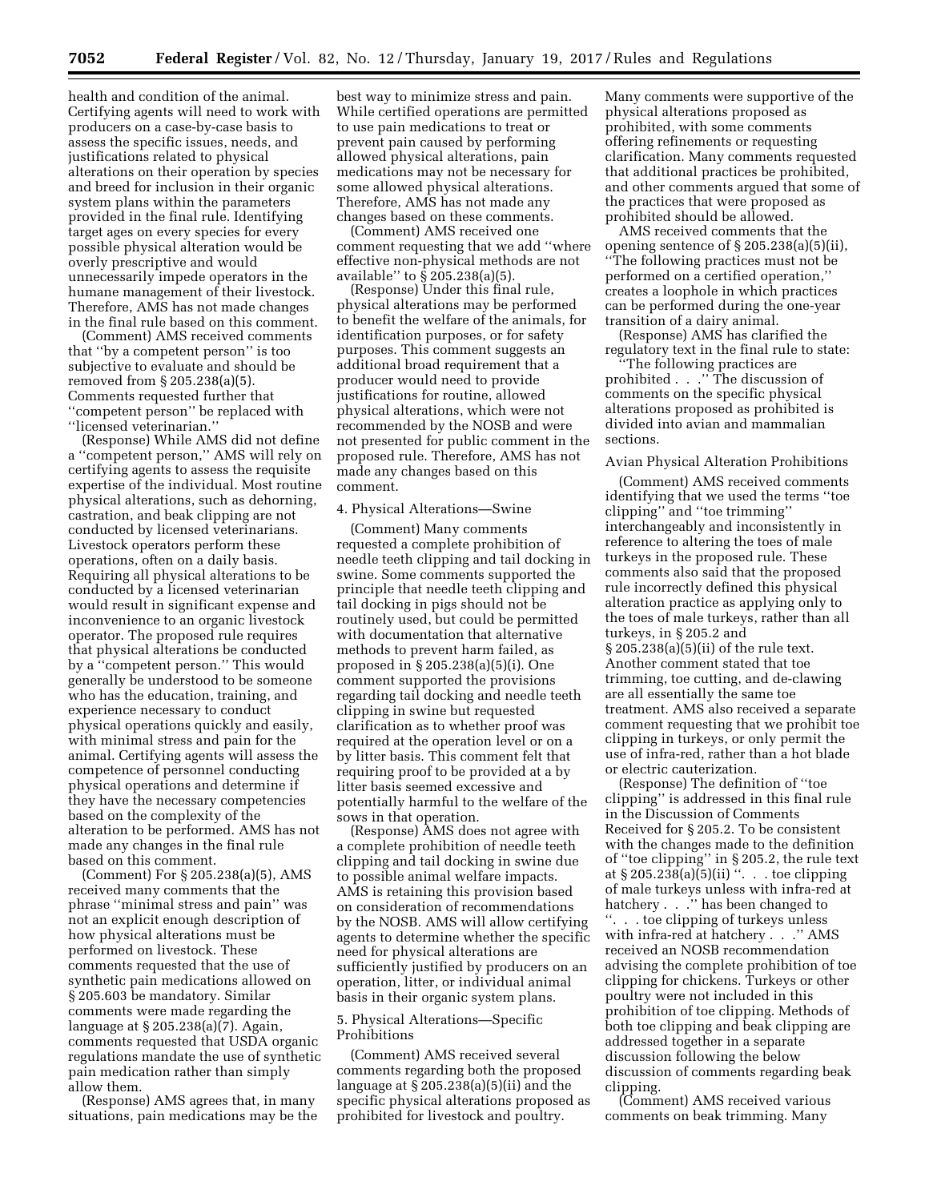health and condition of the animal. Certifying agents will need to work with producers on a case-by-case basis to assess the specific issues, needs, and justifications related to physical alterations on their operation by species and breed for inclusion in their organic system plans within the parameters provided in the final rule. Identifying target ages on every species for every possible physical alteration would be overly prescriptive and would unnecessarily impede operators in the humane management of their livestock. Therefore, AMS has not made changes in the final rule based on this comment.

(Comment) AMS received comments that ''by a competent person'' is too subjective to evaluate and should be removed from § 205.238(a)(5). Comments requested further that ''competent person'' be replaced with ''licensed veterinarian.''

(Response) While AMS did not define a ''competent person,'' AMS will rely on certifying agents to assess the requisite expertise of the individual. Most routine physical alterations, such as dehorning, castration, and beak clipping are not conducted by licensed veterinarians. Livestock operators perform these operations, often on a daily basis. Requiring all physical alterations to be conducted by a licensed veterinarian would result in significant expense and inconvenience to an organic livestock operator. The proposed rule requires that physical alterations be conducted by a ''competent person.'' This would generally be understood to be someone who has the education, training, and experience necessary to conduct physical operations quickly and easily, with minimal stress and pain for the animal. Certifying agents will assess the competence of personnel conducting physical operations and determine if they have the necessary competencies based on the complexity of the alteration to be performed. AMS has not made any changes in the final rule based on this comment.

(Comment) For § 205.238(a)(5), AMS received many comments that the phrase ''minimal stress and pain'' was not an explicit enough description of how physical alterations must be performed on livestock. These comments requested that the use of synthetic pain medications allowed on § 205.603 be mandatory. Similar comments were made regarding the language at § 205.238(a)(7). Again, comments requested that USDA organic regulations mandate the use of synthetic pain medication rather than simply allow them.

(Response) AMS agrees that, in many situations, pain medications may be the best way to minimize stress and pain. While certified operations are permitted to use pain medications to treat or prevent pain caused by performing allowed physical alterations, pain medications may not be necessary for some allowed physical alterations. Therefore, AMS has not made any changes based on these comments.

(Comment) AMS received one comment requesting that we add ''where effective non-physical methods are not available'' to § 205.238(a)(5).

(Response) Under this final rule, physical alterations may be performed to benefit the welfare of the animals, for identification purposes, or for safety purposes. This comment suggests an additional broad requirement that a producer would need to provide justifications for routine, allowed physical alterations, which were not recommended by the NOSB and were not presented for public comment in the proposed rule. Therefore, AMS has not made any changes based on this comment.

4. Physical Alterations—Swine

(Comment) Many comments requested a complete prohibition of needle teeth clipping and tail docking in swine. Some comments supported the principle that needle teeth clipping and tail docking in pigs should not be routinely used, but could be permitted with documentation that alternative methods to prevent harm failed, as proposed in § 205.238(a)(5)(i). One comment supported the provisions regarding tail docking and needle teeth clipping in swine but requested clarification as to whether proof was required at the operation level or on a by litter basis. This comment felt that requiring proof to be provided at a by litter basis seemed excessive and potentially harmful to the welfare of the sows in that operation.

(Response) AMS does not agree with a complete prohibition of needle teeth clipping and tail docking in swine due to possible animal welfare impacts. AMS is retaining this provision based on consideration of recommendations by the NOSB. AMS will allow certifying agents to determine whether the specific need for physical alterations are sufficiently justified by producers on an operation, litter, or individual animal basis in their organic system plans.

5. Physical Alterations—Specific Prohibitions

(Comment) AMS received several comments regarding both the proposed language at § 205.238(a)(5)(ii) and the specific physical alterations proposed as prohibited for livestock and poultry. Many comments were supportive of the physical alterations proposed as prohibited, with some comments offering refinements or requesting clarification. Many comments requested that additional practices be prohibited, and other comments argued that some of the practices that were proposed as prohibited should be allowed.

AMS received comments that the opening sentence of § 205.238(a)(5)(ii), ''The following practices must not be performed on a certified operation,'' creates a loophole in which practices can be performed during the one-year transition of a dairy animal.

(Response) AMS has clarified the regulatory text in the final rule to state: ''The following practices are prohibited . . .'' The discussion of comments on the specific physical alterations proposed as prohibited is divided into avian and mammalian sections.

Avian Physical Alteration Prohibitions

(Comment) AMS received comments identifying that we used the terms ''toe clipping'' and ''toe trimming'' interchangeably and inconsistently in reference to altering the toes of male turkeys in the proposed rule. These comments also said that the proposed rule incorrectly defined this physical alteration practice as applying only to the toes of male turkeys, rather than all turkeys, in § 205.2 and § 205.238(a)(5)(ii) of the rule text. Another comment stated that toe trimming, toe cutting, and de-clawing are all essentially the same toe treatment. AMS also received a separate comment requesting that we prohibit toe clipping in turkeys, or only permit the use of infra-red, rather than a hot blade or electric cauterization.

(Response) The definition of ''toe clipping'' is addressed in this final rule in the Discussion of Comments Received for § 205.2. To be consistent with the changes made to the definition of ''toe clipping'' in § 205.2, the rule text at § 205.238(a)(5)(ii) ''. . . toe clipping of male turkeys unless with infra-red at hatchery . . .'' has been changed to ''. . . toe clipping of turkeys unless with infra-red at hatchery . . .'' AMS received an NOSB recommendation advising the complete prohibition of toe clipping for chickens. Turkeys or other poultry were not included in this prohibition of toe clipping. Methods of both toe clipping and beak clipping are addressed together in a separate discussion following the below discussion of comments regarding beak clipping.

(Comment) AMS received various comments on beak trimming. Many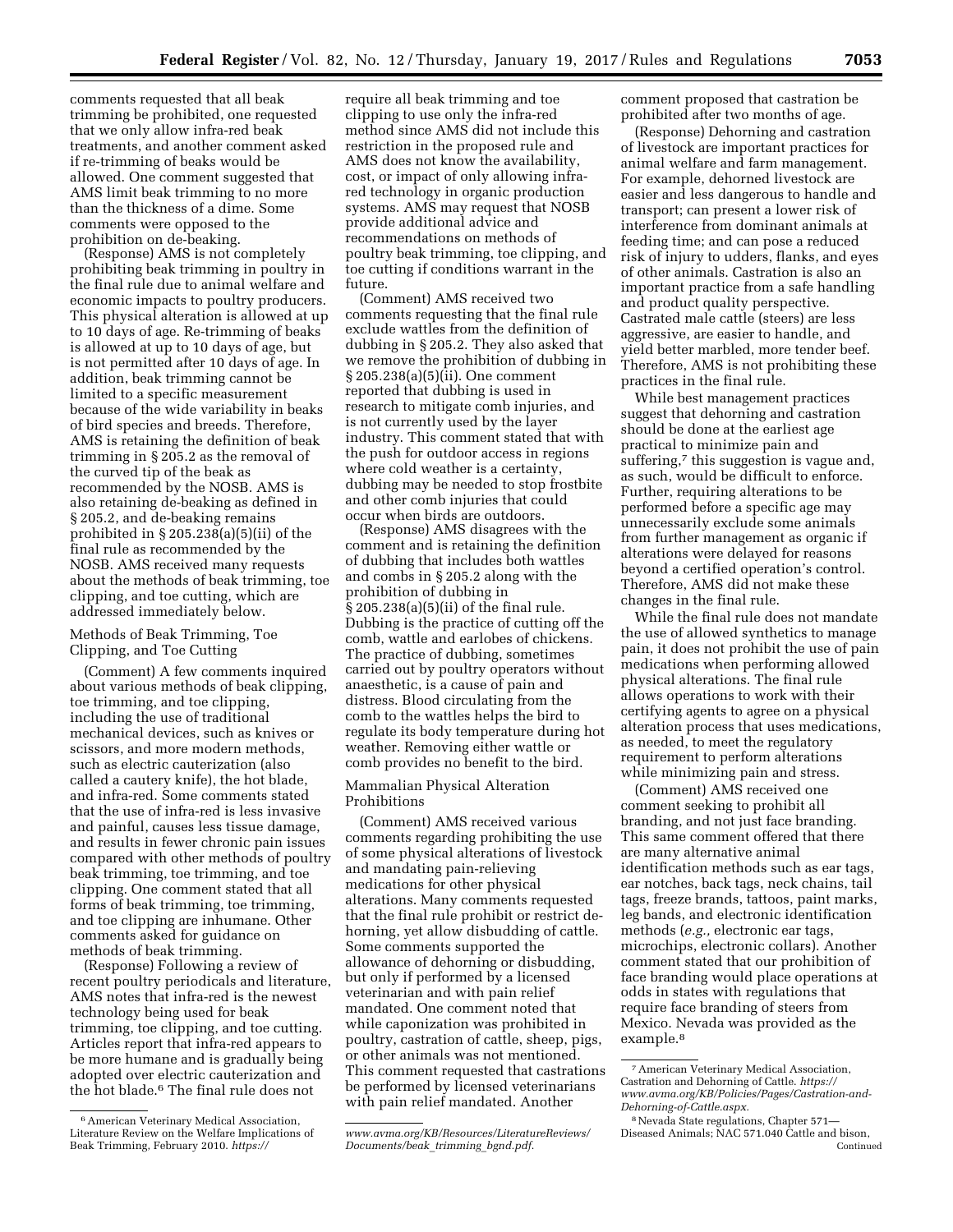comments requested that all beak trimming be prohibited, one requested that we only allow infra-red beak treatments, and another comment asked if re-trimming of beaks would be allowed. One comment suggested that AMS limit beak trimming to no more than the thickness of a dime. Some comments were opposed to the prohibition on de-beaking.

(Response) AMS is not completely prohibiting beak trimming in poultry in the final rule due to animal welfare and economic impacts to poultry producers. This physical alteration is allowed at up to 10 days of age. Re-trimming of beaks is allowed at up to 10 days of age, but is not permitted after 10 days of age. In addition, beak trimming cannot be limited to a specific measurement because of the wide variability in beaks of bird species and breeds. Therefore, AMS is retaining the definition of beak trimming in § 205.2 as the removal of the curved tip of the beak as recommended by the NOSB. AMS is also retaining de-beaking as defined in § 205.2, and de-beaking remains prohibited in § 205.238(a)(5)(ii) of the final rule as recommended by the NOSB. AMS received many requests about the methods of beak trimming, toe clipping, and toe cutting, which are addressed immediately below.

### Methods of Beak Trimming, Toe Clipping, and Toe Cutting

(Comment) A few comments inquired about various methods of beak clipping, toe trimming, and toe clipping, including the use of traditional mechanical devices, such as knives or scissors, and more modern methods, such as electric cauterization (also called a cautery knife), the hot blade, and infra-red. Some comments stated that the use of infra-red is less invasive and painful, causes less tissue damage, and results in fewer chronic pain issues compared with other methods of poultry beak trimming, toe trimming, and toe clipping. One comment stated that all forms of beak trimming, toe trimming, and toe clipping are inhumane. Other comments asked for guidance on methods of beak trimming.

(Response) Following a review of recent poultry periodicals and literature, AMS notes that infra-red is the newest technology being used for beak trimming, toe clipping, and toe cutting. Articles report that infra-red appears to be more humane and is gradually being adopted over electric cauterization and the hot blade.[6] The final rule does not require all beak trimming and toe clipping to use only the infra-red method since AMS did not include this restriction in the proposed rule and AMS does not know the availability, cost, or impact of only allowing infra-red technology in organic production systems. AMS may request that NOSB provide additional advice and recommendations on methods of poultry beak trimming, toe clipping, and toe cutting if conditions warrant in the future.

(Comment) AMS received two comments requesting that the final rule exclude wattles from the definition of dubbing in § 205.2. They also asked that we remove the prohibition of dubbing in § 205.238(a)(5)(ii). One comment reported that dubbing is used in research to mitigate comb injuries, and is not currently used by the layer industry. This comment stated that with the push for outdoor access in regions where cold weather is a certainty, dubbing may be needed to stop frostbite and other comb injuries that could occur when birds are outdoors.

(Response) AMS disagrees with the comment and is retaining the definition of dubbing that includes both wattles and combs in § 205.2 along with the prohibition of dubbing in § 205.238(a)(5)(ii) of the final rule. Dubbing is the practice of cutting off the comb, wattle and earlobes of chickens. The practice of dubbing, sometimes carried out by poultry operators without anaesthetic, is a cause of pain and distress. Blood circulating from the comb to the wattles helps the bird to regulate its body temperature during hot weather. Removing either wattle or comb provides no benefit to the bird.

### Mammalian Physical Alteration Prohibitions

(Comment) AMS received various comments regarding prohibiting the use of some physical alterations of livestock and mandating pain-relieving medications for other physical alterations. Many comments requested that the final rule prohibit or restrict de-horning, yet allow disbudding of cattle. Some comments supported the allowance of dehorning or disbudding, but only if performed by a licensed veterinarian and with pain relief mandated. One comment noted that while caponization was prohibited in poultry, castration of cattle, sheep, pigs, or other animals was not mentioned. This comment requested that castrations be performed by licensed veterinarians with pain relief mandated. Another comment proposed that castration be prohibited after two months of age.

(Response) Dehorning and castration of livestock are important practices for animal welfare and farm management. For example, dehorned livestock are easier and less dangerous to handle and transport; can present a lower risk of interference from dominant animals at feeding time; and can pose a reduced risk of injury to udders, flanks, and eyes of other animals. Castration is also an important practice from a safe handling and product quality perspective. Castrated male cattle (steers) are less aggressive, are easier to handle, and yield better marbled, more tender beef. Therefore, AMS is not prohibiting these practices in the final rule.

While best management practices suggest that dehorning and castration should be done at the earliest age practical to minimize pain and suffering,[7] this suggestion is vague and, as such, would be difficult to enforce. Further, requiring alterations to be performed before a specific age may unnecessarily exclude some animals from further management as organic if alterations were delayed for reasons beyond a certified operation's control. Therefore, AMS did not make these changes in the final rule.

While the final rule does not mandate the use of allowed synthetics to manage pain, it does not prohibit the use of pain medications when performing allowed physical alterations. The final rule allows operations to work with their certifying agents to agree on a physical alteration process that uses medications, as needed, to meet the regulatory requirement to perform alterations while minimizing pain and stress.

(Comment) AMS received one comment seeking to prohibit all branding, and not just face branding. This same comment offered that there are many alternative animal identification methods such as ear tags, ear notches, back tags, neck chains, tail tags, freeze brands, tattoos, paint marks, leg bands, and electronic identification methods (*e.g.,* electronic ear tags, microchips, electronic collars). Another comment stated that our prohibition of face branding would place operations at odds in states with regulations that require face branding of steers from Mexico. Nevada was provided as the example.[8]

---

[6] American Veterinary Medical Association, Literature Review on the Welfare Implications of Beak Trimming, February 2010. *https://www.avma.org/KB/Resources/LiteratureReviews/Documents/beak_trimming_bgnd.pdf.*

[7] American Veterinary Medical Association, Castration and Dehorning of Cattle. *https://www.avma.org/KB/Policies/Pages/Castration-and-Dehorning-of-Cattle.aspx.*

[8] Nevada State regulations, Chapter 571—Diseased Animals; NAC 571.040 Cattle and bison, Continued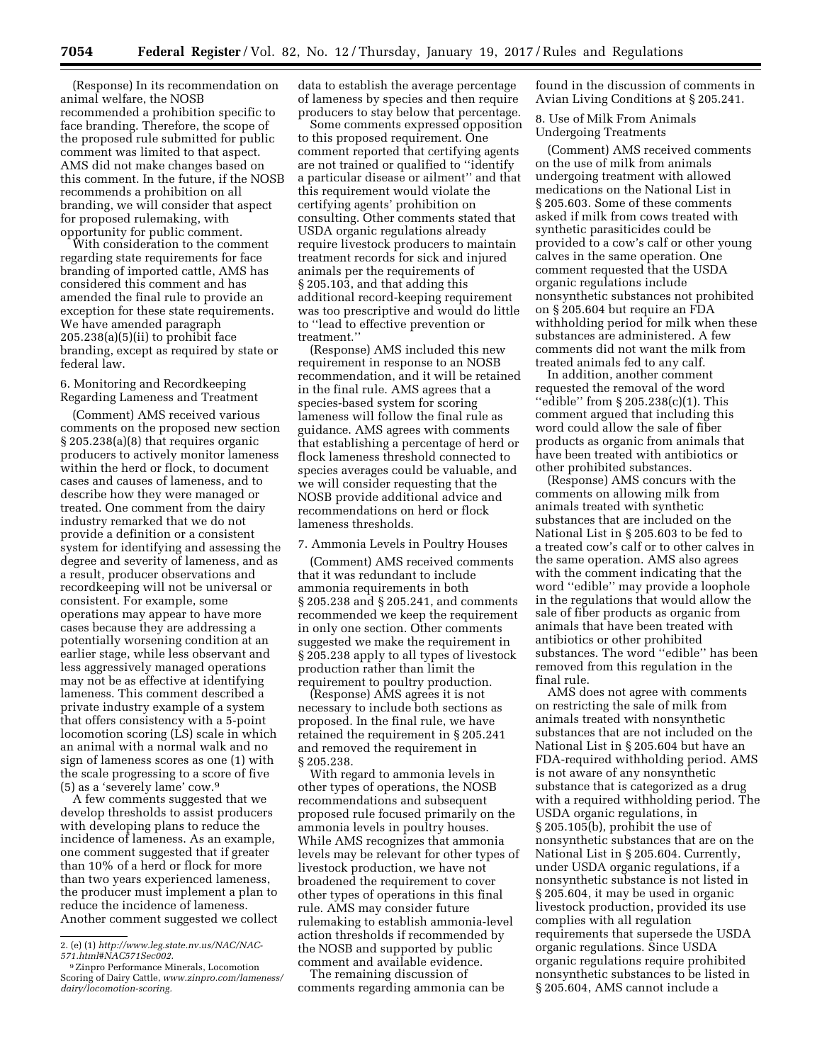(Response) In its recommendation on animal welfare, the NOSB recommended a prohibition specific to face branding. Therefore, the scope of the proposed rule submitted for public comment was limited to that aspect. AMS did not make changes based on this comment. In the future, if the NOSB recommends a prohibition on all branding, we will consider that aspect for proposed rulemaking, with opportunity for public comment.

With consideration to the comment regarding state requirements for face branding of imported cattle, AMS has considered this comment and has amended the final rule to provide an exception for these state requirements. We have amended paragraph 205.238(a)(5)(ii) to prohibit face branding, except as required by state or federal law.

6. Monitoring and Recordkeeping Regarding Lameness and Treatment

(Comment) AMS received various comments on the proposed new section § 205.238(a)(8) that requires organic producers to actively monitor lameness within the herd or flock, to document cases and causes of lameness, and to describe how they were managed or treated. One comment from the dairy industry remarked that we do not provide a definition or a consistent system for identifying and assessing the degree and severity of lameness, and as a result, producer observations and recordkeeping will not be universal or consistent. For example, some operations may appear to have more cases because they are addressing a potentially worsening condition at an earlier stage, while less observant and less aggressively managed operations may not be as effective at identifying lameness. This comment described a private industry example of a system that offers consistency with a 5-point locomotion scoring (LS) scale in which an animal with a normal walk and no sign of lameness scores as one (1) with the scale progressing to a score of five (5) as a 'severely lame' cow.[9]

A few comments suggested that we develop thresholds to assist producers with developing plans to reduce the incidence of lameness. As an example, one comment suggested that if greater than 10% of a herd or flock for more than two years experienced lameness, the producer must implement a plan to reduce the incidence of lameness. Another comment suggested we collect data to establish the average percentage of lameness by species and then require producers to stay below that percentage.

Some comments expressed opposition to this proposed requirement. One comment reported that certifying agents are not trained or qualified to "identify a particular disease or ailment" and that this requirement would violate the certifying agents' prohibition on consulting. Other comments stated that USDA organic regulations already require livestock producers to maintain treatment records for sick and injured animals per the requirements of § 205.103, and that adding this additional record-keeping requirement was too prescriptive and would do little to "lead to effective prevention or treatment."

(Response) AMS included this new requirement in response to an NOSB recommendation, and it will be retained in the final rule. AMS agrees that a species-based system for scoring lameness will follow the final rule as guidance. AMS agrees with comments that establishing a percentage of herd or flock lameness threshold connected to species averages could be valuable, and we will consider requesting that the NOSB provide additional advice and recommendations on herd or flock lameness thresholds.

7. Ammonia Levels in Poultry Houses

(Comment) AMS received comments that it was redundant to include ammonia requirements in both § 205.238 and § 205.241, and comments recommended we keep the requirement in only one section. Other comments suggested we make the requirement in § 205.238 apply to all types of livestock production rather than limit the requirement to poultry production.

(Response) AMS agrees it is not necessary to include both sections as proposed. In the final rule, we have retained the requirement in § 205.241 and removed the requirement in § 205.238.

With regard to ammonia levels in other types of operations, the NOSB recommendations and subsequent proposed rule focused primarily on the ammonia levels in poultry houses. While AMS recognizes that ammonia levels may be relevant for other types of livestock production, we have not broadened the requirement to cover other types of operations in this final rule. AMS may consider future rulemaking to establish ammonia-level action thresholds if recommended by the NOSB and supported by public comment and available evidence.

The remaining discussion of comments regarding ammonia can be found in the discussion of comments in Avian Living Conditions at § 205.241.

8. Use of Milk From Animals Undergoing Treatments

(Comment) AMS received comments on the use of milk from animals undergoing treatment with allowed medications on the National List in § 205.603. Some of these comments asked if milk from cows treated with synthetic parasiticides could be provided to a cow's calf or other young calves in the same operation. One comment requested that the USDA organic regulations include nonsynthetic substances not prohibited on § 205.604 but require an FDA withholding period for milk when these substances are administered. A few comments did not want the milk from treated animals fed to any calf.

In addition, another comment requested the removal of the word "edible" from § 205.238(c)(1). This comment argued that including this word could allow the sale of fiber products as organic from animals that have been treated with antibiotics or other prohibited substances.

(Response) AMS concurs with the comments on allowing milk from animals treated with synthetic substances that are included on the National List in § 205.603 to be fed to a treated cow's calf or to other calves in the same operation. AMS also agrees with the comment indicating that the word "edible" may provide a loophole in the regulations that would allow the sale of fiber products as organic from animals that have been treated with antibiotics or other prohibited substances. The word "edible" has been removed from this regulation in the final rule.

AMS does not agree with comments on restricting the sale of milk from animals treated with nonsynthetic substances that are not included on the National List in § 205.604 but have an FDA-required withholding period. AMS is not aware of any nonsynthetic substance that is categorized as a drug with a required withholding period. The USDA organic regulations, in § 205.105(b), prohibit the use of nonsynthetic substances that are on the National List in § 205.604. Currently, under USDA organic regulations, if a nonsynthetic substance is not listed in § 205.604, it may be used in organic livestock production, provided its use complies with all regulation requirements that supersede the USDA organic regulations. Since USDA organic regulations require prohibited nonsynthetic substances to be listed in § 205.604, AMS cannot include a

---

2. (e) (1) *http://www.leg.state.nv.us/NAC/NAC-571.html#NAC571Sec002.*

[9] Zinpro Performance Minerals, Locomotion Scoring of Dairy Cattle, *www.zinpro.com/lameness/dairy/locomotion-scoring.*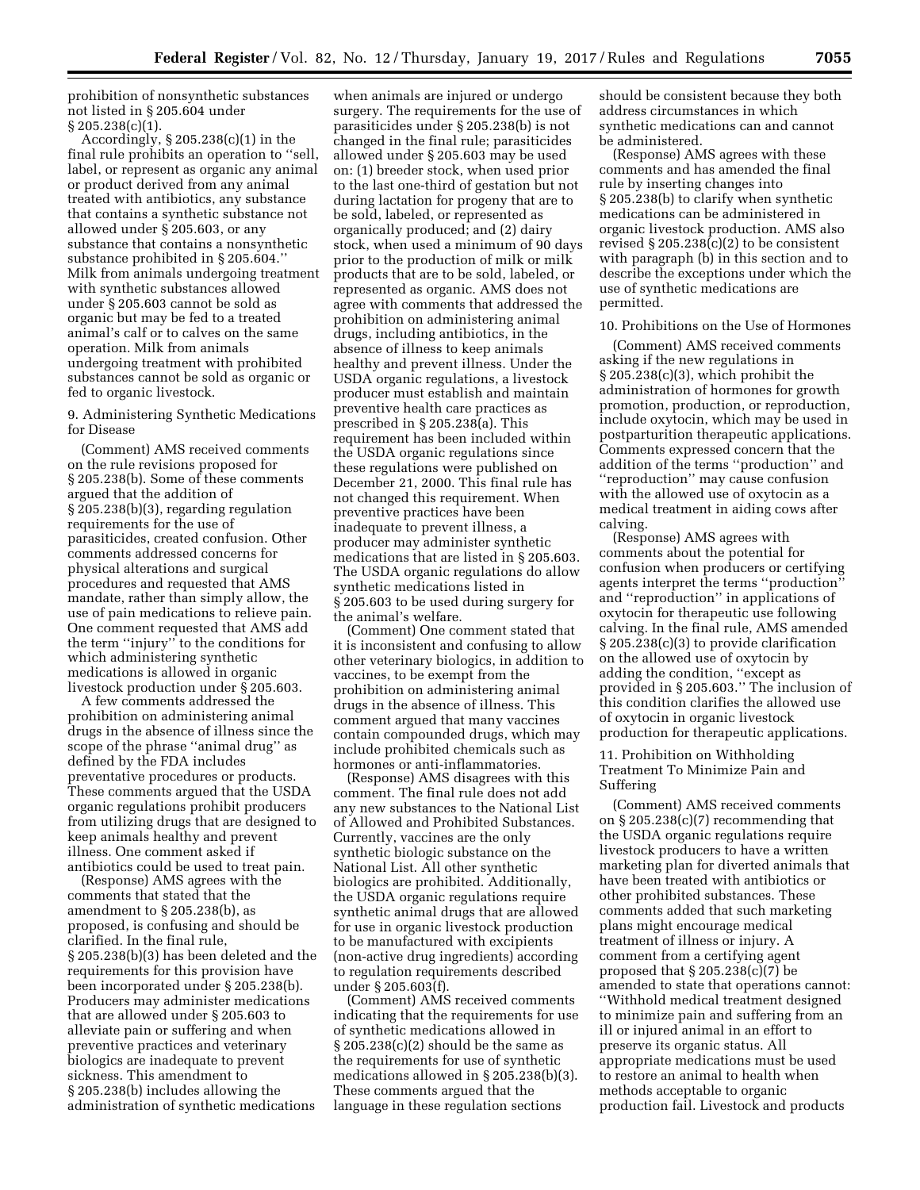prohibition of nonsynthetic substances not listed in § 205.604 under § 205.238(c)(1).

Accordingly, § 205.238(c)(1) in the final rule prohibits an operation to ''sell, label, or represent as organic any animal or product derived from any animal treated with antibiotics, any substance that contains a synthetic substance not allowed under § 205.603, or any substance that contains a nonsynthetic substance prohibited in § 205.604.'' Milk from animals undergoing treatment with synthetic substances allowed under § 205.603 cannot be sold as organic but may be fed to a treated animal's calf or to calves on the same operation. Milk from animals undergoing treatment with prohibited substances cannot be sold as organic or fed to organic livestock.

9. Administering Synthetic Medications for Disease

(Comment) AMS received comments on the rule revisions proposed for § 205.238(b). Some of these comments argued that the addition of § 205.238(b)(3), regarding regulation requirements for the use of parasiticides, created confusion. Other comments addressed concerns for physical alterations and surgical procedures and requested that AMS mandate, rather than simply allow, the use of pain medications to relieve pain. One comment requested that AMS add the term ''injury'' to the conditions for which administering synthetic medications is allowed in organic livestock production under § 205.603.

A few comments addressed the prohibition on administering animal drugs in the absence of illness since the scope of the phrase ''animal drug'' as defined by the FDA includes preventative procedures or products. These comments argued that the USDA organic regulations prohibit producers from utilizing drugs that are designed to keep animals healthy and prevent illness. One comment asked if antibiotics could be used to treat pain.

(Response) AMS agrees with the comments that stated that the amendment to § 205.238(b), as proposed, is confusing and should be clarified. In the final rule, § 205.238(b)(3) has been deleted and the requirements for this provision have been incorporated under § 205.238(b). Producers may administer medications that are allowed under § 205.603 to alleviate pain or suffering and when preventive practices and veterinary biologics are inadequate to prevent sickness. This amendment to § 205.238(b) includes allowing the administration of synthetic medications when animals are injured or undergo surgery. The requirements for the use of parasiticides under § 205.238(b) is not changed in the final rule; parasiticides allowed under § 205.603 may be used on: (1) breeder stock, when used prior to the last one-third of gestation but not during lactation for progeny that are to be sold, labeled, or represented as organically produced; and (2) dairy stock, when used a minimum of 90 days prior to the production of milk or milk products that are to be sold, labeled, or represented as organic. AMS does not agree with comments that addressed the prohibition on administering animal drugs, including antibiotics, in the absence of illness to keep animals healthy and prevent illness. Under the USDA organic regulations, a livestock producer must establish and maintain preventive health care practices as prescribed in § 205.238(a). This requirement has been included within the USDA organic regulations since these regulations were published on December 21, 2000. This final rule has not changed this requirement. When preventive practices have been inadequate to prevent illness, a producer may administer synthetic medications that are listed in § 205.603. The USDA organic regulations do allow synthetic medications listed in § 205.603 to be used during surgery for the animal's welfare.

(Comment) One comment stated that it is inconsistent and confusing to allow other veterinary biologics, in addition to vaccines, to be exempt from the prohibition on administering animal drugs in the absence of illness. This comment argued that many vaccines contain compounded drugs, which may include prohibited chemicals such as hormones or anti-inflammatories.

(Response) AMS disagrees with this comment. The final rule does not add any new substances to the National List of Allowed and Prohibited Substances. Currently, vaccines are the only synthetic biologic substance on the National List. All other synthetic biologics are prohibited. Additionally, the USDA organic regulations require synthetic animal drugs that are allowed for use in organic livestock production to be manufactured with excipients (non-active drug ingredients) according to regulation requirements described under § 205.603(f).

(Comment) AMS received comments indicating that the requirements for use of synthetic medications allowed in § 205.238(c)(2) should be the same as the requirements for use of synthetic medications allowed in § 205.238(b)(3). These comments argued that the language in these regulation sections should be consistent because they both address circumstances in which synthetic medications can and cannot be administered.

(Response) AMS agrees with these comments and has amended the final rule by inserting changes into § 205.238(b) to clarify when synthetic medications can be administered in organic livestock production. AMS also revised § 205.238(c)(2) to be consistent with paragraph (b) in this section and to describe the exceptions under which the use of synthetic medications are permitted.

10. Prohibitions on the Use of Hormones

(Comment) AMS received comments asking if the new regulations in § 205.238(c)(3), which prohibit the administration of hormones for growth promotion, production, or reproduction, include oxytocin, which may be used in postparturition therapeutic applications. Comments expressed concern that the addition of the terms ''production'' and ''reproduction'' may cause confusion with the allowed use of oxytocin as a medical treatment in aiding cows after calving.

(Response) AMS agrees with comments about the potential for confusion when producers or certifying agents interpret the terms ''production'' and ''reproduction'' in applications of oxytocin for therapeutic use following calving. In the final rule, AMS amended § 205.238(c)(3) to provide clarification on the allowed use of oxytocin by adding the condition, ''except as provided in § 205.603.'' The inclusion of this condition clarifies the allowed use of oxytocin in organic livestock production for therapeutic applications.

11. Prohibition on Withholding Treatment To Minimize Pain and Suffering

(Comment) AMS received comments on § 205.238(c)(7) recommending that the USDA organic regulations require livestock producers to have a written marketing plan for diverted animals that have been treated with antibiotics or other prohibited substances. These comments added that such marketing plans might encourage medical treatment of illness or injury. A comment from a certifying agent proposed that § 205.238(c)(7) be amended to state that operations cannot: ''Withhold medical treatment designed to minimize pain and suffering from an ill or injured animal in an effort to preserve its organic status. All appropriate medications must be used to restore an animal to health when methods acceptable to organic production fail. Livestock and products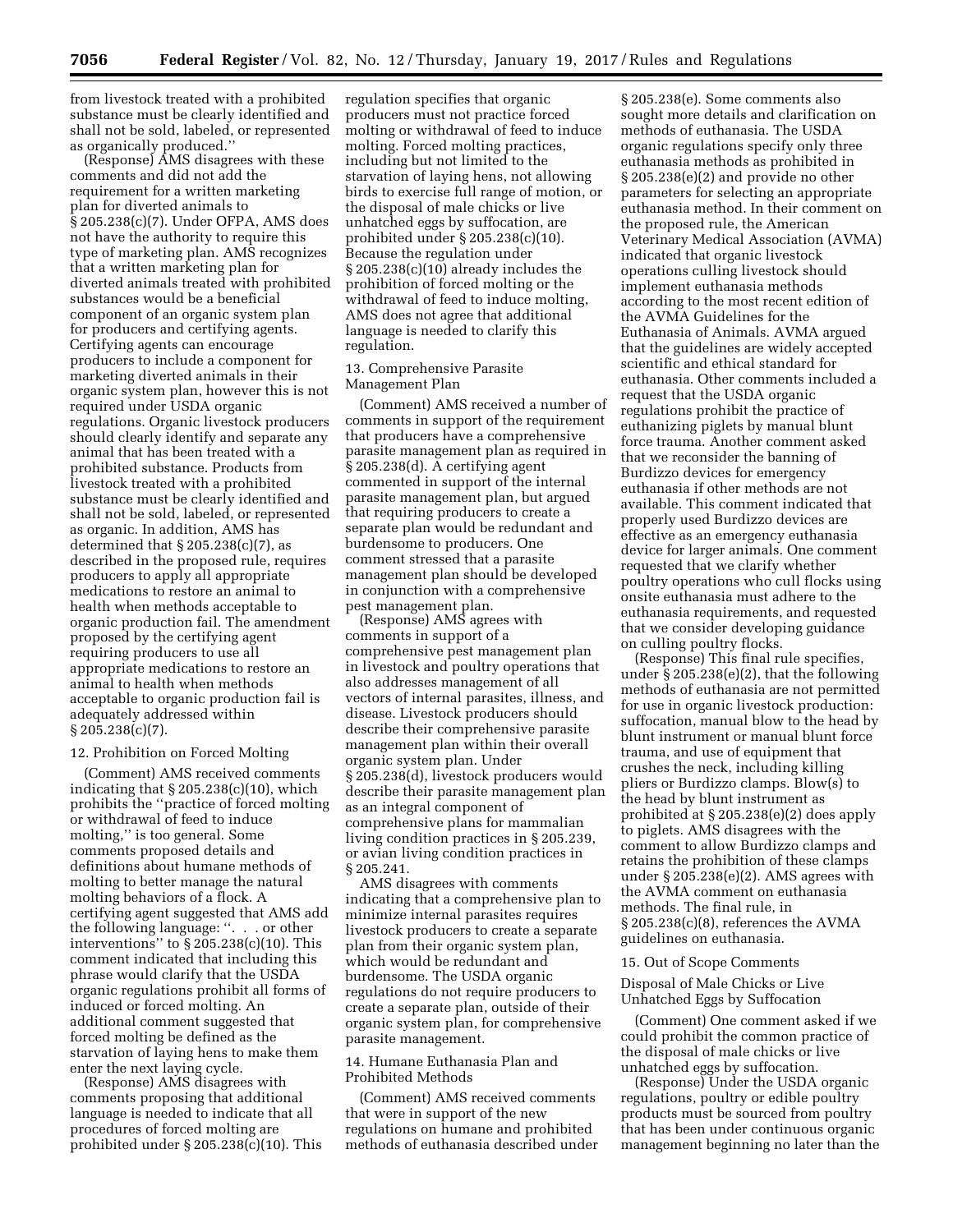from livestock treated with a prohibited substance must be clearly identified and shall not be sold, labeled, or represented as organically produced.''

(Response) AMS disagrees with these comments and did not add the requirement for a written marketing plan for diverted animals to § 205.238(c)(7). Under OFPA, AMS does not have the authority to require this type of marketing plan. AMS recognizes that a written marketing plan for diverted animals treated with prohibited substances would be a beneficial component of an organic system plan for producers and certifying agents. Certifying agents can encourage producers to include a component for marketing diverted animals in their organic system plan, however this is not required under USDA organic regulations. Organic livestock producers should clearly identify and separate any animal that has been treated with a prohibited substance. Products from livestock treated with a prohibited substance must be clearly identified and shall not be sold, labeled, or represented as organic. In addition, AMS has determined that § 205.238(c)(7), as described in the proposed rule, requires producers to apply all appropriate medications to restore an animal to health when methods acceptable to organic production fail. The amendment proposed by the certifying agent requiring producers to use all appropriate medications to restore an animal to health when methods acceptable to organic production fail is adequately addressed within § 205.238(c)(7).

12. Prohibition on Forced Molting

(Comment) AMS received comments indicating that § 205.238(c)(10), which prohibits the ''practice of forced molting or withdrawal of feed to induce molting,'' is too general. Some comments proposed details and definitions about humane methods of molting to better manage the natural molting behaviors of a flock. A certifying agent suggested that AMS add the following language: ''. . . or other interventions'' to § 205.238(c)(10). This comment indicated that including this phrase would clarify that the USDA organic regulations prohibit all forms of induced or forced molting. An additional comment suggested that forced molting be defined as the starvation of laying hens to make them enter the next laying cycle.

(Response) AMS disagrees with comments proposing that additional language is needed to indicate that all procedures of forced molting are prohibited under § 205.238(c)(10). This regulation specifies that organic producers must not practice forced molting or withdrawal of feed to induce molting. Forced molting practices, including but not limited to the starvation of laying hens, not allowing birds to exercise full range of motion, or the disposal of male chicks or live unhatched eggs by suffocation, are prohibited under § 205.238(c)(10). Because the regulation under § 205.238(c)(10) already includes the prohibition of forced molting or the withdrawal of feed to induce molting, AMS does not agree that additional language is needed to clarify this regulation.

13. Comprehensive Parasite Management Plan

(Comment) AMS received a number of comments in support of the requirement that producers have a comprehensive parasite management plan as required in § 205.238(d). A certifying agent commented in support of the internal parasite management plan, but argued that requiring producers to create a separate plan would be redundant and burdensome to producers. One comment stressed that a parasite management plan should be developed in conjunction with a comprehensive pest management plan.

(Response) AMS agrees with comments in support of a comprehensive pest management plan in livestock and poultry operations that also addresses management of all vectors of internal parasites, illness, and disease. Livestock producers should describe their comprehensive parasite management plan within their overall organic system plan. Under § 205.238(d), livestock producers would describe their parasite management plan as an integral component of comprehensive plans for mammalian living condition practices in § 205.239, or avian living condition practices in § 205.241.

AMS disagrees with comments indicating that a comprehensive plan to minimize internal parasites requires livestock producers to create a separate plan from their organic system plan, which would be redundant and burdensome. The USDA organic regulations do not require producers to create a separate plan, outside of their organic system plan, for comprehensive parasite management.

14. Humane Euthanasia Plan and Prohibited Methods

(Comment) AMS received comments that were in support of the new regulations on humane and prohibited methods of euthanasia described under § 205.238(e). Some comments also sought more details and clarification on methods of euthanasia. The USDA organic regulations specify only three euthanasia methods as prohibited in § 205.238(e)(2) and provide no other parameters for selecting an appropriate euthanasia method. In their comment on the proposed rule, the American Veterinary Medical Association (AVMA) indicated that organic livestock operations culling livestock should implement euthanasia methods according to the most recent edition of the AVMA Guidelines for the Euthanasia of Animals. AVMA argued that the guidelines are widely accepted scientific and ethical standard for euthanasia. Other comments included a request that the USDA organic regulations prohibit the practice of euthanizing piglets by manual blunt force trauma. Another comment asked that we reconsider the banning of Burdizzo devices for emergency euthanasia if other methods are not available. This comment indicated that properly used Burdizzo devices are effective as an emergency euthanasia device for larger animals. One comment requested that we clarify whether poultry operations who cull flocks using onsite euthanasia must adhere to the euthanasia requirements, and requested that we consider developing guidance on culling poultry flocks.

(Response) This final rule specifies, under § 205.238(e)(2), that the following methods of euthanasia are not permitted for use in organic livestock production: suffocation, manual blow to the head by blunt instrument or manual blunt force trauma, and use of equipment that crushes the neck, including killing pliers or Burdizzo clamps. Blow(s) to the head by blunt instrument as prohibited at § 205.238(e)(2) does apply to piglets. AMS disagrees with the comment to allow Burdizzo clamps and retains the prohibition of these clamps under § 205.238(e)(2). AMS agrees with the AVMA comment on euthanasia methods. The final rule, in § 205.238(c)(8), references the AVMA guidelines on euthanasia.

15. Out of Scope Comments

Disposal of Male Chicks or Live Unhatched Eggs by Suffocation

(Comment) One comment asked if we could prohibit the common practice of the disposal of male chicks or live unhatched eggs by suffocation.

(Response) Under the USDA organic regulations, poultry or edible poultry products must be sourced from poultry that has been under continuous organic management beginning no later than the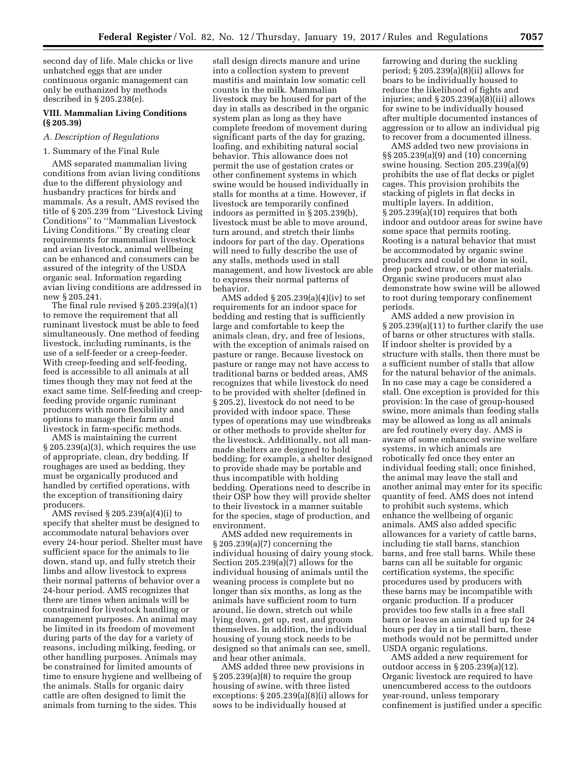second day of life. Male chicks or live unhatched eggs that are under continuous organic management can only be euthanized by methods described in § 205.238(e).

## VIII. Mammalian Living Conditions (§ 205.39)

### A. Description of Regulations

#### 1. Summary of the Final Rule

AMS separated mammalian living conditions from avian living conditions due to the different physiology and husbandry practices for birds and mammals. As a result, AMS revised the title of § 205.239 from ''Livestock Living Conditions'' to ''Mammalian Livestock Living Conditions.'' By creating clear requirements for mammalian livestock and avian livestock, animal wellbeing can be enhanced and consumers can be assured of the integrity of the USDA organic seal. Information regarding avian living conditions are addressed in new § 205.241.

The final rule revised § 205.239(a)(1) to remove the requirement that all ruminant livestock must be able to feed simultaneously. One method of feeding livestock, including ruminants, is the use of a self-feeder or a creep-feeder. With creep-feeding and self-feeding, feed is accessible to all animals at all times though they may not feed at the exact same time. Self-feeding and creep-feeding provide organic ruminant producers with more flexibility and options to manage their farm and livestock in farm-specific methods.

AMS is maintaining the current § 205.239(a)(3), which requires the use of appropriate, clean, dry bedding. If roughages are used as bedding, they must be organically produced and handled by certified operations, with the exception of transitioning dairy producers.

AMS revised § 205.239(a)(4)(i) to specify that shelter must be designed to accommodate natural behaviors over every 24-hour period. Shelter must have sufficient space for the animals to lie down, stand up, and fully stretch their limbs and allow livestock to express their normal patterns of behavior over a 24-hour period. AMS recognizes that there are times when animals will be constrained for livestock handling or management purposes. An animal may be limited in its freedom of movement during parts of the day for a variety of reasons, including milking, feeding, or other handling purposes. Animals may be constrained for limited amounts of time to ensure hygiene and wellbeing of the animals. Stalls for organic dairy cattle are often designed to limit the animals from turning to the sides. This stall design directs manure and urine into a collection system to prevent mastitis and maintain low somatic cell counts in the milk. Mammalian livestock may be housed for part of the day in stalls as described in the organic system plan as long as they have complete freedom of movement during significant parts of the day for grazing, loafing, and exhibiting natural social behavior. This allowance does not permit the use of gestation crates or other confinement systems in which swine would be housed individually in stalls for months at a time. However, if livestock are temporarily confined indoors as permitted in § 205.239(b), livestock must be able to move around, turn around, and stretch their limbs indoors for part of the day. Operations will need to fully describe the use of any stalls, methods used in stall management, and how livestock are able to express their normal patterns of behavior.

AMS added § 205.239(a)(4)(iv) to set requirements for an indoor space for bedding and resting that is sufficiently large and comfortable to keep the animals clean, dry, and free of lesions, with the exception of animals raised on pasture or range. Because livestock on pasture or range may not have access to traditional barns or bedded areas, AMS recognizes that while livestock do need to be provided with shelter (defined in § 205.2), livestock do not need to be provided with indoor space. These types of operations may use windbreaks or other methods to provide shelter for the livestock. Additionally, not all man-made shelters are designed to hold bedding; for example, a shelter designed to provide shade may be portable and thus incompatible with holding bedding. Operations need to describe in their OSP how they will provide shelter to their livestock in a manner suitable for the species, stage of production, and environment.

AMS added new requirements in § 205.239(a)(7) concerning the individual housing of dairy young stock. Section 205.239(a)(7) allows for the individual housing of animals until the weaning process is complete but no longer than six months, as long as the animals have sufficient room to turn around, lie down, stretch out while lying down, get up, rest, and groom themselves. In addition, the individual housing of young stock needs to be designed so that animals can see, smell, and hear other animals.

AMS added three new provisions in § 205.239(a)(8) to require the group housing of swine, with three listed exceptions: § 205.239(a)(8)(i) allows for sows to be individually housed at farrowing and during the suckling period; § 205.239(a)(8)(ii) allows for boars to be individually housed to reduce the likelihood of fights and injuries; and § 205.239(a)(8)(iii) allows for swine to be individually housed after multiple documented instances of aggression or to allow an individual pig to recover from a documented illness.

AMS added two new provisions in §§ 205.239(a)(9) and (10) concerning swine housing. Section 205.239(a)(9) prohibits the use of flat decks or piglet cages. This provision prohibits the stacking of piglets in flat decks in multiple layers. In addition, § 205.239(a)(10) requires that both indoor and outdoor areas for swine have some space that permits rooting. Rooting is a natural behavior that must be accommodated by organic swine producers and could be done in soil, deep packed straw, or other materials. Organic swine producers must also demonstrate how swine will be allowed to root during temporary confinement periods.

AMS added a new provision in § 205.239(a)(11) to further clarify the use of barns or other structures with stalls. If indoor shelter is provided by a structure with stalls, then there must be a sufficient number of stalls that allow for the natural behavior of the animals. In no case may a cage be considered a stall. One exception is provided for this provision: In the case of group-housed swine, more animals than feeding stalls may be allowed as long as all animals are fed routinely every day. AMS is aware of some enhanced swine welfare systems, in which animals are robotically fed once they enter an individual feeding stall; once finished, the animal may leave the stall and another animal may enter for its specific quantity of feed. AMS does not intend to prohibit such systems, which enhance the wellbeing of organic animals. AMS also added specific allowances for a variety of cattle barns, including tie stall barns, stanchion barns, and free stall barns. While these barns can all be suitable for organic certification systems, the specific procedures used by producers with these barns may be incompatible with organic production. If a producer provides too few stalls in a free stall barn or leaves an animal tied up for 24 hours per day in a tie stall barn, these methods would not be permitted under USDA organic regulations.

AMS added a new requirement for outdoor access in § 205.239(a)(12). Organic livestock are required to have unencumbered access to the outdoors year-round, unless temporary confinement is justified under a specific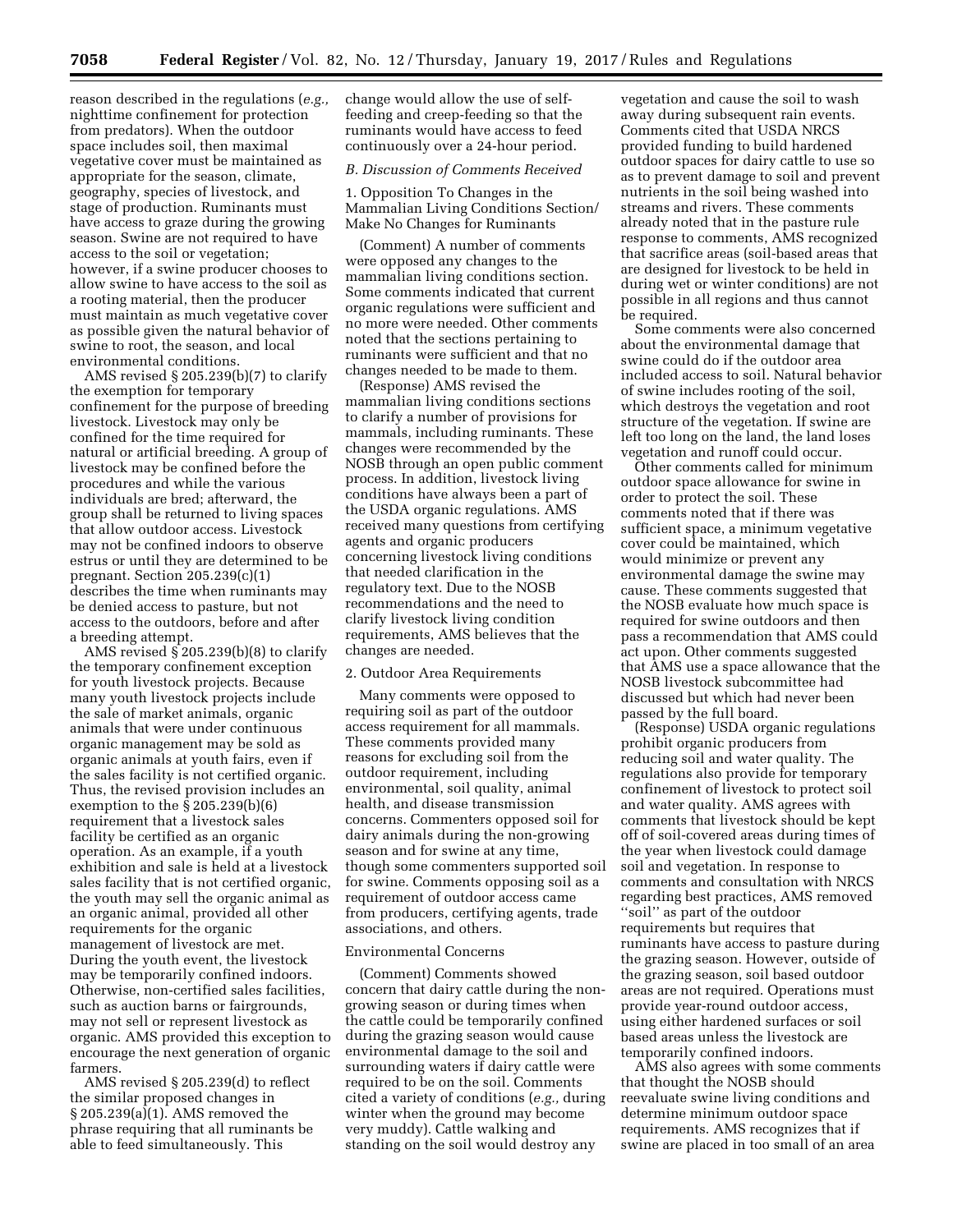reason described in the regulations (*e.g.,* nighttime confinement for protection from predators). When the outdoor space includes soil, then maximal vegetative cover must be maintained as appropriate for the season, climate, geography, species of livestock, and stage of production. Ruminants must have access to graze during the growing season. Swine are not required to have access to the soil or vegetation; however, if a swine producer chooses to allow swine to have access to the soil as a rooting material, then the producer must maintain as much vegetative cover as possible given the natural behavior of swine to root, the season, and local environmental conditions.

AMS revised § 205.239(b)(7) to clarify the exemption for temporary confinement for the purpose of breeding livestock. Livestock may only be confined for the time required for natural or artificial breeding. A group of livestock may be confined before the procedures and while the various individuals are bred; afterward, the group shall be returned to living spaces that allow outdoor access. Livestock may not be confined indoors to observe estrus or until they are determined to be pregnant. Section 205.239(c)(1) describes the time when ruminants may be denied access to pasture, but not access to the outdoors, before and after a breeding attempt.

AMS revised § 205.239(b)(8) to clarify the temporary confinement exception for youth livestock projects. Because many youth livestock projects include the sale of market animals, organic animals that were under continuous organic management may be sold as organic animals at youth fairs, even if the sales facility is not certified organic. Thus, the revised provision includes an exemption to the § 205.239(b)(6) requirement that a livestock sales facility be certified as an organic operation. As an example, if a youth exhibition and sale is held at a livestock sales facility that is not certified organic, the youth may sell the organic animal as an organic animal, provided all other requirements for the organic management of livestock are met. During the youth event, the livestock may be temporarily confined indoors. Otherwise, non-certified sales facilities, such as auction barns or fairgrounds, may not sell or represent livestock as organic. AMS provided this exception to encourage the next generation of organic farmers.

AMS revised § 205.239(d) to reflect the similar proposed changes in § 205.239(a)(1). AMS removed the phrase requiring that all ruminants be able to feed simultaneously. This change would allow the use of self-feeding and creep-feeding so that the ruminants would have access to feed continuously over a 24-hour period.

### *B. Discussion of Comments Received*

#### 1. Opposition To Changes in the Mammalian Living Conditions Section/Make No Changes for Ruminants

(Comment) A number of comments were opposed any changes to the mammalian living conditions section. Some comments indicated that current organic regulations were sufficient and no more were needed. Other comments noted that the sections pertaining to ruminants were sufficient and that no changes needed to be made to them.

(Response) AMS revised the mammalian living conditions sections to clarify a number of provisions for mammals, including ruminants. These changes were recommended by the NOSB through an open public comment process. In addition, livestock living conditions have always been a part of the USDA organic regulations. AMS received many questions from certifying agents and organic producers concerning livestock living conditions that needed clarification in the regulatory text. Due to the NOSB recommendations and the need to clarify livestock living condition requirements, AMS believes that the changes are needed.

#### 2. Outdoor Area Requirements

Many comments were opposed to requiring soil as part of the outdoor access requirement for all mammals. These comments provided many reasons for excluding soil from the outdoor requirement, including environmental, soil quality, animal health, and disease transmission concerns. Commenters opposed soil for dairy animals during the non-growing season and for swine at any time, though some commenters supported soil for swine. Comments opposing soil as a requirement of outdoor access came from producers, certifying agents, trade associations, and others.

#### Environmental Concerns

(Comment) Comments showed concern that dairy cattle during the non-growing season or during times when the cattle could be temporarily confined during the grazing season would cause environmental damage to the soil and surrounding waters if dairy cattle were required to be on the soil. Comments cited a variety of conditions (*e.g.,* during winter when the ground may become very muddy). Cattle walking and standing on the soil would destroy any vegetation and cause the soil to wash away during subsequent rain events. Comments cited that USDA NRCS provided funding to build hardened outdoor spaces for dairy cattle to use so as to prevent damage to soil and prevent nutrients in the soil being washed into streams and rivers. These comments already noted that in the pasture rule response to comments, AMS recognized that sacrifice areas (soil-based areas that are designed for livestock to be held in during wet or winter conditions) are not possible in all regions and thus cannot be required.

Some comments were also concerned about the environmental damage that swine could do if the outdoor area included access to soil. Natural behavior of swine includes rooting of the soil, which destroys the vegetation and root structure of the vegetation. If swine are left too long on the land, the land loses vegetation and runoff could occur.

Other comments called for minimum outdoor space allowance for swine in order to protect the soil. These comments noted that if there was sufficient space, a minimum vegetative cover could be maintained, which would minimize or prevent any environmental damage the swine may cause. These comments suggested that the NOSB evaluate how much space is required for swine outdoors and then pass a recommendation that AMS could act upon. Other comments suggested that AMS use a space allowance that the NOSB livestock subcommittee had discussed but which had never been passed by the full board.

(Response) USDA organic regulations prohibit organic producers from reducing soil and water quality. The regulations also provide for temporary confinement of livestock to protect soil and water quality. AMS agrees with comments that livestock should be kept off of soil-covered areas during times of the year when livestock could damage soil and vegetation. In response to comments and consultation with NRCS regarding best practices, AMS removed "soil" as part of the outdoor requirements but requires that ruminants have access to pasture during the grazing season. However, outside of the grazing season, soil based outdoor areas are not required. Operations must provide year-round outdoor access, using either hardened surfaces or soil based areas unless the livestock are temporarily confined indoors.

AMS also agrees with some comments that thought the NOSB should reevaluate swine living conditions and determine minimum outdoor space requirements. AMS recognizes that if swine are placed in too small of an area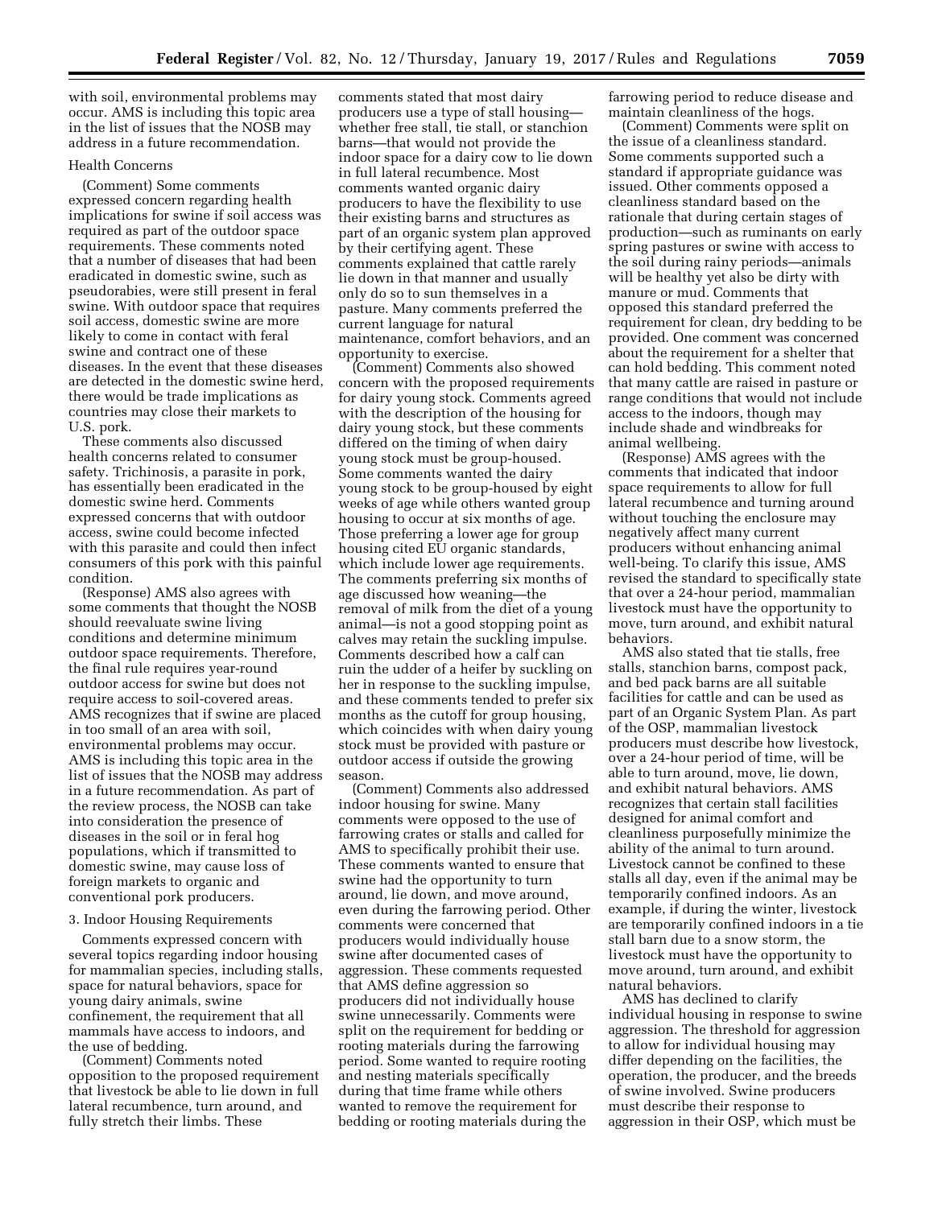with soil, environmental problems may occur. AMS is including this topic area in the list of issues that the NOSB may address in a future recommendation.

Health Concerns

(Comment) Some comments expressed concern regarding health implications for swine if soil access was required as part of the outdoor space requirements. These comments noted that a number of diseases that had been eradicated in domestic swine, such as pseudorabies, were still present in feral swine. With outdoor space that requires soil access, domestic swine are more likely to come in contact with feral swine and contract one of these diseases. In the event that these diseases are detected in the domestic swine herd, there would be trade implications as countries may close their markets to U.S. pork.

These comments also discussed health concerns related to consumer safety. Trichinosis, a parasite in pork, has essentially been eradicated in the domestic swine herd. Comments expressed concerns that with outdoor access, swine could become infected with this parasite and could then infect consumers of this pork with this painful condition.

(Response) AMS also agrees with some comments that thought the NOSB should reevaluate swine living conditions and determine minimum outdoor space requirements. Therefore, the final rule requires year-round outdoor access for swine but does not require access to soil-covered areas. AMS recognizes that if swine are placed in too small of an area with soil, environmental problems may occur. AMS is including this topic area in the list of issues that the NOSB may address in a future recommendation. As part of the review process, the NOSB can take into consideration the presence of diseases in the soil or in feral hog populations, which if transmitted to domestic swine, may cause loss of foreign markets to organic and conventional pork producers.

3. Indoor Housing Requirements

Comments expressed concern with several topics regarding indoor housing for mammalian species, including stalls, space for natural behaviors, space for young dairy animals, swine confinement, the requirement that all mammals have access to indoors, and the use of bedding.

(Comment) Comments noted opposition to the proposed requirement that livestock be able to lie down in full lateral recumbence, turn around, and fully stretch their limbs. These comments stated that most dairy producers use a type of stall housing—whether free stall, tie stall, or stanchion barns—that would not provide the indoor space for a dairy cow to lie down in full lateral recumbence. Most comments wanted organic dairy producers to have the flexibility to use their existing barns and structures as part of an organic system plan approved by their certifying agent. These comments explained that cattle rarely lie down in that manner and usually only do so to sun themselves in a pasture. Many comments preferred the current language for natural maintenance, comfort behaviors, and an opportunity to exercise.

(Comment) Comments also showed concern with the proposed requirements for dairy young stock. Comments agreed with the description of the housing for dairy young stock, but these comments differed on the timing of when dairy young stock must be group-housed. Some comments wanted the dairy young stock to be group-housed by eight weeks of age while others wanted group housing to occur at six months of age. Those preferring a lower age for group housing cited EU organic standards, which include lower age requirements. The comments preferring six months of age discussed how weaning—the removal of milk from the diet of a young animal—is not a good stopping point as calves may retain the suckling impulse. Comments described how a calf can ruin the udder of a heifer by suckling on her in response to the suckling impulse, and these comments tended to prefer six months as the cutoff for group housing, which coincides with when dairy young stock must be provided with pasture or outdoor access if outside the growing season.

(Comment) Comments also addressed indoor housing for swine. Many comments were opposed to the use of farrowing crates or stalls and called for AMS to specifically prohibit their use. These comments wanted to ensure that swine had the opportunity to turn around, lie down, and move around, even during the farrowing period. Other comments were concerned that producers would individually house swine after documented cases of aggression. These comments requested that AMS define aggression so producers did not individually house swine unnecessarily. Comments were split on the requirement for bedding or rooting materials during the farrowing period. Some wanted to require rooting and nesting materials specifically during that time frame while others wanted to remove the requirement for bedding or rooting materials during the farrowing period to reduce disease and maintain cleanliness of the hogs.

(Comment) Comments were split on the issue of a cleanliness standard. Some comments supported such a standard if appropriate guidance was issued. Other comments opposed a cleanliness standard based on the rationale that during certain stages of production—such as ruminants on early spring pastures or swine with access to the soil during rainy periods—animals will be healthy yet also be dirty with manure or mud. Comments that opposed this standard preferred the requirement for clean, dry bedding to be provided. One comment was concerned about the requirement for a shelter that can hold bedding. This comment noted that many cattle are raised in pasture or range conditions that would not include access to the indoors, though may include shade and windbreaks for animal wellbeing.

(Response) AMS agrees with the comments that indicated that indoor space requirements to allow for full lateral recumbence and turning around without touching the enclosure may negatively affect many current producers without enhancing animal well-being. To clarify this issue, AMS revised the standard to specifically state that over a 24-hour period, mammalian livestock must have the opportunity to move, turn around, and exhibit natural behaviors.

AMS also stated that tie stalls, free stalls, stanchion barns, compost pack, and bed pack barns are all suitable facilities for cattle and can be used as part of an Organic System Plan. As part of the OSP, mammalian livestock producers must describe how livestock, over a 24-hour period of time, will be able to turn around, move, lie down, and exhibit natural behaviors. AMS recognizes that certain stall facilities designed for animal comfort and cleanliness purposefully minimize the ability of the animal to turn around. Livestock cannot be confined to these stalls all day, even if the animal may be temporarily confined indoors. As an example, if during the winter, livestock are temporarily confined indoors in a tie stall barn due to a snow storm, the livestock must have the opportunity to move around, turn around, and exhibit natural behaviors.

AMS has declined to clarify individual housing in response to swine aggression. The threshold for aggression to allow for individual housing may differ depending on the facilities, the operation, the producer, and the breeds of swine involved. Swine producers must describe their response to aggression in their OSP, which must be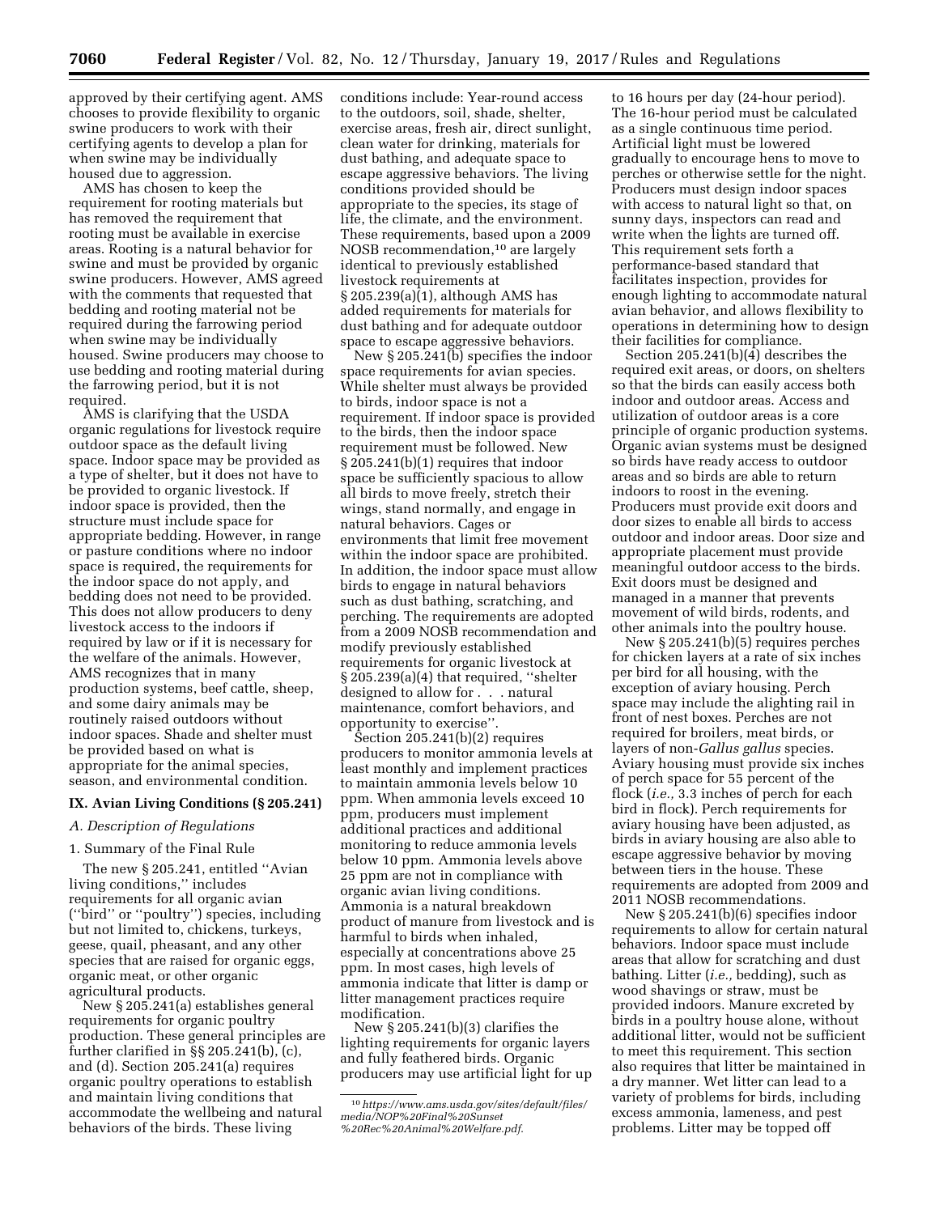approved by their certifying agent. AMS chooses to provide flexibility to organic swine producers to work with their certifying agents to develop a plan for when swine may be individually housed due to aggression.

AMS has chosen to keep the requirement for rooting materials but has removed the requirement that rooting must be available in exercise areas. Rooting is a natural behavior for swine and must be provided by organic swine producers. However, AMS agreed with the comments that requested that bedding and rooting material not be required during the farrowing period when swine may be individually housed. Swine producers may choose to use bedding and rooting material during the farrowing period, but it is not required.

AMS is clarifying that the USDA organic regulations for livestock require outdoor space as the default living space. Indoor space may be provided as a type of shelter, but it does not have to be provided to organic livestock. If indoor space is provided, then the structure must include space for appropriate bedding. However, in range or pasture conditions where no indoor space is required, the requirements for the indoor space do not apply, and bedding does not need to be provided. This does not allow producers to deny livestock access to the indoors if required by law or if it is necessary for the welfare of the animals. However, AMS recognizes that in many production systems, beef cattle, sheep, and some dairy animals may be routinely raised outdoors without indoor spaces. Shade and shelter must be provided based on what is appropriate for the animal species, season, and environmental condition.

## IX. Avian Living Conditions (§ 205.241)

### *A. Description of Regulations*

#### 1. Summary of the Final Rule

The new § 205.241, entitled ''Avian living conditions,'' includes requirements for all organic avian (''bird'' or ''poultry'') species, including but not limited to, chickens, turkeys, geese, quail, pheasant, and any other species that are raised for organic eggs, organic meat, or other organic agricultural products.

New § 205.241(a) establishes general requirements for organic poultry production. These general principles are further clarified in §§ 205.241(b), (c), and (d). Section 205.241(a) requires organic poultry operations to establish and maintain living conditions that accommodate the wellbeing and natural behaviors of the birds. These living conditions include: Year-round access to the outdoors, soil, shade, shelter, exercise areas, fresh air, direct sunlight, clean water for drinking, materials for dust bathing, and adequate space to escape aggressive behaviors. The living conditions provided should be appropriate to the species, its stage of life, the climate, and the environment. These requirements, based upon a 2009 NOSB recommendation,[10] are largely identical to previously established livestock requirements at § 205.239(a)(1), although AMS has added requirements for materials for dust bathing and for adequate outdoor space to escape aggressive behaviors.

New § 205.241(b) specifies the indoor space requirements for avian species. While shelter must always be provided to birds, indoor space is not a requirement. If indoor space is provided to the birds, then the indoor space requirement must be followed. New § 205.241(b)(1) requires that indoor space be sufficiently spacious to allow all birds to move freely, stretch their wings, stand normally, and engage in natural behaviors. Cages or environments that limit free movement within the indoor space are prohibited. In addition, the indoor space must allow birds to engage in natural behaviors such as dust bathing, scratching, and perching. The requirements are adopted from a 2009 NOSB recommendation and modify previously established requirements for organic livestock at § 205.239(a)(4) that required, ''shelter designed to allow for . . . natural maintenance, comfort behaviors, and opportunity to exercise''.

Section 205.241(b)(2) requires producers to monitor ammonia levels at least monthly and implement practices to maintain ammonia levels below 10 ppm. When ammonia levels exceed 10 ppm, producers must implement additional practices and additional monitoring to reduce ammonia levels below 10 ppm. Ammonia levels above 25 ppm are not in compliance with organic avian living conditions. Ammonia is a natural breakdown product of manure from livestock and is harmful to birds when inhaled, especially at concentrations above 25 ppm. In most cases, high levels of ammonia indicate that litter is damp or litter management practices require modification.

New § 205.241(b)(3) clarifies the lighting requirements for organic layers and fully feathered birds. Organic producers may use artificial light for up to 16 hours per day (24-hour period). The 16-hour period must be calculated as a single continuous time period. Artificial light must be lowered gradually to encourage hens to move to perches or otherwise settle for the night. Producers must design indoor spaces with access to natural light so that, on sunny days, inspectors can read and write when the lights are turned off. This requirement sets forth a performance-based standard that facilitates inspection, provides for enough lighting to accommodate natural avian behavior, and allows flexibility to operations in determining how to design their facilities for compliance.

Section 205.241(b)(4) describes the required exit areas, or doors, on shelters so that the birds can easily access both indoor and outdoor areas. Access and utilization of outdoor areas is a core principle of organic production systems. Organic avian systems must be designed so birds have ready access to outdoor areas and so birds are able to return indoors to roost in the evening. Producers must provide exit doors and door sizes to enable all birds to access outdoor and indoor areas. Door size and appropriate placement must provide meaningful outdoor access to the birds. Exit doors must be designed and managed in a manner that prevents movement of wild birds, rodents, and other animals into the poultry house.

New § 205.241(b)(5) requires perches for chicken layers at a rate of six inches per bird for all housing, with the exception of aviary housing. Perch space may include the alighting rail in front of nest boxes. Perches are not required for broilers, meat birds, or layers of non-*Gallus gallus* species. Aviary housing must provide six inches of perch space for 55 percent of the flock (*i.e.,* 3.3 inches of perch for each bird in flock). Perch requirements for aviary housing have been adjusted, as birds in aviary housing are also able to escape aggressive behavior by moving between tiers in the house. These requirements are adopted from 2009 and 2011 NOSB recommendations.

New § 205.241(b)(6) specifies indoor requirements to allow for certain natural behaviors. Indoor space must include areas that allow for scratching and dust bathing. Litter (*i.e.,* bedding), such as wood shavings or straw, must be provided indoors. Manure excreted by birds in a poultry house alone, without additional litter, would not be sufficient to meet this requirement. This section also requires that litter be maintained in a dry manner. Wet litter can lead to a variety of problems for birds, including excess ammonia, lameness, and pest problems. Litter may be topped off

---

[10] *https://www.ams.usda.gov/sites/default/files/media/NOP%20Final%20Sunset%20Rec%20Animal%20Welfare.pdf.*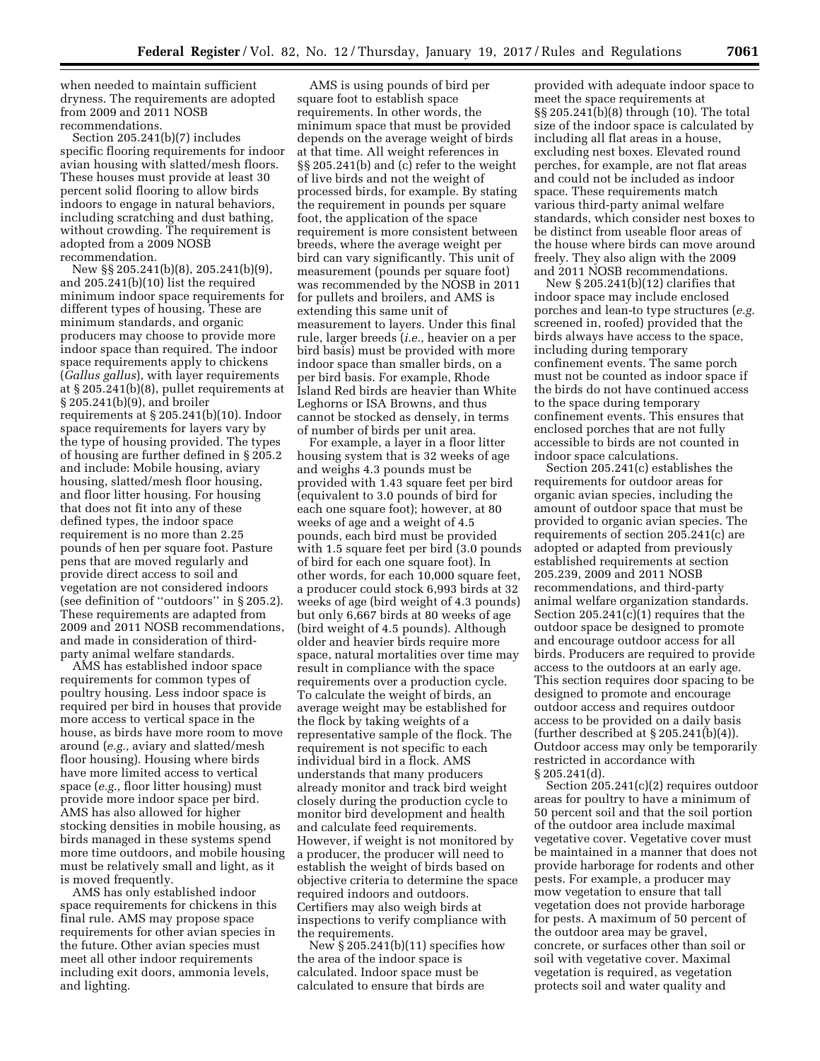when needed to maintain sufficient dryness. The requirements are adopted from 2009 and 2011 NOSB recommendations.

Section 205.241(b)(7) includes specific flooring requirements for indoor avian housing with slatted/mesh floors. These houses must provide at least 30 percent solid flooring to allow birds indoors to engage in natural behaviors, including scratching and dust bathing, without crowding. The requirement is adopted from a 2009 NOSB recommendation.

New §§ 205.241(b)(8), 205.241(b)(9), and 205.241(b)(10) list the required minimum indoor space requirements for different types of housing. These are minimum standards, and organic producers may choose to provide more indoor space than required. The indoor space requirements apply to chickens (*Gallus gallus*), with layer requirements at § 205.241(b)(8), pullet requirements at § 205.241(b)(9), and broiler requirements at § 205.241(b)(10). Indoor space requirements for layers vary by the type of housing provided. The types of housing are further defined in § 205.2 and include: Mobile housing, aviary housing, slatted/mesh floor housing, and floor litter housing. For housing that does not fit into any of these defined types, the indoor space requirement is no more than 2.25 pounds of hen per square foot. Pasture pens that are moved regularly and provide direct access to soil and vegetation are not considered indoors (see definition of "outdoors" in § 205.2). These requirements are adapted from 2009 and 2011 NOSB recommendations, and made in consideration of third-party animal welfare standards.

AMS has established indoor space requirements for common types of poultry housing. Less indoor space is required per bird in houses that provide more access to vertical space in the house, as birds have more room to move around (*e.g.,* aviary and slatted/mesh floor housing). Housing where birds have more limited access to vertical space (*e.g.,* floor litter housing) must provide more indoor space per bird. AMS has also allowed for higher stocking densities in mobile housing, as birds managed in these systems spend more time outdoors, and mobile housing must be relatively small and light, as it is moved frequently.

AMS has only established indoor space requirements for chickens in this final rule. AMS may propose space requirements for other avian species in the future. Other avian species must meet all other indoor requirements including exit doors, ammonia levels, and lighting.

AMS is using pounds of bird per square foot to establish space requirements. In other words, the minimum space that must be provided depends on the average weight of birds at that time. All weight references in §§ 205.241(b) and (c) refer to the weight of live birds and not the weight of processed birds, for example. By stating the requirement in pounds per square foot, the application of the space requirement is more consistent between breeds, where the average weight per bird can vary significantly. This unit of measurement (pounds per square foot) was recommended by the NOSB in 2011 for pullets and broilers, and AMS is extending this same unit of measurement to layers. Under this final rule, larger breeds (*i.e.,* heavier on a per bird basis) must be provided with more indoor space than smaller birds, on a per bird basis. For example, Rhode Island Red birds are heavier than White Leghorns or ISA Browns, and thus cannot be stocked as densely, in terms of number of birds per unit area.

For example, a layer in a floor litter housing system that is 32 weeks of age and weighs 4.3 pounds must be provided with 1.43 square feet per bird (equivalent to 3.0 pounds of bird for each one square foot); however, at 80 weeks of age and a weight of 4.5 pounds, each bird must be provided with 1.5 square feet per bird (3.0 pounds of bird for each one square foot). In other words, for each 10,000 square feet, a producer could stock 6,993 birds at 32 weeks of age (bird weight of 4.3 pounds) but only 6,667 birds at 80 weeks of age (bird weight of 4.5 pounds). Although older and heavier birds require more space, natural mortalities over time may result in compliance with the space requirements over a production cycle. To calculate the weight of birds, an average weight may be established for the flock by taking weights of a representative sample of the flock. The requirement is not specific to each individual bird in a flock. AMS understands that many producers already monitor and track bird weight closely during the production cycle to monitor bird development and health and calculate feed requirements. However, if weight is not monitored by a producer, the producer will need to establish the weight of birds based on objective criteria to determine the space required indoors and outdoors. Certifiers may also weigh birds at inspections to verify compliance with the requirements.

New § 205.241(b)(11) specifies how the area of the indoor space is calculated. Indoor space must be calculated to ensure that birds are provided with adequate indoor space to meet the space requirements at §§ 205.241(b)(8) through (10). The total size of the indoor space is calculated by including all flat areas in a house, excluding nest boxes. Elevated round perches, for example, are not flat areas and could not be included as indoor space. These requirements match various third-party animal welfare standards, which consider nest boxes to be distinct from useable floor areas of the house where birds can move around freely. They also align with the 2009 and 2011 NOSB recommendations.

New § 205.241(b)(12) clarifies that indoor space may include enclosed porches and lean-to type structures (*e.g.* screened in, roofed) provided that the birds always have access to the space, including during temporary confinement events. The same porch must not be counted as indoor space if the birds do not have continued access to the space during temporary confinement events. This ensures that enclosed porches that are not fully accessible to birds are not counted in indoor space calculations.

Section 205.241(c) establishes the requirements for outdoor areas for organic avian species, including the amount of outdoor space that must be provided to organic avian species. The requirements of section 205.241(c) are adopted or adapted from previously established requirements at section 205.239, 2009 and 2011 NOSB recommendations, and third-party animal welfare organization standards. Section 205.241(c)(1) requires that the outdoor space be designed to promote and encourage outdoor access for all birds. Producers are required to provide access to the outdoors at an early age. This section requires door spacing to be designed to promote and encourage outdoor access and requires outdoor access to be provided on a daily basis (further described at § 205.241(b)(4)). Outdoor access may only be temporarily restricted in accordance with § 205.241(d).

Section 205.241(c)(2) requires outdoor areas for poultry to have a minimum of 50 percent soil and that the soil portion of the outdoor area include maximal vegetative cover. Vegetative cover must be maintained in a manner that does not provide harborage for rodents and other pests. For example, a producer may mow vegetation to ensure that tall vegetation does not provide harborage for pests. A maximum of 50 percent of the outdoor area may be gravel, concrete, or surfaces other than soil or soil with vegetative cover. Maximal vegetation is required, as vegetation protects soil and water quality and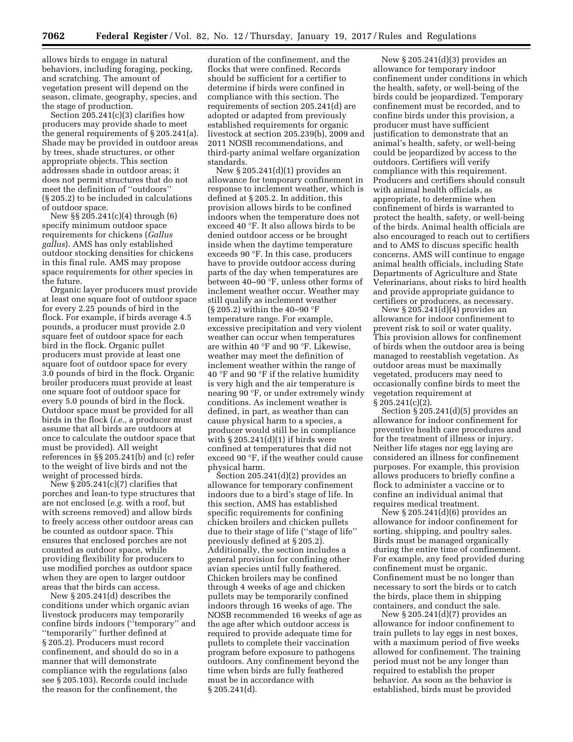allows birds to engage in natural behaviors, including foraging, pecking, and scratching. The amount of vegetation present will depend on the season, climate, geography, species, and the stage of production.

Section 205.241(c)(3) clarifies how producers may provide shade to meet the general requirements of § 205.241(a). Shade may be provided in outdoor areas by trees, shade structures, or other appropriate objects. This section addresses shade in outdoor areas; it does not permit structures that do not meet the definition of ''outdoors'' (§ 205.2) to be included in calculations of outdoor space.

New §§ 205.241(c)(4) through (6) specify minimum outdoor space requirements for chickens (*Gallus gallus*). AMS has only established outdoor stocking densities for chickens in this final rule. AMS may propose space requirements for other species in the future.

Organic layer producers must provide at least one square foot of outdoor space for every 2.25 pounds of bird in the flock. For example, if birds average 4.5 pounds, a producer must provide 2.0 square feet of outdoor space for each bird in the flock. Organic pullet producers must provide at least one square foot of outdoor space for every 3.0 pounds of bird in the flock. Organic broiler producers must provide at least one square foot of outdoor space for every 5.0 pounds of bird in the flock. Outdoor space must be provided for all birds in the flock (*i.e.,* a producer must assume that all birds are outdoors at once to calculate the outdoor space that must be provided). All weight references in §§ 205.241(b) and (c) refer to the weight of live birds and not the weight of processed birds.

New § 205.241(c)(7) clarifies that porches and lean-to type structures that are not enclosed (*e.g.* with a roof, but with screens removed) and allow birds to freely access other outdoor areas can be counted as outdoor space. This ensures that enclosed porches are not counted as outdoor space, while providing flexibility for producers to use modified porches as outdoor space when they are open to larger outdoor areas that the birds can access.

New § 205.241(d) describes the conditions under which organic avian livestock producers may temporarily confine birds indoors (''temporary'' and ''temporarily'' further defined at § 205.2). Producers must record confinement, and should do so in a manner that will demonstrate compliance with the regulations (also see § 205.103). Records could include the reason for the confinement, the duration of the confinement, and the flocks that were confined. Records should be sufficient for a certifier to determine if birds were confined in compliance with this section. The requirements of section 205.241(d) are adopted or adapted from previously established requirements for organic livestock at section 205.239(b), 2009 and 2011 NOSB recommendations, and third-party animal welfare organization standards.

New § 205.241(d)(1) provides an allowance for temporary confinement in response to inclement weather, which is defined at § 205.2. In addition, this provision allows birds to be confined indoors when the temperature does not exceed 40 °F. It also allows birds to be denied outdoor access or be brought inside when the daytime temperature exceeds 90 °F. In this case, producers have to provide outdoor access during parts of the day when temperatures are between 40–90 °F, unless other forms of inclement weather occur. Weather may still qualify as inclement weather (§ 205.2) within the 40–90 °F temperature range. For example, excessive precipitation and very violent weather can occur when temperatures are within 40 °F and 90 °F. Likewise, weather may meet the definition of inclement weather within the range of 40 °F and 90 °F if the relative humidity is very high and the air temperature is nearing 90 °F, or under extremely windy conditions. As inclement weather is defined, in part, as weather than can cause physical harm to a species, a producer would still be in compliance with § 205.241(d)(1) if birds were confined at temperatures that did not exceed 90 °F, if the weather could cause physical harm.

Section 205.241(d)(2) provides an allowance for temporary confinement indoors due to a bird's stage of life. In this section, AMS has established specific requirements for confining chicken broilers and chicken pullets due to their stage of life (''stage of life'' previously defined at § 205.2). Additionally, the section includes a general provision for confining other avian species until fully feathered. Chicken broilers may be confined through 4 weeks of age and chicken pullets may be temporarily confined indoors through 16 weeks of age. The NOSB recommended 16 weeks of age as the age after which outdoor access is required to provide adequate time for pullets to complete their vaccination program before exposure to pathogens outdoors. Any confinement beyond the time when birds are fully feathered must be in accordance with § 205.241(d).

New § 205.241(d)(3) provides an allowance for temporary indoor confinement under conditions in which the health, safety, or well-being of the birds could be jeopardized. Temporary confinement must be recorded, and to confine birds under this provision, a producer must have sufficient justification to demonstrate that an animal's health, safety, or well-being could be jeopardized by access to the outdoors. Certifiers will verify compliance with this requirement. Producers and certifiers should consult with animal health officials, as appropriate, to determine when confinement of birds is warranted to protect the health, safety, or well-being of the birds. Animal health officials are also encouraged to reach out to certifiers and to AMS to discuss specific health concerns. AMS will continue to engage animal health officials, including State Departments of Agriculture and State Veterinarians, about risks to bird health and provide appropriate guidance to certifiers or producers, as necessary.

New § 205.241(d)(4) provides an allowance for indoor confinement to prevent risk to soil or water quality. This provision allows for confinement of birds when the outdoor area is being managed to reestablish vegetation. As outdoor areas must be maximally vegetated, producers may need to occasionally confine birds to meet the vegetation requirement at § 205.241(c)(2).

Section § 205.241(d)(5) provides an allowance for indoor confinement for preventive health care procedures and for the treatment of illness or injury. Neither life stages nor egg laying are considered an illness for confinement purposes. For example, this provision allows producers to briefly confine a flock to administer a vaccine or to confine an individual animal that requires medical treatment.

New § 205.241(d)(6) provides an allowance for indoor confinement for sorting, shipping, and poultry sales. Birds must be managed organically during the entire time of confinement. For example, any feed provided during confinement must be organic. Confinement must be no longer than necessary to sort the birds or to catch the birds, place them in shipping containers, and conduct the sale.

New § 205.241(d)(7) provides an allowance for indoor confinement to train pullets to lay eggs in nest boxes, with a maximum period of five weeks allowed for confinement. The training period must not be any longer than required to establish the proper behavior. As soon as the behavior is established, birds must be provided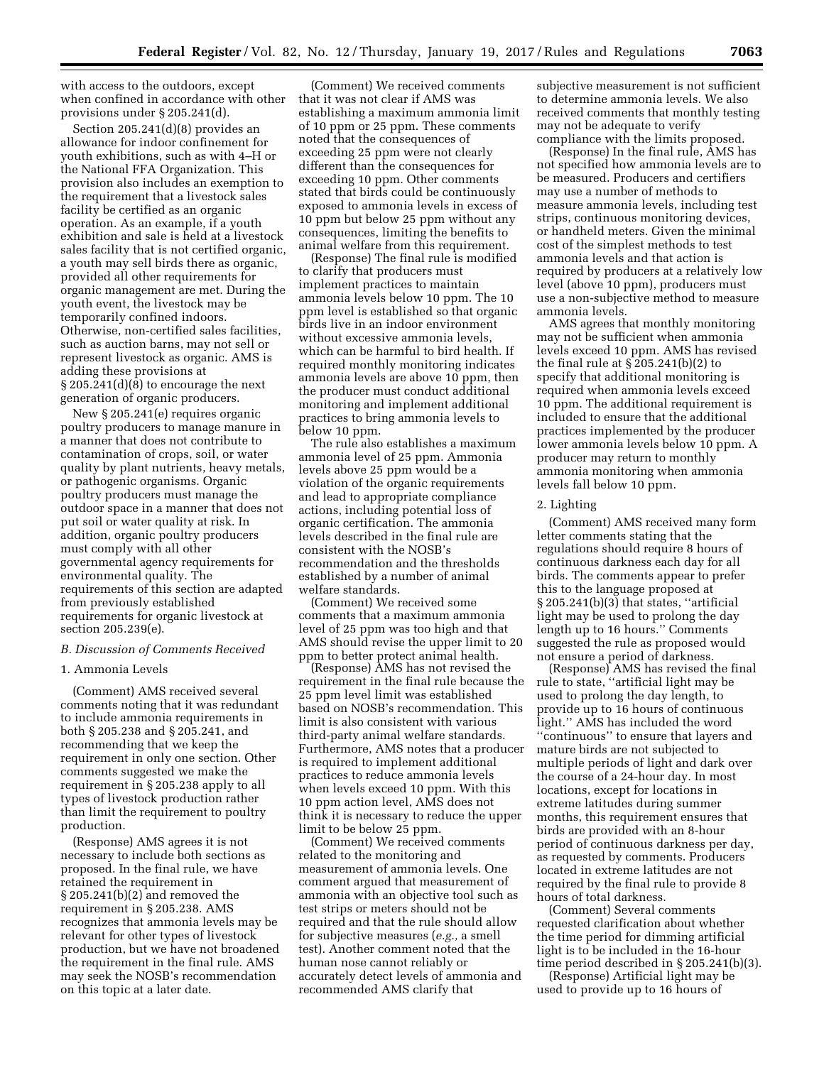with access to the outdoors, except when confined in accordance with other provisions under § 205.241(d).

Section 205.241(d)(8) provides an allowance for indoor confinement for youth exhibitions, such as with 4–H or the National FFA Organization. This provision also includes an exemption to the requirement that a livestock sales facility be certified as an organic operation. As an example, if a youth exhibition and sale is held at a livestock sales facility that is not certified organic, a youth may sell birds there as organic, provided all other requirements for organic management are met. During the youth event, the livestock may be temporarily confined indoors. Otherwise, non-certified sales facilities, such as auction barns, may not sell or represent livestock as organic. AMS is adding these provisions at § 205.241(d)(8) to encourage the next generation of organic producers.

New § 205.241(e) requires organic poultry producers to manage manure in a manner that does not contribute to contamination of crops, soil, or water quality by plant nutrients, heavy metals, or pathogenic organisms. Organic poultry producers must manage the outdoor space in a manner that does not put soil or water quality at risk. In addition, organic poultry producers must comply with all other governmental agency requirements for environmental quality. The requirements of this section are adapted from previously established requirements for organic livestock at section 205.239(e).

### *B. Discussion of Comments Received*

#### 1. Ammonia Levels

(Comment) AMS received several comments noting that it was redundant to include ammonia requirements in both § 205.238 and § 205.241, and recommending that we keep the requirement in only one section. Other comments suggested we make the requirement in § 205.238 apply to all types of livestock production rather than limit the requirement to poultry production.

(Response) AMS agrees it is not necessary to include both sections as proposed. In the final rule, we have retained the requirement in § 205.241(b)(2) and removed the requirement in § 205.238. AMS recognizes that ammonia levels may be relevant for other types of livestock production, but we have not broadened the requirement in the final rule. AMS may seek the NOSB's recommendation on this topic at a later date.

(Comment) We received comments that it was not clear if AMS was establishing a maximum ammonia limit of 10 ppm or 25 ppm. These comments noted that the consequences of exceeding 25 ppm were not clearly different than the consequences for exceeding 10 ppm. Other comments stated that birds could be continuously exposed to ammonia levels in excess of 10 ppm but below 25 ppm without any consequences, limiting the benefits to animal welfare from this requirement.

(Response) The final rule is modified to clarify that producers must implement practices to maintain ammonia levels below 10 ppm. The 10 ppm level is established so that organic birds live in an indoor environment without excessive ammonia levels, which can be harmful to bird health. If required monthly monitoring indicates ammonia levels are above 10 ppm, then the producer must conduct additional monitoring and implement additional practices to bring ammonia levels to below 10 ppm.

The rule also establishes a maximum ammonia level of 25 ppm. Ammonia levels above 25 ppm would be a violation of the organic requirements and lead to appropriate compliance actions, including potential loss of organic certification. The ammonia levels described in the final rule are consistent with the NOSB's recommendation and the thresholds established by a number of animal welfare standards.

(Comment) We received some comments that a maximum ammonia level of 25 ppm was too high and that AMS should revise the upper limit to 20 ppm to better protect animal health.

(Response) AMS has not revised the requirement in the final rule because the 25 ppm level limit was established based on NOSB's recommendation. This limit is also consistent with various third-party animal welfare standards. Furthermore, AMS notes that a producer is required to implement additional practices to reduce ammonia levels when levels exceed 10 ppm. With this 10 ppm action level, AMS does not think it is necessary to reduce the upper limit to be below 25 ppm.

(Comment) We received comments related to the monitoring and measurement of ammonia levels. One comment argued that measurement of ammonia with an objective tool such as test strips or meters should not be required and that the rule should allow for subjective measures (*e.g.,* a smell test). Another comment noted that the human nose cannot reliably or accurately detect levels of ammonia and recommended AMS clarify that subjective measurement is not sufficient to determine ammonia levels. We also received comments that monthly testing may not be adequate to verify compliance with the limits proposed.

(Response) In the final rule, AMS has not specified how ammonia levels are to be measured. Producers and certifiers may use a number of methods to measure ammonia levels, including test strips, continuous monitoring devices, or handheld meters. Given the minimal cost of the simplest methods to test ammonia levels and that action is required by producers at a relatively low level (above 10 ppm), producers must use a non-subjective method to measure ammonia levels.

AMS agrees that monthly monitoring may not be sufficient when ammonia levels exceed 10 ppm. AMS has revised the final rule at § 205.241(b)(2) to specify that additional monitoring is required when ammonia levels exceed 10 ppm. The additional requirement is included to ensure that the additional practices implemented by the producer lower ammonia levels below 10 ppm. A producer may return to monthly ammonia monitoring when ammonia levels fall below 10 ppm.

#### 2. Lighting

(Comment) AMS received many form letter comments stating that the regulations should require 8 hours of continuous darkness each day for all birds. The comments appear to prefer this to the language proposed at § 205.241(b)(3) that states, "artificial light may be used to prolong the day length up to 16 hours." Comments suggested the rule as proposed would not ensure a period of darkness.

(Response) AMS has revised the final rule to state, "artificial light may be used to prolong the day length, to provide up to 16 hours of continuous light." AMS has included the word "continuous" to ensure that layers and mature birds are not subjected to multiple periods of light and dark over the course of a 24-hour day. In most locations, except for locations in extreme latitudes during summer months, this requirement ensures that birds are provided with an 8-hour period of continuous darkness per day, as requested by comments. Producers located in extreme latitudes are not required by the final rule to provide 8 hours of total darkness.

(Comment) Several comments requested clarification about whether the time period for dimming artificial light is to be included in the 16-hour time period described in § 205.241(b)(3).

(Response) Artificial light may be used to provide up to 16 hours of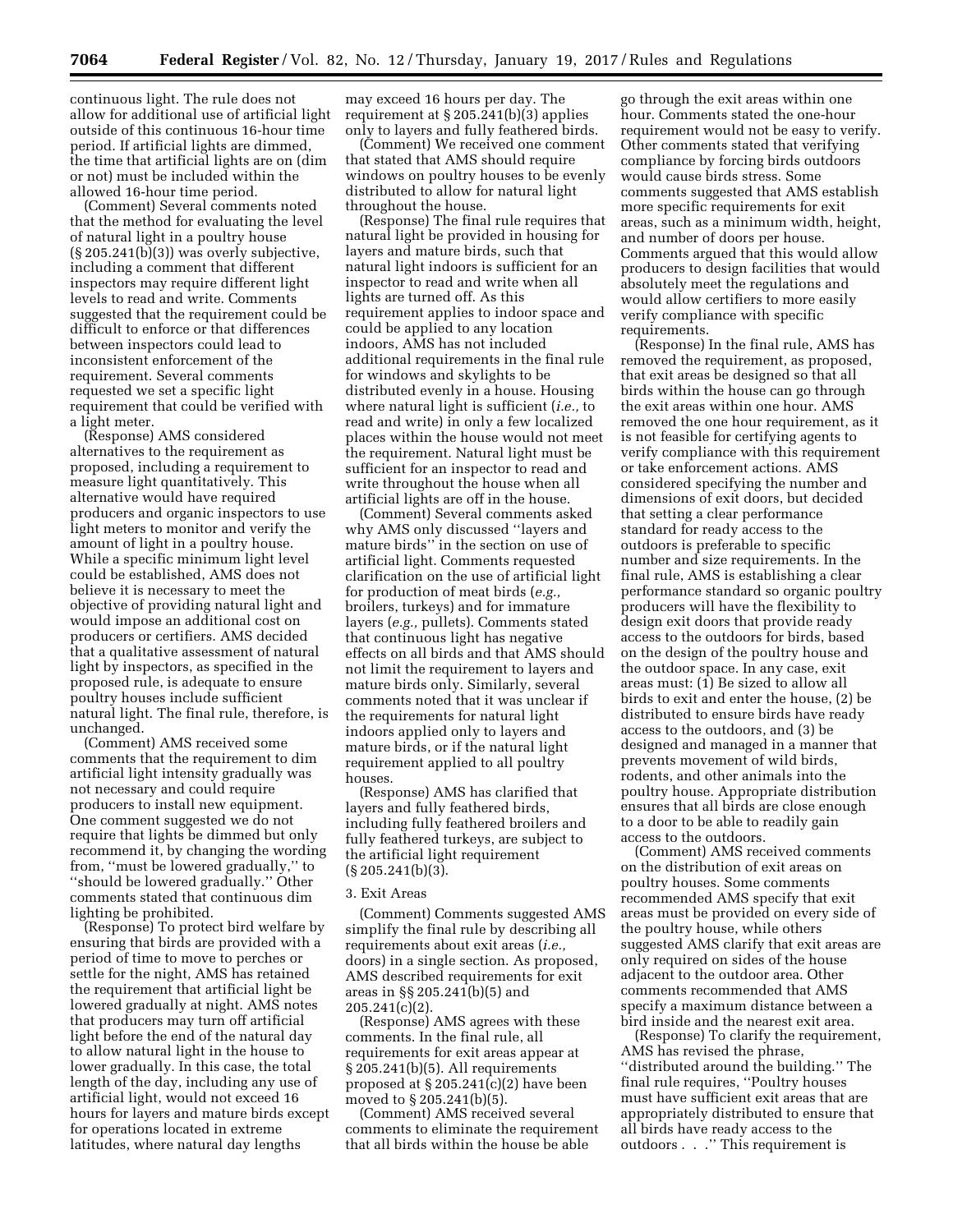continuous light. The rule does not allow for additional use of artificial light outside of this continuous 16-hour time period. If artificial lights are dimmed, the time that artificial lights are on (dim or not) must be included within the allowed 16-hour time period.

(Comment) Several comments noted that the method for evaluating the level of natural light in a poultry house (§ 205.241(b)(3)) was overly subjective, including a comment that different inspectors may require different light levels to read and write. Comments suggested that the requirement could be difficult to enforce or that differences between inspectors could lead to inconsistent enforcement of the requirement. Several comments requested we set a specific light requirement that could be verified with a light meter.

(Response) AMS considered alternatives to the requirement as proposed, including a requirement to measure light quantitatively. This alternative would have required producers and organic inspectors to use light meters to monitor and verify the amount of light in a poultry house. While a specific minimum light level could be established, AMS does not believe it is necessary to meet the objective of providing natural light and would impose an additional cost on producers or certifiers. AMS decided that a qualitative assessment of natural light by inspectors, as specified in the proposed rule, is adequate to ensure poultry houses include sufficient natural light. The final rule, therefore, is unchanged.

(Comment) AMS received some comments that the requirement to dim artificial light intensity gradually was not necessary and could require producers to install new equipment. One comment suggested we do not require that lights be dimmed but only recommend it, by changing the wording from, ''must be lowered gradually,'' to ''should be lowered gradually.'' Other comments stated that continuous dim lighting be prohibited.

(Response) To protect bird welfare by ensuring that birds are provided with a period of time to move to perches or settle for the night, AMS has retained the requirement that artificial light be lowered gradually at night. AMS notes that producers may turn off artificial light before the end of the natural day to allow natural light in the house to lower gradually. In this case, the total length of the day, including any use of artificial light, would not exceed 16 hours for layers and mature birds except for operations located in extreme latitudes, where natural day lengths may exceed 16 hours per day. The requirement at § 205.241(b)(3) applies only to layers and fully feathered birds.

(Comment) We received one comment that stated that AMS should require windows on poultry houses to be evenly distributed to allow for natural light throughout the house.

(Response) The final rule requires that natural light be provided in housing for layers and mature birds, such that natural light indoors is sufficient for an inspector to read and write when all lights are turned off. As this requirement applies to indoor space and could be applied to any location indoors, AMS has not included additional requirements in the final rule for windows and skylights to be distributed evenly in a house. Housing where natural light is sufficient (*i.e.,* to read and write) in only a few localized places within the house would not meet the requirement. Natural light must be sufficient for an inspector to read and write throughout the house when all artificial lights are off in the house.

(Comment) Several comments asked why AMS only discussed ''layers and mature birds'' in the section on use of artificial light. Comments requested clarification on the use of artificial light for production of meat birds (*e.g.,* broilers, turkeys) and for immature layers (*e.g.,* pullets). Comments stated that continuous light has negative effects on all birds and that AMS should not limit the requirement to layers and mature birds only. Similarly, several comments noted that it was unclear if the requirements for natural light indoors applied only to layers and mature birds, or if the natural light requirement applied to all poultry houses.

(Response) AMS has clarified that layers and fully feathered birds, including fully feathered broilers and fully feathered turkeys, are subject to the artificial light requirement (§ 205.241(b)(3).

3. Exit Areas

(Comment) Comments suggested AMS simplify the final rule by describing all requirements about exit areas (*i.e.,* doors) in a single section. As proposed, AMS described requirements for exit areas in §§ 205.241(b)(5) and 205.241(c)(2).

(Response) AMS agrees with these comments. In the final rule, all requirements for exit areas appear at § 205.241(b)(5). All requirements proposed at § 205.241(c)(2) have been moved to § 205.241(b)(5).

(Comment) AMS received several comments to eliminate the requirement that all birds within the house be able go through the exit areas within one hour. Comments stated the one-hour requirement would not be easy to verify. Other comments stated that verifying compliance by forcing birds outdoors would cause birds stress. Some comments suggested that AMS establish more specific requirements for exit areas, such as a minimum width, height, and number of doors per house. Comments argued that this would allow producers to design facilities that would absolutely meet the regulations and would allow certifiers to more easily verify compliance with specific requirements.

(Response) In the final rule, AMS has removed the requirement, as proposed, that exit areas be designed so that all birds within the house can go through the exit areas within one hour. AMS removed the one hour requirement, as it is not feasible for certifying agents to verify compliance with this requirement or take enforcement actions. AMS considered specifying the number and dimensions of exit doors, but decided that setting a clear performance standard for ready access to the outdoors is preferable to specific number and size requirements. In the final rule, AMS is establishing a clear performance standard so organic poultry producers will have the flexibility to design exit doors that provide ready access to the outdoors for birds, based on the design of the poultry house and the outdoor space. In any case, exit areas must: (1) Be sized to allow all birds to exit and enter the house, (2) be distributed to ensure birds have ready access to the outdoors, and (3) be designed and managed in a manner that prevents movement of wild birds, rodents, and other animals into the poultry house. Appropriate distribution ensures that all birds are close enough to a door to be able to readily gain access to the outdoors.

(Comment) AMS received comments on the distribution of exit areas on poultry houses. Some comments recommended AMS specify that exit areas must be provided on every side of the poultry house, while others suggested AMS clarify that exit areas are only required on sides of the house adjacent to the outdoor area. Other comments recommended that AMS specify a maximum distance between a bird inside and the nearest exit area.

(Response) To clarify the requirement, AMS has revised the phrase, ''distributed around the building.'' The final rule requires, ''Poultry houses must have sufficient exit areas that are appropriately distributed to ensure that all birds have ready access to the outdoors . . .'' This requirement is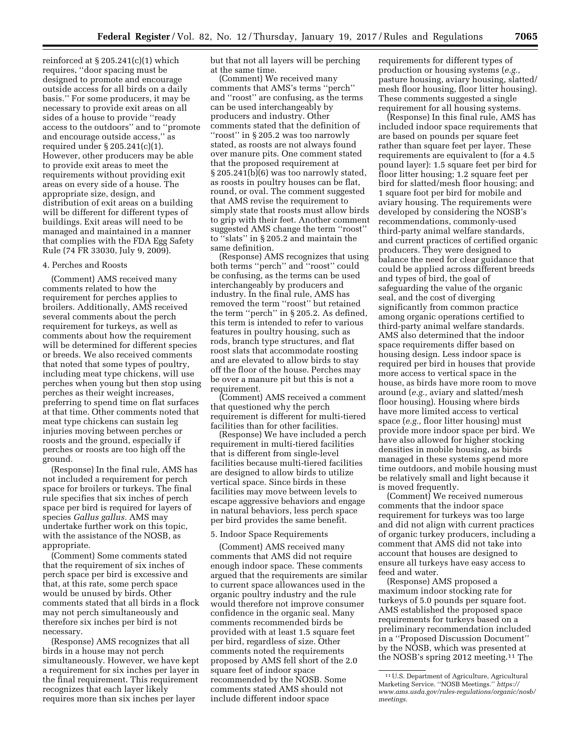reinforced at § 205.241(c)(1) which requires, ''door spacing must be designed to promote and encourage outside access for all birds on a daily basis.'' For some producers, it may be necessary to provide exit areas on all sides of a house to provide ''ready access to the outdoors'' and to ''promote and encourage outside access,'' as required under § 205.241(c)(1). However, other producers may be able to provide exit areas to meet the requirements without providing exit areas on every side of a house. The appropriate size, design, and distribution of exit areas on a building will be different for different types of buildings. Exit areas will need to be managed and maintained in a manner that complies with the FDA Egg Safety Rule (74 FR 33030, July 9, 2009).

4. Perches and Roosts

(Comment) AMS received many comments related to how the requirement for perches applies to broilers. Additionally, AMS received several comments about the perch requirement for turkeys, as well as comments about how the requirement will be determined for different species or breeds. We also received comments that noted that some types of poultry, including meat type chickens, will use perches when young but then stop using perches as their weight increases, preferring to spend time on flat surfaces at that time. Other comments noted that meat type chickens can sustain leg injuries moving between perches or roosts and the ground, especially if perches or roosts are too high off the ground.

(Response) In the final rule, AMS has not included a requirement for perch space for broilers or turkeys. The final rule specifies that six inches of perch space per bird is required for layers of species *Gallus gallus.* AMS may undertake further work on this topic, with the assistance of the NOSB, as appropriate.

(Comment) Some comments stated that the requirement of six inches of perch space per bird is excessive and that, at this rate, some perch space would be unused by birds. Other comments stated that all birds in a flock may not perch simultaneously and therefore six inches per bird is not necessary.

(Response) AMS recognizes that all birds in a house may not perch simultaneously. However, we have kept a requirement for six inches per layer in the final requirement. This requirement recognizes that each layer likely requires more than six inches per layer but that not all layers will be perching at the same time.

(Comment) We received many comments that AMS's terms ''perch'' and ''roost'' are confusing, as the terms can be used interchangeably by producers and industry. Other comments stated that the definition of ''roost'' in § 205.2 was too narrowly stated, as roosts are not always found over manure pits. One comment stated that the proposed requirement at § 205.241(b)(6) was too narrowly stated, as roosts in poultry houses can be flat, round, or oval. The comment suggested that AMS revise the requirement to simply state that roosts must allow birds to grip with their feet. Another comment suggested AMS change the term ''roost'' to ''slats'' in § 205.2 and maintain the same definition.

(Response) AMS recognizes that using both terms ''perch'' and ''roost'' could be confusing, as the terms can be used interchangeably by producers and industry. In the final rule, AMS has removed the term ''roost'' but retained the term ''perch'' in § 205.2. As defined, this term is intended to refer to various features in poultry housing, such as rods, branch type structures, and flat roost slats that accommodate roosting and are elevated to allow birds to stay off the floor of the house. Perches may be over a manure pit but this is not a requirement.

(Comment) AMS received a comment that questioned why the perch requirement is different for multi-tiered facilities than for other facilities.

(Response) We have included a perch requirement in multi-tiered facilities that is different from single-level facilities because multi-tiered facilities are designed to allow birds to utilize vertical space. Since birds in these facilities may move between levels to escape aggressive behaviors and engage in natural behaviors, less perch space per bird provides the same benefit.

5. Indoor Space Requirements

(Comment) AMS received many comments that AMS did not require enough indoor space. These comments argued that the requirements are similar to current space allowances used in the organic poultry industry and the rule would therefore not improve consumer confidence in the organic seal. Many comments recommended birds be provided with at least 1.5 square feet per bird, regardless of size. Other comments noted the requirements proposed by AMS fell short of the 2.0 square feet of indoor space recommended by the NOSB. Some comments stated AMS should not include different indoor space requirements for different types of production or housing systems (*e.g.,* pasture housing, aviary housing, slatted/mesh floor housing, floor litter housing). These comments suggested a single requirement for all housing systems.

(Response) In this final rule, AMS has included indoor space requirements that are based on pounds per square feet rather than square feet per layer. These requirements are equivalent to (for a 4.5 pound layer): 1.5 square feet per bird for floor litter housing; 1.2 square feet per bird for slatted/mesh floor housing; and 1 square foot per bird for mobile and aviary housing. The requirements were developed by considering the NOSB's recommendations, commonly-used third-party animal welfare standards, and current practices of certified organic producers. They were designed to balance the need for clear guidance that could be applied across different breeds and types of bird, the goal of safeguarding the value of the organic seal, and the cost of diverging significantly from common practice among organic operations certified to third-party animal welfare standards. AMS also determined that the indoor space requirements differ based on housing design. Less indoor space is required per bird in houses that provide more access to vertical space in the house, as birds have more room to move around (*e.g.,* aviary and slatted/mesh floor housing). Housing where birds have more limited access to vertical space (*e.g.,* floor litter housing) must provide more indoor space per bird. We have also allowed for higher stocking densities in mobile housing, as birds managed in these systems spend more time outdoors, and mobile housing must be relatively small and light because it is moved frequently.

(Comment) We received numerous comments that the indoor space requirement for turkeys was too large and did not align with current practices of organic turkey producers, including a comment that AMS did not take into account that houses are designed to ensure all turkeys have easy access to feed and water.

(Response) AMS proposed a maximum indoor stocking rate for turkeys of 5.0 pounds per square foot. AMS established the proposed space requirements for turkeys based on a preliminary recommendation included in a ''Proposed Discussion Document'' by the NOSB, which was presented at the NOSB's spring 2012 meeting.[11] The

[11] U.S. Department of Agriculture, Agricultural Marketing Service. ''NOSB Meetings.'' *https://www.ams.usda.gov/rules-regulations/organic/nosb/meetings.*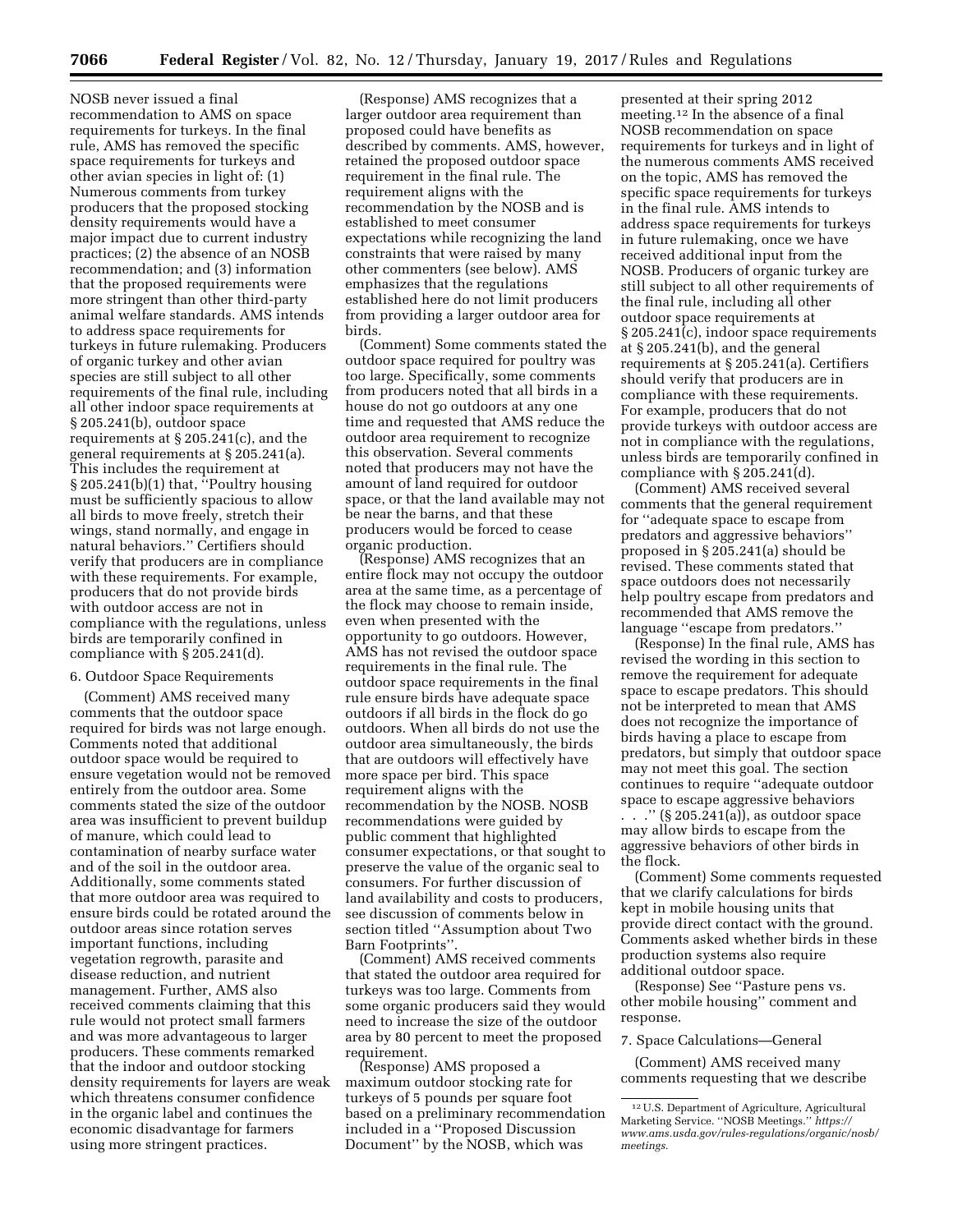NOSB never issued a final recommendation to AMS on space requirements for turkeys. In the final rule, AMS has removed the specific space requirements for turkeys and other avian species in light of: (1) Numerous comments from turkey producers that the proposed stocking density requirements would have a major impact due to current industry practices; (2) the absence of an NOSB recommendation; and (3) information that the proposed requirements were more stringent than other third-party animal welfare standards. AMS intends to address space requirements for turkeys in future rulemaking. Producers of organic turkey and other avian species are still subject to all other requirements of the final rule, including all other indoor space requirements at § 205.241(b), outdoor space requirements at § 205.241(c), and the general requirements at § 205.241(a). This includes the requirement at § 205.241(b)(1) that, "Poultry housing must be sufficiently spacious to allow all birds to move freely, stretch their wings, stand normally, and engage in natural behaviors." Certifiers should verify that producers are in compliance with these requirements. For example, producers that do not provide birds with outdoor access are not in compliance with the regulations, unless birds are temporarily confined in compliance with § 205.241(d).

6. Outdoor Space Requirements

(Comment) AMS received many comments that the outdoor space required for birds was not large enough. Comments noted that additional outdoor space would be required to ensure vegetation would not be removed entirely from the outdoor area. Some comments stated the size of the outdoor area was insufficient to prevent buildup of manure, which could lead to contamination of nearby surface water and of the soil in the outdoor area. Additionally, some comments stated that more outdoor area was required to ensure birds could be rotated around the outdoor areas since rotation serves important functions, including vegetation regrowth, parasite and disease reduction, and nutrient management. Further, AMS also received comments claiming that this rule would not protect small farmers and was more advantageous to larger producers. These comments remarked that the indoor and outdoor stocking density requirements for layers are weak which threatens consumer confidence in the organic label and continues the economic disadvantage for farmers using more stringent practices.

(Response) AMS recognizes that a larger outdoor area requirement than proposed could have benefits as described by comments. AMS, however, retained the proposed outdoor space requirement in the final rule. The requirement aligns with the recommendation by the NOSB and is established to meet consumer expectations while recognizing the land constraints that were raised by many other commenters (see below). AMS emphasizes that the regulations established here do not limit producers from providing a larger outdoor area for birds.

(Comment) Some comments stated the outdoor space required for poultry was too large. Specifically, some comments from producers noted that all birds in a house do not go outdoors at any one time and requested that AMS reduce the outdoor area requirement to recognize this observation. Several comments noted that producers may not have the amount of land required for outdoor space, or that the land available may not be near the barns, and that these producers would be forced to cease organic production.

(Response) AMS recognizes that an entire flock may not occupy the outdoor area at the same time, as a percentage of the flock may choose to remain inside, even when presented with the opportunity to go outdoors. However, AMS has not revised the outdoor space requirements in the final rule. The outdoor space requirements in the final rule ensure birds have adequate space outdoors if all birds in the flock do go outdoors. When all birds do not use the outdoor area simultaneously, the birds that are outdoors will effectively have more space per bird. This space requirement aligns with the recommendation by the NOSB. NOSB recommendations were guided by public comment that highlighted consumer expectations, or that sought to preserve the value of the organic seal to consumers. For further discussion of land availability and costs to producers, see discussion of comments below in section titled "Assumption about Two Barn Footprints".

(Comment) AMS received comments that stated the outdoor area required for turkeys was too large. Comments from some organic producers said they would need to increase the size of the outdoor area by 80 percent to meet the proposed requirement.

(Response) AMS proposed a maximum outdoor stocking rate for turkeys of 5 pounds per square foot based on a preliminary recommendation included in a "Proposed Discussion Document" by the NOSB, which was presented at their spring 2012 meeting.[12] In the absence of a final NOSB recommendation on space requirements for turkeys and in light of the numerous comments AMS received on the topic, AMS has removed the specific space requirements for turkeys in the final rule. AMS intends to address space requirements for turkeys in future rulemaking, once we have received additional input from the NOSB. Producers of organic turkey are still subject to all other requirements of the final rule, including all other outdoor space requirements at § 205.241(c), indoor space requirements at § 205.241(b), and the general requirements at § 205.241(a). Certifiers should verify that producers are in compliance with these requirements. For example, producers that do not provide turkeys with outdoor access are not in compliance with the regulations, unless birds are temporarily confined in compliance with § 205.241(d).

(Comment) AMS received several comments that the general requirement for "adequate space to escape from predators and aggressive behaviors" proposed in § 205.241(a) should be revised. These comments stated that space outdoors does not necessarily help poultry escape from predators and recommended that AMS remove the language "escape from predators."

(Response) In the final rule, AMS has revised the wording in this section to remove the requirement for adequate space to escape predators. This should not be interpreted to mean that AMS does not recognize the importance of birds having a place to escape from predators, but simply that outdoor space may not meet this goal. The section continues to require "adequate outdoor space to escape aggressive behaviors . . ." (§ 205.241(a)), as outdoor space may allow birds to escape from the aggressive behaviors of other birds in the flock.

(Comment) Some comments requested that we clarify calculations for birds kept in mobile housing units that provide direct contact with the ground. Comments asked whether birds in these production systems also require additional outdoor space.

(Response) See "Pasture pens vs. other mobile housing" comment and response.

7. Space Calculations—General

(Comment) AMS received many comments requesting that we describe

[12] U.S. Department of Agriculture, Agricultural Marketing Service. "NOSB Meetings." *https://www.ams.usda.gov/rules-regulations/organic/nosb/meetings.*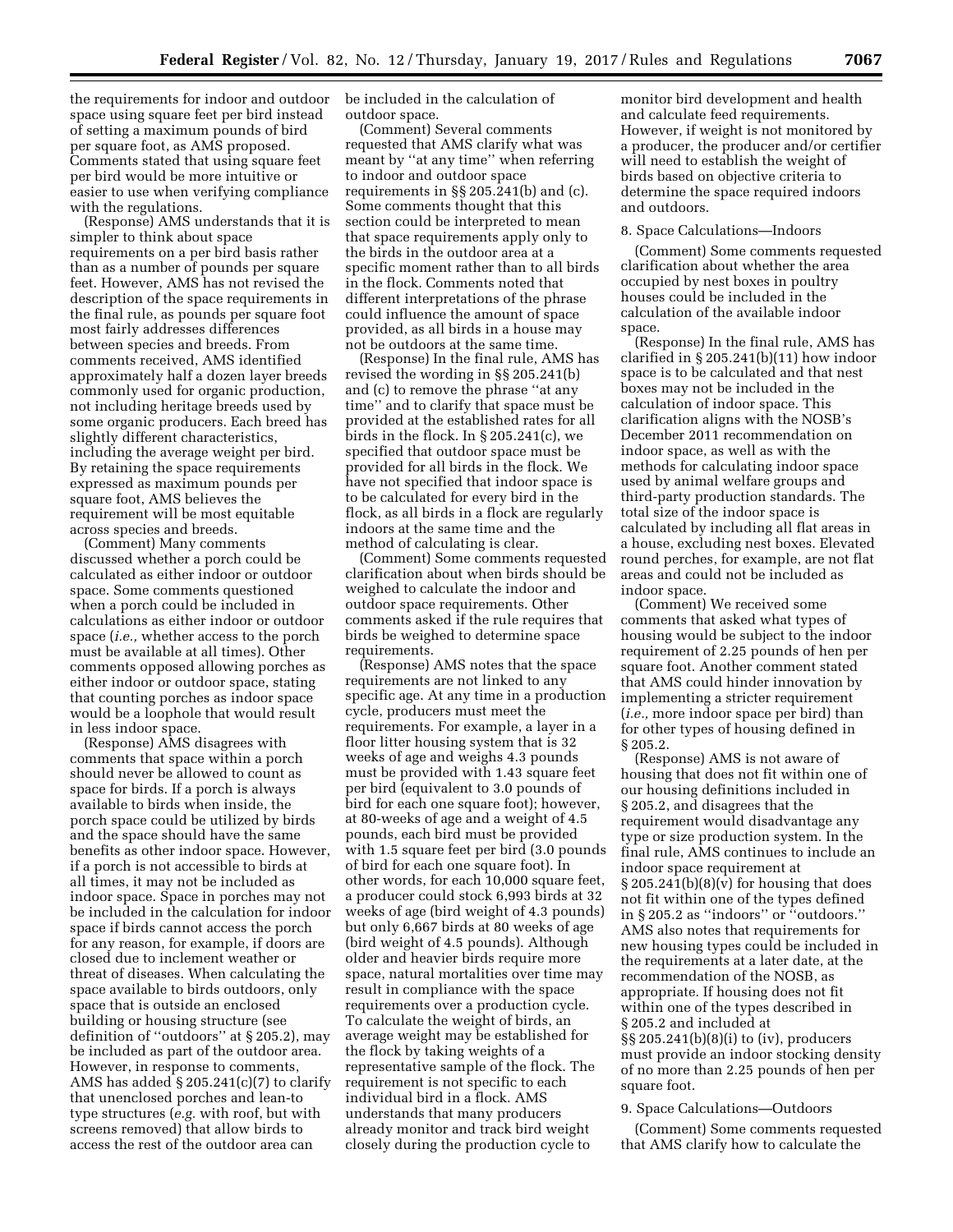the requirements for indoor and outdoor space using square feet per bird instead of setting a maximum pounds of bird per square foot, as AMS proposed. Comments stated that using square feet per bird would be more intuitive or easier to use when verifying compliance with the regulations.

(Response) AMS understands that it is simpler to think about space requirements on a per bird basis rather than as a number of pounds per square feet. However, AMS has not revised the description of the space requirements in the final rule, as pounds per square foot most fairly addresses differences between species and breeds. From comments received, AMS identified approximately half a dozen layer breeds commonly used for organic production, not including heritage breeds used by some organic producers. Each breed has slightly different characteristics, including the average weight per bird. By retaining the space requirements expressed as maximum pounds per square foot, AMS believes the requirement will be most equitable across species and breeds.

(Comment) Many comments discussed whether a porch could be calculated as either indoor or outdoor space. Some comments questioned when a porch could be included in calculations as either indoor or outdoor space (*i.e.,* whether access to the porch must be available at all times). Other comments opposed allowing porches as either indoor or outdoor space, stating that counting porches as indoor space would be a loophole that would result in less indoor space.

(Response) AMS disagrees with comments that space within a porch should never be allowed to count as space for birds. If a porch is always available to birds when inside, the porch space could be utilized by birds and the space should have the same benefits as other indoor space. However, if a porch is not accessible to birds at all times, it may not be included as indoor space. Space in porches may not be included in the calculation for indoor space if birds cannot access the porch for any reason, for example, if doors are closed due to inclement weather or threat of diseases. When calculating the space available to birds outdoors, only space that is outside an enclosed building or housing structure (see definition of ''outdoors'' at § 205.2), may be included as part of the outdoor area. However, in response to comments, AMS has added § 205.241(c)(7) to clarify that unenclosed porches and lean-to type structures (*e.g.* with roof, but with screens removed) that allow birds to access the rest of the outdoor area can be included in the calculation of outdoor space.

(Comment) Several comments requested that AMS clarify what was meant by ''at any time'' when referring to indoor and outdoor space requirements in §§ 205.241(b) and (c). Some comments thought that this section could be interpreted to mean that space requirements apply only to the birds in the outdoor area at a specific moment rather than to all birds in the flock. Comments noted that different interpretations of the phrase could influence the amount of space provided, as all birds in a house may not be outdoors at the same time.

(Response) In the final rule, AMS has revised the wording in §§ 205.241(b) and (c) to remove the phrase ''at any time'' and to clarify that space must be provided at the established rates for all birds in the flock. In § 205.241(c), we specified that outdoor space must be provided for all birds in the flock. We have not specified that indoor space is to be calculated for every bird in the flock, as all birds in a flock are regularly indoors at the same time and the method of calculating is clear.

(Comment) Some comments requested clarification about when birds should be weighed to calculate the indoor and outdoor space requirements. Other comments asked if the rule requires that birds be weighed to determine space requirements.

(Response) AMS notes that the space requirements are not linked to any specific age. At any time in a production cycle, producers must meet the requirements. For example, a layer in a floor litter housing system that is 32 weeks of age and weighs 4.3 pounds must be provided with 1.43 square feet per bird (equivalent to 3.0 pounds of bird for each one square foot); however, at 80-weeks of age and a weight of 4.5 pounds, each bird must be provided with 1.5 square feet per bird (3.0 pounds of bird for each one square foot). In other words, for each 10,000 square feet, a producer could stock 6,993 birds at 32 weeks of age (bird weight of 4.3 pounds) but only 6,667 birds at 80 weeks of age (bird weight of 4.5 pounds). Although older and heavier birds require more space, natural mortalities over time may result in compliance with the space requirements over a production cycle. To calculate the weight of birds, an average weight may be established for the flock by taking weights of a representative sample of the flock. The requirement is not specific to each individual bird in a flock. AMS understands that many producers already monitor and track bird weight closely during the production cycle to monitor bird development and health and calculate feed requirements. However, if weight is not monitored by a producer, the producer and/or certifier will need to establish the weight of birds based on objective criteria to determine the space required indoors and outdoors.

8. Space Calculations—Indoors

(Comment) Some comments requested clarification about whether the area occupied by nest boxes in poultry houses could be included in the calculation of the available indoor space.

(Response) In the final rule, AMS has clarified in § 205.241(b)(11) how indoor space is to be calculated and that nest boxes may not be included in the calculation of indoor space. This clarification aligns with the NOSB's December 2011 recommendation on indoor space, as well as with the methods for calculating indoor space used by animal welfare groups and third-party production standards. The total size of the indoor space is calculated by including all flat areas in a house, excluding nest boxes. Elevated round perches, for example, are not flat areas and could not be included as indoor space.

(Comment) We received some comments that asked what types of housing would be subject to the indoor requirement of 2.25 pounds of hen per square foot. Another comment stated that AMS could hinder innovation by implementing a stricter requirement (*i.e.,* more indoor space per bird) than for other types of housing defined in § 205.2.

(Response) AMS is not aware of housing that does not fit within one of our housing definitions included in § 205.2, and disagrees that the requirement would disadvantage any type or size production system. In the final rule, AMS continues to include an indoor space requirement at § 205.241(b)(8)(v) for housing that does not fit within one of the types defined in § 205.2 as ''indoors'' or ''outdoors.'' AMS also notes that requirements for new housing types could be included in the requirements at a later date, at the recommendation of the NOSB, as appropriate. If housing does not fit within one of the types described in § 205.2 and included at §§ 205.241(b)(8)(i) to (iv), producers must provide an indoor stocking density of no more than 2.25 pounds of hen per square foot.

9. Space Calculations—Outdoors

(Comment) Some comments requested that AMS clarify how to calculate the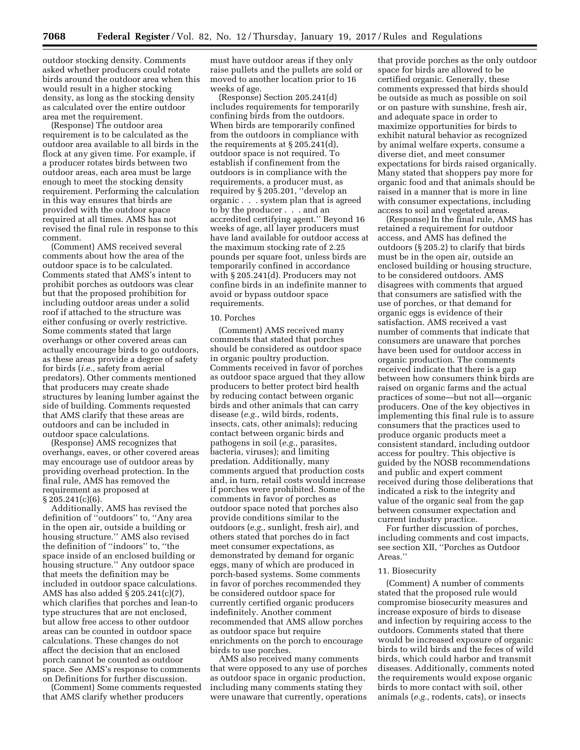outdoor stocking density. Comments asked whether producers could rotate birds around the outdoor area when this would result in a higher stocking density, as long as the stocking density as calculated over the entire outdoor area met the requirement.

(Response) The outdoor area requirement is to be calculated as the outdoor area available to all birds in the flock at any given time. For example, if a producer rotates birds between two outdoor areas, each area must be large enough to meet the stocking density requirement. Performing the calculation in this way ensures that birds are provided with the outdoor space required at all times. AMS has not revised the final rule in response to this comment.

(Comment) AMS received several comments about how the area of the outdoor space is to be calculated. Comments stated that AMS's intent to prohibit porches as outdoors was clear but that the proposed prohibition for including outdoor areas under a solid roof if attached to the structure was either confusing or overly restrictive. Some comments stated that large overhangs or other covered areas can actually encourage birds to go outdoors, as these areas provide a degree of safety for birds (*i.e.,* safety from aerial predators). Other comments mentioned that producers may create shade structures by leaning lumber against the side of building. Comments requested that AMS clarify that these areas are outdoors and can be included in outdoor space calculations.

(Response) AMS recognizes that overhangs, eaves, or other covered areas may encourage use of outdoor areas by providing overhead protection. In the final rule, AMS has removed the requirement as proposed at § 205.241(c)(6).

Additionally, AMS has revised the definition of ''outdoors'' to, ''Any area in the open air, outside a building or housing structure.'' AMS also revised the definition of ''indoors'' to, ''the space inside of an enclosed building or housing structure.'' Any outdoor space that meets the definition may be included in outdoor space calculations. AMS has also added § 205.241(c)(7), which clarifies that porches and lean-to type structures that are not enclosed, but allow free access to other outdoor areas can be counted in outdoor space calculations. These changes do not affect the decision that an enclosed porch cannot be counted as outdoor space. See AMS's response to comments on Definitions for further discussion.

(Comment) Some comments requested that AMS clarify whether producers must have outdoor areas if they only raise pullets and the pullets are sold or moved to another location prior to 16 weeks of age.

(Response) Section 205.241(d) includes requirements for temporarily confining birds from the outdoors. When birds are temporarily confined from the outdoors in compliance with the requirements at § 205.241(d), outdoor space is not required. To establish if confinement from the outdoors is in compliance with the requirements, a producer must, as required by § 205.201, ''develop an organic . . . system plan that is agreed to by the producer . . . and an accredited certifying agent.'' Beyond 16 weeks of age, all layer producers must have land available for outdoor access at the maximum stocking rate of 2.25 pounds per square foot, unless birds are temporarily confined in accordance with § 205.241(d). Producers may not confine birds in an indefinite manner to avoid or bypass outdoor space requirements.

### 10. Porches

(Comment) AMS received many comments that stated that porches should be considered as outdoor space in organic poultry production. Comments received in favor of porches as outdoor space argued that they allow producers to better protect bird health by reducing contact between organic birds and other animals that can carry disease (*e.g.,* wild birds, rodents, insects, cats, other animals); reducing contact between organic birds and pathogens in soil (*e.g.,* parasites, bacteria, viruses); and limiting predation. Additionally, many comments argued that production costs and, in turn, retail costs would increase if porches were prohibited. Some of the comments in favor of porches as outdoor space noted that porches also provide conditions similar to the outdoors (*e.g.,* sunlight, fresh air), and others stated that porches do in fact meet consumer expectations, as demonstrated by demand for organic eggs, many of which are produced in porch-based systems. Some comments in favor of porches recommended they be considered outdoor space for currently certified organic producers indefinitely. Another comment recommended that AMS allow porches as outdoor space but require enrichments on the porch to encourage birds to use porches.

AMS also received many comments that were opposed to any use of porches as outdoor space in organic production, including many comments stating they were unaware that currently, operations that provide porches as the only outdoor space for birds are allowed to be certified organic. Generally, these comments expressed that birds should be outside as much as possible on soil or on pasture with sunshine, fresh air, and adequate space in order to maximize opportunities for birds to exhibit natural behavior as recognized by animal welfare experts, consume a diverse diet, and meet consumer expectations for birds raised organically. Many stated that shoppers pay more for organic food and that animals should be raised in a manner that is more in line with consumer expectations, including access to soil and vegetated areas.

(Response) In the final rule, AMS has retained a requirement for outdoor access, and AMS has defined the outdoors (§ 205.2) to clarify that birds must be in the open air, outside an enclosed building or housing structure, to be considered outdoors. AMS disagrees with comments that argued that consumers are satisfied with the use of porches, or that demand for organic eggs is evidence of their satisfaction. AMS received a vast number of comments that indicate that consumers are unaware that porches have been used for outdoor access in organic production. The comments received indicate that there is a gap between how consumers think birds are raised on organic farms and the actual practices of some—but not all—organic producers. One of the key objectives in implementing this final rule is to assure consumers that the practices used to produce organic products meet a consistent standard, including outdoor access for poultry. This objective is guided by the NOSB recommendations and public and expert comment received during those deliberations that indicated a risk to the integrity and value of the organic seal from the gap between consumer expectation and current industry practice.

For further discussion of porches, including comments and cost impacts, see section XII, ''Porches as Outdoor Areas.''

### 11. Biosecurity

(Comment) A number of comments stated that the proposed rule would compromise biosecurity measures and increase exposure of birds to disease and infection by requiring access to the outdoors. Comments stated that there would be increased exposure of organic birds to wild birds and the feces of wild birds, which could harbor and transmit diseases. Additionally, comments noted the requirements would expose organic birds to more contact with soil, other animals (*e.g.,* rodents, cats), or insects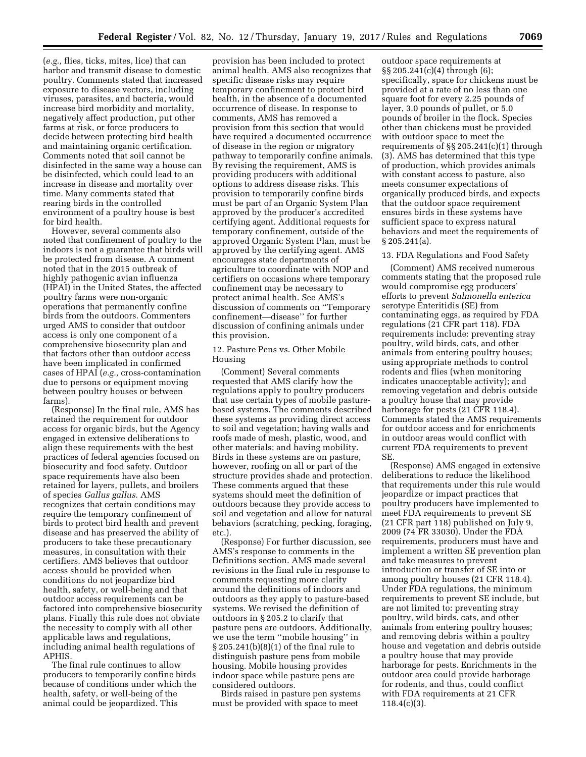(*e.g.,* flies, ticks, mites, lice) that can harbor and transmit disease to domestic poultry. Comments stated that increased exposure to disease vectors, including viruses, parasites, and bacteria, would increase bird morbidity and mortality, negatively affect production, put other farms at risk, or force producers to decide between protecting bird health and maintaining organic certification. Comments noted that soil cannot be disinfected in the same way a house can be disinfected, which could lead to an increase in disease and mortality over time. Many comments stated that rearing birds in the controlled environment of a poultry house is best for bird health.

However, several comments also noted that confinement of poultry to the indoors is not a guarantee that birds will be protected from disease. A comment noted that in the 2015 outbreak of highly pathogenic avian influenza (HPAI) in the United States, the affected poultry farms were non-organic operations that permanently confine birds from the outdoors. Commenters urged AMS to consider that outdoor access is only one component of a comprehensive biosecurity plan and that factors other than outdoor access have been implicated in confirmed cases of HPAI (*e.g.,* cross-contamination due to persons or equipment moving between poultry houses or between farms).

(Response) In the final rule, AMS has retained the requirement for outdoor access for organic birds, but the Agency engaged in extensive deliberations to align these requirements with the best practices of federal agencies focused on biosecurity and food safety. Outdoor space requirements have also been retained for layers, pullets, and broilers of species *Gallus gallus.* AMS recognizes that certain conditions may require the temporary confinement of birds to protect bird health and prevent disease and has preserved the ability of producers to take these precautionary measures, in consultation with their certifiers. AMS believes that outdoor access should be provided when conditions do not jeopardize bird health, safety, or well-being and that outdoor access requirements can be factored into comprehensive biosecurity plans. Finally this rule does not obviate the necessity to comply with all other applicable laws and regulations, including animal health regulations of APHIS.

The final rule continues to allow producers to temporarily confine birds because of conditions under which the health, safety, or well-being of the animal could be jeopardized. This provision has been included to protect animal health. AMS also recognizes that specific disease risks may require temporary confinement to protect bird health, in the absence of a documented occurrence of disease. In response to comments, AMS has removed a provision from this section that would have required a documented occurrence of disease in the region or migratory pathway to temporarily confine animals. By revising the requirement, AMS is providing producers with additional options to address disease risks. This provision to temporarily confine birds must be part of an Organic System Plan approved by the producer's accredited certifying agent. Additional requests for temporary confinement, outside of the approved Organic System Plan, must be approved by the certifying agent. AMS encourages state departments of agriculture to coordinate with NOP and certifiers on occasions where temporary confinement may be necessary to protect animal health. See AMS's discussion of comments on ''Temporary confinement—disease'' for further discussion of confining animals under this provision.

12. Pasture Pens vs. Other Mobile Housing

(Comment) Several comments requested that AMS clarify how the regulations apply to poultry producers that use certain types of mobile pasture-based systems. The comments described these systems as providing direct access to soil and vegetation; having walls and roofs made of mesh, plastic, wood, and other materials; and having mobility. Birds in these systems are on pasture, however, roofing on all or part of the structure provides shade and protection. These comments argued that these systems should meet the definition of outdoors because they provide access to soil and vegetation and allow for natural behaviors (scratching, pecking, foraging, etc.).

(Response) For further discussion, see AMS's response to comments in the Definitions section. AMS made several revisions in the final rule in response to comments requesting more clarity around the definitions of indoors and outdoors as they apply to pasture-based systems. We revised the definition of outdoors in § 205.2 to clarify that pasture pens are outdoors. Additionally, we use the term ''mobile housing'' in § 205.241(b)(8)(1) of the final rule to distinguish pasture pens from mobile housing. Mobile housing provides indoor space while pasture pens are considered outdoors.

Birds raised in pasture pen systems must be provided with space to meet outdoor space requirements at §§ 205.241(c)(4) through (6); specifically, space for chickens must be provided at a rate of no less than one square foot for every 2.25 pounds of layer, 3.0 pounds of pullet, or 5.0 pounds of broiler in the flock. Species other than chickens must be provided with outdoor space to meet the requirements of §§ 205.241(c)(1) through (3). AMS has determined that this type of production, which provides animals with constant access to pasture, also meets consumer expectations of organically produced birds, and expects that the outdoor space requirement ensures birds in these systems have sufficient space to express natural behaviors and meet the requirements of § 205.241(a).

13. FDA Regulations and Food Safety

(Comment) AMS received numerous comments stating that the proposed rule would compromise egg producers' efforts to prevent *Salmonella enterica* serotype Enteritidis (SE) from contaminating eggs, as required by FDA regulations (21 CFR part 118). FDA requirements include: preventing stray poultry, wild birds, cats, and other animals from entering poultry houses; using appropriate methods to control rodents and flies (when monitoring indicates unacceptable activity); and removing vegetation and debris outside a poultry house that may provide harborage for pests (21 CFR 118.4). Comments stated the AMS requirements for outdoor access and for enrichments in outdoor areas would conflict with current FDA requirements to prevent SE.

(Response) AMS engaged in extensive deliberations to reduce the likelihood that requirements under this rule would jeopardize or impact practices that poultry producers have implemented to meet FDA requirements to prevent SE (21 CFR part 118) published on July 9, 2009 (74 FR 33030). Under the FDA requirements, producers must have and implement a written SE prevention plan and take measures to prevent introduction or transfer of SE into or among poultry houses (21 CFR 118.4). Under FDA regulations, the minimum requirements to prevent SE include, but are not limited to: preventing stray poultry, wild birds, cats, and other animals from entering poultry houses; and removing debris within a poultry house and vegetation and debris outside a poultry house that may provide harborage for pests. Enrichments in the outdoor area could provide harborage for rodents, and thus, could conflict with FDA requirements at 21 CFR 118.4(c)(3).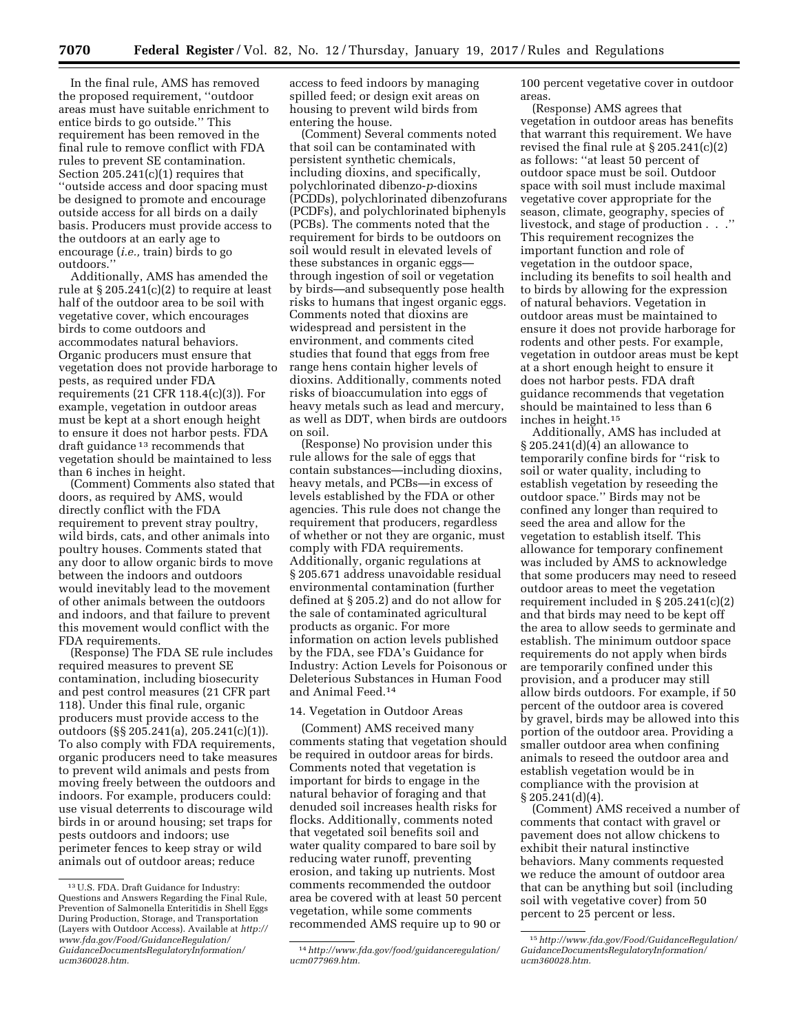In the final rule, AMS has removed the proposed requirement, ''outdoor areas must have suitable enrichment to entice birds to go outside.'' This requirement has been removed in the final rule to remove conflict with FDA rules to prevent SE contamination. Section 205.241(c)(1) requires that ''outside access and door spacing must be designed to promote and encourage outside access for all birds on a daily basis. Producers must provide access to the outdoors at an early age to encourage (*i.e.,* train) birds to go outdoors.''

Additionally, AMS has amended the rule at § 205.241(c)(2) to require at least half of the outdoor area to be soil with vegetative cover, which encourages birds to come outdoors and accommodates natural behaviors. Organic producers must ensure that vegetation does not provide harborage to pests, as required under FDA requirements (21 CFR 118.4(c)(3)). For example, vegetation in outdoor areas must be kept at a short enough height to ensure it does not harbor pests. FDA draft guidance [13] recommends that vegetation should be maintained to less than 6 inches in height.

(Comment) Comments also stated that doors, as required by AMS, would directly conflict with the FDA requirement to prevent stray poultry, wild birds, cats, and other animals into poultry houses. Comments stated that any door to allow organic birds to move between the indoors and outdoors would inevitably lead to the movement of other animals between the outdoors and indoors, and that failure to prevent this movement would conflict with the FDA requirements.

(Response) The FDA SE rule includes required measures to prevent SE contamination, including biosecurity and pest control measures (21 CFR part 118). Under this final rule, organic producers must provide access to the outdoors (§§ 205.241(a), 205.241(c)(1)). To also comply with FDA requirements, organic producers need to take measures to prevent wild animals and pests from moving freely between the outdoors and indoors. For example, producers could: use visual deterrents to discourage wild birds in or around housing; set traps for pests outdoors and indoors; use perimeter fences to keep stray or wild animals out of outdoor areas; reduce access to feed indoors by managing spilled feed; or design exit areas on housing to prevent wild birds from entering the house.

(Comment) Several comments noted that soil can be contaminated with persistent synthetic chemicals, including dioxins, and specifically, polychlorinated dibenzo-*p*-dioxins (PCDDs), polychlorinated dibenzofurans (PCDFs), and polychlorinated biphenyls (PCBs). The comments noted that the requirement for birds to be outdoors on soil would result in elevated levels of these substances in organic eggs—through ingestion of soil or vegetation by birds—and subsequently pose health risks to humans that ingest organic eggs. Comments noted that dioxins are widespread and persistent in the environment, and comments cited studies that found that eggs from free range hens contain higher levels of dioxins. Additionally, comments noted risks of bioaccumulation into eggs of heavy metals such as lead and mercury, as well as DDT, when birds are outdoors on soil.

(Response) No provision under this rule allows for the sale of eggs that contain substances—including dioxins, heavy metals, and PCBs—in excess of levels established by the FDA or other agencies. This rule does not change the requirement that producers, regardless of whether or not they are organic, must comply with FDA requirements. Additionally, organic regulations at § 205.671 address unavoidable residual environmental contamination (further defined at § 205.2) and do not allow for the sale of contaminated agricultural products as organic. For more information on action levels published by the FDA, see FDA's Guidance for Industry: Action Levels for Poisonous or Deleterious Substances in Human Food and Animal Feed.[14]

### 14. Vegetation in Outdoor Areas

(Comment) AMS received many comments stating that vegetation should be required in outdoor areas for birds. Comments noted that vegetation is important for birds to engage in the natural behavior of foraging and that denuded soil increases health risks for flocks. Additionally, comments noted that vegetated soil benefits soil and water quality compared to bare soil by reducing water runoff, preventing erosion, and taking up nutrients. Most comments recommended the outdoor area be covered with at least 50 percent vegetation, while some comments recommended AMS require up to 90 or 100 percent vegetative cover in outdoor areas.

(Response) AMS agrees that vegetation in outdoor areas has benefits that warrant this requirement. We have revised the final rule at § 205.241(c)(2) as follows: ''at least 50 percent of outdoor space must be soil. Outdoor space with soil must include maximal vegetative cover appropriate for the season, climate, geography, species of livestock, and stage of production . . .'' This requirement recognizes the important function and role of vegetation in the outdoor space, including its benefits to soil health and to birds by allowing for the expression of natural behaviors. Vegetation in outdoor areas must be maintained to ensure it does not provide harborage for rodents and other pests. For example, vegetation in outdoor areas must be kept at a short enough height to ensure it does not harbor pests. FDA draft guidance recommends that vegetation should be maintained to less than 6 inches in height.[15]

Additionally, AMS has included at § 205.241(d)(4) an allowance to temporarily confine birds for ''risk to soil or water quality, including to establish vegetation by reseeding the outdoor space.'' Birds may not be confined any longer than required to seed the area and allow for the vegetation to establish itself. This allowance for temporary confinement was included by AMS to acknowledge that some producers may need to reseed outdoor areas to meet the vegetation requirement included in § 205.241(c)(2) and that birds may need to be kept off the area to allow seeds to germinate and establish. The minimum outdoor space requirements do not apply when birds are temporarily confined under this provision, and a producer may still allow birds outdoors. For example, if 50 percent of the outdoor area is covered by gravel, birds may be allowed into this portion of the outdoor area. Providing a smaller outdoor area when confining animals to reseed the outdoor area and establish vegetation would be in compliance with the provision at § 205.241(d)(4).

(Comment) AMS received a number of comments that contact with gravel or pavement does not allow chickens to exhibit their natural instinctive behaviors. Many comments requested we reduce the amount of outdoor area that can be anything but soil (including soil with vegetative cover) from 50 percent to 25 percent or less.

---

[13] U.S. FDA. Draft Guidance for Industry: Questions and Answers Regarding the Final Rule, Prevention of Salmonella Enteritidis in Shell Eggs During Production, Storage, and Transportation (Layers with Outdoor Access). Available at *http://www.fda.gov/Food/GuidanceRegulation/GuidanceDocumentsRegulatoryInformation/ucm360028.htm.*

[14] *http://www.fda.gov/food/guidanceregulation/ucm077969.htm.*

[15] *http://www.fda.gov/Food/GuidanceRegulation/GuidanceDocumentsRegulatoryInformation/ucm360028.htm.*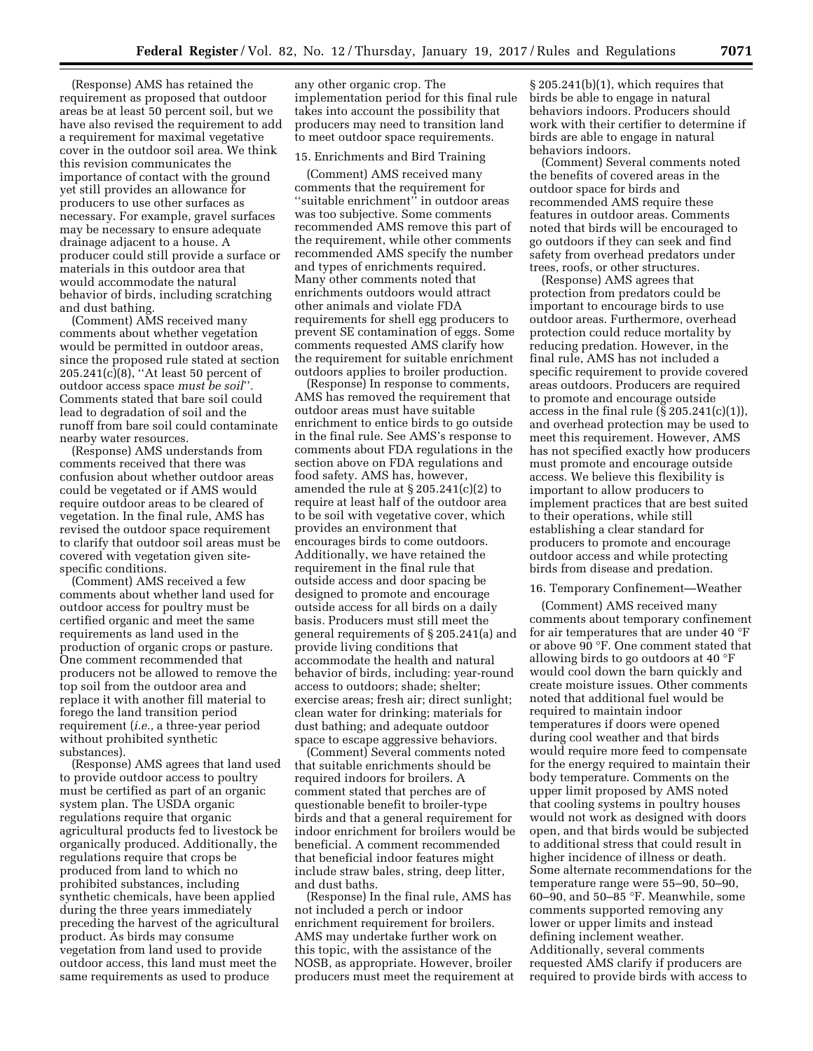(Response) AMS has retained the requirement as proposed that outdoor areas be at least 50 percent soil, but we have also revised the requirement to add a requirement for maximal vegetative cover in the outdoor soil area. We think this revision communicates the importance of contact with the ground yet still provides an allowance for producers to use other surfaces as necessary. For example, gravel surfaces may be necessary to ensure adequate drainage adjacent to a house. A producer could still provide a surface or materials in this outdoor area that would accommodate the natural behavior of birds, including scratching and dust bathing.

(Comment) AMS received many comments about whether vegetation would be permitted in outdoor areas, since the proposed rule stated at section 205.241(c)(8), ''At least 50 percent of outdoor access space *must be soil*''. Comments stated that bare soil could lead to degradation of soil and the runoff from bare soil could contaminate nearby water resources.

(Response) AMS understands from comments received that there was confusion about whether outdoor areas could be vegetated or if AMS would require outdoor areas to be cleared of vegetation. In the final rule, AMS has revised the outdoor space requirement to clarify that outdoor soil areas must be covered with vegetation given site-specific conditions.

(Comment) AMS received a few comments about whether land used for outdoor access for poultry must be certified organic and meet the same requirements as land used in the production of organic crops or pasture. One comment recommended that producers not be allowed to remove the top soil from the outdoor area and replace it with another fill material to forego the land transition period requirement (*i.e.,* a three-year period without prohibited synthetic substances).

(Response) AMS agrees that land used to provide outdoor access to poultry must be certified as part of an organic system plan. The USDA organic regulations require that organic agricultural products fed to livestock be organically produced. Additionally, the regulations require that crops be produced from land to which no prohibited substances, including synthetic chemicals, have been applied during the three years immediately preceding the harvest of the agricultural product. As birds may consume vegetation from land used to provide outdoor access, this land must meet the same requirements as used to produce any other organic crop. The implementation period for this final rule takes into account the possibility that producers may need to transition land to meet outdoor space requirements.

15. Enrichments and Bird Training

(Comment) AMS received many comments that the requirement for ''suitable enrichment'' in outdoor areas was too subjective. Some comments recommended AMS remove this part of the requirement, while other comments recommended AMS specify the number and types of enrichments required. Many other comments noted that enrichments outdoors would attract other animals and violate FDA requirements for shell egg producers to prevent SE contamination of eggs. Some comments requested AMS clarify how the requirement for suitable enrichment outdoors applies to broiler production.

(Response) In response to comments, AMS has removed the requirement that outdoor areas must have suitable enrichment to entice birds to go outside in the final rule. See AMS's response to comments about FDA regulations in the section above on FDA regulations and food safety. AMS has, however, amended the rule at § 205.241(c)(2) to require at least half of the outdoor area to be soil with vegetative cover, which provides an environment that encourages birds to come outdoors. Additionally, we have retained the requirement in the final rule that outside access and door spacing be designed to promote and encourage outside access for all birds on a daily basis. Producers must still meet the general requirements of § 205.241(a) and provide living conditions that accommodate the health and natural behavior of birds, including: year-round access to outdoors; shade; shelter; exercise areas; fresh air; direct sunlight; clean water for drinking; materials for dust bathing; and adequate outdoor space to escape aggressive behaviors.

(Comment) Several comments noted that suitable enrichments should be required indoors for broilers. A comment stated that perches are of questionable benefit to broiler-type birds and that a general requirement for indoor enrichment for broilers would be beneficial. A comment recommended that beneficial indoor features might include straw bales, string, deep litter, and dust baths.

(Response) In the final rule, AMS has not included a perch or indoor enrichment requirement for broilers. AMS may undertake further work on this topic, with the assistance of the NOSB, as appropriate. However, broiler producers must meet the requirement at § 205.241(b)(1), which requires that birds be able to engage in natural behaviors indoors. Producers should work with their certifier to determine if birds are able to engage in natural behaviors indoors.

(Comment) Several comments noted the benefits of covered areas in the outdoor space for birds and recommended AMS require these features in outdoor areas. Comments noted that birds will be encouraged to go outdoors if they can seek and find safety from overhead predators under trees, roofs, or other structures.

(Response) AMS agrees that protection from predators could be important to encourage birds to use outdoor areas. Furthermore, overhead protection could reduce mortality by reducing predation. However, in the final rule, AMS has not included a specific requirement to provide covered areas outdoors. Producers are required to promote and encourage outside access in the final rule (§ 205.241(c)(1)), and overhead protection may be used to meet this requirement. However, AMS has not specified exactly how producers must promote and encourage outside access. We believe this flexibility is important to allow producers to implement practices that are best suited to their operations, while still establishing a clear standard for producers to promote and encourage outdoor access and while protecting birds from disease and predation.

16. Temporary Confinement—Weather

(Comment) AMS received many comments about temporary confinement for air temperatures that are under 40 °F or above 90 °F. One comment stated that allowing birds to go outdoors at 40 °F would cool down the barn quickly and create moisture issues. Other comments noted that additional fuel would be required to maintain indoor temperatures if doors were opened during cool weather and that birds would require more feed to compensate for the energy required to maintain their body temperature. Comments on the upper limit proposed by AMS noted that cooling systems in poultry houses would not work as designed with doors open, and that birds would be subjected to additional stress that could result in higher incidence of illness or death. Some alternate recommendations for the temperature range were 55–90, 50–90, 60–90, and 50–85 °F. Meanwhile, some comments supported removing any lower or upper limits and instead defining inclement weather. Additionally, several comments requested AMS clarify if producers are required to provide birds with access to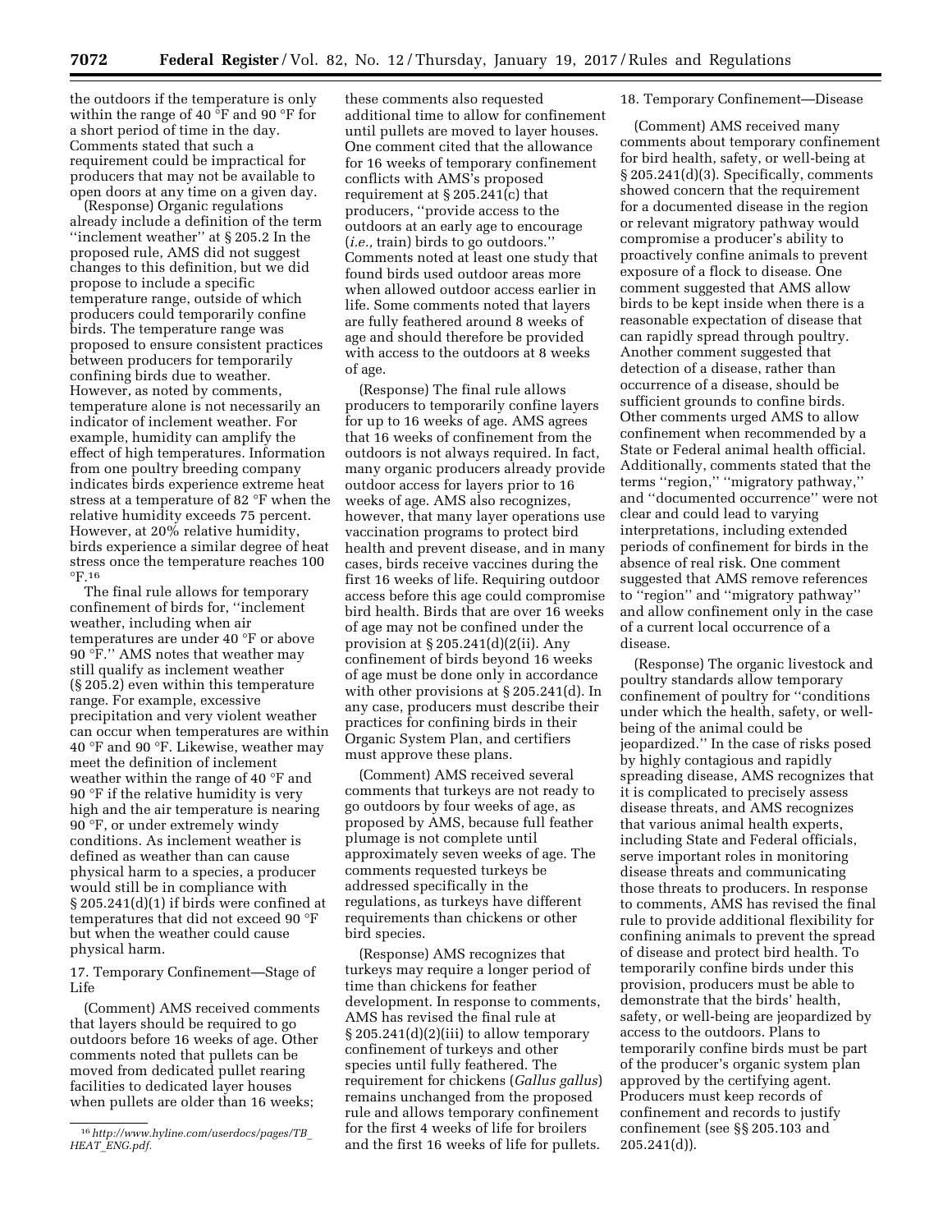the outdoors if the temperature is only within the range of 40 °F and 90 °F for a short period of time in the day. Comments stated that such a requirement could be impractical for producers that may not be available to open doors at any time on a given day.

(Response) Organic regulations already include a definition of the term ''inclement weather'' at § 205.2 In the proposed rule, AMS did not suggest changes to this definition, but we did propose to include a specific temperature range, outside of which producers could temporarily confine birds. The temperature range was proposed to ensure consistent practices between producers for temporarily confining birds due to weather. However, as noted by comments, temperature alone is not necessarily an indicator of inclement weather. For example, humidity can amplify the effect of high temperatures. Information from one poultry breeding company indicates birds experience extreme heat stress at a temperature of 82 °F when the relative humidity exceeds 75 percent. However, at 20% relative humidity, birds experience a similar degree of heat stress once the temperature reaches 100 °F.[16]

The final rule allows for temporary confinement of birds for, ''inclement weather, including when air temperatures are under 40 °F or above 90 °F.'' AMS notes that weather may still qualify as inclement weather (§ 205.2) even within this temperature range. For example, excessive precipitation and very violent weather can occur when temperatures are within 40 °F and 90 °F. Likewise, weather may meet the definition of inclement weather within the range of 40 °F and 90 °F if the relative humidity is very high and the air temperature is nearing 90 °F, or under extremely windy conditions. As inclement weather is defined as weather than can cause physical harm to a species, a producer would still be in compliance with § 205.241(d)(1) if birds were confined at temperatures that did not exceed 90 °F but when the weather could cause physical harm.

17. Temporary Confinement—Stage of Life

(Comment) AMS received comments that layers should be required to go outdoors before 16 weeks of age. Other comments noted that pullets can be moved from dedicated pullet rearing facilities to dedicated layer houses when pullets are older than 16 weeks; these comments also requested additional time to allow for confinement until pullets are moved to layer houses. One comment cited that the allowance for 16 weeks of temporary confinement conflicts with AMS's proposed requirement at § 205.241(c) that producers, ''provide access to the outdoors at an early age to encourage (*i.e.,* train) birds to go outdoors.'' Comments noted at least one study that found birds used outdoor areas more when allowed outdoor access earlier in life. Some comments noted that layers are fully feathered around 8 weeks of age and should therefore be provided with access to the outdoors at 8 weeks of age.

(Response) The final rule allows producers to temporarily confine layers for up to 16 weeks of age. AMS agrees that 16 weeks of confinement from the outdoors is not always required. In fact, many organic producers already provide outdoor access for layers prior to 16 weeks of age. AMS also recognizes, however, that many layer operations use vaccination programs to protect bird health and prevent disease, and in many cases, birds receive vaccines during the first 16 weeks of life. Requiring outdoor access before this age could compromise bird health. Birds that are over 16 weeks of age may not be confined under the provision at § 205.241(d)(2(ii). Any confinement of birds beyond 16 weeks of age must be done only in accordance with other provisions at § 205.241(d). In any case, producers must describe their practices for confining birds in their Organic System Plan, and certifiers must approve these plans.

(Comment) AMS received several comments that turkeys are not ready to go outdoors by four weeks of age, as proposed by AMS, because full feather plumage is not complete until approximately seven weeks of age. The comments requested turkeys be addressed specifically in the regulations, as turkeys have different requirements than chickens or other bird species.

(Response) AMS recognizes that turkeys may require a longer period of time than chickens for feather development. In response to comments, AMS has revised the final rule at § 205.241(d)(2)(iii) to allow temporary confinement of turkeys and other species until fully feathered. The requirement for chickens (*Gallus gallus*) remains unchanged from the proposed rule and allows temporary confinement for the first 4 weeks of life for broilers and the first 16 weeks of life for pullets.

18. Temporary Confinement—Disease

(Comment) AMS received many comments about temporary confinement for bird health, safety, or well-being at § 205.241(d)(3). Specifically, comments showed concern that the requirement for a documented disease in the region or relevant migratory pathway would compromise a producer's ability to proactively confine animals to prevent exposure of a flock to disease. One comment suggested that AMS allow birds to be kept inside when there is a reasonable expectation of disease that can rapidly spread through poultry. Another comment suggested that detection of a disease, rather than occurrence of a disease, should be sufficient grounds to confine birds. Other comments urged AMS to allow confinement when recommended by a State or Federal animal health official. Additionally, comments stated that the terms ''region,'' ''migratory pathway,'' and ''documented occurrence'' were not clear and could lead to varying interpretations, including extended periods of confinement for birds in the absence of real risk. One comment suggested that AMS remove references to ''region'' and ''migratory pathway'' and allow confinement only in the case of a current local occurrence of a disease.

(Response) The organic livestock and poultry standards allow temporary confinement of poultry for ''conditions under which the health, safety, or well-being of the animal could be jeopardized.'' In the case of risks posed by highly contagious and rapidly spreading disease, AMS recognizes that it is complicated to precisely assess disease threats, and AMS recognizes that various animal health experts, including State and Federal officials, serve important roles in monitoring disease threats and communicating those threats to producers. In response to comments, AMS has revised the final rule to provide additional flexibility for confining animals to prevent the spread of disease and protect bird health. To temporarily confine birds under this provision, producers must be able to demonstrate that the birds' health, safety, or well-being are jeopardized by access to the outdoors. Plans to temporarily confine birds must be part of the producer's organic system plan approved by the certifying agent. Producers must keep records of confinement and records to justify confinement (see §§ 205.103 and 205.241(d)).

[16] *http://www.hyline.com/userdocs/pages/TB_HEAT_ENG.pdf.*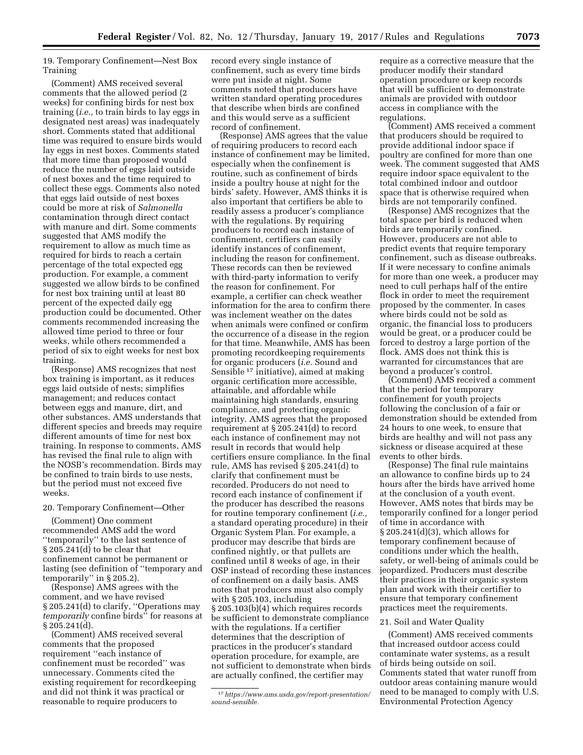19. Temporary Confinement—Nest Box Training

(Comment) AMS received several comments that the allowed period (2 weeks) for confining birds for nest box training (*i.e.,* to train birds to lay eggs in designated nest areas) was inadequately short. Comments stated that additional time was required to ensure birds would lay eggs in nest boxes. Comments stated that more time than proposed would reduce the number of eggs laid outside of nest boxes and the time required to collect these eggs. Comments also noted that eggs laid outside of nest boxes could be more at risk of *Salmonella* contamination through direct contact with manure and dirt. Some comments suggested that AMS modify the requirement to allow as much time as required for birds to reach a certain percentage of the total expected egg production. For example, a comment suggested we allow birds to be confined for nest box training until at least 80 percent of the expected daily egg production could be documented. Other comments recommended increasing the allowed time period to three or four weeks, while others recommended a period of six to eight weeks for nest box training.

(Response) AMS recognizes that nest box training is important, as it reduces eggs laid outside of nests; simplifies management; and reduces contact between eggs and manure, dirt, and other substances. AMS understands that different species and breeds may require different amounts of time for nest box training. In response to comments, AMS has revised the final rule to align with the NOSB's recommendation. Birds may be confined to train birds to use nests, but the period must not exceed five weeks.

20. Temporary Confinement—Other

(Comment) One comment recommended AMS add the word ''temporarily'' to the last sentence of § 205.241(d) to be clear that confinement cannot be permanent or lasting (see definition of ''temporary and temporarily'' in § 205.2).

(Response) AMS agrees with the comment, and we have revised § 205.241(d) to clarify, ''Operations may *temporarily* confine birds'' for reasons at § 205.241(d).

(Comment) AMS received several comments that the proposed requirement ''each instance of confinement must be recorded'' was unnecessary. Comments cited the existing requirement for recordkeeping and did not think it was practical or reasonable to require producers to record every single instance of confinement, such as every time birds were put inside at night. Some comments noted that producers have written standard operating procedures that describe when birds are confined and this would serve as a sufficient record of confinement.

(Response) AMS agrees that the value of requiring producers to record each instance of confinement may be limited, especially when the confinement is routine, such as confinement of birds inside a poultry house at night for the birds' safety. However, AMS thinks it is also important that certifiers be able to readily assess a producer's compliance with the regulations. By requiring producers to record each instance of confinement, certifiers can easily identify instances of confinement, including the reason for confinement. These records can then be reviewed with third-party information to verify the reason for confinement. For example, a certifier can check weather information for the area to confirm there was inclement weather on the dates when animals were confined or confirm the occurrence of a disease in the region for that time. Meanwhile, AMS has been promoting recordkeeping requirements for organic producers (*i.e.* Sound and Sensible [17] initiative), aimed at making organic certification more accessible, attainable, and affordable while maintaining high standards, ensuring compliance, and protecting organic integrity. AMS agrees that the proposed requirement at § 205.241(d) to record each instance of confinement may not result in records that would help certifiers ensure compliance. In the final rule, AMS has revised § 205.241(d) to clarify that confinement must be recorded. Producers do not need to record each instance of confinement if the producer has described the reasons for routine temporary confinement (*i.e.,* a standard operating procedure) in their Organic System Plan. For example, a producer may describe that birds are confined nightly, or that pullets are confined until 8 weeks of age, in their OSP instead of recording these instances of confinement on a daily basis. AMS notes that producers must also comply with § 205.103, including § 205.103(b)(4) which requires records be sufficient to demonstrate compliance with the regulations. If a certifier determines that the description of practices in the producer's standard operation procedure, for example, are not sufficient to demonstrate when birds are actually confined, the certifier may require as a corrective measure that the producer modify their standard operation procedure or keep records that will be sufficient to demonstrate animals are provided with outdoor access in compliance with the regulations.

(Comment) AMS received a comment that producers should be required to provide additional indoor space if poultry are confined for more than one week. The comment suggested that AMS require indoor space equivalent to the total combined indoor and outdoor space that is otherwise required when birds are not temporarily confined.

(Response) AMS recognizes that the total space per bird is reduced when birds are temporarily confined. However, producers are not able to predict events that require temporary confinement, such as disease outbreaks. If it were necessary to confine animals for more than one week, a producer may need to cull perhaps half of the entire flock in order to meet the requirement proposed by the commenter. In cases where birds could not be sold as organic, the financial loss to producers would be great, or a producer could be forced to destroy a large portion of the flock. AMS does not think this is warranted for circumstances that are beyond a producer's control.

(Comment) AMS received a comment that the period for temporary confinement for youth projects following the conclusion of a fair or demonstration should be extended from 24 hours to one week, to ensure that birds are healthy and will not pass any sickness or disease acquired at these events to other birds.

(Response) The final rule maintains an allowance to confine birds up to 24 hours after the birds have arrived home at the conclusion of a youth event. However, AMS notes that birds may be temporarily confined for a longer period of time in accordance with § 205.241(d)(3), which allows for temporary confinement because of conditions under which the health, safety, or well-being of animals could be jeopardized. Producers must describe their practices in their organic system plan and work with their certifier to ensure that temporary confinement practices meet the requirements.

21. Soil and Water Quality

(Comment) AMS received comments that increased outdoor access could contaminate water systems, as a result of birds being outside on soil. Comments stated that water runoff from outdoor areas containing manure would need to be managed to comply with U.S. Environmental Protection Agency

[17] *https://www.ams.usda.gov/report-presentation/sound-sensible.*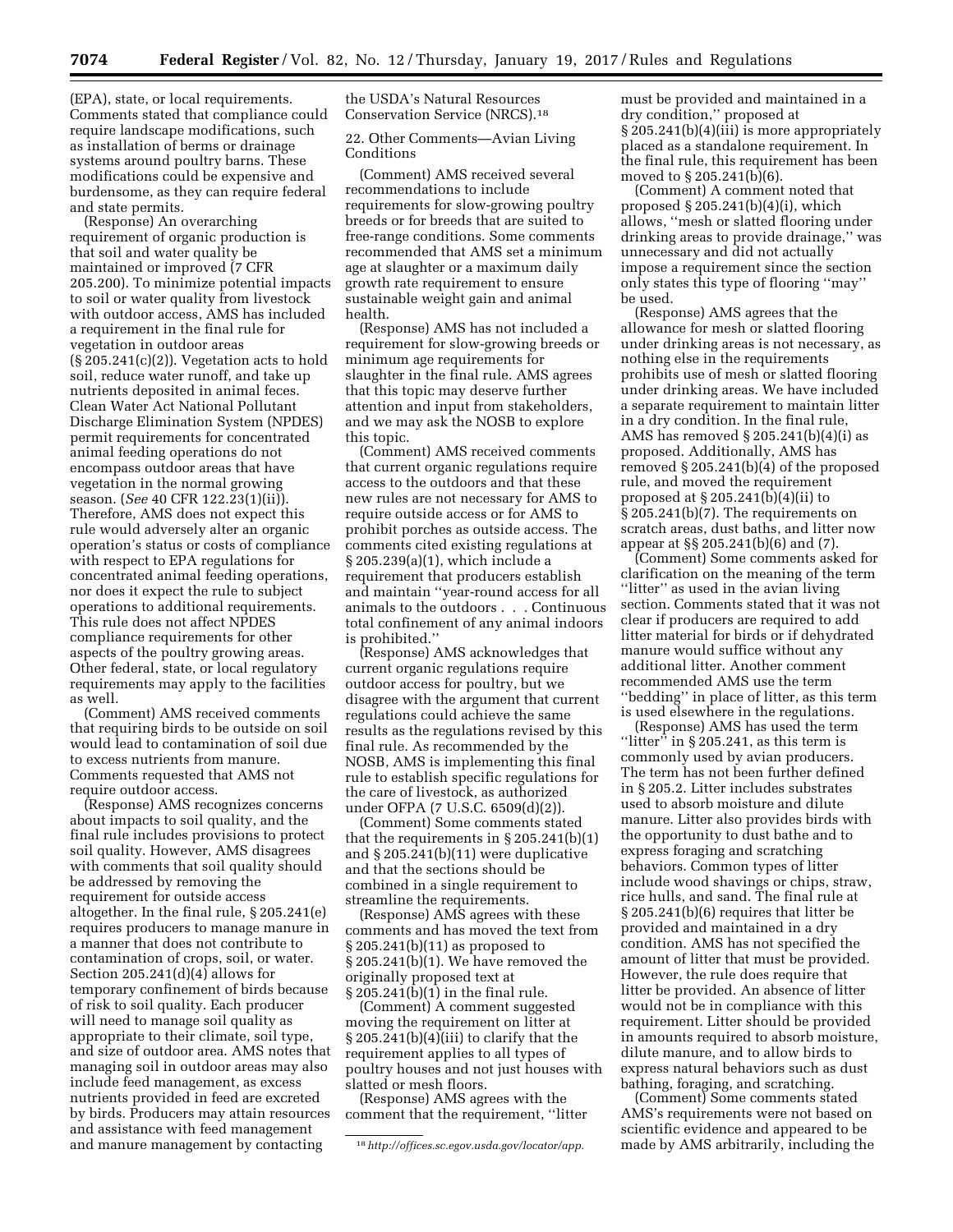(EPA), state, or local requirements. Comments stated that compliance could require landscape modifications, such as installation of berms or drainage systems around poultry barns. These modifications could be expensive and burdensome, as they can require federal and state permits.

(Response) An overarching requirement of organic production is that soil and water quality be maintained or improved (7 CFR 205.200). To minimize potential impacts to soil or water quality from livestock with outdoor access, AMS has included a requirement in the final rule for vegetation in outdoor areas (§ 205.241(c)(2)). Vegetation acts to hold soil, reduce water runoff, and take up nutrients deposited in animal feces. Clean Water Act National Pollutant Discharge Elimination System (NPDES) permit requirements for concentrated animal feeding operations do not encompass outdoor areas that have vegetation in the normal growing season. (*See* 40 CFR 122.23(1)(ii)). Therefore, AMS does not expect this rule would adversely alter an organic operation's status or costs of compliance with respect to EPA regulations for concentrated animal feeding operations, nor does it expect the rule to subject operations to additional requirements. This rule does not affect NPDES compliance requirements for other aspects of the poultry growing areas. Other federal, state, or local regulatory requirements may apply to the facilities as well.

(Comment) AMS received comments that requiring birds to be outside on soil would lead to contamination of soil due to excess nutrients from manure. Comments requested that AMS not require outdoor access.

(Response) AMS recognizes concerns about impacts to soil quality, and the final rule includes provisions to protect soil quality. However, AMS disagrees with comments that soil quality should be addressed by removing the requirement for outside access altogether. In the final rule, § 205.241(e) requires producers to manage manure in a manner that does not contribute to contamination of crops, soil, or water. Section 205.241(d)(4) allows for temporary confinement of birds because of risk to soil quality. Each producer will need to manage soil quality as appropriate to their climate, soil type, and size of outdoor area. AMS notes that managing soil in outdoor areas may also include feed management, as excess nutrients provided in feed are excreted by birds. Producers may attain resources and assistance with feed management and manure management by contacting the USDA's Natural Resources Conservation Service (NRCS).[18]

22. Other Comments—Avian Living Conditions

(Comment) AMS received several recommendations to include requirements for slow-growing poultry breeds or for breeds that are suited to free-range conditions. Some comments recommended that AMS set a minimum age at slaughter or a maximum daily growth rate requirement to ensure sustainable weight gain and animal health.

(Response) AMS has not included a requirement for slow-growing breeds or minimum age requirements for slaughter in the final rule. AMS agrees that this topic may deserve further attention and input from stakeholders, and we may ask the NOSB to explore this topic.

(Comment) AMS received comments that current organic regulations require access to the outdoors and that these new rules are not necessary for AMS to require outside access or for AMS to prohibit porches as outside access. The comments cited existing regulations at § 205.239(a)(1), which include a requirement that producers establish and maintain "year-round access for all animals to the outdoors . . . Continuous total confinement of any animal indoors is prohibited."

(Response) AMS acknowledges that current organic regulations require outdoor access for poultry, but we disagree with the argument that current regulations could achieve the same results as the regulations revised by this final rule. As recommended by the NOSB, AMS is implementing this final rule to establish specific regulations for the care of livestock, as authorized under OFPA (7 U.S.C. 6509(d)(2)).

(Comment) Some comments stated that the requirements in § 205.241(b)(1) and § 205.241(b)(11) were duplicative and that the sections should be combined in a single requirement to streamline the requirements.

(Response) AMS agrees with these comments and has moved the text from § 205.241(b)(11) as proposed to § 205.241(b)(1). We have removed the originally proposed text at § 205.241(b)(1) in the final rule.

(Comment) A comment suggested moving the requirement on litter at § 205.241(b)(4)(iii) to clarify that the requirement applies to all types of poultry houses and not just houses with slatted or mesh floors.

(Response) AMS agrees with the comment that the requirement, "litter must be provided and maintained in a dry condition," proposed at § 205.241(b)(4)(iii) is more appropriately placed as a standalone requirement. In the final rule, this requirement has been moved to § 205.241(b)(6).

(Comment) A comment noted that proposed § 205.241(b)(4)(i), which allows, "mesh or slatted flooring under drinking areas to provide drainage," was unnecessary and did not actually impose a requirement since the section only states this type of flooring "may" be used.

(Response) AMS agrees that the allowance for mesh or slatted flooring under drinking areas is not necessary, as nothing else in the requirements prohibits use of mesh or slatted flooring under drinking areas. We have included a separate requirement to maintain litter in a dry condition. In the final rule, AMS has removed § 205.241(b)(4)(i) as proposed. Additionally, AMS has removed § 205.241(b)(4) of the proposed rule, and moved the requirement proposed at § 205.241(b)(4)(ii) to § 205.241(b)(7). The requirements on scratch areas, dust baths, and litter now appear at §§ 205.241(b)(6) and (7).

(Comment) Some comments asked for clarification on the meaning of the term "litter" as used in the avian living section. Comments stated that it was not clear if producers are required to add litter material for birds or if dehydrated manure would suffice without any additional litter. Another comment recommended AMS use the term "bedding" in place of litter, as this term is used elsewhere in the regulations.

(Response) AMS has used the term "litter" in § 205.241, as this term is commonly used by avian producers. The term has not been further defined in § 205.2. Litter includes substrates used to absorb moisture and dilute manure. Litter also provides birds with the opportunity to dust bathe and to express foraging and scratching behaviors. Common types of litter include wood shavings or chips, straw, rice hulls, and sand. The final rule at § 205.241(b)(6) requires that litter be provided and maintained in a dry condition. AMS has not specified the amount of litter that must be provided. However, the rule does require that litter be provided. An absence of litter would not be in compliance with this requirement. Litter should be provided in amounts required to absorb moisture, dilute manure, and to allow birds to express natural behaviors such as dust bathing, foraging, and scratching.

(Comment) Some comments stated AMS's requirements were not based on scientific evidence and appeared to be made by AMS arbitrarily, including the

---

[18] *http://offices.sc.egov.usda.gov/locator/app.*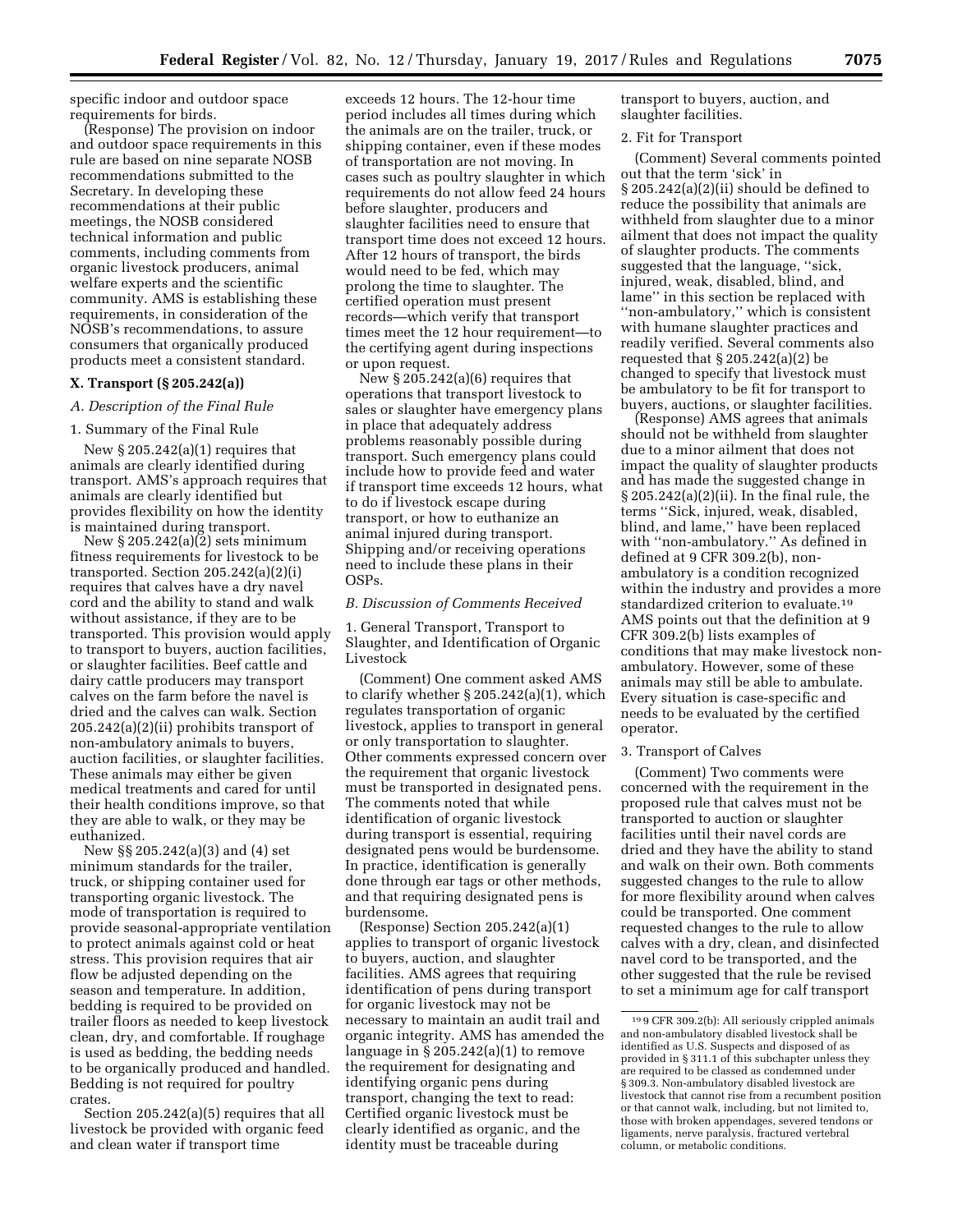specific indoor and outdoor space requirements for birds.

(Response) The provision on indoor and outdoor space requirements in this rule are based on nine separate NOSB recommendations submitted to the Secretary. In developing these recommendations at their public meetings, the NOSB considered technical information and public comments, including comments from organic livestock producers, animal welfare experts and the scientific community. AMS is establishing these requirements, in consideration of the NOSB's recommendations, to assure consumers that organically produced products meet a consistent standard.

## X. Transport (§ 205.242(a))

### A. Description of the Final Rule

#### 1. Summary of the Final Rule

New § 205.242(a)(1) requires that animals are clearly identified during transport. AMS's approach requires that animals are clearly identified but provides flexibility on how the identity is maintained during transport.

New § 205.242(a)(2) sets minimum fitness requirements for livestock to be transported. Section 205.242(a)(2)(i) requires that calves have a dry navel cord and the ability to stand and walk without assistance, if they are to be transported. This provision would apply to transport to buyers, auction facilities, or slaughter facilities. Beef cattle and dairy cattle producers may transport calves on the farm before the navel is dried and the calves can walk. Section 205.242(a)(2)(ii) prohibits transport of non-ambulatory animals to buyers, auction facilities, or slaughter facilities. These animals may either be given medical treatments and cared for until their health conditions improve, so that they are able to walk, or they may be euthanized.

New §§ 205.242(a)(3) and (4) set minimum standards for the trailer, truck, or shipping container used for transporting organic livestock. The mode of transportation is required to provide seasonal-appropriate ventilation to protect animals against cold or heat stress. This provision requires that air flow be adjusted depending on the season and temperature. In addition, bedding is required to be provided on trailer floors as needed to keep livestock clean, dry, and comfortable. If roughage is used as bedding, the bedding needs to be organically produced and handled. Bedding is not required for poultry crates.

Section 205.242(a)(5) requires that all livestock be provided with organic feed and clean water if transport time exceeds 12 hours. The 12-hour time period includes all times during which the animals are on the trailer, truck, or shipping container, even if these modes of transportation are not moving. In cases such as poultry slaughter in which requirements do not allow feed 24 hours before slaughter, producers and slaughter facilities need to ensure that transport time does not exceed 12 hours. After 12 hours of transport, the birds would need to be fed, which may prolong the time to slaughter. The certified operation must present records—which verify that transport times meet the 12 hour requirement—to the certifying agent during inspections or upon request.

New § 205.242(a)(6) requires that operations that transport livestock to sales or slaughter have emergency plans in place that adequately address problems reasonably possible during transport. Such emergency plans could include how to provide feed and water if transport time exceeds 12 hours, what to do if livestock escape during transport, or how to euthanize an animal injured during transport. Shipping and/or receiving operations need to include these plans in their OSPs.

### B. Discussion of Comments Received

#### 1. General Transport, Transport to Slaughter, and Identification of Organic Livestock

(Comment) One comment asked AMS to clarify whether § 205.242(a)(1), which regulates transportation of organic livestock, applies to transport in general or only transportation to slaughter. Other comments expressed concern over the requirement that organic livestock must be transported in designated pens. The comments noted that while identification of organic livestock during transport is essential, requiring designated pens would be burdensome. In practice, identification is generally done through ear tags or other methods, and that requiring designated pens is burdensome.

(Response) Section 205.242(a)(1) applies to transport of organic livestock to buyers, auction, and slaughter facilities. AMS agrees that requiring identification of pens during transport for organic livestock may not be necessary to maintain an audit trail and organic integrity. AMS has amended the language in § 205.242(a)(1) to remove the requirement for designating and identifying organic pens during transport, changing the text to read: Certified organic livestock must be clearly identified as organic, and the identity must be traceable during transport to buyers, auction, and slaughter facilities.

#### 2. Fit for Transport

(Comment) Several comments pointed out that the term 'sick' in § 205.242(a)(2)(ii) should be defined to reduce the possibility that animals are withheld from slaughter due to a minor ailment that does not impact the quality of slaughter products. The comments suggested that the language, ''sick, injured, weak, disabled, blind, and lame'' in this section be replaced with ''non-ambulatory,'' which is consistent with humane slaughter practices and readily verified. Several comments also requested that § 205.242(a)(2) be changed to specify that livestock must be ambulatory to be fit for transport to buyers, auctions, or slaughter facilities.

(Response) AMS agrees that animals should not be withheld from slaughter due to a minor ailment that does not impact the quality of slaughter products and has made the suggested change in § 205.242(a)(2)(ii). In the final rule, the terms ''Sick, injured, weak, disabled, blind, and lame,'' have been replaced with ''non-ambulatory.'' As defined in defined at 9 CFR 309.2(b), non-ambulatory is a condition recognized within the industry and provides a more standardized criterion to evaluate.[19] AMS points out that the definition at 9 CFR 309.2(b) lists examples of conditions that may make livestock non-ambulatory. However, some of these animals may still be able to ambulate. Every situation is case-specific and needs to be evaluated by the certified operator.

#### 3. Transport of Calves

(Comment) Two comments were concerned with the requirement in the proposed rule that calves must not be transported to auction or slaughter facilities until their navel cords are dried and they have the ability to stand and walk on their own. Both comments suggested changes to the rule to allow for more flexibility around when calves could be transported. One comment requested changes to the rule to allow calves with a dry, clean, and disinfected navel cord to be transported, and the other suggested that the rule be revised to set a minimum age for calf transport

[19] 9 CFR 309.2(b): All seriously crippled animals and non-ambulatory disabled livestock shall be identified as U.S. Suspects and disposed of as provided in § 311.1 of this subchapter unless they are required to be classed as condemned under § 309.3. Non-ambulatory disabled livestock are livestock that cannot rise from a recumbent position or that cannot walk, including, but not limited to, those with broken appendages, severed tendons or ligaments, nerve paralysis, fractured vertebral column, or metabolic conditions.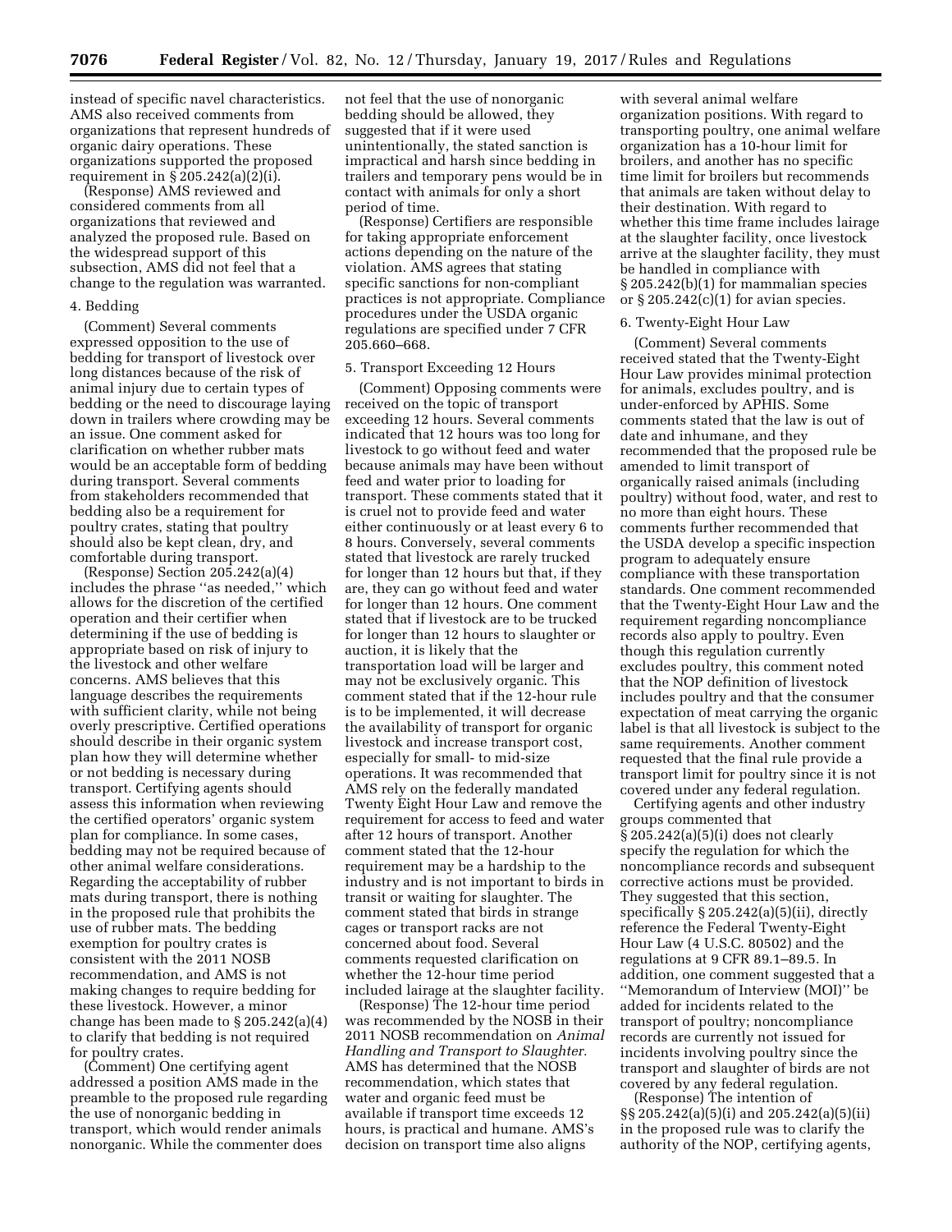instead of specific navel characteristics. AMS also received comments from organizations that represent hundreds of organic dairy operations. These organizations supported the proposed requirement in § 205.242(a)(2)(i).

(Response) AMS reviewed and considered comments from all organizations that reviewed and analyzed the proposed rule. Based on the widespread support of this subsection, AMS did not feel that a change to the regulation was warranted.

4. Bedding

(Comment) Several comments expressed opposition to the use of bedding for transport of livestock over long distances because of the risk of animal injury due to certain types of bedding or the need to discourage laying down in trailers where crowding may be an issue. One comment asked for clarification on whether rubber mats would be an acceptable form of bedding during transport. Several comments from stakeholders recommended that bedding also be a requirement for poultry crates, stating that poultry should also be kept clean, dry, and comfortable during transport.

(Response) Section 205.242(a)(4) includes the phrase ''as needed,'' which allows for the discretion of the certified operation and their certifier when determining if the use of bedding is appropriate based on risk of injury to the livestock and other welfare concerns. AMS believes that this language describes the requirements with sufficient clarity, while not being overly prescriptive. Certified operations should describe in their organic system plan how they will determine whether or not bedding is necessary during transport. Certifying agents should assess this information when reviewing the certified operators' organic system plan for compliance. In some cases, bedding may not be required because of other animal welfare considerations. Regarding the acceptability of rubber mats during transport, there is nothing in the proposed rule that prohibits the use of rubber mats. The bedding exemption for poultry crates is consistent with the 2011 NOSB recommendation, and AMS is not making changes to require bedding for these livestock. However, a minor change has been made to § 205.242(a)(4) to clarify that bedding is not required for poultry crates.

(Comment) One certifying agent addressed a position AMS made in the preamble to the proposed rule regarding the use of nonorganic bedding in transport, which would render animals nonorganic. While the commenter does not feel that the use of nonorganic bedding should be allowed, they suggested that if it were used unintentionally, the stated sanction is impractical and harsh since bedding in trailers and temporary pens would be in contact with animals for only a short period of time.

(Response) Certifiers are responsible for taking appropriate enforcement actions depending on the nature of the violation. AMS agrees that stating specific sanctions for non-compliant practices is not appropriate. Compliance procedures under the USDA organic regulations are specified under 7 CFR 205.660–668.

5. Transport Exceeding 12 Hours

(Comment) Opposing comments were received on the topic of transport exceeding 12 hours. Several comments indicated that 12 hours was too long for livestock to go without feed and water because animals may have been without feed and water prior to loading for transport. These comments stated that it is cruel not to provide feed and water either continuously or at least every 6 to 8 hours. Conversely, several comments stated that livestock are rarely trucked for longer than 12 hours but that, if they are, they can go without feed and water for longer than 12 hours. One comment stated that if livestock are to be trucked for longer than 12 hours to slaughter or auction, it is likely that the transportation load will be larger and may not be exclusively organic. This comment stated that if the 12-hour rule is to be implemented, it will decrease the availability of transport for organic livestock and increase transport cost, especially for small- to mid-size operations. It was recommended that AMS rely on the federally mandated Twenty Eight Hour Law and remove the requirement for access to feed and water after 12 hours of transport. Another comment stated that the 12-hour requirement may be a hardship to the industry and is not important to birds in transit or waiting for slaughter. The comment stated that birds in strange cages or transport racks are not concerned about food. Several comments requested clarification on whether the 12-hour time period included lairage at the slaughter facility.

(Response) The 12-hour time period was recommended by the NOSB in their 2011 NOSB recommendation on *Animal Handling and Transport to Slaughter*. AMS has determined that the NOSB recommendation, which states that water and organic feed must be available if transport time exceeds 12 hours, is practical and humane. AMS's decision on transport time also aligns with several animal welfare organization positions. With regard to transporting poultry, one animal welfare organization has a 10-hour limit for broilers, and another has no specific time limit for broilers but recommends that animals are taken without delay to their destination. With regard to whether this time frame includes lairage at the slaughter facility, once livestock arrive at the slaughter facility, they must be handled in compliance with § 205.242(b)(1) for mammalian species or § 205.242(c)(1) for avian species.

6. Twenty-Eight Hour Law

(Comment) Several comments received stated that the Twenty-Eight Hour Law provides minimal protection for animals, excludes poultry, and is under-enforced by APHIS. Some comments stated that the law is out of date and inhumane, and they recommended that the proposed rule be amended to limit transport of organically raised animals (including poultry) without food, water, and rest to no more than eight hours. These comments further recommended that the USDA develop a specific inspection program to adequately ensure compliance with these transportation standards. One comment recommended that the Twenty-Eight Hour Law and the requirement regarding noncompliance records also apply to poultry. Even though this regulation currently excludes poultry, this comment noted that the NOP definition of livestock includes poultry and that the consumer expectation of meat carrying the organic label is that all livestock is subject to the same requirements. Another comment requested that the final rule provide a transport limit for poultry since it is not covered under any federal regulation.

Certifying agents and other industry groups commented that § 205.242(a)(5)(i) does not clearly specify the regulation for which the noncompliance records and subsequent corrective actions must be provided. They suggested that this section, specifically § 205.242(a)(5)(ii), directly reference the Federal Twenty-Eight Hour Law (4 U.S.C. 80502) and the regulations at 9 CFR 89.1–89.5. In addition, one comment suggested that a ''Memorandum of Interview (MOI)'' be added for incidents related to the transport of poultry; noncompliance records are currently not issued for incidents involving poultry since the transport and slaughter of birds are not covered by any federal regulation.

(Response) The intention of §§ 205.242(a)(5)(i) and 205.242(a)(5)(ii) in the proposed rule was to clarify the authority of the NOP, certifying agents,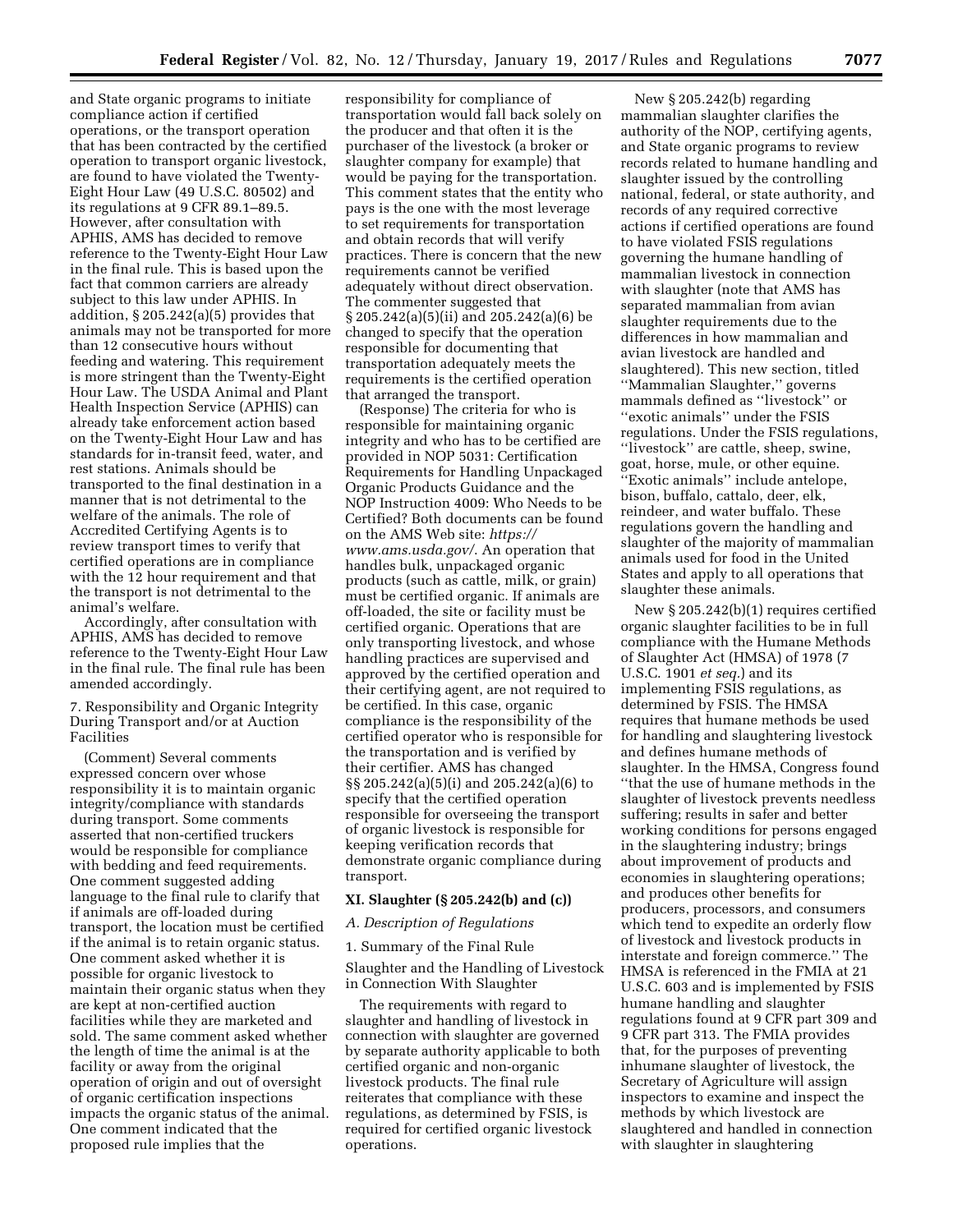and State organic programs to initiate compliance action if certified operations, or the transport operation that has been contracted by the certified operation to transport organic livestock, are found to have violated the Twenty-Eight Hour Law (49 U.S.C. 80502) and its regulations at 9 CFR 89.1–89.5. However, after consultation with APHIS, AMS has decided to remove reference to the Twenty-Eight Hour Law in the final rule. This is based upon the fact that common carriers are already subject to this law under APHIS. In addition, § 205.242(a)(5) provides that animals may not be transported for more than 12 consecutive hours without feeding and watering. This requirement is more stringent than the Twenty-Eight Hour Law. The USDA Animal and Plant Health Inspection Service (APHIS) can already take enforcement action based on the Twenty-Eight Hour Law and has standards for in-transit feed, water, and rest stations. Animals should be transported to the final destination in a manner that is not detrimental to the welfare of the animals. The role of Accredited Certifying Agents is to review transport times to verify that certified operations are in compliance with the 12 hour requirement and that the transport is not detrimental to the animal's welfare.

Accordingly, after consultation with APHIS, AMS has decided to remove reference to the Twenty-Eight Hour Law in the final rule. The final rule has been amended accordingly.

7. Responsibility and Organic Integrity During Transport and/or at Auction Facilities

(Comment) Several comments expressed concern over whose responsibility it is to maintain organic integrity/compliance with standards during transport. Some comments asserted that non-certified truckers would be responsible for compliance with bedding and feed requirements. One comment suggested adding language to the final rule to clarify that if animals are off-loaded during transport, the location must be certified if the animal is to retain organic status. One comment asked whether it is possible for organic livestock to maintain their organic status when they are kept at non-certified auction facilities while they are marketed and sold. The same comment asked whether the length of time the animal is at the facility or away from the original operation of origin and out of oversight of organic certification inspections impacts the organic status of the animal. One comment indicated that the proposed rule implies that the responsibility for compliance of transportation would fall back solely on the producer and that often it is the purchaser of the livestock (a broker or slaughter company for example) that would be paying for the transportation. This comment states that the entity who pays is the one with the most leverage to set requirements for transportation and obtain records that will verify practices. There is concern that the new requirements cannot be verified adequately without direct observation. The commenter suggested that § 205.242(a)(5)(ii) and 205.242(a)(6) be changed to specify that the operation responsible for documenting that transportation adequately meets the requirements is the certified operation that arranged the transport.

(Response) The criteria for who is responsible for maintaining organic integrity and who has to be certified are provided in NOP 5031: Certification Requirements for Handling Unpackaged Organic Products Guidance and the NOP Instruction 4009: Who Needs to be Certified? Both documents can be found on the AMS Web site: *https://www.ams.usda.gov/*. An operation that handles bulk, unpackaged organic products (such as cattle, milk, or grain) must be certified organic. If animals are off-loaded, the site or facility must be certified organic. Operations that are only transporting livestock, and whose handling practices are supervised and approved by the certified operation and their certifying agent, are not required to be certified. In this case, organic compliance is the responsibility of the certified operator who is responsible for the transportation and is verified by their certifier. AMS has changed §§ 205.242(a)(5)(i) and 205.242(a)(6) to specify that the certified operation responsible for overseeing the transport of organic livestock is responsible for keeping verification records that demonstrate organic compliance during transport.

## XI. Slaughter (§ 205.242(b) and (c))

### *A. Description of Regulations*

1. Summary of the Final Rule

Slaughter and the Handling of Livestock in Connection With Slaughter

The requirements with regard to slaughter and handling of livestock in connection with slaughter are governed by separate authority applicable to both certified organic and non-organic livestock products. The final rule reiterates that compliance with these regulations, as determined by FSIS, is required for certified organic livestock operations.

New § 205.242(b) regarding mammalian slaughter clarifies the authority of the NOP, certifying agents, and State organic programs to review records related to humane handling and slaughter issued by the controlling national, federal, or state authority, and records of any required corrective actions if certified operations are found to have violated FSIS regulations governing the humane handling of mammalian livestock in connection with slaughter (note that AMS has separated mammalian from avian slaughter requirements due to the differences in how mammalian and avian livestock are handled and slaughtered). This new section, titled ''Mammalian Slaughter,'' governs mammals defined as ''livestock'' or ''exotic animals'' under the FSIS regulations. Under the FSIS regulations, ''livestock'' are cattle, sheep, swine, goat, horse, mule, or other equine. ''Exotic animals'' include antelope, bison, buffalo, cattalo, deer, elk, reindeer, and water buffalo. These regulations govern the handling and slaughter of the majority of mammalian animals used for food in the United States and apply to all operations that slaughter these animals.

New § 205.242(b)(1) requires certified organic slaughter facilities to be in full compliance with the Humane Methods of Slaughter Act (HMSA) of 1978 (7 U.S.C. 1901 *et seq.*) and its implementing FSIS regulations, as determined by FSIS. The HMSA requires that humane methods be used for handling and slaughtering livestock and defines humane methods of slaughter. In the HMSA, Congress found ''that the use of humane methods in the slaughter of livestock prevents needless suffering; results in safer and better working conditions for persons engaged in the slaughtering industry; brings about improvement of products and economies in slaughtering operations; and produces other benefits for producers, processors, and consumers which tend to expedite an orderly flow of livestock and livestock products in interstate and foreign commerce.'' The HMSA is referenced in the FMIA at 21 U.S.C. 603 and is implemented by FSIS humane handling and slaughter regulations found at 9 CFR part 309 and 9 CFR part 313. The FMIA provides that, for the purposes of preventing inhumane slaughter of livestock, the Secretary of Agriculture will assign inspectors to examine and inspect the methods by which livestock are slaughtered and handled in connection with slaughter in slaughtering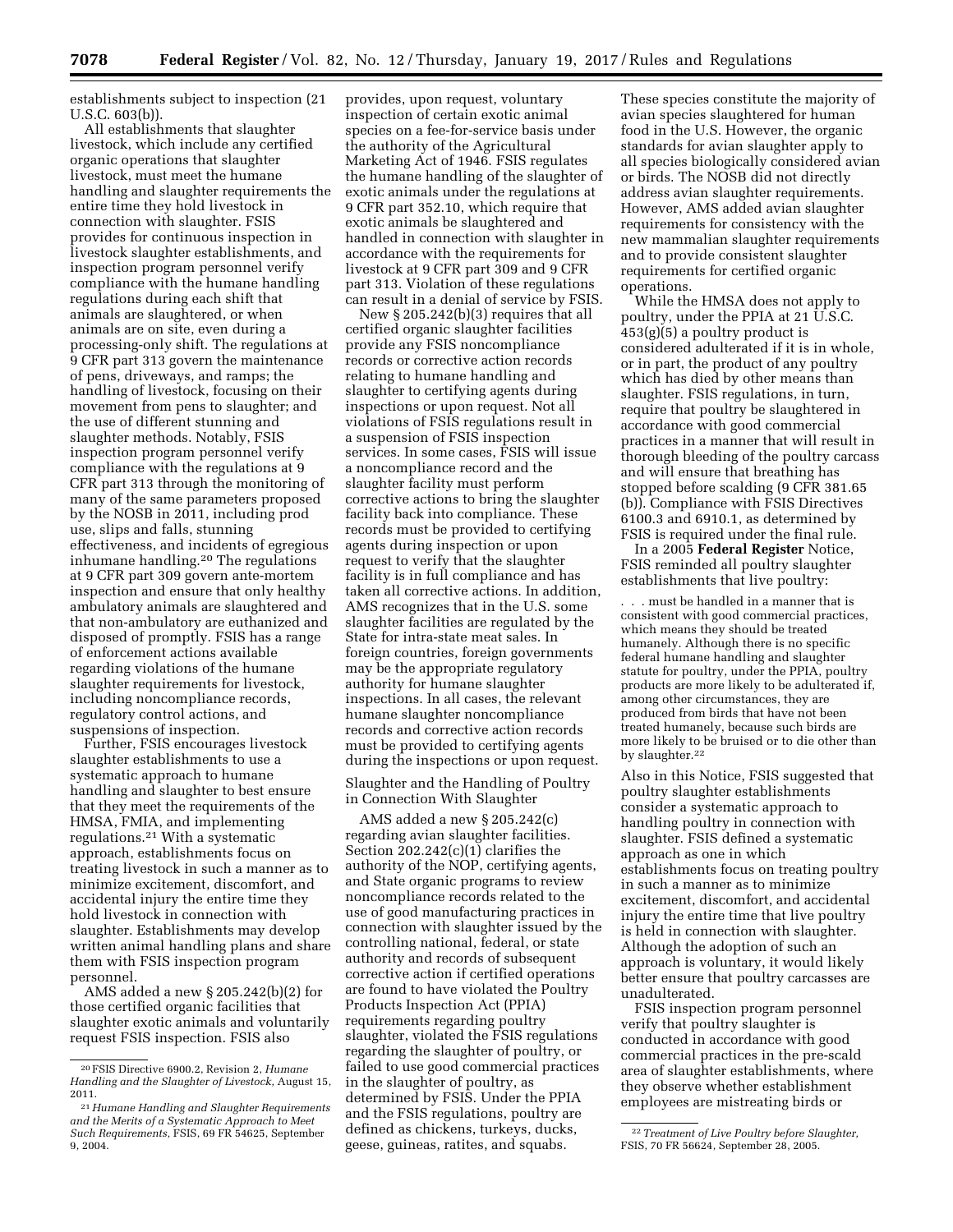establishments subject to inspection (21 U.S.C. 603(b)).

All establishments that slaughter livestock, which include any certified organic operations that slaughter livestock, must meet the humane handling and slaughter requirements the entire time they hold livestock in connection with slaughter. FSIS provides for continuous inspection in livestock slaughter establishments, and inspection program personnel verify compliance with the humane handling regulations during each shift that animals are slaughtered, or when animals are on site, even during a processing-only shift. The regulations at 9 CFR part 313 govern the maintenance of pens, driveways, and ramps; the handling of livestock, focusing on their movement from pens to slaughter; and the use of different stunning and slaughter methods. Notably, FSIS inspection program personnel verify compliance with the regulations at 9 CFR part 313 through the monitoring of many of the same parameters proposed by the NOSB in 2011, including prod use, slips and falls, stunning effectiveness, and incidents of egregious inhumane handling.[20] The regulations at 9 CFR part 309 govern ante-mortem inspection and ensure that only healthy ambulatory animals are slaughtered and that non-ambulatory are euthanized and disposed of promptly. FSIS has a range of enforcement actions available regarding violations of the humane slaughter requirements for livestock, including noncompliance records, regulatory control actions, and suspensions of inspection.

Further, FSIS encourages livestock slaughter establishments to use a systematic approach to humane handling and slaughter to best ensure that they meet the requirements of the HMSA, FMIA, and implementing regulations.[21] With a systematic approach, establishments focus on treating livestock in such a manner as to minimize excitement, discomfort, and accidental injury the entire time they hold livestock in connection with slaughter. Establishments may develop written animal handling plans and share them with FSIS inspection program personnel.

AMS added a new § 205.242(b)(2) for those certified organic facilities that slaughter exotic animals and voluntarily request FSIS inspection. FSIS also provides, upon request, voluntary inspection of certain exotic animal species on a fee-for-service basis under the authority of the Agricultural Marketing Act of 1946. FSIS regulates the humane handling of the slaughter of exotic animals under the regulations at 9 CFR part 352.10, which require that exotic animals be slaughtered and handled in connection with slaughter in accordance with the requirements for livestock at 9 CFR part 309 and 9 CFR part 313. Violation of these regulations can result in a denial of service by FSIS.

New § 205.242(b)(3) requires that all certified organic slaughter facilities provide any FSIS noncompliance records or corrective action records relating to humane handling and slaughter to certifying agents during inspections or upon request. Not all violations of FSIS regulations result in a suspension of FSIS inspection services. In some cases, FSIS will issue a noncompliance record and the slaughter facility must perform corrective actions to bring the slaughter facility back into compliance. These records must be provided to certifying agents during inspection or upon request to verify that the slaughter facility is in full compliance and has taken all corrective actions. In addition, AMS recognizes that in the U.S. some slaughter facilities are regulated by the State for intra-state meat sales. In foreign countries, foreign governments may be the appropriate regulatory authority for humane slaughter inspections. In all cases, the relevant humane slaughter noncompliance records and corrective action records must be provided to certifying agents during the inspections or upon request.

## Slaughter and the Handling of Poultry in Connection With Slaughter

AMS added a new § 205.242(c) regarding avian slaughter facilities. Section 202.242(c)(1) clarifies the authority of the NOP, certifying agents, and State organic programs to review noncompliance records related to the use of good manufacturing practices in connection with slaughter issued by the controlling national, federal, or state authority and records of subsequent corrective action if certified operations are found to have violated the Poultry Products Inspection Act (PPIA) requirements regarding poultry slaughter, violated the FSIS regulations regarding the slaughter of poultry, or failed to use good commercial practices in the slaughter of poultry, as determined by FSIS. Under the PPIA and the FSIS regulations, poultry are defined as chickens, turkeys, ducks, geese, guineas, ratites, and squabs. These species constitute the majority of avian species slaughtered for human food in the U.S. However, the organic standards for avian slaughter apply to all species biologically considered avian or birds. The NOSB did not directly address avian slaughter requirements. However, AMS added avian slaughter requirements for consistency with the new mammalian slaughter requirements and to provide consistent slaughter requirements for certified organic operations.

While the HMSA does not apply to poultry, under the PPIA at 21 U.S.C. 453(g)(5) a poultry product is considered adulterated if it is in whole, or in part, the product of any poultry which has died by other means than slaughter. FSIS regulations, in turn, require that poultry be slaughtered in accordance with good commercial practices in a manner that will result in thorough bleeding of the poultry carcass and will ensure that breathing has stopped before scalding (9 CFR 381.65 (b)). Compliance with FSIS Directives 6100.3 and 6910.1, as determined by FSIS is required under the final rule.

In a 2005 **Federal Register** Notice, FSIS reminded all poultry slaughter establishments that live poultry:

> . . . must be handled in a manner that is consistent with good commercial practices, which means they should be treated humanely. Although there is no specific federal humane handling and slaughter statute for poultry, under the PPIA, poultry products are more likely to be adulterated if, among other circumstances, they are produced from birds that have not been treated humanely, because such birds are more likely to be bruised or to die other than by slaughter.[22]

Also in this Notice, FSIS suggested that poultry slaughter establishments consider a systematic approach to handling poultry in connection with slaughter. FSIS defined a systematic approach as one in which establishments focus on treating poultry in such a manner as to minimize excitement, discomfort, and accidental injury the entire time that live poultry is held in connection with slaughter. Although the adoption of such an approach is voluntary, it would likely better ensure that poultry carcasses are unadulterated.

FSIS inspection program personnel verify that poultry slaughter is conducted in accordance with good commercial practices in the pre-scald area of slaughter establishments, where they observe whether establishment employees are mistreating birds or

---

[20] FSIS Directive 6900.2, Revision 2, *Humane Handling and the Slaughter of Livestock*, August 15, 2011.

[21] *Humane Handling and Slaughter Requirements and the Merits of a Systematic Approach to Meet Such Requirements,* FSIS, 69 FR 54625, September 9, 2004.

[22] *Treatment of Live Poultry before Slaughter,* FSIS, 70 FR 56624, September 28, 2005.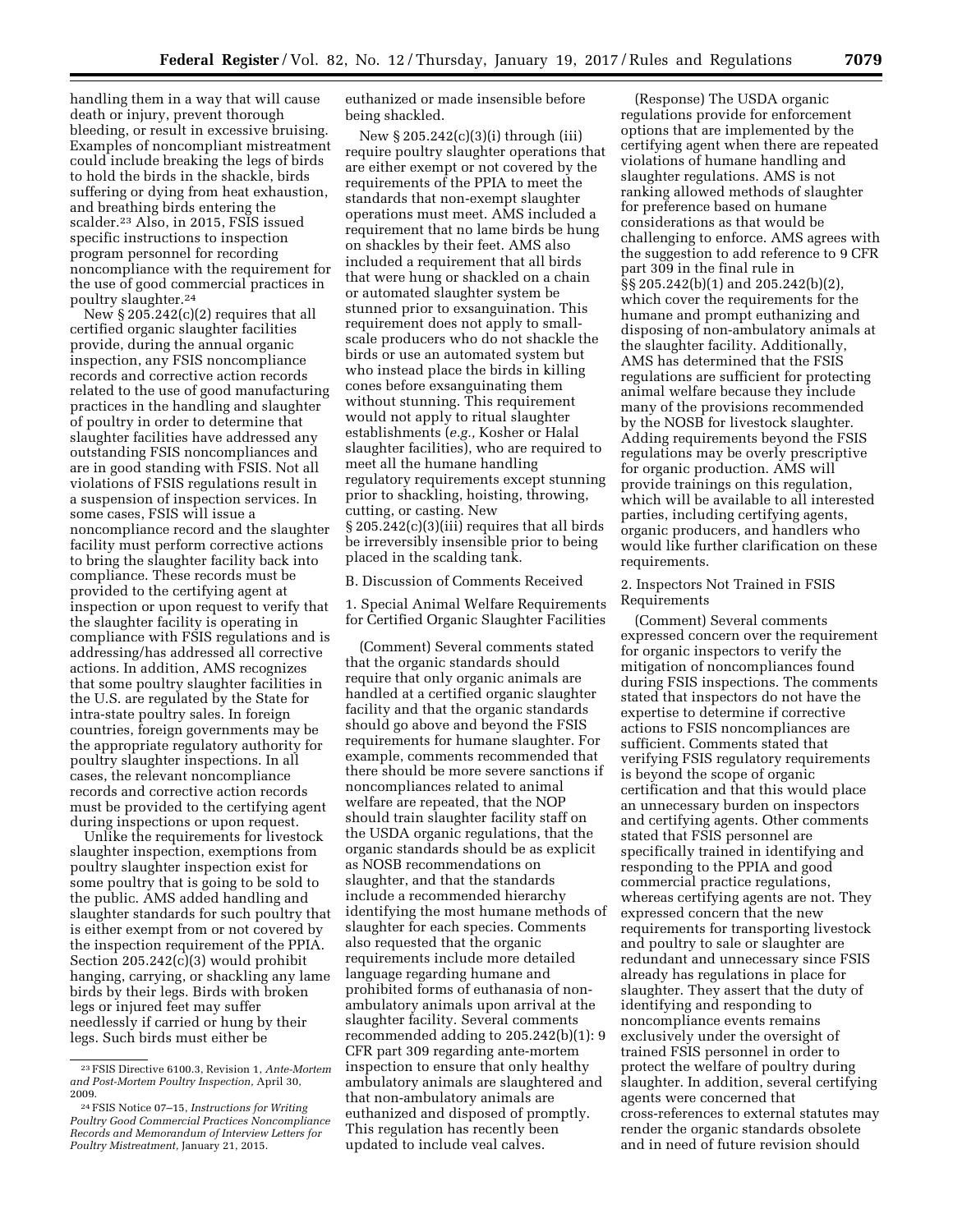handling them in a way that will cause death or injury, prevent thorough bleeding, or result in excessive bruising. Examples of noncompliant mistreatment could include breaking the legs of birds to hold the birds in the shackle, birds suffering or dying from heat exhaustion, and breathing birds entering the scalder.[23] Also, in 2015, FSIS issued specific instructions to inspection program personnel for recording noncompliance with the requirement for the use of good commercial practices in poultry slaughter.[24]

New § 205.242(c)(2) requires that all certified organic slaughter facilities provide, during the annual organic inspection, any FSIS noncompliance records and corrective action records related to the use of good manufacturing practices in the handling and slaughter of poultry in order to determine that slaughter facilities have addressed any outstanding FSIS noncompliances and are in good standing with FSIS. Not all violations of FSIS regulations result in a suspension of inspection services. In some cases, FSIS will issue a noncompliance record and the slaughter facility must perform corrective actions to bring the slaughter facility back into compliance. These records must be provided to the certifying agent at inspection or upon request to verify that the slaughter facility is operating in compliance with FSIS regulations and is addressing/has addressed all corrective actions. In addition, AMS recognizes that some poultry slaughter facilities in the U.S. are regulated by the State for intra-state poultry sales. In foreign countries, foreign governments may be the appropriate regulatory authority for poultry slaughter inspections. In all cases, the relevant noncompliance records and corrective action records must be provided to the certifying agent during inspections or upon request.

Unlike the requirements for livestock slaughter inspection, exemptions from poultry slaughter inspection exist for some poultry that is going to be sold to the public. AMS added handling and slaughter standards for such poultry that is either exempt from or not covered by the inspection requirement of the PPIA. Section 205.242(c)(3) would prohibit hanging, carrying, or shackling any lame birds by their legs. Birds with broken legs or injured feet may suffer needlessly if carried or hung by their legs. Such birds must either be euthanized or made insensible before being shackled.

New § 205.242(c)(3)(i) through (iii) require poultry slaughter operations that are either exempt or not covered by the requirements of the PPIA to meet the standards that non-exempt slaughter operations must meet. AMS included a requirement that no lame birds be hung on shackles by their feet. AMS also included a requirement that all birds that were hung or shackled on a chain or automated slaughter system be stunned prior to exsanguination. This requirement does not apply to small-scale producers who do not shackle the birds or use an automated system but who instead place the birds in killing cones before exsanguinating them without stunning. This requirement would not apply to ritual slaughter establishments (*e.g.,* Kosher or Halal slaughter facilities), who are required to meet all the humane handling regulatory requirements except stunning prior to shackling, hoisting, throwing, cutting, or casting. New § 205.242(c)(3)(iii) requires that all birds be irreversibly insensible prior to being placed in the scalding tank.

B. Discussion of Comments Received

1. Special Animal Welfare Requirements for Certified Organic Slaughter Facilities

(Comment) Several comments stated that the organic standards should require that only organic animals are handled at a certified organic slaughter facility and that the organic standards should go above and beyond the FSIS requirements for humane slaughter. For example, comments recommended that there should be more severe sanctions if noncompliances related to animal welfare are repeated, that the NOP should train slaughter facility staff on the USDA organic regulations, that the organic standards should be as explicit as NOSB recommendations on slaughter, and that the standards include a recommended hierarchy identifying the most humane methods of slaughter for each species. Comments also requested that the organic requirements include more detailed language regarding humane and prohibited forms of euthanasia of non-ambulatory animals upon arrival at the slaughter facility. Several comments recommended adding to 205.242(b)(1): 9 CFR part 309 regarding ante-mortem inspection to ensure that only healthy ambulatory animals are slaughtered and that non-ambulatory animals are euthanized and disposed of promptly. This regulation has recently been updated to include veal calves.

(Response) The USDA organic regulations provide for enforcement options that are implemented by the certifying agent when there are repeated violations of humane handling and slaughter regulations. AMS is not ranking allowed methods of slaughter for preference based on humane considerations as that would be challenging to enforce. AMS agrees with the suggestion to add reference to 9 CFR part 309 in the final rule in §§ 205.242(b)(1) and 205.242(b)(2), which cover the requirements for the humane and prompt euthanizing and disposing of non-ambulatory animals at the slaughter facility. Additionally, AMS has determined that the FSIS regulations are sufficient for protecting animal welfare because they include many of the provisions recommended by the NOSB for livestock slaughter. Adding requirements beyond the FSIS regulations may be overly prescriptive for organic production. AMS will provide trainings on this regulation, which will be available to all interested parties, including certifying agents, organic producers, and handlers who would like further clarification on these requirements.

2. Inspectors Not Trained in FSIS Requirements

(Comment) Several comments expressed concern over the requirement for organic inspectors to verify the mitigation of noncompliances found during FSIS inspections. The comments stated that inspectors do not have the expertise to determine if corrective actions to FSIS noncompliances are sufficient. Comments stated that verifying FSIS regulatory requirements is beyond the scope of organic certification and that this would place an unnecessary burden on inspectors and certifying agents. Other comments stated that FSIS personnel are specifically trained in identifying and responding to the PPIA and good commercial practice regulations, whereas certifying agents are not. They expressed concern that the new requirements for transporting livestock and poultry to sale or slaughter are redundant and unnecessary since FSIS already has regulations in place for slaughter. They assert that the duty of identifying and responding to noncompliance events remains exclusively under the oversight of trained FSIS personnel in order to protect the welfare of poultry during slaughter. In addition, several certifying agents were concerned that cross-references to external statutes may render the organic standards obsolete and in need of future revision should

[23] FSIS Directive 6100.3, Revision 1, *Ante-Mortem and Post-Mortem Poultry Inspection,* April 30, 2009.

[24] FSIS Notice 07–15, *Instructions for Writing Poultry Good Commercial Practices Noncompliance Records and Memorandum of Interview Letters for Poultry Mistreatment,* January 21, 2015.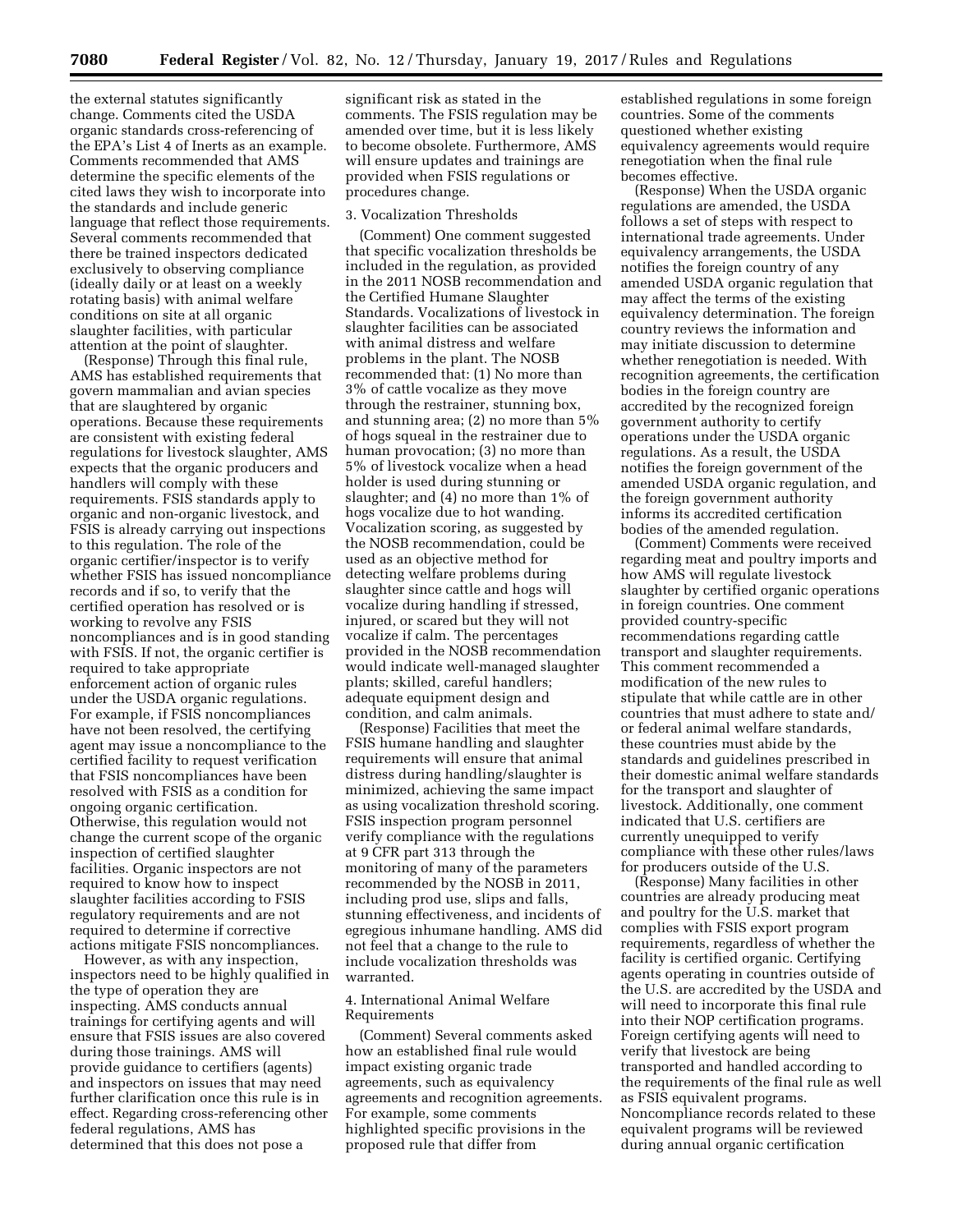the external statutes significantly change. Comments cited the USDA organic standards cross-referencing of the EPA's List 4 of Inerts as an example. Comments recommended that AMS determine the specific elements of the cited laws they wish to incorporate into the standards and include generic language that reflect those requirements. Several comments recommended that there be trained inspectors dedicated exclusively to observing compliance (ideally daily or at least on a weekly rotating basis) with animal welfare conditions on site at all organic slaughter facilities, with particular attention at the point of slaughter.

(Response) Through this final rule, AMS has established requirements that govern mammalian and avian species that are slaughtered by organic operations. Because these requirements are consistent with existing federal regulations for livestock slaughter, AMS expects that the organic producers and handlers will comply with these requirements. FSIS standards apply to organic and non-organic livestock, and FSIS is already carrying out inspections to this regulation. The role of the organic certifier/inspector is to verify whether FSIS has issued noncompliance records and if so, to verify that the certified operation has resolved or is working to revolve any FSIS noncompliances and is in good standing with FSIS. If not, the organic certifier is required to take appropriate enforcement action of organic rules under the USDA organic regulations. For example, if FSIS noncompliances have not been resolved, the certifying agent may issue a noncompliance to the certified facility to request verification that FSIS noncompliances have been resolved with FSIS as a condition for ongoing organic certification. Otherwise, this regulation would not change the current scope of the organic inspection of certified slaughter facilities. Organic inspectors are not required to know how to inspect slaughter facilities according to FSIS regulatory requirements and are not required to determine if corrective actions mitigate FSIS noncompliances.

However, as with any inspection, inspectors need to be highly qualified in the type of operation they are inspecting. AMS conducts annual trainings for certifying agents and will ensure that FSIS issues are also covered during those trainings. AMS will provide guidance to certifiers (agents) and inspectors on issues that may need further clarification once this rule is in effect. Regarding cross-referencing other federal regulations, AMS has determined that this does not pose a significant risk as stated in the comments. The FSIS regulation may be amended over time, but it is less likely to become obsolete. Furthermore, AMS will ensure updates and trainings are provided when FSIS regulations or procedures change.

3. Vocalization Thresholds

(Comment) One comment suggested that specific vocalization thresholds be included in the regulation, as provided in the 2011 NOSB recommendation and the Certified Humane Slaughter Standards. Vocalizations of livestock in slaughter facilities can be associated with animal distress and welfare problems in the plant. The NOSB recommended that: (1) No more than 3% of cattle vocalize as they move through the restrainer, stunning box, and stunning area; (2) no more than 5% of hogs squeal in the restrainer due to human provocation; (3) no more than 5% of livestock vocalize when a head holder is used during stunning or slaughter; and (4) no more than 1% of hogs vocalize due to hot wanding. Vocalization scoring, as suggested by the NOSB recommendation, could be used as an objective method for detecting welfare problems during slaughter since cattle and hogs will vocalize during handling if stressed, injured, or scared but they will not vocalize if calm. The percentages provided in the NOSB recommendation would indicate well-managed slaughter plants; skilled, careful handlers; adequate equipment design and condition, and calm animals.

(Response) Facilities that meet the FSIS humane handling and slaughter requirements will ensure that animal distress during handling/slaughter is minimized, achieving the same impact as using vocalization threshold scoring. FSIS inspection program personnel verify compliance with the regulations at 9 CFR part 313 through the monitoring of many of the parameters recommended by the NOSB in 2011, including prod use, slips and falls, stunning effectiveness, and incidents of egregious inhumane handling. AMS did not feel that a change to the rule to include vocalization thresholds was warranted.

4. International Animal Welfare Requirements

(Comment) Several comments asked how an established final rule would impact existing organic trade agreements, such as equivalency agreements and recognition agreements. For example, some comments highlighted specific provisions in the proposed rule that differ from established regulations in some foreign countries. Some of the comments questioned whether existing equivalency agreements would require renegotiation when the final rule becomes effective.

(Response) When the USDA organic regulations are amended, the USDA follows a set of steps with respect to international trade agreements. Under equivalency arrangements, the USDA notifies the foreign country of any amended USDA organic regulation that may affect the terms of the existing equivalency determination. The foreign country reviews the information and may initiate discussion to determine whether renegotiation is needed. With recognition agreements, the certification bodies in the foreign country are accredited by the recognized foreign government authority to certify operations under the USDA organic regulations. As a result, the USDA notifies the foreign government of the amended USDA organic regulation, and the foreign government authority informs its accredited certification bodies of the amended regulation.

(Comment) Comments were received regarding meat and poultry imports and how AMS will regulate livestock slaughter by certified organic operations in foreign countries. One comment provided country-specific recommendations regarding cattle transport and slaughter requirements. This comment recommended a modification of the new rules to stipulate that while cattle are in other countries that must adhere to state and/or federal animal welfare standards, these countries must abide by the standards and guidelines prescribed in their domestic animal welfare standards for the transport and slaughter of livestock. Additionally, one comment indicated that U.S. certifiers are currently unequipped to verify compliance with these other rules/laws for producers outside of the U.S.

(Response) Many facilities in other countries are already producing meat and poultry for the U.S. market that complies with FSIS export program requirements, regardless of whether the facility is certified organic. Certifying agents operating in countries outside of the U.S. are accredited by the USDA and will need to incorporate this final rule into their NOP certification programs. Foreign certifying agents will need to verify that livestock are being transported and handled according to the requirements of the final rule as well as FSIS equivalent programs. Noncompliance records related to these equivalent programs will be reviewed during annual organic certification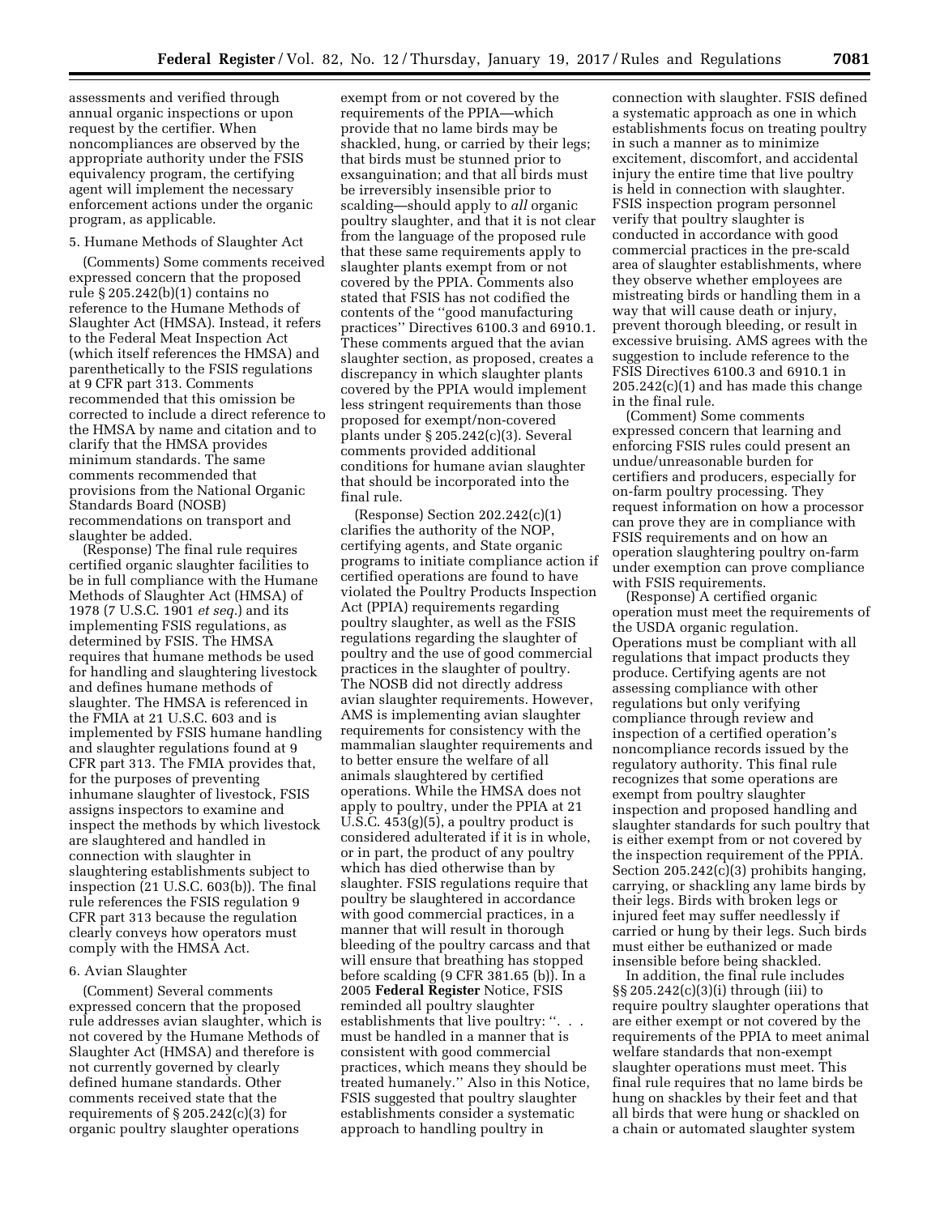assessments and verified through annual organic inspections or upon request by the certifier. When noncompliances are observed by the appropriate authority under the FSIS equivalency program, the certifying agent will implement the necessary enforcement actions under the organic program, as applicable.

5. Humane Methods of Slaughter Act

(Comments) Some comments received expressed concern that the proposed rule § 205.242(b)(1) contains no reference to the Humane Methods of Slaughter Act (HMSA). Instead, it refers to the Federal Meat Inspection Act (which itself references the HMSA) and parenthetically to the FSIS regulations at 9 CFR part 313. Comments recommended that this omission be corrected to include a direct reference to the HMSA by name and citation and to clarify that the HMSA provides minimum standards. The same comments recommended that provisions from the National Organic Standards Board (NOSB) recommendations on transport and slaughter be added.

(Response) The final rule requires certified organic slaughter facilities to be in full compliance with the Humane Methods of Slaughter Act (HMSA) of 1978 (7 U.S.C. 1901 *et seq.*) and its implementing FSIS regulations, as determined by FSIS. The HMSA requires that humane methods be used for handling and slaughtering livestock and defines humane methods of slaughter. The HMSA is referenced in the FMIA at 21 U.S.C. 603 and is implemented by FSIS humane handling and slaughter regulations found at 9 CFR part 313. The FMIA provides that, for the purposes of preventing inhumane slaughter of livestock, FSIS assigns inspectors to examine and inspect the methods by which livestock are slaughtered and handled in connection with slaughter in slaughtering establishments subject to inspection (21 U.S.C. 603(b)). The final rule references the FSIS regulation 9 CFR part 313 because the regulation clearly conveys how operators must comply with the HMSA Act.

6. Avian Slaughter

(Comment) Several comments expressed concern that the proposed rule addresses avian slaughter, which is not covered by the Humane Methods of Slaughter Act (HMSA) and therefore is not currently governed by clearly defined humane standards. Other comments received state that the requirements of § 205.242(c)(3) for organic poultry slaughter operations exempt from or not covered by the requirements of the PPIA—which provide that no lame birds may be shackled, hung, or carried by their legs; that birds must be stunned prior to exsanguination; and that all birds must be irreversibly insensible prior to scalding—should apply to *all* organic poultry slaughter, and that it is not clear from the language of the proposed rule that these same requirements apply to slaughter plants exempt from or not covered by the PPIA. Comments also stated that FSIS has not codified the contents of the "good manufacturing practices" Directives 6100.3 and 6910.1. These comments argued that the avian slaughter section, as proposed, creates a discrepancy in which slaughter plants covered by the PPIA would implement less stringent requirements than those proposed for exempt/non-covered plants under § 205.242(c)(3). Several comments provided additional conditions for humane avian slaughter that should be incorporated into the final rule.

(Response) Section 202.242(c)(1) clarifies the authority of the NOP, certifying agents, and State organic programs to initiate compliance action if certified operations are found to have violated the Poultry Products Inspection Act (PPIA) requirements regarding poultry slaughter, as well as the FSIS regulations regarding the slaughter of poultry and the use of good commercial practices in the slaughter of poultry. The NOSB did not directly address avian slaughter requirements. However, AMS is implementing avian slaughter requirements for consistency with the mammalian slaughter requirements and to better ensure the welfare of all animals slaughtered by certified operations. While the HMSA does not apply to poultry, under the PPIA at 21 U.S.C. 453(g)(5), a poultry product is considered adulterated if it is in whole, or in part, the product of any poultry which has died otherwise than by slaughter. FSIS regulations require that poultry be slaughtered in accordance with good commercial practices, in a manner that will result in thorough bleeding of the poultry carcass and that will ensure that breathing has stopped before scalding (9 CFR 381.65 (b)). In a 2005 **Federal Register** Notice, FSIS reminded all poultry slaughter establishments that live poultry: ". . . must be handled in a manner that is consistent with good commercial practices, which means they should be treated humanely." Also in this Notice, FSIS suggested that poultry slaughter establishments consider a systematic approach to handling poultry in connection with slaughter. FSIS defined a systematic approach as one in which establishments focus on treating poultry in such a manner as to minimize excitement, discomfort, and accidental injury the entire time that live poultry is held in connection with slaughter. FSIS inspection program personnel verify that poultry slaughter is conducted in accordance with good commercial practices in the pre-scald area of slaughter establishments, where they observe whether employees are mistreating birds or handling them in a way that will cause death or injury, prevent thorough bleeding, or result in excessive bruising. AMS agrees with the suggestion to include reference to the FSIS Directives 6100.3 and 6910.1 in 205.242(c)(1) and has made this change in the final rule.

(Comment) Some comments expressed concern that learning and enforcing FSIS rules could present an undue/unreasonable burden for certifiers and producers, especially for on-farm poultry processing. They request information on how a processor can prove they are in compliance with FSIS requirements and on how an operation slaughtering poultry on-farm under exemption can prove compliance with FSIS requirements.

(Response) A certified organic operation must meet the requirements of the USDA organic regulation. Operations must be compliant with all regulations that impact products they produce. Certifying agents are not assessing compliance with other regulations but only verifying compliance through review and inspection of a certified operation's noncompliance records issued by the regulatory authority. This final rule recognizes that some operations are exempt from poultry slaughter inspection and proposed handling and slaughter standards for such poultry that is either exempt from or not covered by the inspection requirement of the PPIA. Section 205.242(c)(3) prohibits hanging, carrying, or shackling any lame birds by their legs. Birds with broken legs or injured feet may suffer needlessly if carried or hung by their legs. Such birds must either be euthanized or made insensible before being shackled.

In addition, the final rule includes §§ 205.242(c)(3)(i) through (iii) to require poultry slaughter operations that are either exempt or not covered by the requirements of the PPIA to meet animal welfare standards that non-exempt slaughter operations must meet. This final rule requires that no lame birds be hung on shackles by their feet and that all birds that were hung or shackled on a chain or automated slaughter system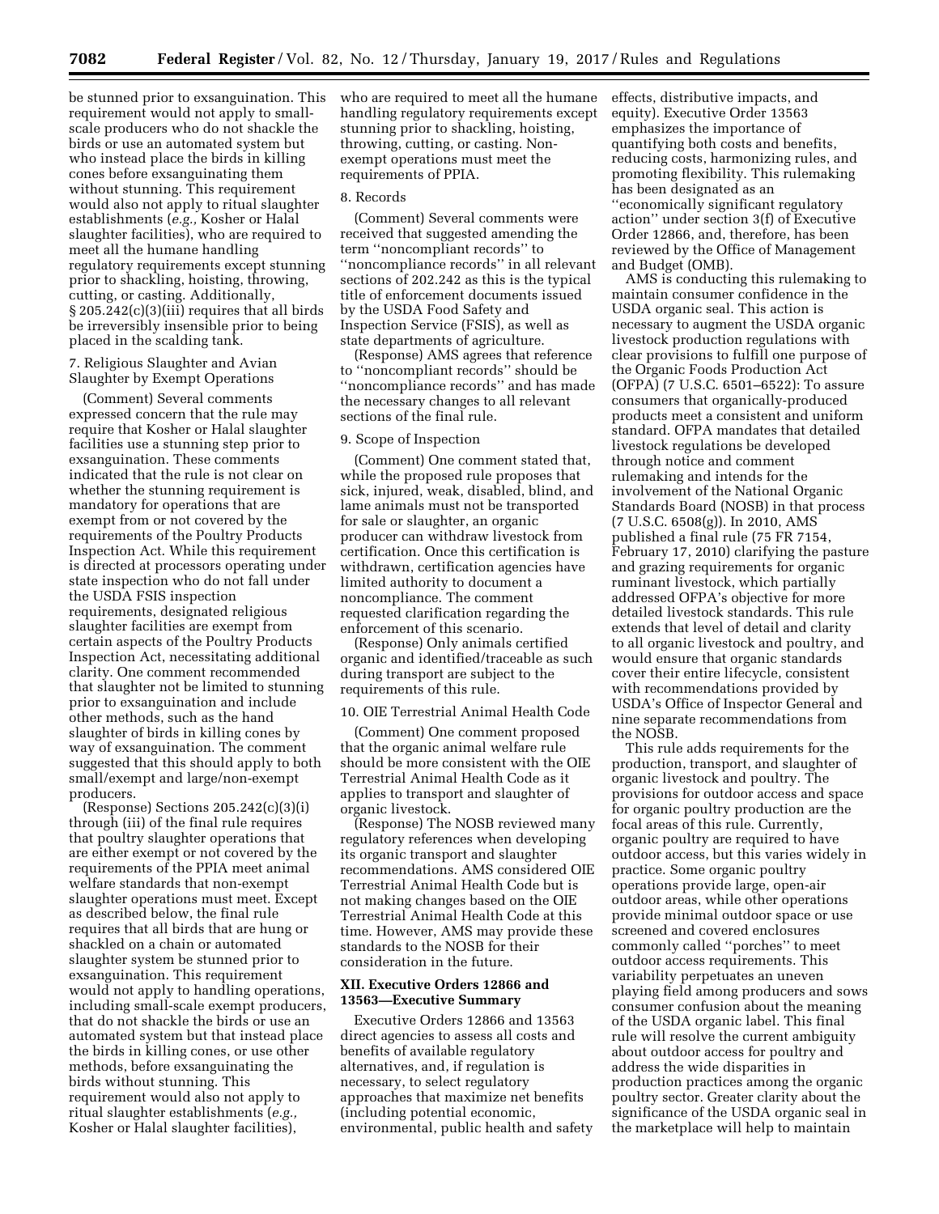be stunned prior to exsanguination. This requirement would not apply to small-scale producers who do not shackle the birds or use an automated system but who instead place the birds in killing cones before exsanguinating them without stunning. This requirement would also not apply to ritual slaughter establishments (*e.g.,* Kosher or Halal slaughter facilities), who are required to meet all the humane handling regulatory requirements except stunning prior to shackling, hoisting, throwing, cutting, or casting. Additionally, § 205.242(c)(3)(iii) requires that all birds be irreversibly insensible prior to being placed in the scalding tank.

7. Religious Slaughter and Avian Slaughter by Exempt Operations

(Comment) Several comments expressed concern that the rule may require that Kosher or Halal slaughter facilities use a stunning step prior to exsanguination. These comments indicated that the rule is not clear on whether the stunning requirement is mandatory for operations that are exempt from or not covered by the requirements of the Poultry Products Inspection Act. While this requirement is directed at processors operating under state inspection who do not fall under the USDA FSIS inspection requirements, designated religious slaughter facilities are exempt from certain aspects of the Poultry Products Inspection Act, necessitating additional clarity. One comment recommended that slaughter not be limited to stunning prior to exsanguination and include other methods, such as the hand slaughter of birds in killing cones by way of exsanguination. The comment suggested that this should apply to both small/exempt and large/non-exempt producers.

(Response) Sections 205.242(c)(3)(i) through (iii) of the final rule requires that poultry slaughter operations that are either exempt or not covered by the requirements of the PPIA meet animal welfare standards that non-exempt slaughter operations must meet. Except as described below, the final rule requires that all birds that are hung or shackled on a chain or automated slaughter system be stunned prior to exsanguination. This requirement would not apply to handling operations, including small-scale exempt producers, that do not shackle the birds or use an automated system but that instead place the birds in killing cones, or use other methods, before exsanguinating the birds without stunning. This requirement would also not apply to ritual slaughter establishments (*e.g.,* Kosher or Halal slaughter facilities), who are required to meet all the humane handling regulatory requirements except stunning prior to shackling, hoisting, throwing, cutting, or casting. Non-exempt operations must meet the requirements of PPIA.

8. Records

(Comment) Several comments were received that suggested amending the term ''noncompliant records'' to ''noncompliance records'' in all relevant sections of 202.242 as this is the typical title of enforcement documents issued by the USDA Food Safety and Inspection Service (FSIS), as well as state departments of agriculture.

(Response) AMS agrees that reference to ''noncompliant records'' should be ''noncompliance records'' and has made the necessary changes to all relevant sections of the final rule.

9. Scope of Inspection

(Comment) One comment stated that, while the proposed rule proposes that sick, injured, weak, disabled, blind, and lame animals must not be transported for sale or slaughter, an organic producer can withdraw livestock from certification. Once this certification is withdrawn, certification agencies have limited authority to document a noncompliance. The comment requested clarification regarding the enforcement of this scenario.

(Response) Only animals certified organic and identified/traceable as such during transport are subject to the requirements of this rule.

10. OIE Terrestrial Animal Health Code

(Comment) One comment proposed that the organic animal welfare rule should be more consistent with the OIE Terrestrial Animal Health Code as it applies to transport and slaughter of organic livestock.

(Response) The NOSB reviewed many regulatory references when developing its organic transport and slaughter recommendations. AMS considered OIE Terrestrial Animal Health Code but is not making changes based on the OIE Terrestrial Animal Health Code at this time. However, AMS may provide these standards to the NOSB for their consideration in the future.

## XII. Executive Orders 12866 and 13563—Executive Summary

Executive Orders 12866 and 13563 direct agencies to assess all costs and benefits of available regulatory alternatives, and, if regulation is necessary, to select regulatory approaches that maximize net benefits (including potential economic, environmental, public health and safety effects, distributive impacts, and equity). Executive Order 13563 emphasizes the importance of quantifying both costs and benefits, reducing costs, harmonizing rules, and promoting flexibility. This rulemaking has been designated as an ''economically significant regulatory action'' under section 3(f) of Executive Order 12866, and, therefore, has been reviewed by the Office of Management and Budget (OMB).

AMS is conducting this rulemaking to maintain consumer confidence in the USDA organic seal. This action is necessary to augment the USDA organic livestock production regulations with clear provisions to fulfill one purpose of the Organic Foods Production Act (OFPA) (7 U.S.C. 6501–6522): To assure consumers that organically-produced products meet a consistent and uniform standard. OFPA mandates that detailed livestock regulations be developed through notice and comment rulemaking and intends for the involvement of the National Organic Standards Board (NOSB) in that process (7 U.S.C. 6508(g)). In 2010, AMS published a final rule (75 FR 7154, February 17, 2010) clarifying the pasture and grazing requirements for organic ruminant livestock, which partially addressed OFPA's objective for more detailed livestock standards. This rule extends that level of detail and clarity to all organic livestock and poultry, and would ensure that organic standards cover their entire lifecycle, consistent with recommendations provided by USDA's Office of Inspector General and nine separate recommendations from the NOSB.

This rule adds requirements for the production, transport, and slaughter of organic livestock and poultry. The provisions for outdoor access and space for organic poultry production are the focal areas of this rule. Currently, organic poultry are required to have outdoor access, but this varies widely in practice. Some organic poultry operations provide large, open-air outdoor areas, while other operations provide minimal outdoor space or use screened and covered enclosures commonly called ''porches'' to meet outdoor access requirements. This variability perpetuates an uneven playing field among producers and sows consumer confusion about the meaning of the USDA organic label. This final rule will resolve the current ambiguity about outdoor access for poultry and address the wide disparities in production practices among the organic poultry sector. Greater clarity about the significance of the USDA organic seal in the marketplace will help to maintain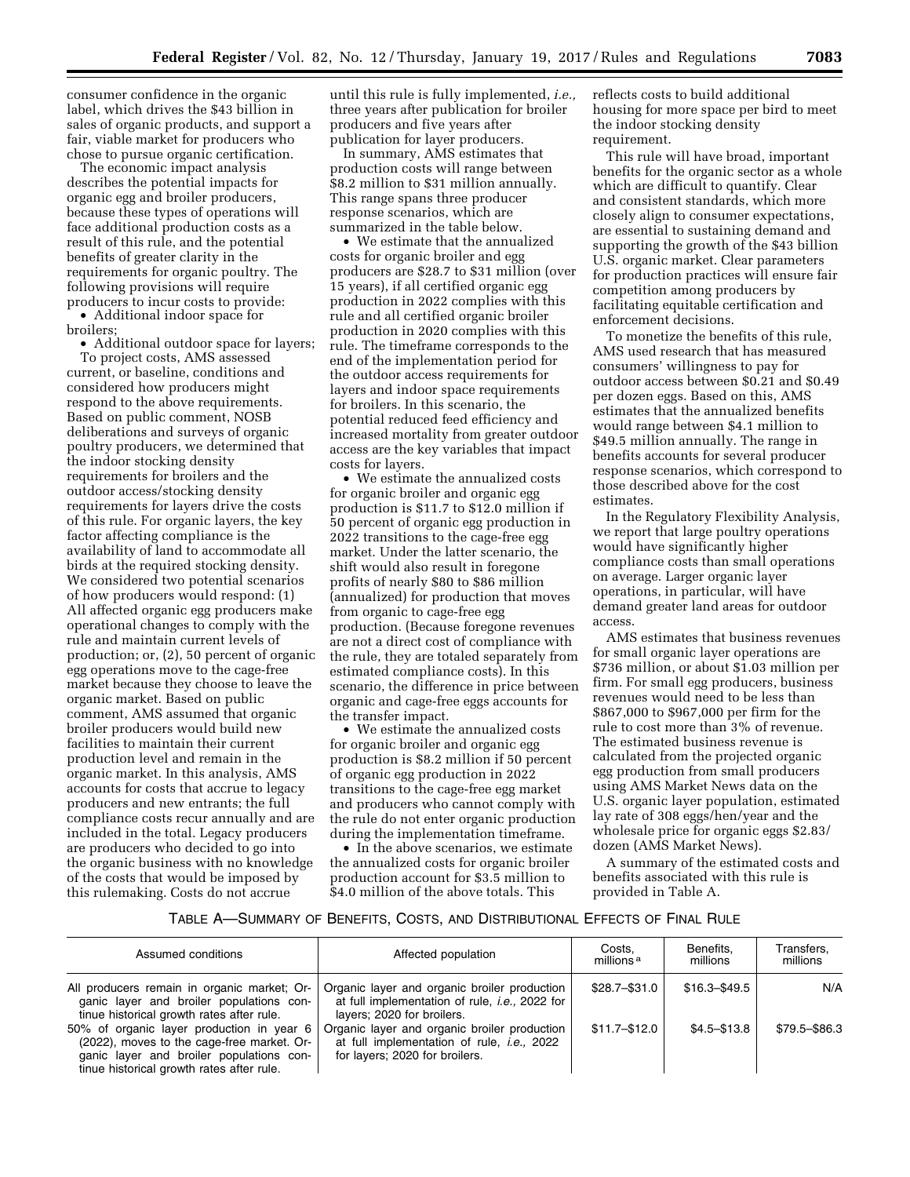consumer confidence in the organic label, which drives the $43 billion in sales of organic products, and support a fair, viable market for producers who chose to pursue organic certification.

The economic impact analysis describes the potential impacts for organic egg and broiler producers, because these types of operations will face additional production costs as a result of this rule, and the potential benefits of greater clarity in the requirements for organic poultry. The following provisions will require producers to incur costs to provide:

- Additional indoor space for broilers;
- Additional outdoor space for layers;

To project costs, AMS assessed current, or baseline, conditions and considered how producers might respond to the above requirements. Based on public comment, NOSB deliberations and surveys of organic poultry producers, we determined that the indoor stocking density requirements for broilers and the outdoor access/stocking density requirements for layers drive the costs of this rule. For organic layers, the key factor affecting compliance is the availability of land to accommodate all birds at the required stocking density. We considered two potential scenarios of how producers would respond: (1) All affected organic egg producers make operational changes to comply with the rule and maintain current levels of production; or, (2), 50 percent of organic egg operations move to the cage-free market because they choose to leave the organic market. Based on public comment, AMS assumed that organic broiler producers would build new facilities to maintain their current production level and remain in the organic market. In this analysis, AMS accounts for costs that accrue to legacy producers and new entrants; the full compliance costs recur annually and are included in the total. Legacy producers are producers who decided to go into the organic business with no knowledge of the costs that would be imposed by this rulemaking. Costs do not accrue until this rule is fully implemented, *i.e.,* three years after publication for broiler producers and five years after publication for layer producers.

In summary, AMS estimates that production costs will range between $8.2 million to $31 million annually. This range spans three producer response scenarios, which are summarized in the table below.

- We estimate that the annualized costs for organic broiler and egg producers are $28.7 to $31 million (over 15 years), if all certified organic egg production in 2022 complies with this rule and all certified organic broiler production in 2020 complies with this rule. The timeframe corresponds to the end of the implementation period for the outdoor access requirements for layers and indoor space requirements for broilers. In this scenario, the potential reduced feed efficiency and increased mortality from greater outdoor access are the key variables that impact costs for layers.
- We estimate the annualized costs for organic broiler and organic egg production is $11.7 to $12.0 million if 50 percent of organic egg production in 2022 transitions to the cage-free egg market. Under the latter scenario, the shift would also result in foregone profits of nearly $80 to $86 million (annualized) for production that moves from organic to cage-free egg production. (Because foregone revenues are not a direct cost of compliance with the rule, they are totaled separately from estimated compliance costs). In this scenario, the difference in price between organic and cage-free eggs accounts for the transfer impact.
- We estimate the annualized costs for organic broiler and organic egg production is $8.2 million if 50 percent of organic egg production in 2022 transitions to the cage-free egg market and producers who cannot comply with the rule do not enter organic production during the implementation timeframe.
- In the above scenarios, we estimate the annualized costs for organic broiler production account for $3.5 million to $4.0 million of the above totals. This reflects costs to build additional housing for more space per bird to meet the indoor stocking density requirement.

This rule will have broad, important benefits for the organic sector as a whole which are difficult to quantify. Clear and consistent standards, which more closely align to consumer expectations, are essential to sustaining demand and supporting the growth of the $43 billion U.S. organic market. Clear parameters for production practices will ensure fair competition among producers by facilitating equitable certification and enforcement decisions.

To monetize the benefits of this rule, AMS used research that has measured consumers' willingness to pay for outdoor access between $0.21 and $0.49 per dozen eggs. Based on this, AMS estimates that the annualized benefits would range between $4.1 million to $49.5 million annually. The range in benefits accounts for several producer response scenarios, which correspond to those described above for the cost estimates.

In the Regulatory Flexibility Analysis, we report that large poultry operations would have significantly higher compliance costs than small operations on average. Larger organic layer operations, in particular, will have demand greater land areas for outdoor access.

AMS estimates that business revenues for small organic layer operations are $736 million, or about $1.03 million per firm. For small egg producers, business revenues would need to be less than $867,000 to $967,000 per firm for the rule to cost more than 3% of revenue. The estimated business revenue is calculated from the projected organic egg production from small producers using AMS Market News data on the U.S. organic layer population, estimated lay rate of 308 eggs/hen/year and the wholesale price for organic eggs $2.83/dozen (AMS Market News).

A summary of the estimated costs and benefits associated with this rule is provided in Table A.

TABLE A—SUMMARY OF BENEFITS, COSTS, AND DISTRIBUTIONAL EFFECTS OF FINAL RULE

| Assumed conditions | Affected population | Costs, millions [a] | Benefits, millions | Transfers, millions |
|---|---|---|---|---|
| All producers remain in organic market; Organic layer and broiler populations continue historical growth rates after rule. | Organic layer and organic broiler production at full implementation of rule, *i.e.,* 2022 for layers; 2020 for broilers. | $28.7–$31.0 | $16.3–$49.5 | N/A |
| 50% of organic layer production in year 6 (2022), moves to the cage-free market. Organic layer and broiler populations continue historical growth rates after rule. | Organic layer and organic broiler production at full implementation of rule, *i.e.,* 2022 for layers; 2020 for broilers. | $11.7–$12.0 | $4.5–$13.8 | $79.5–$86.3 |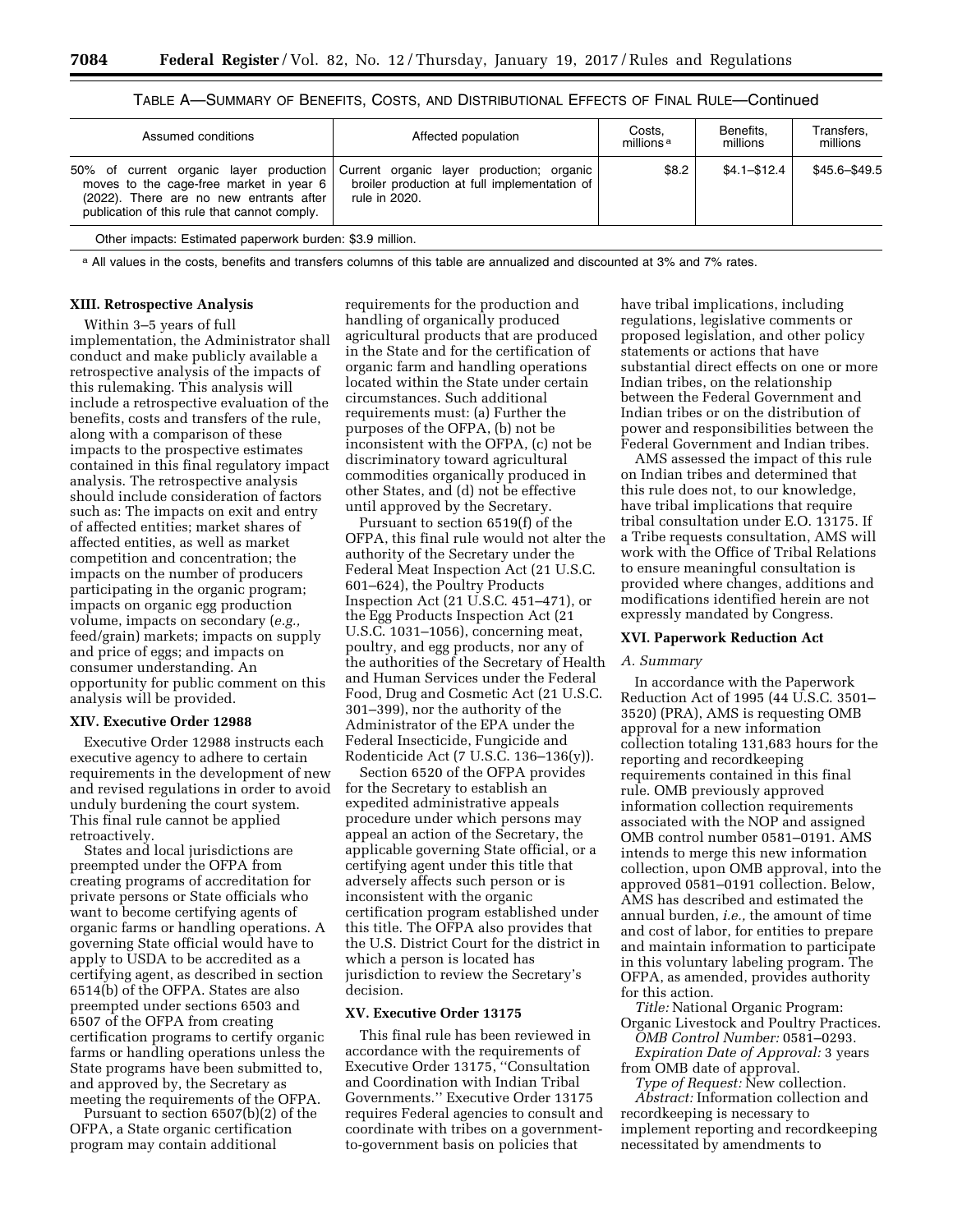TABLE A—SUMMARY OF BENEFITS, COSTS, AND DISTRIBUTIONAL EFFECTS OF FINAL RULE—Continued

| Assumed conditions | Affected population | Costs, millions [a] | Benefits, millions | Transfers, millions |
|---|---|---|---|---|
| 50% of current organic layer production moves to the cage-free market in year 6 (2022). There are no new entrants after publication of this rule that cannot comply. | Current organic layer production; organic broiler production at full implementation of rule in 2020. | $8.2 | $4.1–$12.4 | $45.6–$49.5 |
| Other impacts: Estimated paperwork burden: $3.9 million. | | | | |

[a] All values in the costs, benefits and transfers columns of this table are annualized and discounted at 3% and 7% rates.

## XIII. Retrospective Analysis

Within 3–5 years of full implementation, the Administrator shall conduct and make publicly available a retrospective analysis of the impacts of this rulemaking. This analysis will include a retrospective evaluation of the benefits, costs and transfers of the rule, along with a comparison of these impacts to the prospective estimates contained in this final regulatory impact analysis. The retrospective analysis should include consideration of factors such as: The impacts on exit and entry of affected entities; market shares of affected entities, as well as market competition and concentration; the impacts on the number of producers participating in the organic program; impacts on organic egg production volume, impacts on secondary (*e.g.,* feed/grain) markets; impacts on supply and price of eggs; and impacts on consumer understanding. An opportunity for public comment on this analysis will be provided.

## XIV. Executive Order 12988

Executive Order 12988 instructs each executive agency to adhere to certain requirements in the development of new and revised regulations in order to avoid unduly burdening the court system. This final rule cannot be applied retroactively.

States and local jurisdictions are preempted under the OFPA from creating programs of accreditation for private persons or State officials who want to become certifying agents of organic farms or handling operations. A governing State official would have to apply to USDA to be accredited as a certifying agent, as described in section 6514(b) of the OFPA. States are also preempted under sections 6503 and 6507 of the OFPA from creating certification programs to certify organic farms or handling operations unless the State programs have been submitted to, and approved by, the Secretary as meeting the requirements of the OFPA.

Pursuant to section 6507(b)(2) of the OFPA, a State organic certification program may contain additional requirements for the production and handling of organically produced agricultural products that are produced in the State and for the certification of organic farm and handling operations located within the State under certain circumstances. Such additional requirements must: (a) Further the purposes of the OFPA, (b) not be inconsistent with the OFPA, (c) not be discriminatory toward agricultural commodities organically produced in other States, and (d) not be effective until approved by the Secretary.

Pursuant to section 6519(f) of the OFPA, this final rule would not alter the authority of the Secretary under the Federal Meat Inspection Act (21 U.S.C. 601–624), the Poultry Products Inspection Act (21 U.S.C. 451–471), or the Egg Products Inspection Act (21 U.S.C. 1031–1056), concerning meat, poultry, and egg products, nor any of the authorities of the Secretary of Health and Human Services under the Federal Food, Drug and Cosmetic Act (21 U.S.C. 301–399), nor the authority of the Administrator of the EPA under the Federal Insecticide, Fungicide and Rodenticide Act (7 U.S.C. 136–136(y)).

Section 6520 of the OFPA provides for the Secretary to establish an expedited administrative appeals procedure under which persons may appeal an action of the Secretary, the applicable governing State official, or a certifying agent under this title that adversely affects such person or is inconsistent with the organic certification program established under this title. The OFPA also provides that the U.S. District Court for the district in which a person is located has jurisdiction to review the Secretary's decision.

## XV. Executive Order 13175

This final rule has been reviewed in accordance with the requirements of Executive Order 13175, "Consultation and Coordination with Indian Tribal Governments." Executive Order 13175 requires Federal agencies to consult and coordinate with tribes on a government-to-government basis on policies that have tribal implications, including regulations, legislative comments or proposed legislation, and other policy statements or actions that have substantial direct effects on one or more Indian tribes, on the relationship between the Federal Government and Indian tribes or on the distribution of power and responsibilities between the Federal Government and Indian tribes.

AMS assessed the impact of this rule on Indian tribes and determined that this rule does not, to our knowledge, have tribal implications that require tribal consultation under E.O. 13175. If a Tribe requests consultation, AMS will work with the Office of Tribal Relations to ensure meaningful consultation is provided where changes, additions and modifications identified herein are not expressly mandated by Congress.

## XVI. Paperwork Reduction Act

### *A. Summary*

In accordance with the Paperwork Reduction Act of 1995 (44 U.S.C. 3501–3520) (PRA), AMS is requesting OMB approval for a new information collection totaling 131,683 hours for the reporting and recordkeeping requirements contained in this final rule. OMB previously approved information collection requirements associated with the NOP and assigned OMB control number 0581–0191. AMS intends to merge this new information collection, upon OMB approval, into the approved 0581–0191 collection. Below, AMS has described and estimated the annual burden, *i.e.,* the amount of time and cost of labor, for entities to prepare and maintain information to participate in this voluntary labeling program. The OFPA, as amended, provides authority for this action.

*Title:* National Organic Program: Organic Livestock and Poultry Practices.

*OMB Control Number:* 0581–0293.

*Expiration Date of Approval:* 3 years from OMB date of approval.

*Type of Request:* New collection.

*Abstract:* Information collection and recordkeeping is necessary to implement reporting and recordkeeping necessitated by amendments to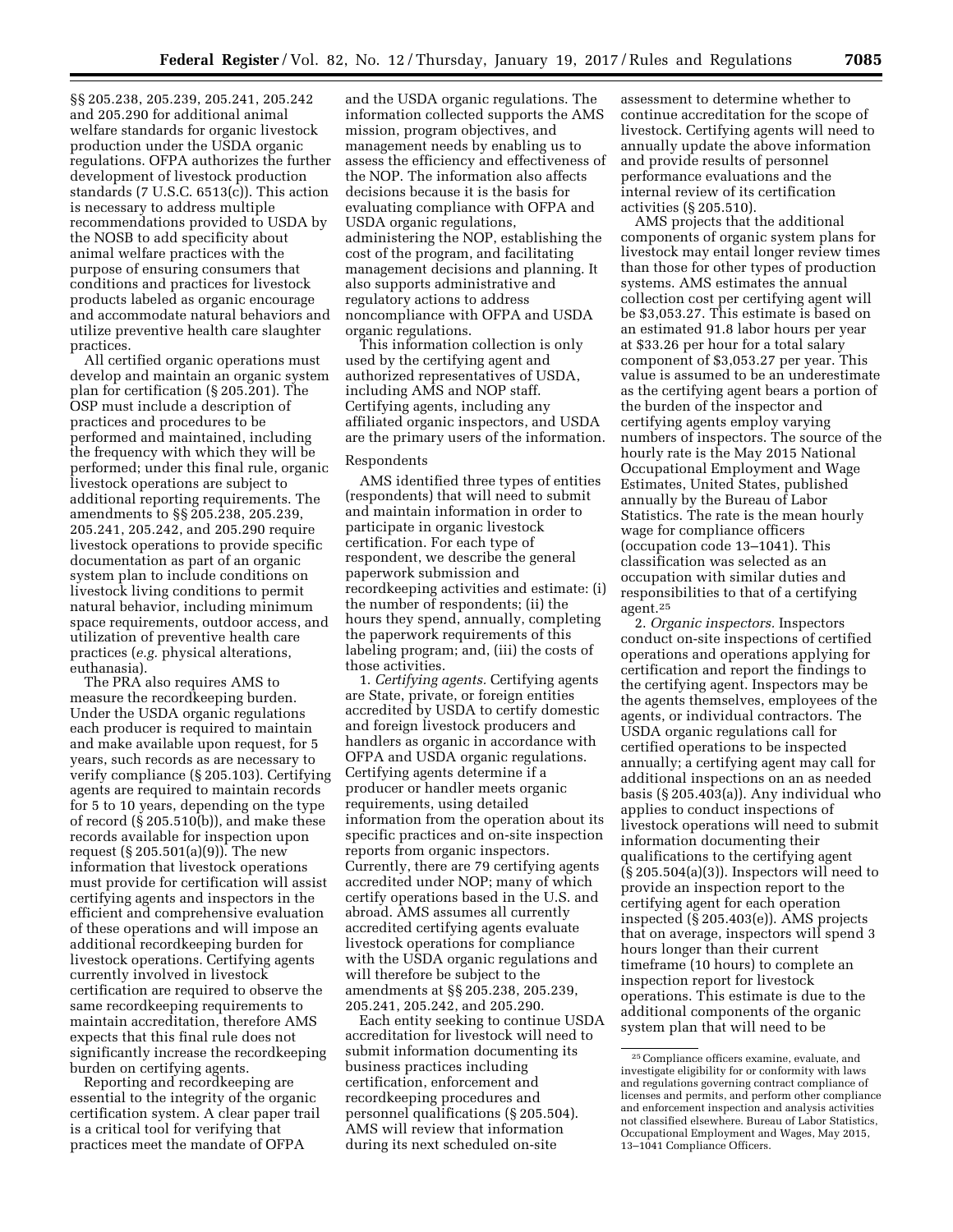§§ 205.238, 205.239, 205.241, 205.242 and 205.290 for additional animal welfare standards for organic livestock production under the USDA organic regulations. OFPA authorizes the further development of livestock production standards (7 U.S.C. 6513(c)). This action is necessary to address multiple recommendations provided to USDA by the NOSB to add specificity about animal welfare practices with the purpose of ensuring consumers that conditions and practices for livestock products labeled as organic encourage and accommodate natural behaviors and utilize preventive health care slaughter practices.

All certified organic operations must develop and maintain an organic system plan for certification (§ 205.201). The OSP must include a description of practices and procedures to be performed and maintained, including the frequency with which they will be performed; under this final rule, organic livestock operations are subject to additional reporting requirements. The amendments to §§ 205.238, 205.239, 205.241, 205.242, and 205.290 require livestock operations to provide specific documentation as part of an organic system plan to include conditions on livestock living conditions to permit natural behavior, including minimum space requirements, outdoor access, and utilization of preventive health care practices (*e.g.* physical alterations, euthanasia).

The PRA also requires AMS to measure the recordkeeping burden. Under the USDA organic regulations each producer is required to maintain and make available upon request, for 5 years, such records as are necessary to verify compliance (§ 205.103). Certifying agents are required to maintain records for 5 to 10 years, depending on the type of record (§ 205.510(b)), and make these records available for inspection upon request (§ 205.501(a)(9)). The new information that livestock operations must provide for certification will assist certifying agents and inspectors in the efficient and comprehensive evaluation of these operations and will impose an additional recordkeeping burden for livestock operations. Certifying agents currently involved in livestock certification are required to observe the same recordkeeping requirements to maintain accreditation, therefore AMS expects that this final rule does not significantly increase the recordkeeping burden on certifying agents.

Reporting and recordkeeping are essential to the integrity of the organic certification system. A clear paper trail is a critical tool for verifying that practices meet the mandate of OFPA and the USDA organic regulations. The information collected supports the AMS mission, program objectives, and management needs by enabling us to assess the efficiency and effectiveness of the NOP. The information also affects decisions because it is the basis for evaluating compliance with OFPA and USDA organic regulations, administering the NOP, establishing the cost of the program, and facilitating management decisions and planning. It also supports administrative and regulatory actions to address noncompliance with OFPA and USDA organic regulations.

This information collection is only used by the certifying agent and authorized representatives of USDA, including AMS and NOP staff. Certifying agents, including any affiliated organic inspectors, and USDA are the primary users of the information.

Respondents

AMS identified three types of entities (respondents) that will need to submit and maintain information in order to participate in organic livestock certification. For each type of respondent, we describe the general paperwork submission and recordkeeping activities and estimate: (i) the number of respondents; (ii) the hours they spend, annually, completing the paperwork requirements of this labeling program; and, (iii) the costs of those activities.

1. *Certifying agents.* Certifying agents are State, private, or foreign entities accredited by USDA to certify domestic and foreign livestock producers and handlers as organic in accordance with OFPA and USDA organic regulations. Certifying agents determine if a producer or handler meets organic requirements, using detailed information from the operation about its specific practices and on-site inspection reports from organic inspectors. Currently, there are 79 certifying agents accredited under NOP; many of which certify operations based in the U.S. and abroad. AMS assumes all currently accredited certifying agents evaluate livestock operations for compliance with the USDA organic regulations and will therefore be subject to the amendments at §§ 205.238, 205.239, 205.241, 205.242, and 205.290.

Each entity seeking to continue USDA accreditation for livestock will need to submit information documenting its business practices including certification, enforcement and recordkeeping procedures and personnel qualifications (§ 205.504). AMS will review that information during its next scheduled on-site assessment to determine whether to continue accreditation for the scope of livestock. Certifying agents will need to annually update the above information and provide results of personnel performance evaluations and the internal review of its certification activities (§ 205.510).

AMS projects that the additional components of organic system plans for livestock may entail longer review times than those for other types of production systems. AMS estimates the annual collection cost per certifying agent will be $3,053.27. This estimate is based on an estimated 91.8 labor hours per year at $33.26 per hour for a total salary component of $3,053.27 per year. This value is assumed to be an underestimate as the certifying agent bears a portion of the burden of the inspector and certifying agents employ varying numbers of inspectors. The source of the hourly rate is the May 2015 National Occupational Employment and Wage Estimates, United States, published annually by the Bureau of Labor Statistics. The rate is the mean hourly wage for compliance officers (occupation code 13–1041). This classification was selected as an occupation with similar duties and responsibilities to that of a certifying agent.[25]

2. *Organic inspectors.* Inspectors conduct on-site inspections of certified operations and operations applying for certification and report the findings to the certifying agent. Inspectors may be the agents themselves, employees of the agents, or individual contractors. The USDA organic regulations call for certified operations to be inspected annually; a certifying agent may call for additional inspections on an as needed basis (§ 205.403(a)). Any individual who applies to conduct inspections of livestock operations will need to submit information documenting their qualifications to the certifying agent (§ 205.504(a)(3)). Inspectors will need to provide an inspection report to the certifying agent for each operation inspected (§ 205.403(e)). AMS projects that on average, inspectors will spend 3 hours longer than their current timeframe (10 hours) to complete an inspection report for livestock operations. This estimate is due to the additional components of the organic system plan that will need to be

[25] Compliance officers examine, evaluate, and investigate eligibility for or conformity with laws and regulations governing contract compliance of licenses and permits, and perform other compliance and enforcement inspection and analysis activities not classified elsewhere. Bureau of Labor Statistics, Occupational Employment and Wages, May 2015, 13–1041 Compliance Officers.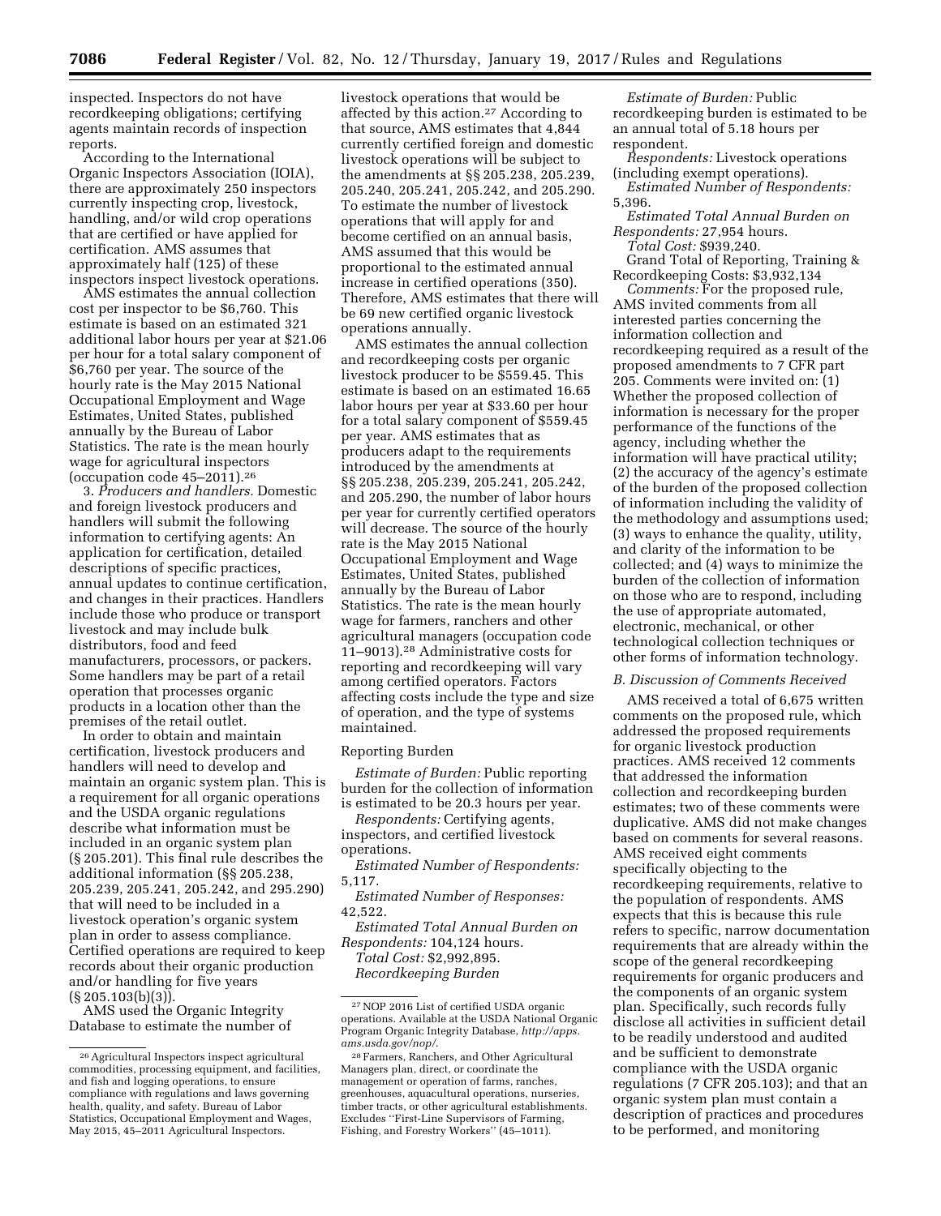inspected. Inspectors do not have recordkeeping obligations; certifying agents maintain records of inspection reports.

According to the International Organic Inspectors Association (IOIA), there are approximately 250 inspectors currently inspecting crop, livestock, handling, and/or wild crop operations that are certified or have applied for certification. AMS assumes that approximately half (125) of these inspectors inspect livestock operations.

AMS estimates the annual collection cost per inspector to be $6,760. This estimate is based on an estimated 321 additional labor hours per year at $21.06 per hour for a total salary component of $6,760 per year. The source of the hourly rate is the May 2015 National Occupational Employment and Wage Estimates, United States, published annually by the Bureau of Labor Statistics. The rate is the mean hourly wage for agricultural inspectors (occupation code 45–2011).[26]

3. *Producers and handlers.* Domestic and foreign livestock producers and handlers will submit the following information to certifying agents: An application for certification, detailed descriptions of specific practices, annual updates to continue certification, and changes in their practices. Handlers include those who produce or transport livestock and may include bulk distributors, food and feed manufacturers, processors, or packers. Some handlers may be part of a retail operation that processes organic products in a location other than the premises of the retail outlet.

In order to obtain and maintain certification, livestock producers and handlers will need to develop and maintain an organic system plan. This is a requirement for all organic operations and the USDA organic regulations describe what information must be included in an organic system plan (§ 205.201). This final rule describes the additional information (§§ 205.238, 205.239, 205.241, 205.242, and 295.290) that will need to be included in a livestock operation's organic system plan in order to assess compliance. Certified operations are required to keep records about their organic production and/or handling for five years (§ 205.103(b)(3)).

AMS used the Organic Integrity Database to estimate the number of livestock operations that would be affected by this action.[27] According to that source, AMS estimates that 4,844 currently certified foreign and domestic livestock operations will be subject to the amendments at §§ 205.238, 205.239, 205.240, 205.241, 205.242, and 205.290. To estimate the number of livestock operations that will apply for and become certified on an annual basis, AMS assumed that this would be proportional to the estimated annual increase in certified operations (350). Therefore, AMS estimates that there will be 69 new certified organic livestock operations annually.

AMS estimates the annual collection and recordkeeping costs per organic livestock producer to be $559.45. This estimate is based on an estimated 16.65 labor hours per year at $33.60 per hour for a total salary component of $559.45 per year. AMS estimates that as producers adapt to the requirements introduced by the amendments at §§ 205.238, 205.239, 205.241, 205.242, and 205.290, the number of labor hours per year for currently certified operators will decrease. The source of the hourly rate is the May 2015 National Occupational Employment and Wage Estimates, United States, published annually by the Bureau of Labor Statistics. The rate is the mean hourly wage for farmers, ranchers and other agricultural managers (occupation code 11–9013).[28] Administrative costs for reporting and recordkeeping will vary among certified operators. Factors affecting costs include the type and size of operation, and the type of systems maintained.

Reporting Burden

*Estimate of Burden:* Public reporting burden for the collection of information is estimated to be 20.3 hours per year.

*Respondents:* Certifying agents, inspectors, and certified livestock operations.

*Estimated Number of Respondents:* 5,117.

*Estimated Number of Responses:* 42,522.

*Estimated Total Annual Burden on Respondents:* 104,124 hours.

*Total Cost:* $2,992,895.

*Recordkeeping Burden*

*Estimate of Burden:* Public recordkeeping burden is estimated to be an annual total of 5.18 hours per respondent.

*Respondents:* Livestock operations (including exempt operations).

*Estimated Number of Respondents:* 5,396.

*Estimated Total Annual Burden on Respondents:* 27,954 hours.

*Total Cost:* $939,240.

Grand Total of Reporting, Training & Recordkeeping Costs: $3,932,134

*Comments:* For the proposed rule, AMS invited comments from all interested parties concerning the information collection and recordkeeping required as a result of the proposed amendments to 7 CFR part 205. Comments were invited on: (1) Whether the proposed collection of information is necessary for the proper performance of the functions of the agency, including whether the information will have practical utility; (2) the accuracy of the agency's estimate of the burden of the proposed collection of information including the validity of the methodology and assumptions used; (3) ways to enhance the quality, utility, and clarity of the information to be collected; and (4) ways to minimize the burden of the collection of information on those who are to respond, including the use of appropriate automated, electronic, mechanical, or other technological collection techniques or other forms of information technology.

*B. Discussion of Comments Received*

AMS received a total of 6,675 written comments on the proposed rule, which addressed the proposed requirements for organic livestock production practices. AMS received 12 comments that addressed the information collection and recordkeeping burden estimates; two of these comments were duplicative. AMS did not make changes based on comments for several reasons. AMS received eight comments specifically objecting to the recordkeeping requirements, relative to the population of respondents. AMS expects that this is because this rule refers to specific, narrow documentation requirements that are already within the scope of the general recordkeeping requirements for organic producers and the components of an organic system plan. Specifically, such records fully disclose all activities in sufficient detail to be readily understood and audited and be sufficient to demonstrate compliance with the USDA organic regulations (7 CFR 205.103); and that an organic system plan must contain a description of practices and procedures to be performed, and monitoring

---

[26] Agricultural Inspectors inspect agricultural commodities, processing equipment, and facilities, and fish and logging operations, to ensure compliance with regulations and laws governing health, quality, and safety. Bureau of Labor Statistics, Occupational Employment and Wages, May 2015, 45–2011 Agricultural Inspectors.

[27] NOP 2016 List of certified USDA organic operations. Available at the USDA National Organic Program Organic Integrity Database, *http://apps.ams.usda.gov/nop/.*

[28] Farmers, Ranchers, and Other Agricultural Managers plan, direct, or coordinate the management or operation of farms, ranches, greenhouses, aquacultural operations, nurseries, timber tracts, or other agricultural establishments. Excludes ''First-Line Supervisors of Farming, Fishing, and Forestry Workers'' (45–1011).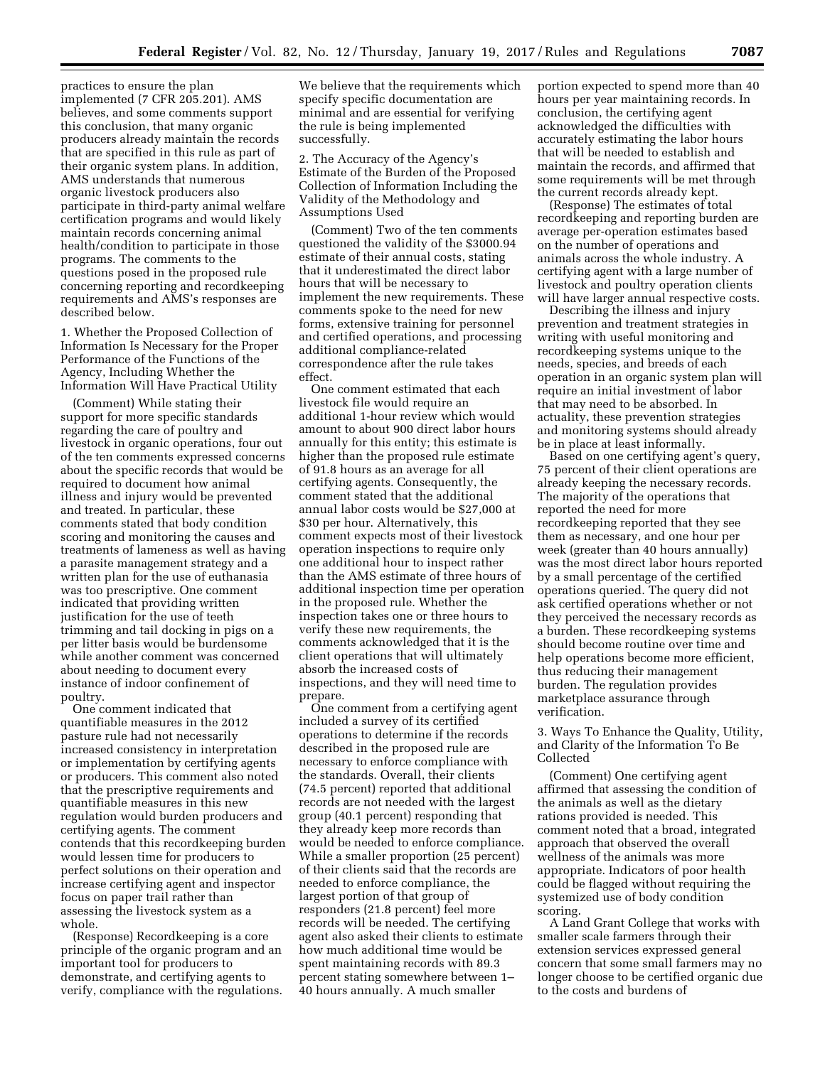practices to ensure the plan implemented (7 CFR 205.201). AMS believes, and some comments support this conclusion, that many organic producers already maintain the records that are specified in this rule as part of their organic system plans. In addition, AMS understands that numerous organic livestock producers also participate in third-party animal welfare certification programs and would likely maintain records concerning animal health/condition to participate in those programs. The comments to the questions posed in the proposed rule concerning reporting and recordkeeping requirements and AMS's responses are described below.

1. Whether the Proposed Collection of Information Is Necessary for the Proper Performance of the Functions of the Agency, Including Whether the Information Will Have Practical Utility

(Comment) While stating their support for more specific standards regarding the care of poultry and livestock in organic operations, four out of the ten comments expressed concerns about the specific records that would be required to document how animal illness and injury would be prevented and treated. In particular, these comments stated that body condition scoring and monitoring the causes and treatments of lameness as well as having a parasite management strategy and a written plan for the use of euthanasia was too prescriptive. One comment indicated that providing written justification for the use of teeth trimming and tail docking in pigs on a per litter basis would be burdensome while another comment was concerned about needing to document every instance of indoor confinement of poultry.

One comment indicated that quantifiable measures in the 2012 pasture rule had not necessarily increased consistency in interpretation or implementation by certifying agents or producers. This comment also noted that the prescriptive requirements and quantifiable measures in this new regulation would burden producers and certifying agents. The comment contends that this recordkeeping burden would lessen time for producers to perfect solutions on their operation and increase certifying agent and inspector focus on paper trail rather than assessing the livestock system as a whole.

(Response) Recordkeeping is a core principle of the organic program and an important tool for producers to demonstrate, and certifying agents to verify, compliance with the regulations. We believe that the requirements which specify specific documentation are minimal and are essential for verifying the rule is being implemented successfully.

2. The Accuracy of the Agency's Estimate of the Burden of the Proposed Collection of Information Including the Validity of the Methodology and Assumptions Used

(Comment) Two of the ten comments questioned the validity of the $3000.94 estimate of their annual costs, stating that it underestimated the direct labor hours that will be necessary to implement the new requirements. These comments spoke to the need for new forms, extensive training for personnel and certified operations, and processing additional compliance-related correspondence after the rule takes effect.

One comment estimated that each livestock file would require an additional 1-hour review which would amount to about 900 direct labor hours annually for this entity; this estimate is higher than the proposed rule estimate of 91.8 hours as an average for all certifying agents. Consequently, the comment stated that the additional annual labor costs would be $27,000 at $30 per hour. Alternatively, this comment expects most of their livestock operation inspections to require only one additional hour to inspect rather than the AMS estimate of three hours of additional inspection time per operation in the proposed rule. Whether the inspection takes one or three hours to verify these new requirements, the comments acknowledged that it is the client operations that will ultimately absorb the increased costs of inspections, and they will need time to prepare.

One comment from a certifying agent included a survey of its certified operations to determine if the records described in the proposed rule are necessary to enforce compliance with the standards. Overall, their clients (74.5 percent) reported that additional records are not needed with the largest group (40.1 percent) responding that they already keep more records than would be needed to enforce compliance. While a smaller proportion (25 percent) of their clients said that the records are needed to enforce compliance, the largest portion of that group of responders (21.8 percent) feel more records will be needed. The certifying agent also asked their clients to estimate how much additional time would be spent maintaining records with 89.3 percent stating somewhere between 1–40 hours annually. A much smaller portion expected to spend more than 40 hours per year maintaining records. In conclusion, the certifying agent acknowledged the difficulties with accurately estimating the labor hours that will be needed to establish and maintain the records, and affirmed that some requirements will be met through the current records already kept.

(Response) The estimates of total recordkeeping and reporting burden are average per-operation estimates based on the number of operations and animals across the whole industry. A certifying agent with a large number of livestock and poultry operation clients will have larger annual respective costs.

Describing the illness and injury prevention and treatment strategies in writing with useful monitoring and recordkeeping systems unique to the needs, species, and breeds of each operation in an organic system plan will require an initial investment of labor that may need to be absorbed. In actuality, these prevention strategies and monitoring systems should already be in place at least informally.

Based on one certifying agent's query, 75 percent of their client operations are already keeping the necessary records. The majority of the operations that reported the need for more recordkeeping reported that they see them as necessary, and one hour per week (greater than 40 hours annually) was the most direct labor hours reported by a small percentage of the certified operations queried. The query did not ask certified operations whether or not they perceived the necessary records as a burden. These recordkeeping systems should become routine over time and help operations become more efficient, thus reducing their management burden. The regulation provides marketplace assurance through verification.

3. Ways To Enhance the Quality, Utility, and Clarity of the Information To Be Collected

(Comment) One certifying agent affirmed that assessing the condition of the animals as well as the dietary rations provided is needed. This comment noted that a broad, integrated approach that observed the overall wellness of the animals was more appropriate. Indicators of poor health could be flagged without requiring the systemized use of body condition scoring.

A Land Grant College that works with smaller scale farmers through their extension services expressed general concern that some small farmers may no longer choose to be certified organic due to the costs and burdens of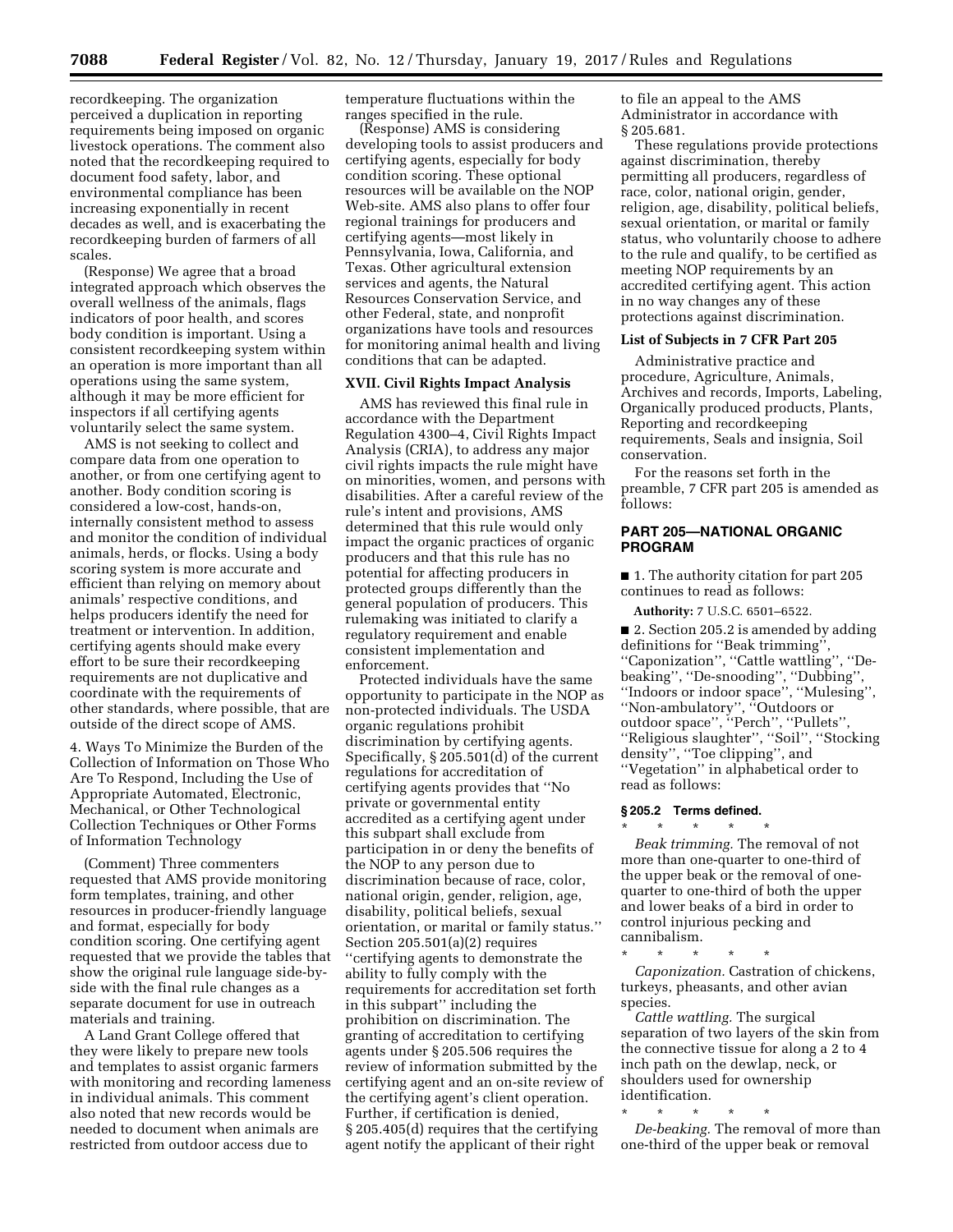recordkeeping. The organization perceived a duplication in reporting requirements being imposed on organic livestock operations. The comment also noted that the recordkeeping required to document food safety, labor, and environmental compliance has been increasing exponentially in recent decades as well, and is exacerbating the recordkeeping burden of farmers of all scales.

(Response) We agree that a broad integrated approach which observes the overall wellness of the animals, flags indicators of poor health, and scores body condition is important. Using a consistent recordkeeping system within an operation is more important than all operations using the same system, although it may be more efficient for inspectors if all certifying agents voluntarily select the same system.

AMS is not seeking to collect and compare data from one operation to another, or from one certifying agent to another. Body condition scoring is considered a low-cost, hands-on, internally consistent method to assess and monitor the condition of individual animals, herds, or flocks. Using a body scoring system is more accurate and efficient than relying on memory about animals' respective conditions, and helps producers identify the need for treatment or intervention. In addition, certifying agents should make every effort to be sure their recordkeeping requirements are not duplicative and coordinate with the requirements of other standards, where possible, that are outside of the direct scope of AMS.

4. Ways To Minimize the Burden of the Collection of Information on Those Who Are To Respond, Including the Use of Appropriate Automated, Electronic, Mechanical, or Other Technological Collection Techniques or Other Forms of Information Technology

(Comment) Three commenters requested that AMS provide monitoring form templates, training, and other resources in producer-friendly language and format, especially for body condition scoring. One certifying agent requested that we provide the tables that show the original rule language side-by-side with the final rule changes as a separate document for use in outreach materials and training.

A Land Grant College offered that they were likely to prepare new tools and templates to assist organic farmers with monitoring and recording lameness in individual animals. This comment also noted that new records would be needed to document when animals are restricted from outdoor access due to temperature fluctuations within the ranges specified in the rule.

(Response) AMS is considering developing tools to assist producers and certifying agents, especially for body condition scoring. These optional resources will be available on the NOP Web-site. AMS also plans to offer four regional trainings for producers and certifying agents—most likely in Pennsylvania, Iowa, California, and Texas. Other agricultural extension services and agents, the Natural Resources Conservation Service, and other Federal, state, and nonprofit organizations have tools and resources for monitoring animal health and living conditions that can be adapted.

## XVII. Civil Rights Impact Analysis

AMS has reviewed this final rule in accordance with the Department Regulation 4300–4, Civil Rights Impact Analysis (CRIA), to address any major civil rights impacts the rule might have on minorities, women, and persons with disabilities. After a careful review of the rule's intent and provisions, AMS determined that this rule would only impact the organic practices of organic producers and that this rule has no potential for affecting producers in protected groups differently than the general population of producers. This rulemaking was initiated to clarify a regulatory requirement and enable consistent implementation and enforcement.

Protected individuals have the same opportunity to participate in the NOP as non-protected individuals. The USDA organic regulations prohibit discrimination by certifying agents. Specifically, § 205.501(d) of the current regulations for accreditation of certifying agents provides that "No private or governmental entity accredited as a certifying agent under this subpart shall exclude from participation in or deny the benefits of the NOP to any person due to discrimination because of race, color, national origin, gender, religion, age, disability, political beliefs, sexual orientation, or marital or family status." Section 205.501(a)(2) requires "certifying agents to demonstrate the ability to fully comply with the requirements for accreditation set forth in this subpart" including the prohibition on discrimination. The granting of accreditation to certifying agents under § 205.506 requires the review of information submitted by the certifying agent and an on-site review of the certifying agent's client operation. Further, if certification is denied, § 205.405(d) requires that the certifying agent notify the applicant of their right to file an appeal to the AMS Administrator in accordance with § 205.681.

These regulations provide protections against discrimination, thereby permitting all producers, regardless of race, color, national origin, gender, religion, age, disability, political beliefs, sexual orientation, or marital or family status, who voluntarily choose to adhere to the rule and qualify, to be certified as meeting NOP requirements by an accredited certifying agent. This action in no way changes any of these protections against discrimination.

### List of Subjects in 7 CFR Part 205

Administrative practice and procedure, Agriculture, Animals, Archives and records, Imports, Labeling, Organically produced products, Plants, Reporting and recordkeeping requirements, Seals and insignia, Soil conservation.

For the reasons set forth in the preamble, 7 CFR part 205 is amended as follows:

## PART 205—NATIONAL ORGANIC PROGRAM

■ 1. The authority citation for part 205 continues to read as follows:

**Authority:** 7 U.S.C. 6501–6522.

■ 2. Section 205.2 is amended by adding definitions for "Beak trimming", "Caponization", "Cattle wattling", "De-beaking", "De-snooding", "Dubbing", "Indoors or indoor space", "Mulesing", "Non-ambulatory", "Outdoors or outdoor space", "Perch", "Pullets", "Religious slaughter", "Soil", "Stocking density", "Toe clipping", and "Vegetation" in alphabetical order to read as follows:

### § 205.2 Terms defined.

\* \* \* \* \*

*Beak trimming.* The removal of not more than one-quarter to one-third of the upper beak or the removal of one-quarter to one-third of both the upper and lower beaks of a bird in order to control injurious pecking and cannibalism.

\* \* \* \* \*

*Caponization.* Castration of chickens, turkeys, pheasants, and other avian species.

*Cattle wattling.* The surgical separation of two layers of the skin from the connective tissue for along a 2 to 4 inch path on the dewlap, neck, or shoulders used for ownership identification.

\* \* \* \* \*

*De-beaking.* The removal of more than one-third of the upper beak or removal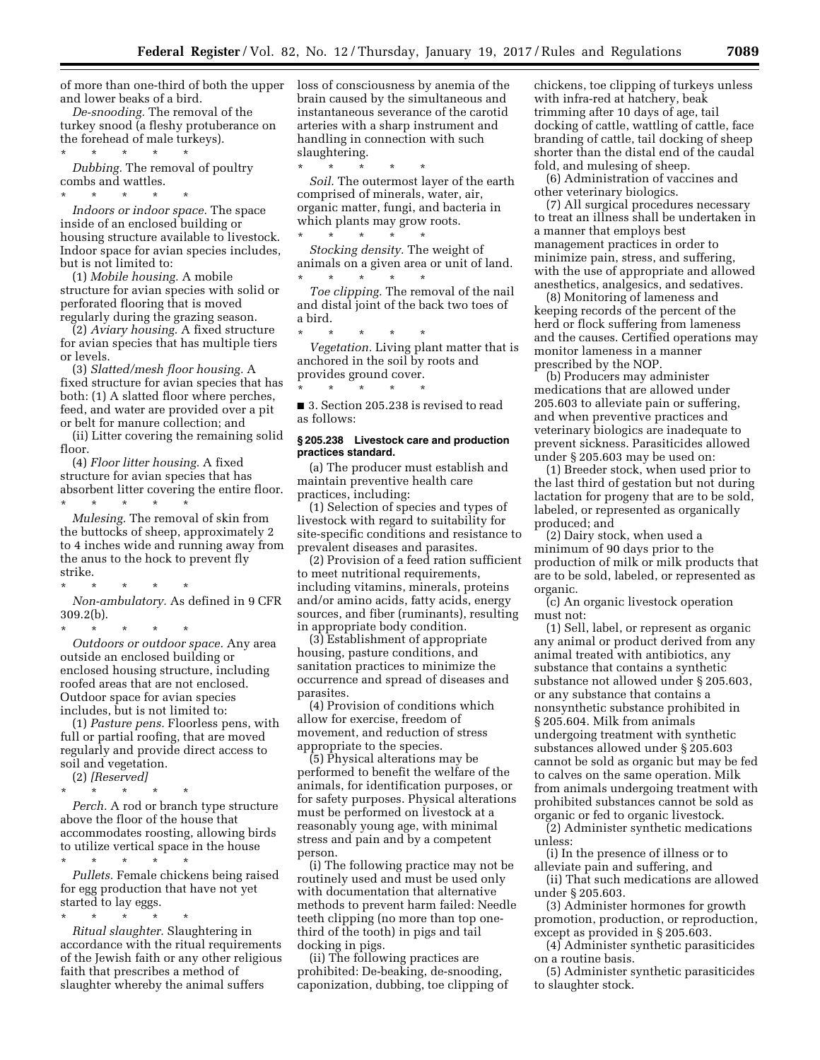of more than one-third of both the upper and lower beaks of a bird.

*De-snooding.* The removal of the turkey snood (a fleshy protuberance on the forehead of male turkeys).

\* \* \* \* \*

*Dubbing.* The removal of poultry combs and wattles.

\* \* \* \* \*

*Indoors or indoor space.* The space inside of an enclosed building or housing structure available to livestock. Indoor space for avian species includes, but is not limited to:

(1) *Mobile housing.* A mobile structure for avian species with solid or perforated flooring that is moved regularly during the grazing season.

(2) *Aviary housing.* A fixed structure for avian species that has multiple tiers or levels.

(3) *Slatted/mesh floor housing.* A fixed structure for avian species that has both: (1) A slatted floor where perches, feed, and water are provided over a pit or belt for manure collection; and

(ii) Litter covering the remaining solid floor.

(4) *Floor litter housing.* A fixed structure for avian species that has absorbent litter covering the entire floor.

\* \* \* \* \*

*Mulesing.* The removal of skin from the buttocks of sheep, approximately 2 to 4 inches wide and running away from the anus to the hock to prevent fly strike.

\* \* \* \* \*

*Non-ambulatory.* As defined in 9 CFR 309.2(b).

\* \* \* \* \*

*Outdoors or outdoor space.* Any area outside an enclosed building or enclosed housing structure, including roofed areas that are not enclosed. Outdoor space for avian species includes, but is not limited to:

(1) *Pasture pens.* Floorless pens, with full or partial roofing, that are moved regularly and provide direct access to soil and vegetation.

(2) *[Reserved]*

\* \* \* \* \*

*Perch.* A rod or branch type structure above the floor of the house that accommodates roosting, allowing birds to utilize vertical space in the house

\* \* \* \* \*

*Pullets.* Female chickens being raised for egg production that have not yet started to lay eggs.

\* \* \* \* \*

*Ritual slaughter.* Slaughtering in accordance with the ritual requirements of the Jewish faith or any other religious faith that prescribes a method of slaughter whereby the animal suffers loss of consciousness by anemia of the brain caused by the simultaneous and instantaneous severance of the carotid arteries with a sharp instrument and handling in connection with such slaughtering.

\* \* \* \* \*

*Soil.* The outermost layer of the earth comprised of minerals, water, air, organic matter, fungi, and bacteria in which plants may grow roots.

\* \* \* \* \*

*Stocking density.* The weight of animals on a given area or unit of land.

\* \* \* \* \*

*Toe clipping.* The removal of the nail and distal joint of the back two toes of a bird.

\* \* \* \* \*

*Vegetation.* Living plant matter that is anchored in the soil by roots and provides ground cover.

\* \* \* \* \*

■ 3. Section 205.238 is revised to read as follows:

**§ 205.238 Livestock care and production practices standard.**

(a) The producer must establish and maintain preventive health care practices, including:

(1) Selection of species and types of livestock with regard to suitability for site-specific conditions and resistance to prevalent diseases and parasites.

(2) Provision of a feed ration sufficient to meet nutritional requirements, including vitamins, minerals, proteins and/or amino acids, fatty acids, energy sources, and fiber (ruminants), resulting in appropriate body condition.

(3) Establishment of appropriate housing, pasture conditions, and sanitation practices to minimize the occurrence and spread of diseases and parasites.

(4) Provision of conditions which allow for exercise, freedom of movement, and reduction of stress appropriate to the species.

(5) Physical alterations may be performed to benefit the welfare of the animals, for identification purposes, or for safety purposes. Physical alterations must be performed on livestock at a reasonably young age, with minimal stress and pain and by a competent person.

(i) The following practice may not be routinely used and must be used only with documentation that alternative methods to prevent harm failed: Needle teeth clipping (no more than top one-third of the tooth) in pigs and tail docking in pigs.

(ii) The following practices are prohibited: De-beaking, de-snooding, caponization, dubbing, toe clipping of chickens, toe clipping of turkeys unless with infra-red at hatchery, beak trimming after 10 days of age, tail docking of cattle, wattling of cattle, face branding of cattle, tail docking of sheep shorter than the distal end of the caudal fold, and mulesing of sheep.

(6) Administration of vaccines and other veterinary biologics.

(7) All surgical procedures necessary to treat an illness shall be undertaken in a manner that employs best management practices in order to minimize pain, stress, and suffering, with the use of appropriate and allowed anesthetics, analgesics, and sedatives.

(8) Monitoring of lameness and keeping records of the percent of the herd or flock suffering from lameness and the causes. Certified operations may monitor lameness in a manner prescribed by the NOP.

(b) Producers may administer medications that are allowed under 205.603 to alleviate pain or suffering, and when preventive practices and veterinary biologics are inadequate to prevent sickness. Parasiticides allowed under § 205.603 may be used on:

(1) Breeder stock, when used prior to the last third of gestation but not during lactation for progeny that are to be sold, labeled, or represented as organically produced; and

(2) Dairy stock, when used a minimum of 90 days prior to the production of milk or milk products that are to be sold, labeled, or represented as organic.

(c) An organic livestock operation must not:

(1) Sell, label, or represent as organic any animal or product derived from any animal treated with antibiotics, any substance that contains a synthetic substance not allowed under § 205.603, or any substance that contains a nonsynthetic substance prohibited in § 205.604. Milk from animals undergoing treatment with synthetic substances allowed under § 205.603 cannot be sold as organic but may be fed to calves on the same operation. Milk from animals undergoing treatment with prohibited substances cannot be sold as organic or fed to organic livestock.

(2) Administer synthetic medications unless:

(i) In the presence of illness or to alleviate pain and suffering, and

(ii) That such medications are allowed under § 205.603.

(3) Administer hormones for growth promotion, production, or reproduction, except as provided in § 205.603.

(4) Administer synthetic parasiticides on a routine basis.

(5) Administer synthetic parasiticides to slaughter stock.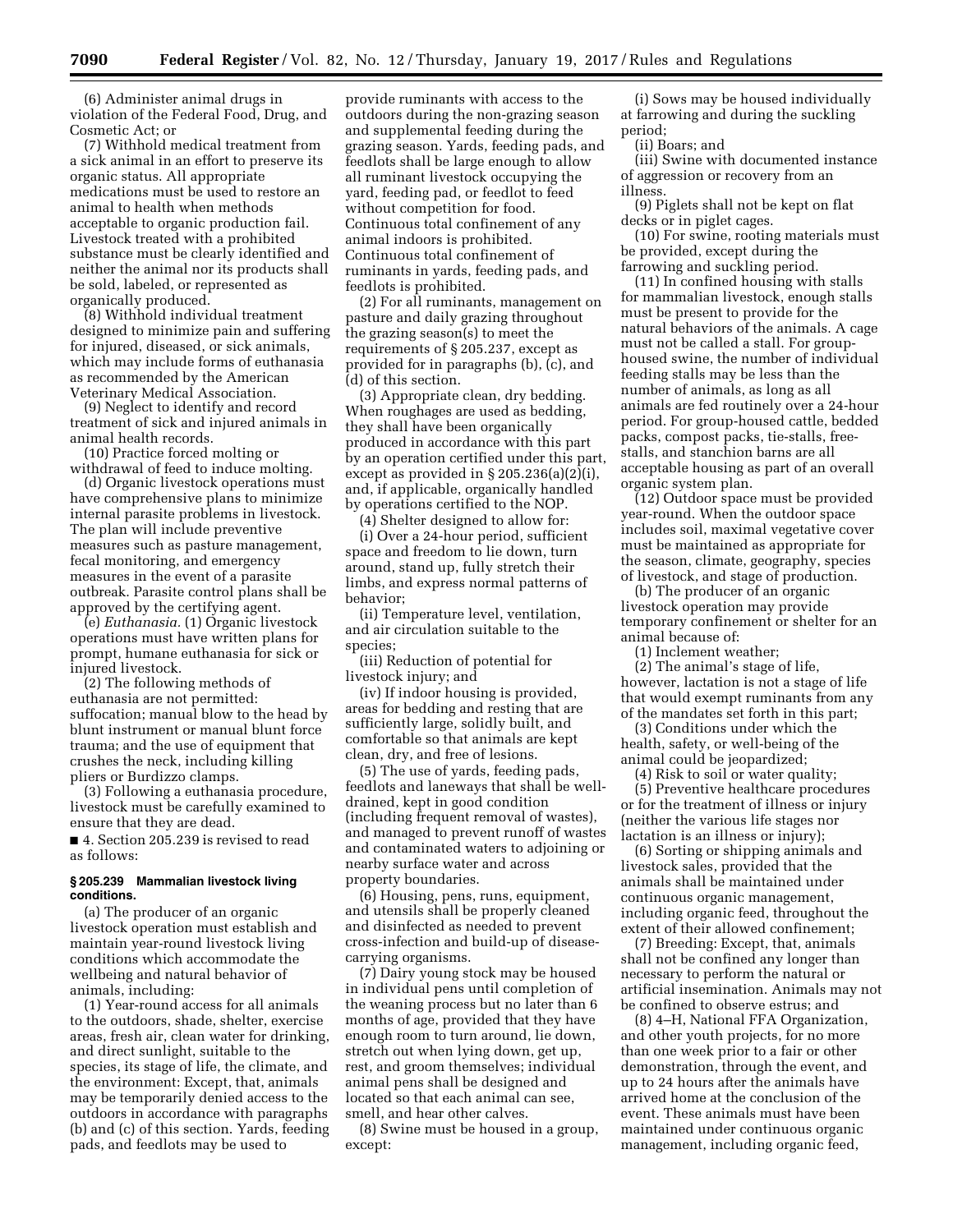(6) Administer animal drugs in violation of the Federal Food, Drug, and Cosmetic Act; or

(7) Withhold medical treatment from a sick animal in an effort to preserve its organic status. All appropriate medications must be used to restore an animal to health when methods acceptable to organic production fail. Livestock treated with a prohibited substance must be clearly identified and neither the animal nor its products shall be sold, labeled, or represented as organically produced.

(8) Withhold individual treatment designed to minimize pain and suffering for injured, diseased, or sick animals, which may include forms of euthanasia as recommended by the American Veterinary Medical Association.

(9) Neglect to identify and record treatment of sick and injured animals in animal health records.

(10) Practice forced molting or withdrawal of feed to induce molting.

(d) Organic livestock operations must have comprehensive plans to minimize internal parasite problems in livestock. The plan will include preventive measures such as pasture management, fecal monitoring, and emergency measures in the event of a parasite outbreak. Parasite control plans shall be approved by the certifying agent.

(e) *Euthanasia*. (1) Organic livestock operations must have written plans for prompt, humane euthanasia for sick or injured livestock.

(2) The following methods of euthanasia are not permitted: suffocation; manual blow to the head by blunt instrument or manual blunt force trauma; and the use of equipment that crushes the neck, including killing pliers or Burdizzo clamps.

(3) Following a euthanasia procedure, livestock must be carefully examined to ensure that they are dead.

■ 4. Section 205.239 is revised to read as follows:

### § 205.239 Mammalian livestock living conditions.

(a) The producer of an organic livestock operation must establish and maintain year-round livestock living conditions which accommodate the wellbeing and natural behavior of animals, including:

(1) Year-round access for all animals to the outdoors, shade, shelter, exercise areas, fresh air, clean water for drinking, and direct sunlight, suitable to the species, its stage of life, the climate, and the environment: Except, that, animals may be temporarily denied access to the outdoors in accordance with paragraphs (b) and (c) of this section. Yards, feeding pads, and feedlots may be used to provide ruminants with access to the outdoors during the non-grazing season and supplemental feeding during the grazing season. Yards, feeding pads, and feedlots shall be large enough to allow all ruminant livestock occupying the yard, feeding pad, or feedlot to feed without competition for food. Continuous total confinement of any animal indoors is prohibited. Continuous total confinement of ruminants in yards, feeding pads, and feedlots is prohibited.

(2) For all ruminants, management on pasture and daily grazing throughout the grazing season(s) to meet the requirements of § 205.237, except as provided for in paragraphs (b), (c), and (d) of this section.

(3) Appropriate clean, dry bedding. When roughages are used as bedding, they shall have been organically produced in accordance with this part by an operation certified under this part, except as provided in § 205.236(a)(2)(i), and, if applicable, organically handled by operations certified to the NOP.

(4) Shelter designed to allow for:

(i) Over a 24-hour period, sufficient space and freedom to lie down, turn around, stand up, fully stretch their limbs, and express normal patterns of behavior;

(ii) Temperature level, ventilation, and air circulation suitable to the species;

(iii) Reduction of potential for livestock injury; and

(iv) If indoor housing is provided, areas for bedding and resting that are sufficiently large, solidly built, and comfortable so that animals are kept clean, dry, and free of lesions.

(5) The use of yards, feeding pads, feedlots and laneways that shall be well-drained, kept in good condition (including frequent removal of wastes), and managed to prevent runoff of wastes and contaminated waters to adjoining or nearby surface water and across property boundaries.

(6) Housing, pens, runs, equipment, and utensils shall be properly cleaned and disinfected as needed to prevent cross-infection and build-up of disease-carrying organisms.

(7) Dairy young stock may be housed in individual pens until completion of the weaning process but no later than 6 months of age, provided that they have enough room to turn around, lie down, stretch out when lying down, get up, rest, and groom themselves; individual animal pens shall be designed and located so that each animal can see, smell, and hear other calves.

(8) Swine must be housed in a group, except:

(i) Sows may be housed individually at farrowing and during the suckling period;

(ii) Boars; and

(iii) Swine with documented instance of aggression or recovery from an illness.

(9) Piglets shall not be kept on flat decks or in piglet cages.

(10) For swine, rooting materials must be provided, except during the farrowing and suckling period.

(11) In confined housing with stalls for mammalian livestock, enough stalls must be present to provide for the natural behaviors of the animals. A cage must not be called a stall. For group-housed swine, the number of individual feeding stalls may be less than the number of animals, as long as all animals are fed routinely over a 24-hour period. For group-housed cattle, bedded packs, compost packs, tie-stalls, free-stalls, and stanchion barns are all acceptable housing as part of an overall organic system plan.

(12) Outdoor space must be provided year-round. When the outdoor space includes soil, maximal vegetative cover must be maintained as appropriate for the season, climate, geography, species of livestock, and stage of production.

(b) The producer of an organic livestock operation may provide temporary confinement or shelter for an animal because of:

(1) Inclement weather;

(2) The animal's stage of life, however, lactation is not a stage of life that would exempt ruminants from any of the mandates set forth in this part;

(3) Conditions under which the health, safety, or well-being of the animal could be jeopardized;

(4) Risk to soil or water quality;

(5) Preventive healthcare procedures or for the treatment of illness or injury (neither the various life stages nor lactation is an illness or injury);

(6) Sorting or shipping animals and livestock sales, provided that the animals shall be maintained under continuous organic management, including organic feed, throughout the extent of their allowed confinement;

(7) Breeding: Except, that, animals shall not be confined any longer than necessary to perform the natural or artificial insemination. Animals may not be confined to observe estrus; and

(8) 4–H, National FFA Organization, and other youth projects, for no more than one week prior to a fair or other demonstration, through the event, and up to 24 hours after the animals have arrived home at the conclusion of the event. These animals must have been maintained under continuous organic management, including organic feed,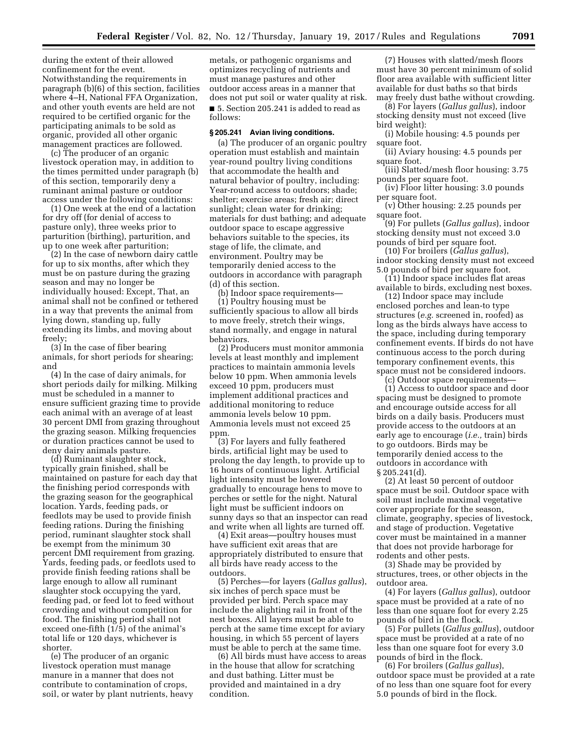during the extent of their allowed confinement for the event. Notwithstanding the requirements in paragraph (b)(6) of this section, facilities where 4–H, National FFA Organization, and other youth events are held are not required to be certified organic for the participating animals to be sold as organic, provided all other organic management practices are followed.

(c) The producer of an organic livestock operation may, in addition to the times permitted under paragraph (b) of this section, temporarily deny a ruminant animal pasture or outdoor access under the following conditions:

(1) One week at the end of a lactation for dry off (for denial of access to pasture only), three weeks prior to parturition (birthing), parturition, and up to one week after parturition;

(2) In the case of newborn dairy cattle for up to six months, after which they must be on pasture during the grazing season and may no longer be individually housed: Except, That, an animal shall not be confined or tethered in a way that prevents the animal from lying down, standing up, fully extending its limbs, and moving about freely;

(3) In the case of fiber bearing animals, for short periods for shearing; and

(4) In the case of dairy animals, for short periods daily for milking. Milking must be scheduled in a manner to ensure sufficient grazing time to provide each animal with an average of at least 30 percent DMI from grazing throughout the grazing season. Milking frequencies or duration practices cannot be used to deny dairy animals pasture.

(d) Ruminant slaughter stock, typically grain finished, shall be maintained on pasture for each day that the finishing period corresponds with the grazing season for the geographical location. Yards, feeding pads, or feedlots may be used to provide finish feeding rations. During the finishing period, ruminant slaughter stock shall be exempt from the minimum 30 percent DMI requirement from grazing. Yards, feeding pads, or feedlots used to provide finish feeding rations shall be large enough to allow all ruminant slaughter stock occupying the yard, feeding pad, or feed lot to feed without crowding and without competition for food. The finishing period shall not exceed one-fifth (1/5) of the animal's total life or 120 days, whichever is shorter.

(e) The producer of an organic livestock operation must manage manure in a manner that does not contribute to contamination of crops, soil, or water by plant nutrients, heavy metals, or pathogenic organisms and optimizes recycling of nutrients and must manage pastures and other outdoor access areas in a manner that does not put soil or water quality at risk.

■ 5. Section 205.241 is added to read as follows:

**§ 205.241 Avian living conditions.**

(a) The producer of an organic poultry operation must establish and maintain year-round poultry living conditions that accommodate the health and natural behavior of poultry, including: Year-round access to outdoors; shade; shelter; exercise areas; fresh air; direct sunlight; clean water for drinking; materials for dust bathing; and adequate outdoor space to escape aggressive behaviors suitable to the species, its stage of life, the climate, and environment. Poultry may be temporarily denied access to the outdoors in accordance with paragraph (d) of this section.

(b) Indoor space requirements—

(1) Poultry housing must be sufficiently spacious to allow all birds to move freely, stretch their wings, stand normally, and engage in natural behaviors.

(2) Producers must monitor ammonia levels at least monthly and implement practices to maintain ammonia levels below 10 ppm. When ammonia levels exceed 10 ppm, producers must implement additional practices and additional monitoring to reduce ammonia levels below 10 ppm. Ammonia levels must not exceed 25 ppm.

(3) For layers and fully feathered birds, artificial light may be used to prolong the day length, to provide up to 16 hours of continuous light. Artificial light intensity must be lowered gradually to encourage hens to move to perches or settle for the night. Natural light must be sufficient indoors on sunny days so that an inspector can read and write when all lights are turned off.

(4) Exit areas—poultry houses must have sufficient exit areas that are appropriately distributed to ensure that all birds have ready access to the outdoors.

(5) Perches—for layers (*Gallus gallus*), six inches of perch space must be provided per bird. Perch space may include the alighting rail in front of the nest boxes. All layers must be able to perch at the same time except for aviary housing, in which 55 percent of layers must be able to perch at the same time.

(6) All birds must have access to areas in the house that allow for scratching and dust bathing. Litter must be provided and maintained in a dry condition.

(7) Houses with slatted/mesh floors must have 30 percent minimum of solid floor area available with sufficient litter available for dust baths so that birds may freely dust bathe without crowding.

(8) For layers (*Gallus gallus*), indoor stocking density must not exceed (live bird weight):

(i) Mobile housing: 4.5 pounds per square foot.

(ii) Aviary housing: 4.5 pounds per square foot.

(iii) Slatted/mesh floor housing: 3.75 pounds per square foot.

(iv) Floor litter housing: 3.0 pounds per square foot.

(v) Other housing: 2.25 pounds per square foot.

(9) For pullets (*Gallus gallus*), indoor stocking density must not exceed 3.0 pounds of bird per square foot.

(10) For broilers (*Gallus gallus*), indoor stocking density must not exceed 5.0 pounds of bird per square foot.

(11) Indoor space includes flat areas available to birds, excluding nest boxes.

(12) Indoor space may include enclosed porches and lean-to type structures (*e.g.* screened in, roofed) as long as the birds always have access to the space, including during temporary confinement events. If birds do not have continuous access to the porch during temporary confinement events, this space must not be considered indoors.

(c) Outdoor space requirements—

(1) Access to outdoor space and door spacing must be designed to promote and encourage outside access for all birds on a daily basis. Producers must provide access to the outdoors at an early age to encourage (*i.e.,* train) birds to go outdoors. Birds may be temporarily denied access to the outdoors in accordance with § 205.241(d).

(2) At least 50 percent of outdoor space must be soil. Outdoor space with soil must include maximal vegetative cover appropriate for the season, climate, geography, species of livestock, and stage of production. Vegetative cover must be maintained in a manner that does not provide harborage for rodents and other pests.

(3) Shade may be provided by structures, trees, or other objects in the outdoor area.

(4) For layers (*Gallus gallus*), outdoor space must be provided at a rate of no less than one square foot for every 2.25 pounds of bird in the flock.

(5) For pullets (*Gallus gallus*), outdoor space must be provided at a rate of no less than one square foot for every 3.0 pounds of bird in the flock.

(6) For broilers (*Gallus gallus*), outdoor space must be provided at a rate of no less than one square foot for every 5.0 pounds of bird in the flock.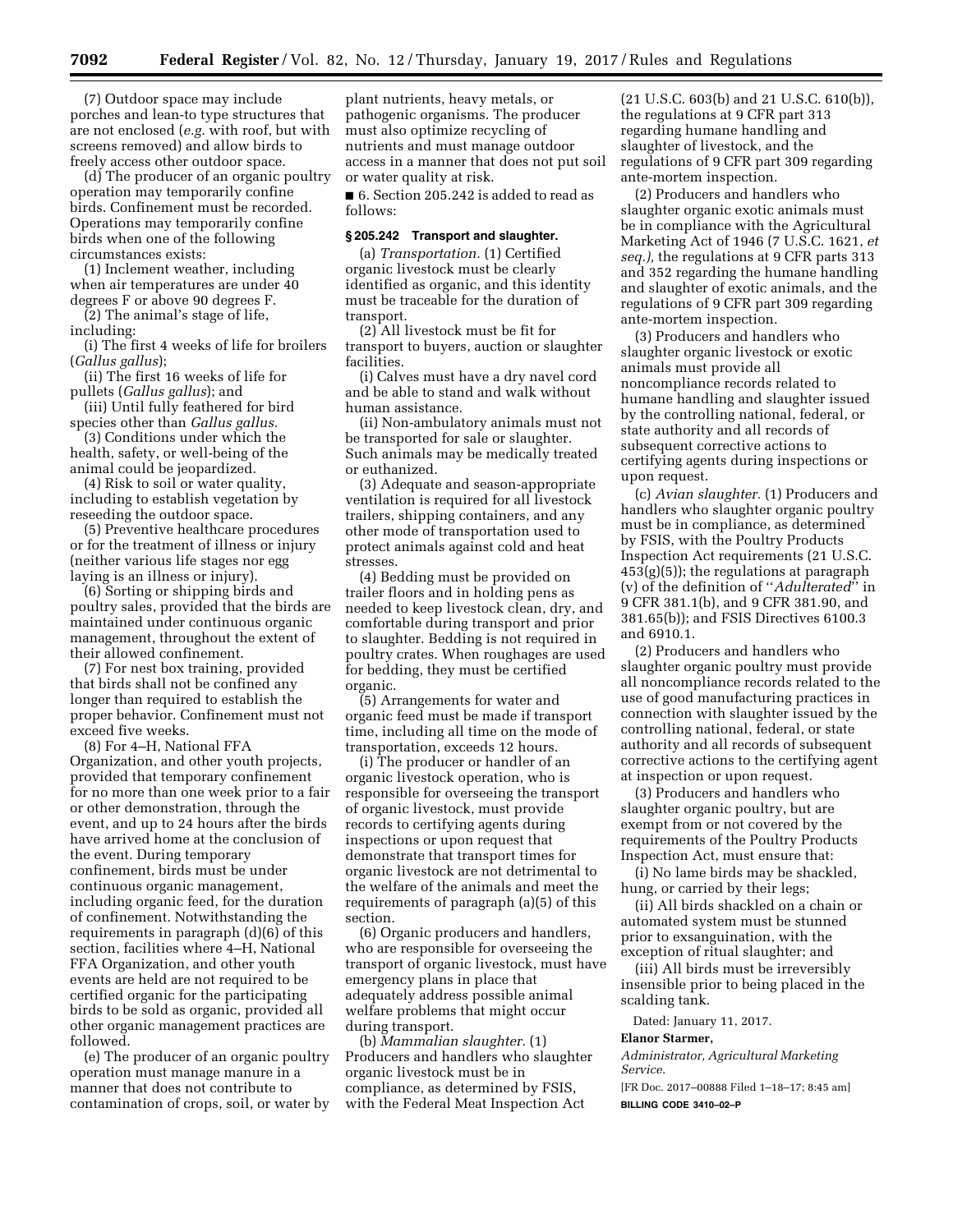(7) Outdoor space may include porches and lean-to type structures that are not enclosed (*e.g.* with roof, but with screens removed) and allow birds to freely access other outdoor space.

(d) The producer of an organic poultry operation may temporarily confine birds. Confinement must be recorded. Operations may temporarily confine birds when one of the following circumstances exists:

(1) Inclement weather, including when air temperatures are under 40 degrees F or above 90 degrees F.

(2) The animal's stage of life, including:

(i) The first 4 weeks of life for broilers (*Gallus gallus*);

(ii) The first 16 weeks of life for pullets (*Gallus gallus*); and

(iii) Until fully feathered for bird species other than *Gallus gallus.*

(3) Conditions under which the health, safety, or well-being of the animal could be jeopardized.

(4) Risk to soil or water quality, including to establish vegetation by reseeding the outdoor space.

(5) Preventive healthcare procedures or for the treatment of illness or injury (neither various life stages nor egg laying is an illness or injury).

(6) Sorting or shipping birds and poultry sales, provided that the birds are maintained under continuous organic management, throughout the extent of their allowed confinement.

(7) For nest box training, provided that birds shall not be confined any longer than required to establish the proper behavior. Confinement must not exceed five weeks.

(8) For 4–H, National FFA Organization, and other youth projects, provided that temporary confinement for no more than one week prior to a fair or other demonstration, through the event, and up to 24 hours after the birds have arrived home at the conclusion of the event. During temporary confinement, birds must be under continuous organic management, including organic feed, for the duration of confinement. Notwithstanding the requirements in paragraph (d)(6) of this section, facilities where 4–H, National FFA Organization, and other youth events are held are not required to be certified organic for the participating birds to be sold as organic, provided all other organic management practices are followed.

(e) The producer of an organic poultry operation must manage manure in a manner that does not contribute to contamination of crops, soil, or water by plant nutrients, heavy metals, or pathogenic organisms. The producer must also optimize recycling of nutrients and must manage outdoor access in a manner that does not put soil or water quality at risk.

■ 6. Section 205.242 is added to read as follows:

### § 205.242 Transport and slaughter.

(a) *Transportation.* (1) Certified organic livestock must be clearly identified as organic, and this identity must be traceable for the duration of transport.

(2) All livestock must be fit for transport to buyers, auction or slaughter facilities.

(i) Calves must have a dry navel cord and be able to stand and walk without human assistance.

(ii) Non-ambulatory animals must not be transported for sale or slaughter. Such animals may be medically treated or euthanized.

(3) Adequate and season-appropriate ventilation is required for all livestock trailers, shipping containers, and any other mode of transportation used to protect animals against cold and heat stresses.

(4) Bedding must be provided on trailer floors and in holding pens as needed to keep livestock clean, dry, and comfortable during transport and prior to slaughter. Bedding is not required in poultry crates. When roughages are used for bedding, they must be certified organic.

(5) Arrangements for water and organic feed must be made if transport time, including all time on the mode of transportation, exceeds 12 hours.

(i) The producer or handler of an organic livestock operation, who is responsible for overseeing the transport of organic livestock, must provide records to certifying agents during inspections or upon request that demonstrate that transport times for organic livestock are not detrimental to the welfare of the animals and meet the requirements of paragraph (a)(5) of this section.

(6) Organic producers and handlers, who are responsible for overseeing the transport of organic livestock, must have emergency plans in place that adequately address possible animal welfare problems that might occur during transport.

(b) *Mammalian slaughter.* (1) Producers and handlers who slaughter organic livestock must be in compliance, as determined by FSIS, with the Federal Meat Inspection Act (21 U.S.C. 603(b) and 21 U.S.C. 610(b)), the regulations at 9 CFR part 313 regarding humane handling and slaughter of livestock, and the regulations of 9 CFR part 309 regarding ante-mortem inspection.

(2) Producers and handlers who slaughter organic exotic animals must be in compliance with the Agricultural Marketing Act of 1946 (7 U.S.C. 1621, *et seq.),* the regulations at 9 CFR parts 313 and 352 regarding the humane handling and slaughter of exotic animals, and the regulations of 9 CFR part 309 regarding ante-mortem inspection.

(3) Producers and handlers who slaughter organic livestock or exotic animals must provide all noncompliance records related to humane handling and slaughter issued by the controlling national, federal, or state authority and all records of subsequent corrective actions to certifying agents during inspections or upon request.

(c) *Avian slaughter.* (1) Producers and handlers who slaughter organic poultry must be in compliance, as determined by FSIS, with the Poultry Products Inspection Act requirements (21 U.S.C. 453(g)(5)); the regulations at paragraph (v) of the definition of "*Adulterated*" in 9 CFR 381.1(b), and 9 CFR 381.90, and 381.65(b)); and FSIS Directives 6100.3 and 6910.1.

(2) Producers and handlers who slaughter organic poultry must provide all noncompliance records related to the use of good manufacturing practices in connection with slaughter issued by the controlling national, federal, or state authority and all records of subsequent corrective actions to the certifying agent at inspection or upon request.

(3) Producers and handlers who slaughter organic poultry, but are exempt from or not covered by the requirements of the Poultry Products Inspection Act, must ensure that:

(i) No lame birds may be shackled, hung, or carried by their legs;

(ii) All birds shackled on a chain or automated system must be stunned prior to exsanguination, with the exception of ritual slaughter; and

(iii) All birds must be irreversibly insensible prior to being placed in the scalding tank.

Dated: January 11, 2017.

**Elanor Starmer,**

*Administrator, Agricultural Marketing Service.*

[FR Doc. 2017–00888 Filed 1–18–17; 8:45 am]

**BILLING CODE 3410–02–P**